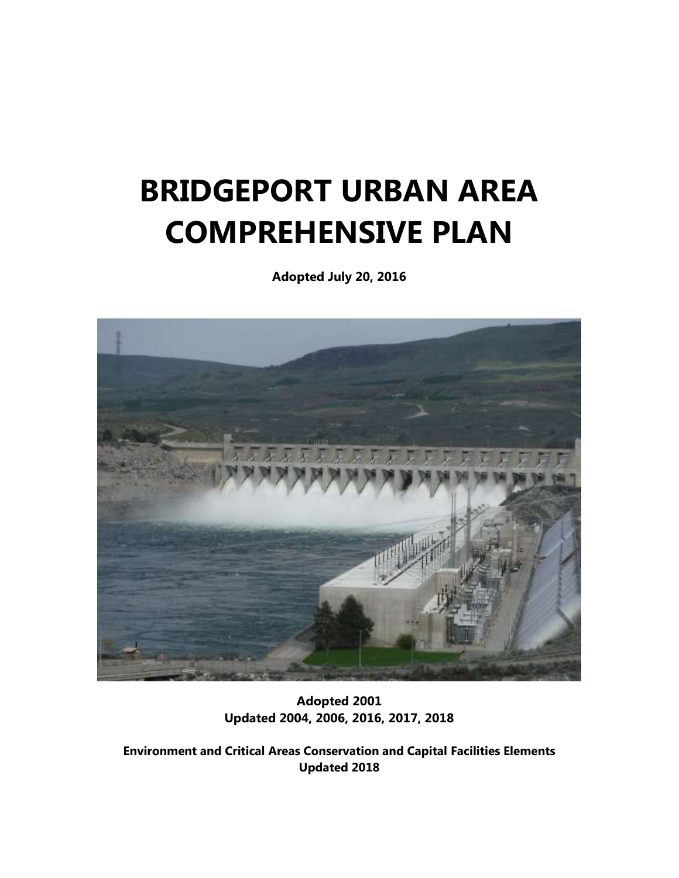# BRIDGEPORT URBAN AREA COMPREHENSIVE PLAN

**Adopted July 20, 2016**

**Adopted 2001**
**Updated 2004, 2006, 2016, 2017, 2018**

**Environment and Critical Areas Conservation and Capital Facilities Elements**
**Updated 2018**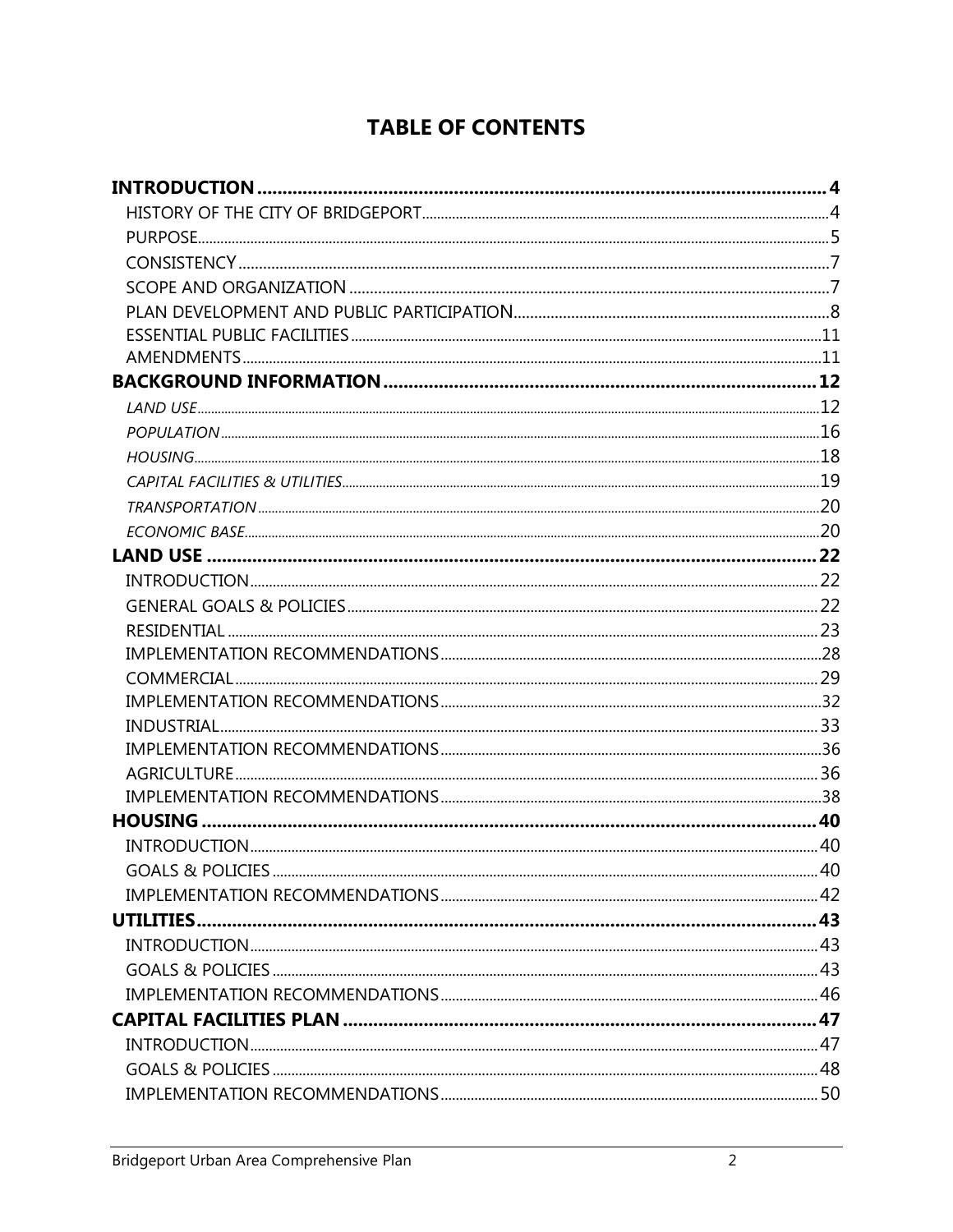# TABLE OF CONTENTS

**INTRODUCTION** .......... **4**
- HISTORY OF THE CITY OF BRIDGEPORT .......... 4
- PURPOSE .......... 5
- CONSISTENCY .......... 7
- SCOPE AND ORGANIZATION .......... 7
- PLAN DEVELOPMENT AND PUBLIC PARTICIPATION .......... 8
- ESSENTIAL PUBLIC FACILITIES .......... 11
- AMENDMENTS .......... 11

**BACKGROUND INFORMATION** .......... **12**
- *LAND USE* .......... 12
- *POPULATION* .......... 16
- *HOUSING* .......... 18
- *CAPITAL FACILITIES & UTILITIES* .......... 19
- *TRANSPORTATION* .......... 20
- *ECONOMIC BASE* .......... 20

**LAND USE** .......... **22**
- INTRODUCTION .......... 22
- GENERAL GOALS & POLICIES .......... 22
- RESIDENTIAL .......... 23
- IMPLEMENTATION RECOMMENDATIONS .......... 28
- COMMERCIAL .......... 29
- IMPLEMENTATION RECOMMENDATIONS .......... 32
- INDUSTRIAL .......... 33
- IMPLEMENTATION RECOMMENDATIONS .......... 36
- AGRICULTURE .......... 36
- IMPLEMENTATION RECOMMENDATIONS .......... 38

**HOUSING** .......... **40**
- INTRODUCTION .......... 40
- GOALS & POLICIES .......... 40
- IMPLEMENTATION RECOMMENDATIONS .......... 42

**UTILITIES** .......... **43**
- INTRODUCTION .......... 43
- GOALS & POLICIES .......... 43
- IMPLEMENTATION RECOMMENDATIONS .......... 46

**CAPITAL FACILITIES PLAN** .......... **47**
- INTRODUCTION .......... 47
- GOALS & POLICIES .......... 48
- IMPLEMENTATION RECOMMENDATIONS .......... 50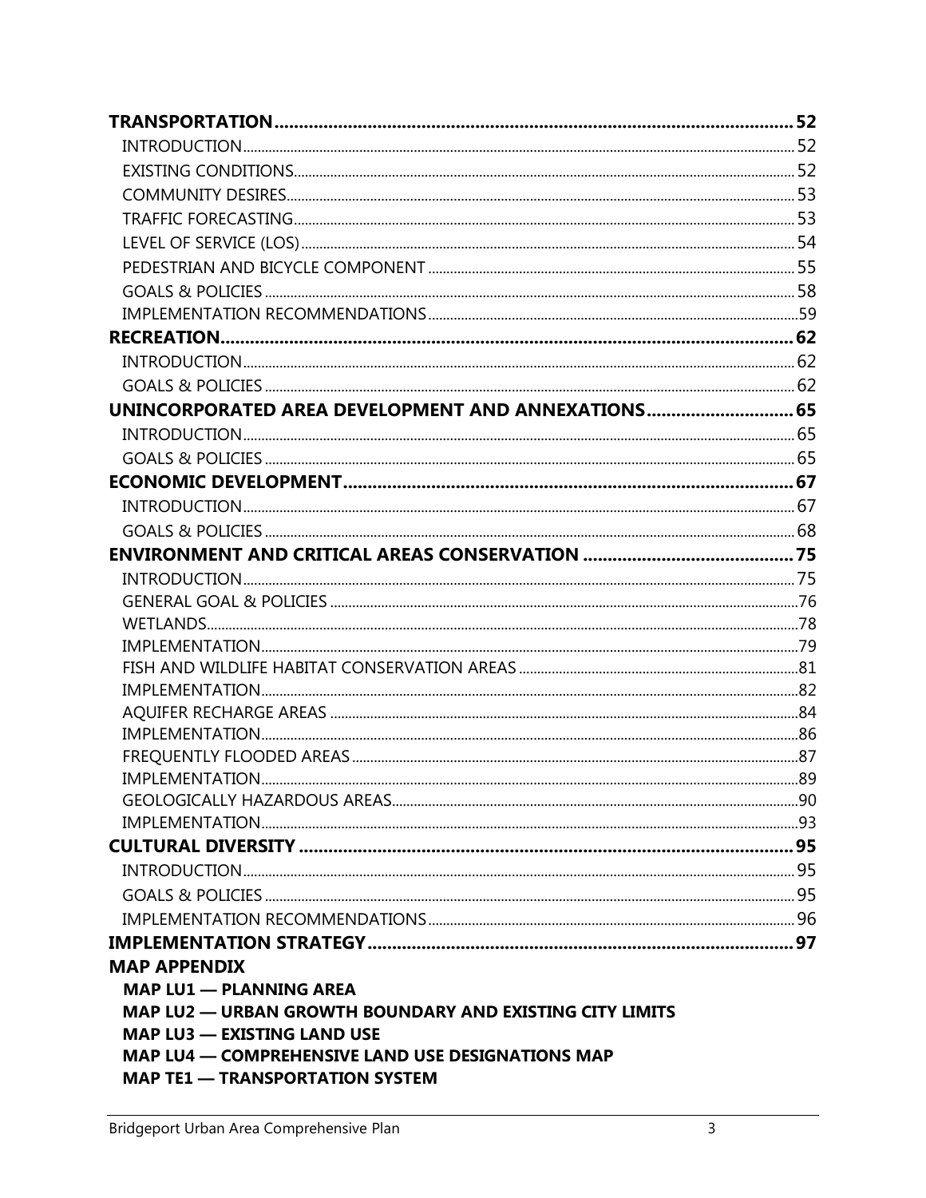**TRANSPORTATION** ... 52
- INTRODUCTION ... 52
- EXISTING CONDITIONS ... 52
- COMMUNITY DESIRES ... 53
- TRAFFIC FORECASTING ... 53
- LEVEL OF SERVICE (LOS) ... 54
- PEDESTRIAN AND BICYCLE COMPONENT ... 55
- GOALS & POLICIES ... 58
- IMPLEMENTATION RECOMMENDATIONS ... 59

**RECREATION** ... 62
- INTRODUCTION ... 62
- GOALS & POLICIES ... 62

**UNINCORPORATED AREA DEVELOPMENT AND ANNEXATIONS** ... 65
- INTRODUCTION ... 65
- GOALS & POLICIES ... 65

**ECONOMIC DEVELOPMENT** ... 67
- INTRODUCTION ... 67
- GOALS & POLICIES ... 68

**ENVIRONMENT AND CRITICAL AREAS CONSERVATION** ... 75
- INTRODUCTION ... 75
- GENERAL GOAL & POLICIES ... 76
- WETLANDS ... 78
- IMPLEMENTATION ... 79
- FISH AND WILDLIFE HABITAT CONSERVATION AREAS ... 81
- IMPLEMENTATION ... 82
- AQUIFER RECHARGE AREAS ... 84
- IMPLEMENTATION ... 86
- FREQUENTLY FLOODED AREAS ... 87
- IMPLEMENTATION ... 89
- GEOLOGICALLY HAZARDOUS AREAS ... 90
- IMPLEMENTATION ... 93

**CULTURAL DIVERSITY** ... 95
- INTRODUCTION ... 95
- GOALS & POLICIES ... 95
- IMPLEMENTATION RECOMMENDATIONS ... 96

**IMPLEMENTATION STRATEGY** ... 97

**MAP APPENDIX**
- **MAP LU1 — PLANNING AREA**
- **MAP LU2 — URBAN GROWTH BOUNDARY AND EXISTING CITY LIMITS**
- **MAP LU3 — EXISTING LAND USE**
- **MAP LU4 — COMPREHENSIVE LAND USE DESIGNATIONS MAP**
- **MAP TE1 — TRANSPORTATION SYSTEM**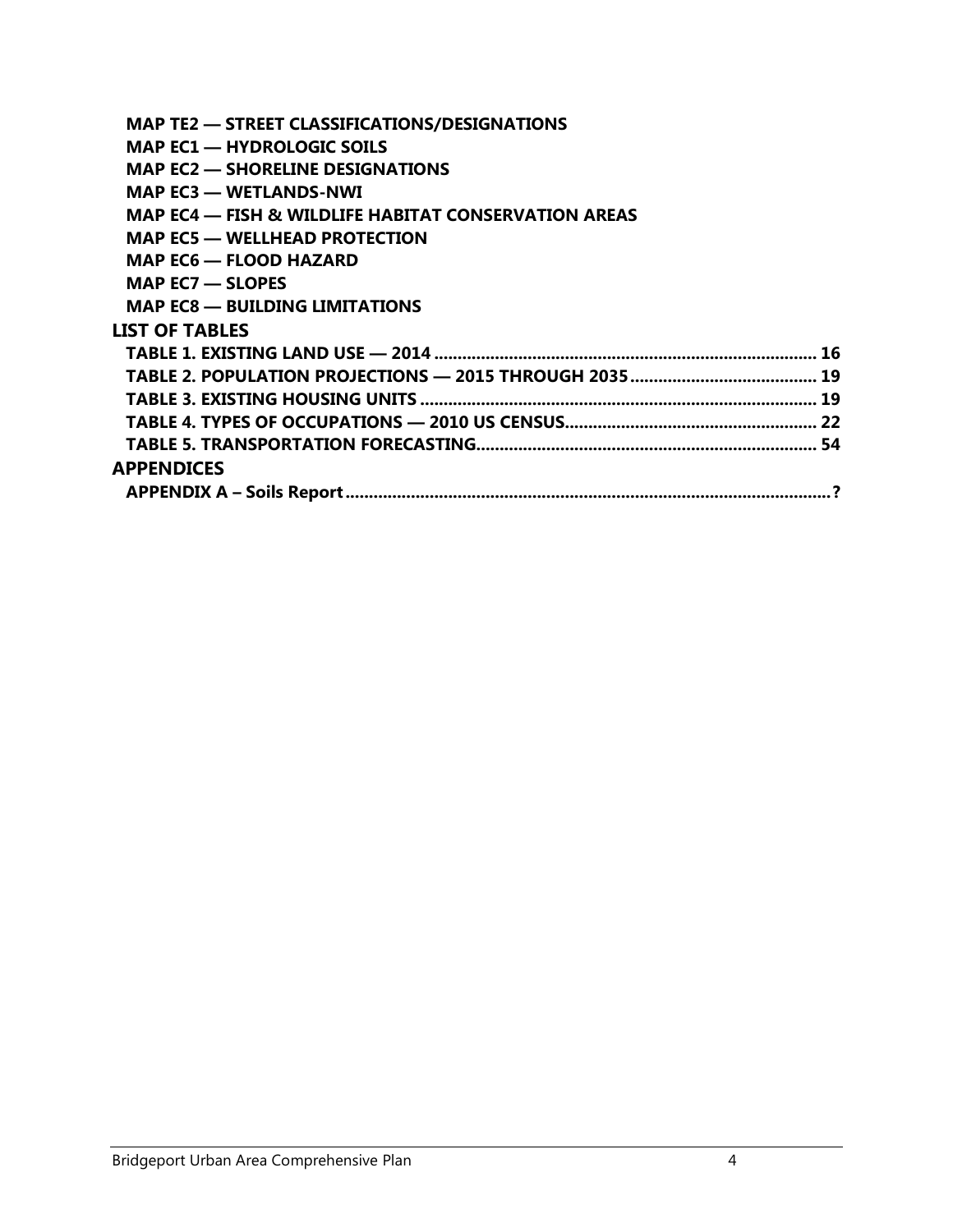**MAP TE2 — STREET CLASSIFICATIONS/DESIGNATIONS**
**MAP EC1 — HYDROLOGIC SOILS**
**MAP EC2 — SHORELINE DESIGNATIONS**
**MAP EC3 — WETLANDS-NWI**
**MAP EC4 — FISH & WILDLIFE HABITAT CONSERVATION AREAS**
**MAP EC5 — WELLHEAD PROTECTION**
**MAP EC6 — FLOOD HAZARD**
**MAP EC7 — SLOPES**
**MAP EC8 — BUILDING LIMITATIONS**

## LIST OF TABLES

**TABLE 1. EXISTING LAND USE — 2014 .................................................. 16**
**TABLE 2. POPULATION PROJECTIONS — 2015 THROUGH 2035 .................................................. 19**
**TABLE 3. EXISTING HOUSING UNITS .................................................. 19**
**TABLE 4. TYPES OF OCCUPATIONS — 2010 US CENSUS .................................................. 22**
**TABLE 5. TRANSPORTATION FORECASTING .................................................. 54**

## APPENDICES

**APPENDIX A – Soils Report .................................................. ?**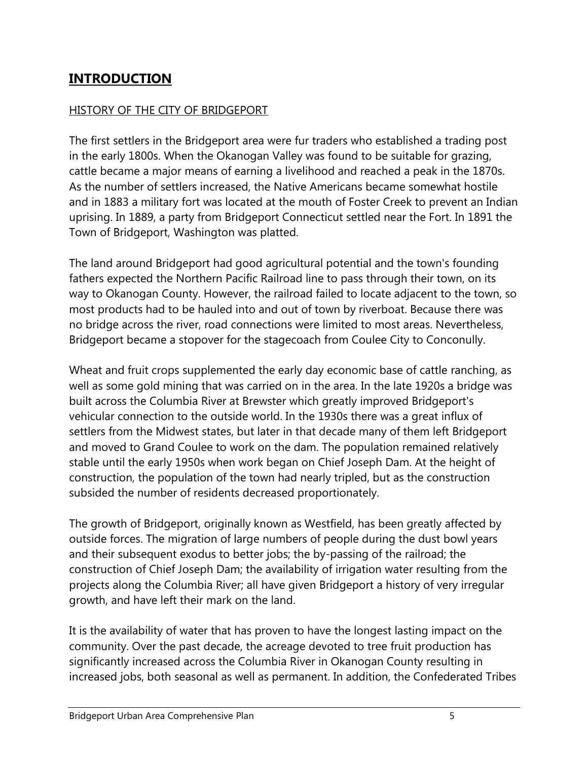# **INTRODUCTION**

HISTORY OF THE CITY OF BRIDGEPORT

The first settlers in the Bridgeport area were fur traders who established a trading post in the early 1800s. When the Okanogan Valley was found to be suitable for grazing, cattle became a major means of earning a livelihood and reached a peak in the 1870s. As the number of settlers increased, the Native Americans became somewhat hostile and in 1883 a military fort was located at the mouth of Foster Creek to prevent an Indian uprising. In 1889, a party from Bridgeport Connecticut settled near the Fort. In 1891 the Town of Bridgeport, Washington was platted.

The land around Bridgeport had good agricultural potential and the town's founding fathers expected the Northern Pacific Railroad line to pass through their town, on its way to Okanogan County. However, the railroad failed to locate adjacent to the town, so most products had to be hauled into and out of town by riverboat. Because there was no bridge across the river, road connections were limited to most areas. Nevertheless, Bridgeport became a stopover for the stagecoach from Coulee City to Conconully.

Wheat and fruit crops supplemented the early day economic base of cattle ranching, as well as some gold mining that was carried on in the area. In the late 1920s a bridge was built across the Columbia River at Brewster which greatly improved Bridgeport's vehicular connection to the outside world. In the 1930s there was a great influx of settlers from the Midwest states, but later in that decade many of them left Bridgeport and moved to Grand Coulee to work on the dam. The population remained relatively stable until the early 1950s when work began on Chief Joseph Dam. At the height of construction, the population of the town had nearly tripled, but as the construction subsided the number of residents decreased proportionately.

The growth of Bridgeport, originally known as Westfield, has been greatly affected by outside forces. The migration of large numbers of people during the dust bowl years and their subsequent exodus to better jobs; the by-passing of the railroad; the construction of Chief Joseph Dam; the availability of irrigation water resulting from the projects along the Columbia River; all have given Bridgeport a history of very irregular growth, and have left their mark on the land.

It is the availability of water that has proven to have the longest lasting impact on the community. Over the past decade, the acreage devoted to tree fruit production has significantly increased across the Columbia River in Okanogan County resulting in increased jobs, both seasonal as well as permanent. In addition, the Confederated Tribes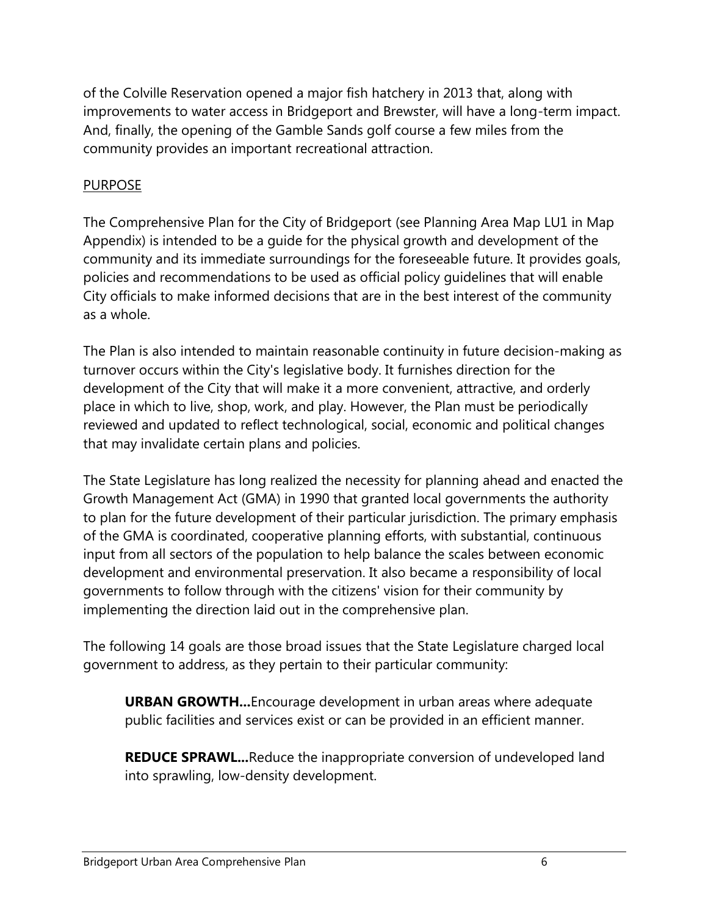of the Colville Reservation opened a major fish hatchery in 2013 that, along with improvements to water access in Bridgeport and Brewster, will have a long-term impact. And, finally, the opening of the Gamble Sands golf course a few miles from the community provides an important recreational attraction.

## PURPOSE

The Comprehensive Plan for the City of Bridgeport (see Planning Area Map LU1 in Map Appendix) is intended to be a guide for the physical growth and development of the community and its immediate surroundings for the foreseeable future. It provides goals, policies and recommendations to be used as official policy guidelines that will enable City officials to make informed decisions that are in the best interest of the community as a whole.

The Plan is also intended to maintain reasonable continuity in future decision-making as turnover occurs within the City's legislative body. It furnishes direction for the development of the City that will make it a more convenient, attractive, and orderly place in which to live, shop, work, and play. However, the Plan must be periodically reviewed and updated to reflect technological, social, economic and political changes that may invalidate certain plans and policies.

The State Legislature has long realized the necessity for planning ahead and enacted the Growth Management Act (GMA) in 1990 that granted local governments the authority to plan for the future development of their particular jurisdiction. The primary emphasis of the GMA is coordinated, cooperative planning efforts, with substantial, continuous input from all sectors of the population to help balance the scales between economic development and environmental preservation. It also became a responsibility of local governments to follow through with the citizens' vision for their community by implementing the direction laid out in the comprehensive plan.

The following 14 goals are those broad issues that the State Legislature charged local government to address, as they pertain to their particular community:

> **URBAN GROWTH...**Encourage development in urban areas where adequate public facilities and services exist or can be provided in an efficient manner.
>
> **REDUCE SPRAWL...**Reduce the inappropriate conversion of undeveloped land into sprawling, low-density development.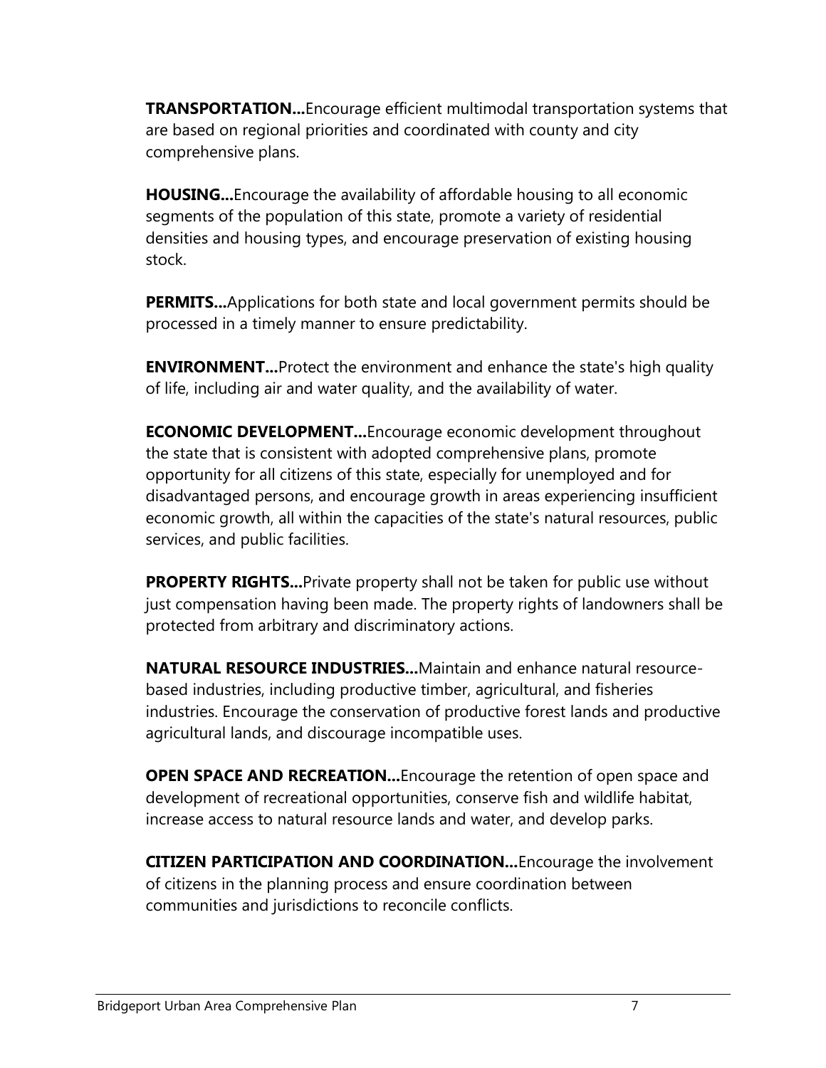**TRANSPORTATION...**Encourage efficient multimodal transportation systems that are based on regional priorities and coordinated with county and city comprehensive plans.

**HOUSING...**Encourage the availability of affordable housing to all economic segments of the population of this state, promote a variety of residential densities and housing types, and encourage preservation of existing housing stock.

**PERMITS...**Applications for both state and local government permits should be processed in a timely manner to ensure predictability.

**ENVIRONMENT...**Protect the environment and enhance the state's high quality of life, including air and water quality, and the availability of water.

**ECONOMIC DEVELOPMENT...**Encourage economic development throughout the state that is consistent with adopted comprehensive plans, promote opportunity for all citizens of this state, especially for unemployed and for disadvantaged persons, and encourage growth in areas experiencing insufficient economic growth, all within the capacities of the state's natural resources, public services, and public facilities.

**PROPERTY RIGHTS...**Private property shall not be taken for public use without just compensation having been made. The property rights of landowners shall be protected from arbitrary and discriminatory actions.

**NATURAL RESOURCE INDUSTRIES...**Maintain and enhance natural resource-based industries, including productive timber, agricultural, and fisheries industries. Encourage the conservation of productive forest lands and productive agricultural lands, and discourage incompatible uses.

**OPEN SPACE AND RECREATION...**Encourage the retention of open space and development of recreational opportunities, conserve fish and wildlife habitat, increase access to natural resource lands and water, and develop parks.

**CITIZEN PARTICIPATION AND COORDINATION...**Encourage the involvement of citizens in the planning process and ensure coordination between communities and jurisdictions to reconcile conflicts.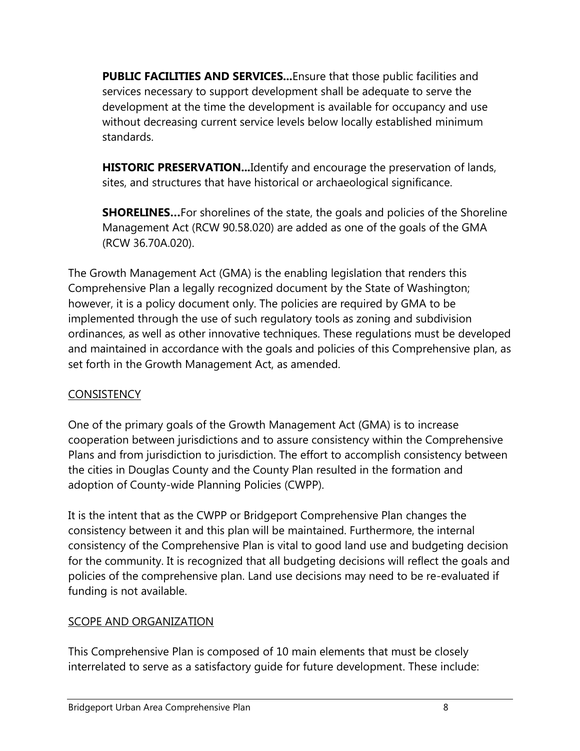**PUBLIC FACILITIES AND SERVICES...**Ensure that those public facilities and services necessary to support development shall be adequate to serve the development at the time the development is available for occupancy and use without decreasing current service levels below locally established minimum standards.

**HISTORIC PRESERVATION...**Identify and encourage the preservation of lands, sites, and structures that have historical or archaeological significance.

**SHORELINES…**For shorelines of the state, the goals and policies of the Shoreline Management Act (RCW 90.58.020) are added as one of the goals of the GMA (RCW 36.70A.020).

The Growth Management Act (GMA) is the enabling legislation that renders this Comprehensive Plan a legally recognized document by the State of Washington; however, it is a policy document only. The policies are required by GMA to be implemented through the use of such regulatory tools as zoning and subdivision ordinances, as well as other innovative techniques. These regulations must be developed and maintained in accordance with the goals and policies of this Comprehensive plan, as set forth in the Growth Management Act, as amended.

## CONSISTENCY

One of the primary goals of the Growth Management Act (GMA) is to increase cooperation between jurisdictions and to assure consistency within the Comprehensive Plans and from jurisdiction to jurisdiction. The effort to accomplish consistency between the cities in Douglas County and the County Plan resulted in the formation and adoption of County-wide Planning Policies (CWPP).

It is the intent that as the CWPP or Bridgeport Comprehensive Plan changes the consistency between it and this plan will be maintained. Furthermore, the internal consistency of the Comprehensive Plan is vital to good land use and budgeting decision for the community. It is recognized that all budgeting decisions will reflect the goals and policies of the comprehensive plan. Land use decisions may need to be re-evaluated if funding is not available.

## SCOPE AND ORGANIZATION

This Comprehensive Plan is composed of 10 main elements that must be closely interrelated to serve as a satisfactory guide for future development. These include: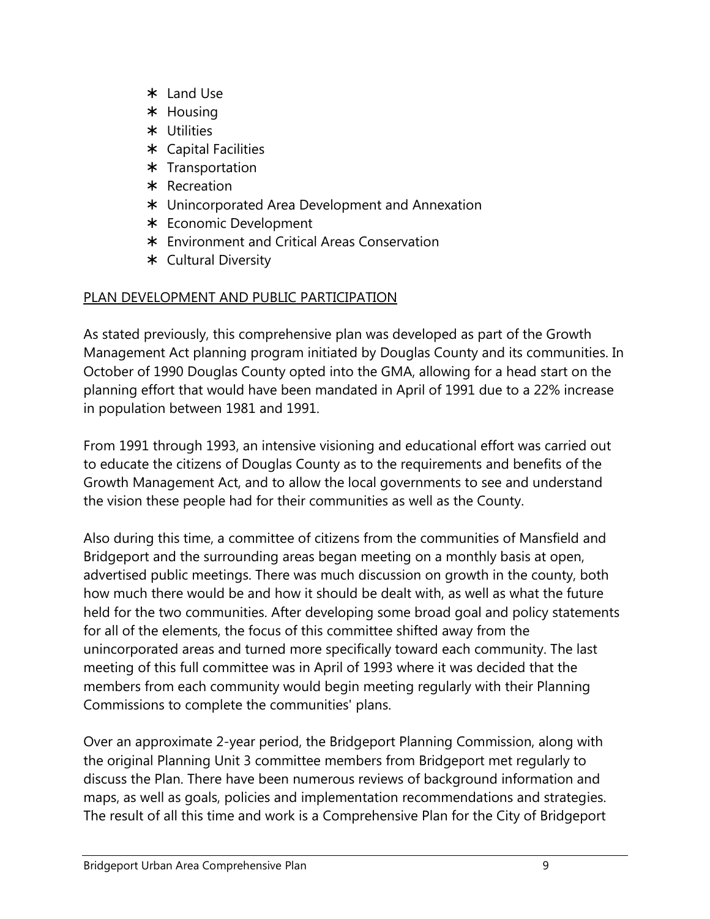- Land Use
- Housing
- Utilities
- Capital Facilities
- Transportation
- Recreation
- Unincorporated Area Development and Annexation
- Economic Development
- Environment and Critical Areas Conservation
- Cultural Diversity

## PLAN DEVELOPMENT AND PUBLIC PARTICIPATION

As stated previously, this comprehensive plan was developed as part of the Growth Management Act planning program initiated by Douglas County and its communities. In October of 1990 Douglas County opted into the GMA, allowing for a head start on the planning effort that would have been mandated in April of 1991 due to a 22% increase in population between 1981 and 1991.

From 1991 through 1993, an intensive visioning and educational effort was carried out to educate the citizens of Douglas County as to the requirements and benefits of the Growth Management Act, and to allow the local governments to see and understand the vision these people had for their communities as well as the County.

Also during this time, a committee of citizens from the communities of Mansfield and Bridgeport and the surrounding areas began meeting on a monthly basis at open, advertised public meetings. There was much discussion on growth in the county, both how much there would be and how it should be dealt with, as well as what the future held for the two communities. After developing some broad goal and policy statements for all of the elements, the focus of this committee shifted away from the unincorporated areas and turned more specifically toward each community. The last meeting of this full committee was in April of 1993 where it was decided that the members from each community would begin meeting regularly with their Planning Commissions to complete the communities' plans.

Over an approximate 2-year period, the Bridgeport Planning Commission, along with the original Planning Unit 3 committee members from Bridgeport met regularly to discuss the Plan. There have been numerous reviews of background information and maps, as well as goals, policies and implementation recommendations and strategies. The result of all this time and work is a Comprehensive Plan for the City of Bridgeport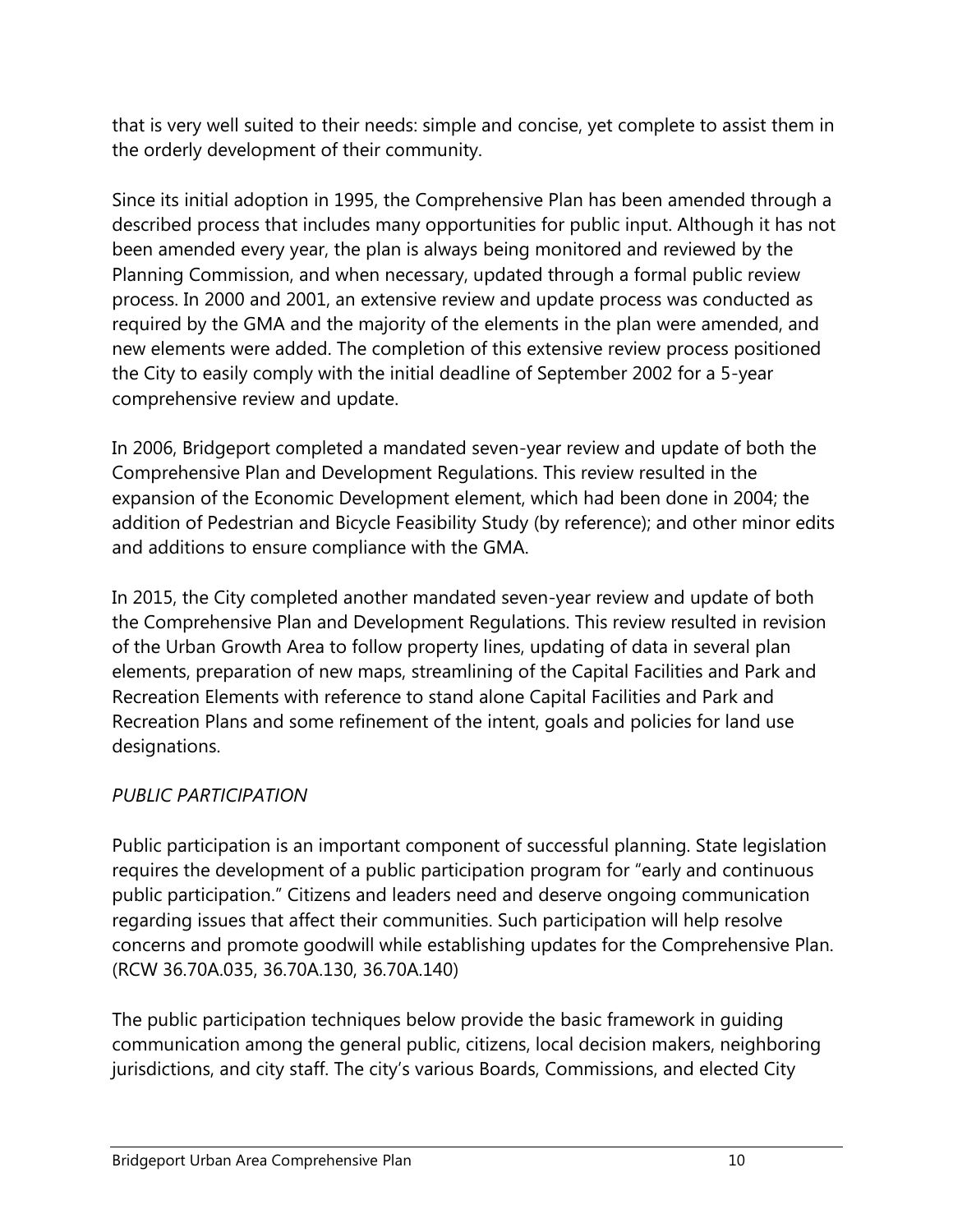that is very well suited to their needs: simple and concise, yet complete to assist them in the orderly development of their community.

Since its initial adoption in 1995, the Comprehensive Plan has been amended through a described process that includes many opportunities for public input. Although it has not been amended every year, the plan is always being monitored and reviewed by the Planning Commission, and when necessary, updated through a formal public review process. In 2000 and 2001, an extensive review and update process was conducted as required by the GMA and the majority of the elements in the plan were amended, and new elements were added. The completion of this extensive review process positioned the City to easily comply with the initial deadline of September 2002 for a 5-year comprehensive review and update.

In 2006, Bridgeport completed a mandated seven-year review and update of both the Comprehensive Plan and Development Regulations. This review resulted in the expansion of the Economic Development element, which had been done in 2004; the addition of Pedestrian and Bicycle Feasibility Study (by reference); and other minor edits and additions to ensure compliance with the GMA.

In 2015, the City completed another mandated seven-year review and update of both the Comprehensive Plan and Development Regulations. This review resulted in revision of the Urban Growth Area to follow property lines, updating of data in several plan elements, preparation of new maps, streamlining of the Capital Facilities and Park and Recreation Elements with reference to stand alone Capital Facilities and Park and Recreation Plans and some refinement of the intent, goals and policies for land use designations.

*PUBLIC PARTICIPATION*

Public participation is an important component of successful planning. State legislation requires the development of a public participation program for "early and continuous public participation." Citizens and leaders need and deserve ongoing communication regarding issues that affect their communities. Such participation will help resolve concerns and promote goodwill while establishing updates for the Comprehensive Plan. (RCW 36.70A.035, 36.70A.130, 36.70A.140)

The public participation techniques below provide the basic framework in guiding communication among the general public, citizens, local decision makers, neighboring jurisdictions, and city staff. The city's various Boards, Commissions, and elected City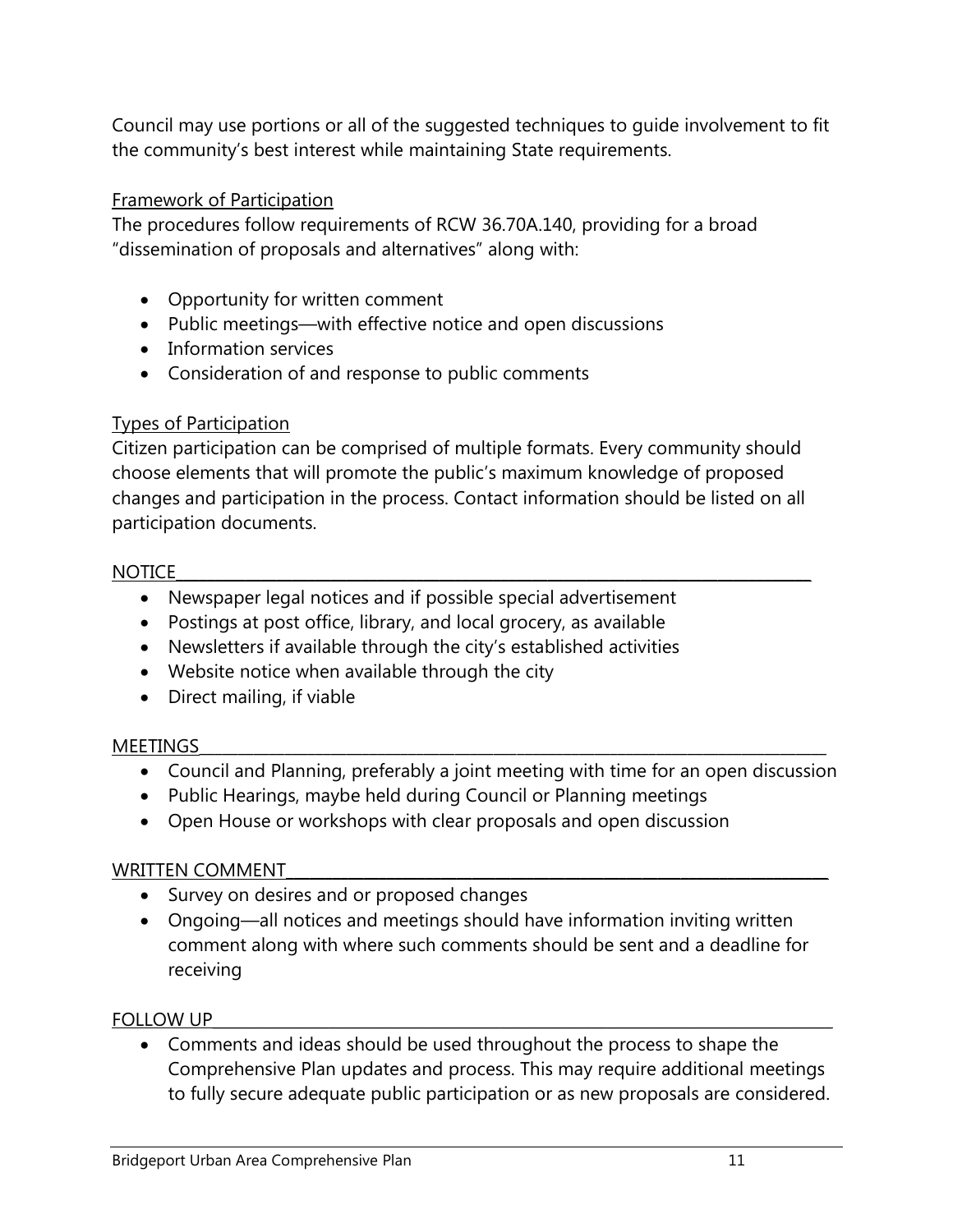Council may use portions or all of the suggested techniques to guide involvement to fit the community's best interest while maintaining State requirements.

Framework of Participation

The procedures follow requirements of RCW 36.70A.140, providing for a broad "dissemination of proposals and alternatives" along with:

- Opportunity for written comment
- Public meetings—with effective notice and open discussions
- Information services
- Consideration of and response to public comments

Types of Participation

Citizen participation can be comprised of multiple formats. Every community should choose elements that will promote the public's maximum knowledge of proposed changes and participation in the process. Contact information should be listed on all participation documents.

NOTICE

- Newspaper legal notices and if possible special advertisement
- Postings at post office, library, and local grocery, as available
- Newsletters if available through the city's established activities
- Website notice when available through the city
- Direct mailing, if viable

MEETINGS

- Council and Planning, preferably a joint meeting with time for an open discussion
- Public Hearings, maybe held during Council or Planning meetings
- Open House or workshops with clear proposals and open discussion

WRITTEN COMMENT

- Survey on desires and or proposed changes
- Ongoing—all notices and meetings should have information inviting written comment along with where such comments should be sent and a deadline for receiving

FOLLOW UP

- Comments and ideas should be used throughout the process to shape the Comprehensive Plan updates and process. This may require additional meetings to fully secure adequate public participation or as new proposals are considered.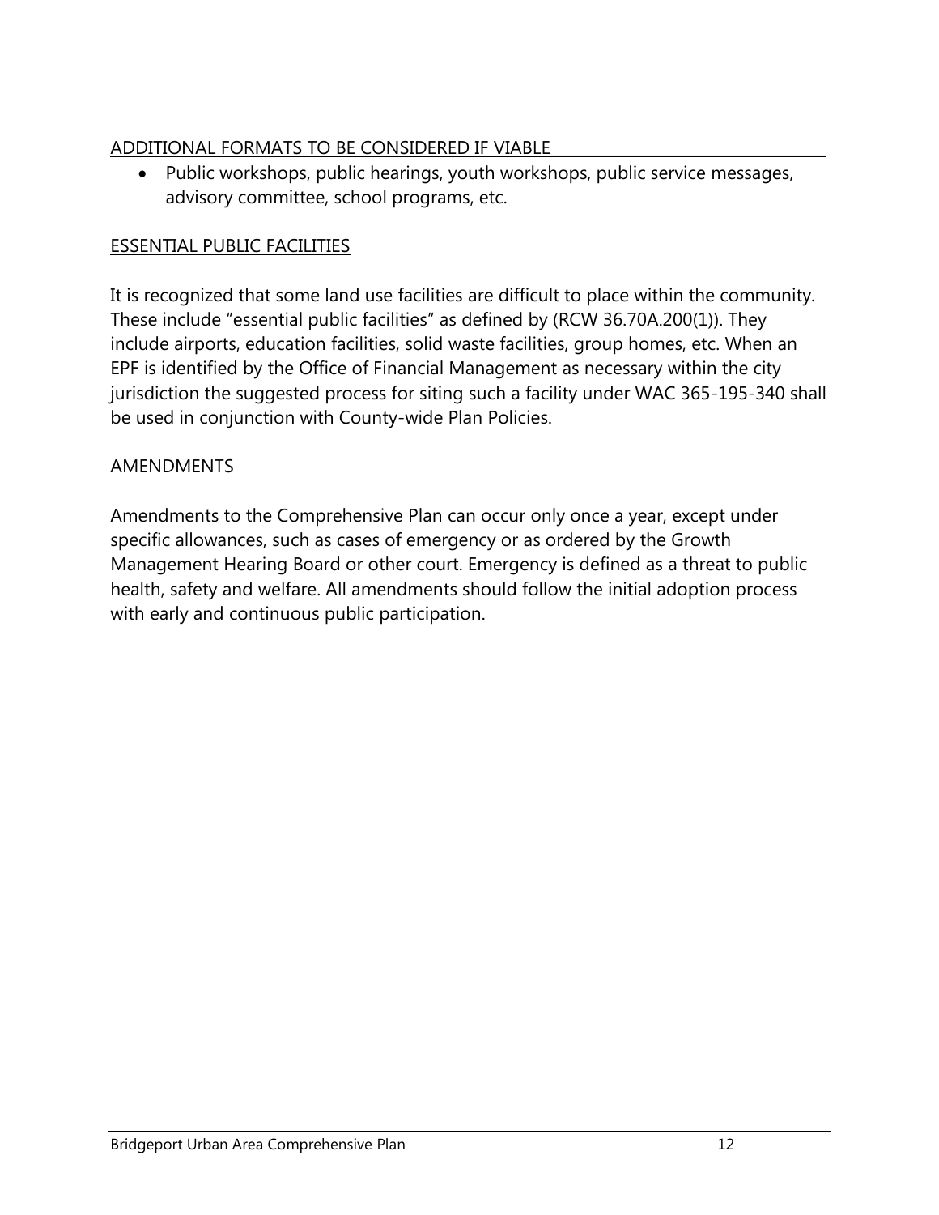## ADDITIONAL FORMATS TO BE CONSIDERED IF VIABLE

- Public workshops, public hearings, youth workshops, public service messages, advisory committee, school programs, etc.

## ESSENTIAL PUBLIC FACILITIES

It is recognized that some land use facilities are difficult to place within the community. These include "essential public facilities" as defined by (RCW 36.70A.200(1)). They include airports, education facilities, solid waste facilities, group homes, etc. When an EPF is identified by the Office of Financial Management as necessary within the city jurisdiction the suggested process for siting such a facility under WAC 365-195-340 shall be used in conjunction with County-wide Plan Policies.

## AMENDMENTS

Amendments to the Comprehensive Plan can occur only once a year, except under specific allowances, such as cases of emergency or as ordered by the Growth Management Hearing Board or other court. Emergency is defined as a threat to public health, safety and welfare. All amendments should follow the initial adoption process with early and continuous public participation.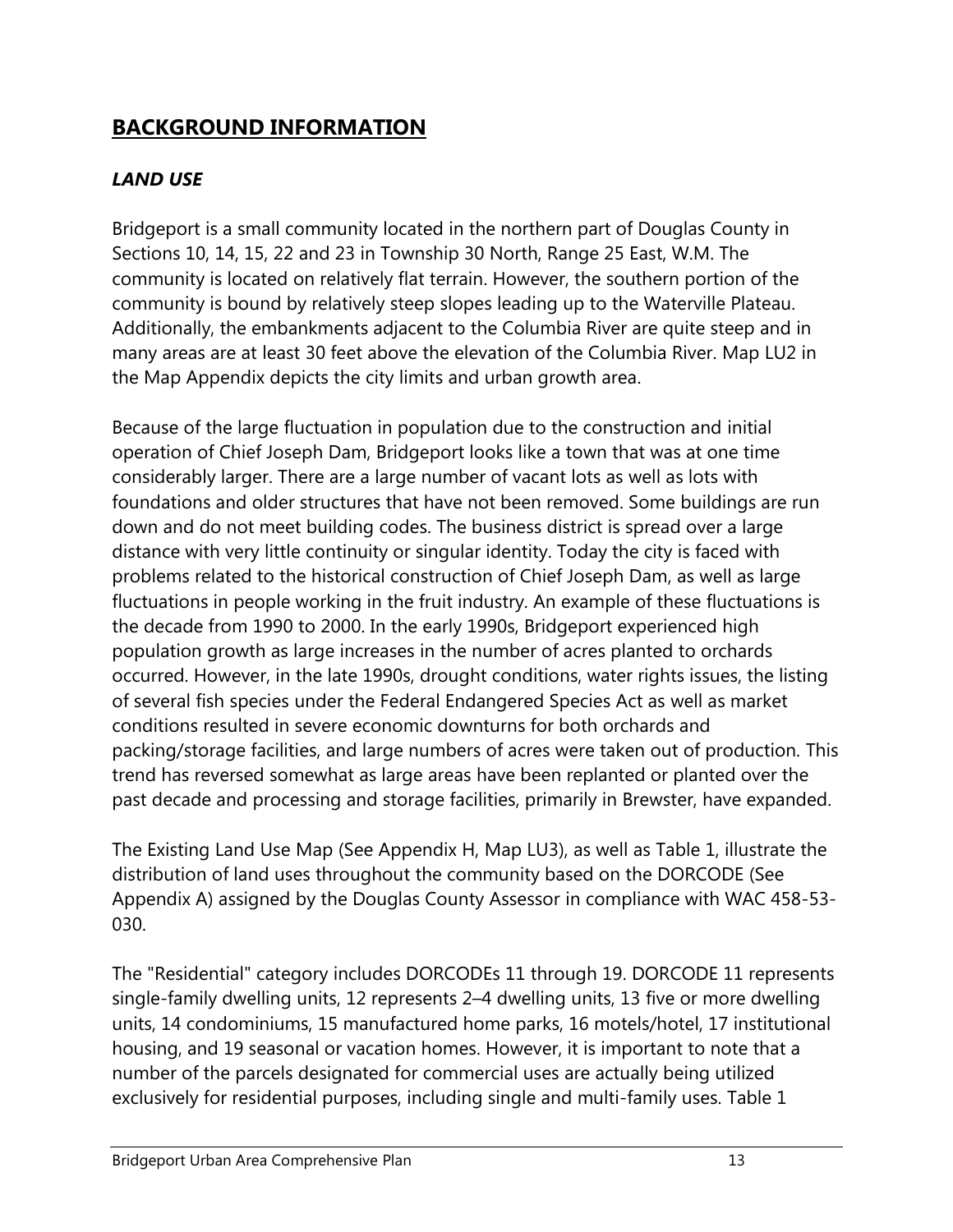## BACKGROUND INFORMATION

### *LAND USE*

Bridgeport is a small community located in the northern part of Douglas County in Sections 10, 14, 15, 22 and 23 in Township 30 North, Range 25 East, W.M. The community is located on relatively flat terrain. However, the southern portion of the community is bound by relatively steep slopes leading up to the Waterville Plateau. Additionally, the embankments adjacent to the Columbia River are quite steep and in many areas are at least 30 feet above the elevation of the Columbia River. Map LU2 in the Map Appendix depicts the city limits and urban growth area.

Because of the large fluctuation in population due to the construction and initial operation of Chief Joseph Dam, Bridgeport looks like a town that was at one time considerably larger. There are a large number of vacant lots as well as lots with foundations and older structures that have not been removed. Some buildings are run down and do not meet building codes. The business district is spread over a large distance with very little continuity or singular identity. Today the city is faced with problems related to the historical construction of Chief Joseph Dam, as well as large fluctuations in people working in the fruit industry. An example of these fluctuations is the decade from 1990 to 2000. In the early 1990s, Bridgeport experienced high population growth as large increases in the number of acres planted to orchards occurred. However, in the late 1990s, drought conditions, water rights issues, the listing of several fish species under the Federal Endangered Species Act as well as market conditions resulted in severe economic downturns for both orchards and packing/storage facilities, and large numbers of acres were taken out of production. This trend has reversed somewhat as large areas have been replanted or planted over the past decade and processing and storage facilities, primarily in Brewster, have expanded.

The Existing Land Use Map (See Appendix H, Map LU3), as well as Table 1, illustrate the distribution of land uses throughout the community based on the DORCODE (See Appendix A) assigned by the Douglas County Assessor in compliance with WAC 458-53-030.

The "Residential" category includes DORCODEs 11 through 19. DORCODE 11 represents single-family dwelling units, 12 represents 2–4 dwelling units, 13 five or more dwelling units, 14 condominiums, 15 manufactured home parks, 16 motels/hotel, 17 institutional housing, and 19 seasonal or vacation homes. However, it is important to note that a number of the parcels designated for commercial uses are actually being utilized exclusively for residential purposes, including single and multi-family uses. Table 1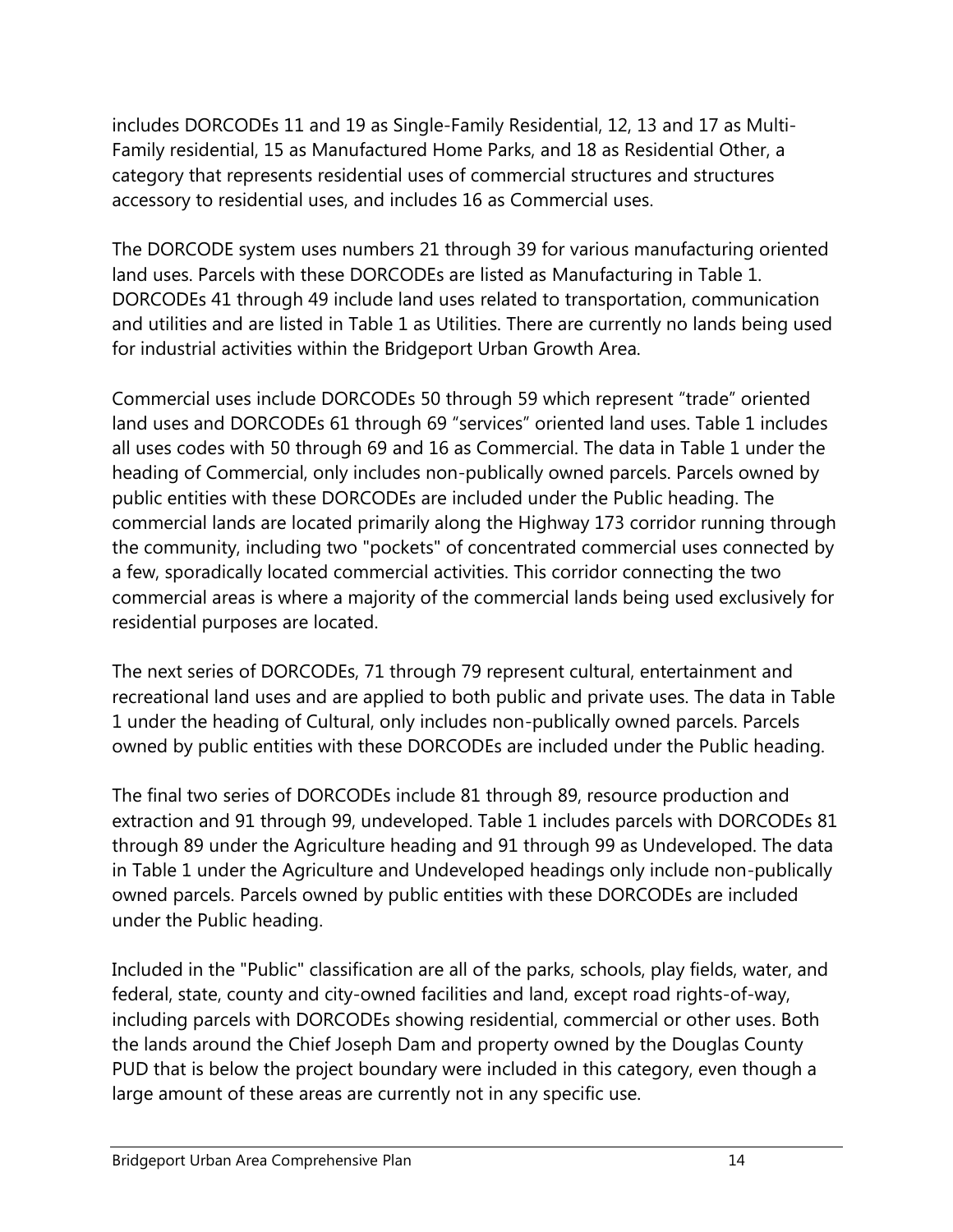includes DORCODEs 11 and 19 as Single-Family Residential, 12, 13 and 17 as Multi-Family residential, 15 as Manufactured Home Parks, and 18 as Residential Other, a category that represents residential uses of commercial structures and structures accessory to residential uses, and includes 16 as Commercial uses.

The DORCODE system uses numbers 21 through 39 for various manufacturing oriented land uses. Parcels with these DORCODEs are listed as Manufacturing in Table 1. DORCODEs 41 through 49 include land uses related to transportation, communication and utilities and are listed in Table 1 as Utilities. There are currently no lands being used for industrial activities within the Bridgeport Urban Growth Area.

Commercial uses include DORCODEs 50 through 59 which represent "trade" oriented land uses and DORCODEs 61 through 69 "services" oriented land uses. Table 1 includes all uses codes with 50 through 69 and 16 as Commercial. The data in Table 1 under the heading of Commercial, only includes non-publically owned parcels. Parcels owned by public entities with these DORCODEs are included under the Public heading. The commercial lands are located primarily along the Highway 173 corridor running through the community, including two "pockets" of concentrated commercial uses connected by a few, sporadically located commercial activities. This corridor connecting the two commercial areas is where a majority of the commercial lands being used exclusively for residential purposes are located.

The next series of DORCODEs, 71 through 79 represent cultural, entertainment and recreational land uses and are applied to both public and private uses. The data in Table 1 under the heading of Cultural, only includes non-publically owned parcels. Parcels owned by public entities with these DORCODEs are included under the Public heading.

The final two series of DORCODEs include 81 through 89, resource production and extraction and 91 through 99, undeveloped. Table 1 includes parcels with DORCODEs 81 through 89 under the Agriculture heading and 91 through 99 as Undeveloped. The data in Table 1 under the Agriculture and Undeveloped headings only include non-publically owned parcels. Parcels owned by public entities with these DORCODEs are included under the Public heading.

Included in the "Public" classification are all of the parks, schools, play fields, water, and federal, state, county and city-owned facilities and land, except road rights-of-way, including parcels with DORCODEs showing residential, commercial or other uses. Both the lands around the Chief Joseph Dam and property owned by the Douglas County PUD that is below the project boundary were included in this category, even though a large amount of these areas are currently not in any specific use.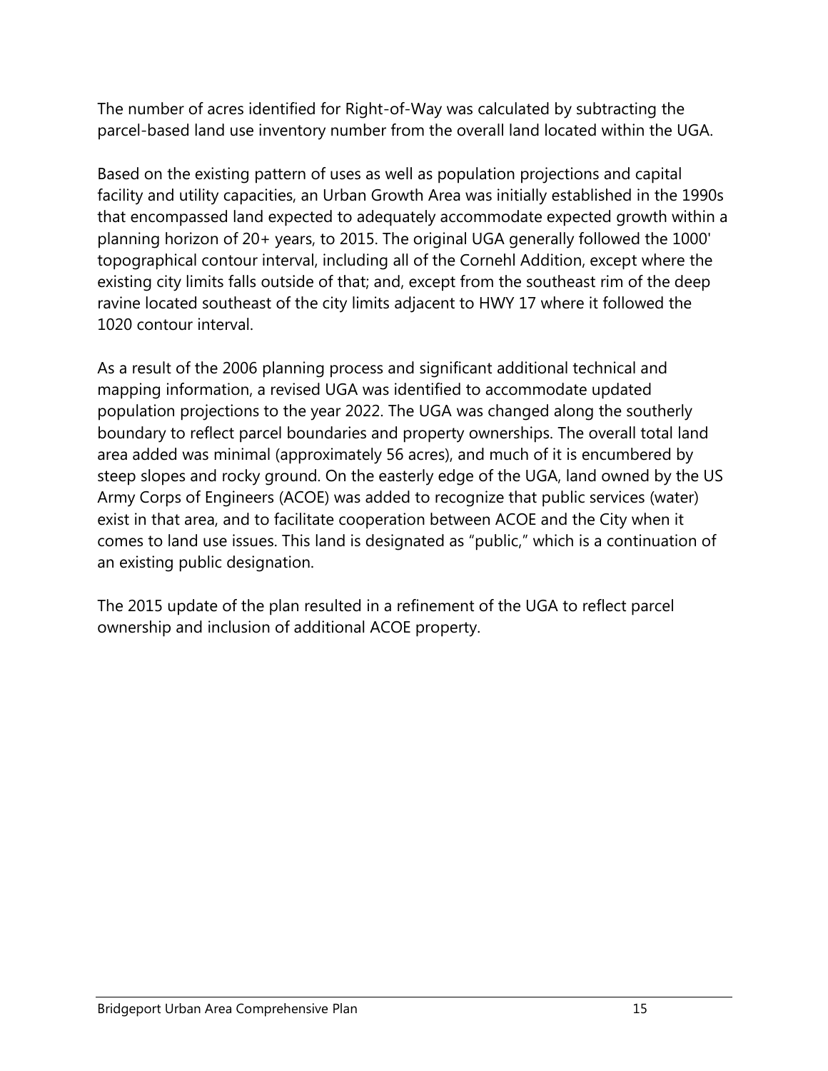The number of acres identified for Right-of-Way was calculated by subtracting the parcel-based land use inventory number from the overall land located within the UGA.

Based on the existing pattern of uses as well as population projections and capital facility and utility capacities, an Urban Growth Area was initially established in the 1990s that encompassed land expected to adequately accommodate expected growth within a planning horizon of 20+ years, to 2015. The original UGA generally followed the 1000' topographical contour interval, including all of the Cornehl Addition, except where the existing city limits falls outside of that; and, except from the southeast rim of the deep ravine located southeast of the city limits adjacent to HWY 17 where it followed the 1020 contour interval.

As a result of the 2006 planning process and significant additional technical and mapping information, a revised UGA was identified to accommodate updated population projections to the year 2022. The UGA was changed along the southerly boundary to reflect parcel boundaries and property ownerships. The overall total land area added was minimal (approximately 56 acres), and much of it is encumbered by steep slopes and rocky ground. On the easterly edge of the UGA, land owned by the US Army Corps of Engineers (ACOE) was added to recognize that public services (water) exist in that area, and to facilitate cooperation between ACOE and the City when it comes to land use issues. This land is designated as "public," which is a continuation of an existing public designation.

The 2015 update of the plan resulted in a refinement of the UGA to reflect parcel ownership and inclusion of additional ACOE property.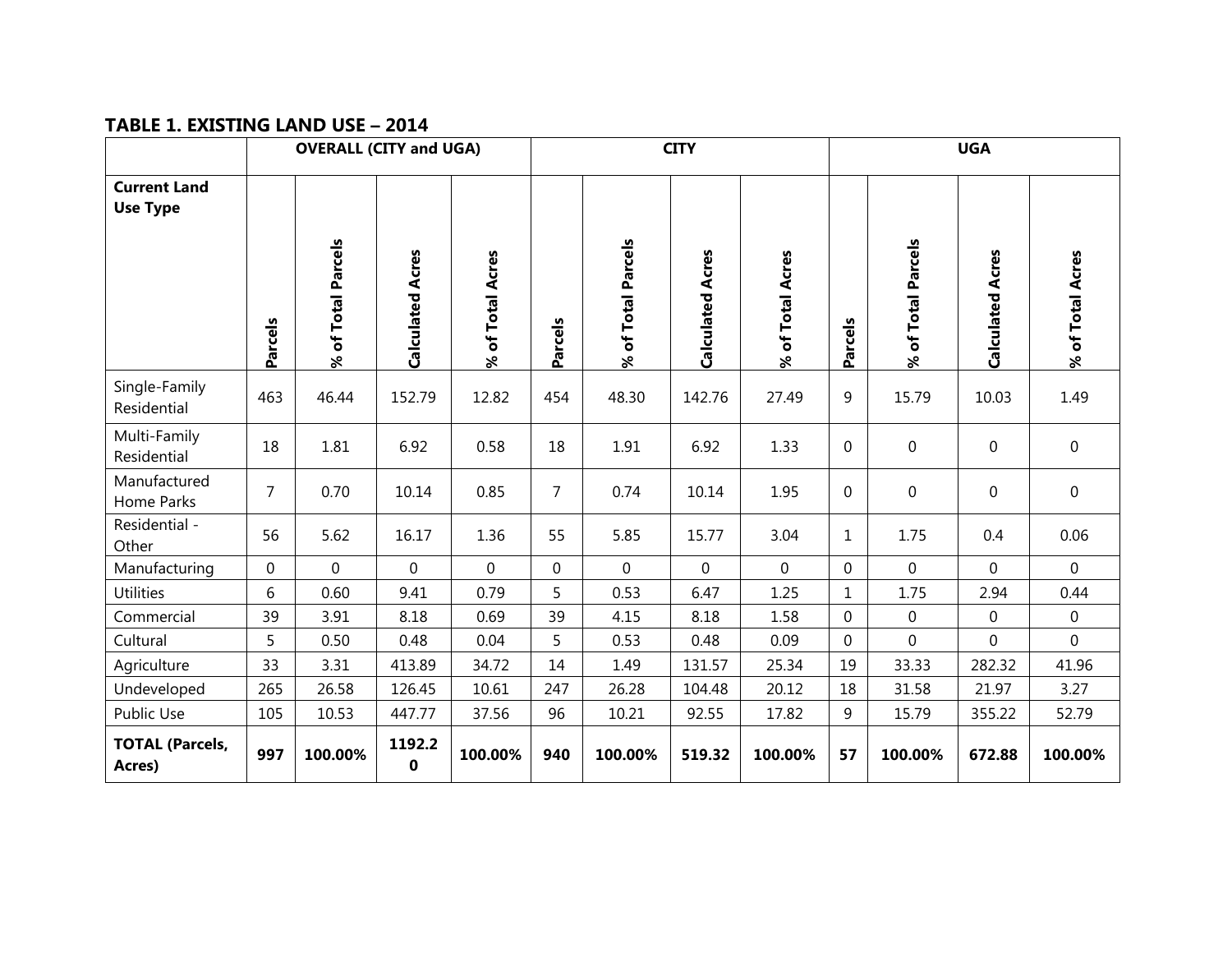**TABLE 1. EXISTING LAND USE – 2014**

| | OVERALL (CITY and UGA) | | | | CITY | | | | UGA | | | |
|---|---|---|---|---|---|---|---|---|---|---|---|---|
| **Current Land Use Type** | Parcels | % of Total Parcels | Calculated Acres | % of Total Acres | Parcels | % of Total Parcels | Calculated Acres | % of Total Acres | Parcels | % of Total Parcels | Calculated Acres | % of Total Acres |
| Single-Family Residential | 463 | 46.44 | 152.79 | 12.82 | 454 | 48.30 | 142.76 | 27.49 | 9 | 15.79 | 10.03 | 1.49 |
| Multi-Family Residential | 18 | 1.81 | 6.92 | 0.58 | 18 | 1.91 | 6.92 | 1.33 | 0 | 0 | 0 | 0 |
| Manufactured Home Parks | 7 | 0.70 | 10.14 | 0.85 | 7 | 0.74 | 10.14 | 1.95 | 0 | 0 | 0 | 0 |
| Residential - Other | 56 | 5.62 | 16.17 | 1.36 | 55 | 5.85 | 15.77 | 3.04 | 1 | 1.75 | 0.4 | 0.06 |
| Manufacturing | 0 | 0 | 0 | 0 | 0 | 0 | 0 | 0 | 0 | 0 | 0 | 0 |
| Utilities | 6 | 0.60 | 9.41 | 0.79 | 5 | 0.53 | 6.47 | 1.25 | 1 | 1.75 | 2.94 | 0.44 |
| Commercial | 39 | 3.91 | 8.18 | 0.69 | 39 | 4.15 | 8.18 | 1.58 | 0 | 0 | 0 | 0 |
| Cultural | 5 | 0.50 | 0.48 | 0.04 | 5 | 0.53 | 0.48 | 0.09 | 0 | 0 | 0 | 0 |
| Agriculture | 33 | 3.31 | 413.89 | 34.72 | 14 | 1.49 | 131.57 | 25.34 | 19 | 33.33 | 282.32 | 41.96 |
| Undeveloped | 265 | 26.58 | 126.45 | 10.61 | 247 | 26.28 | 104.48 | 20.12 | 18 | 31.58 | 21.97 | 3.27 |
| Public Use | 105 | 10.53 | 447.77 | 37.56 | 96 | 10.21 | 92.55 | 17.82 | 9 | 15.79 | 355.22 | 52.79 |
| **TOTAL (Parcels, Acres)** | **997** | **100.00%** | **1192.20** | **100.00%** | **940** | **100.00%** | **519.32** | **100.00%** | **57** | **100.00%** | **672.88** | **100.00%** |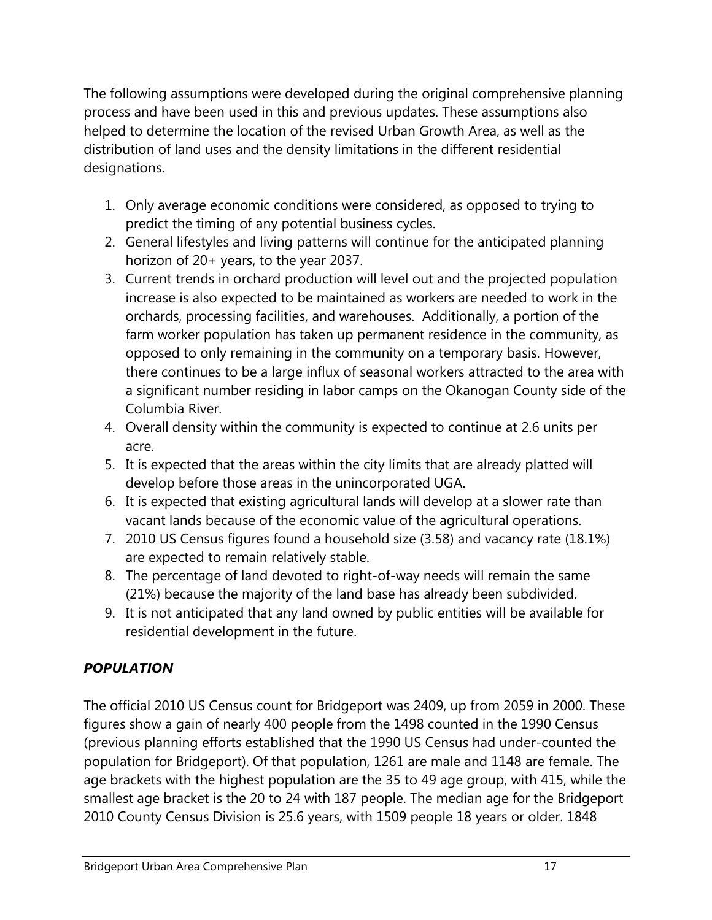The following assumptions were developed during the original comprehensive planning process and have been used in this and previous updates. These assumptions also helped to determine the location of the revised Urban Growth Area, as well as the distribution of land uses and the density limitations in the different residential designations.

1. Only average economic conditions were considered, as opposed to trying to predict the timing of any potential business cycles.
2. General lifestyles and living patterns will continue for the anticipated planning horizon of 20+ years, to the year 2037.
3. Current trends in orchard production will level out and the projected population increase is also expected to be maintained as workers are needed to work in the orchards, processing facilities, and warehouses. Additionally, a portion of the farm worker population has taken up permanent residence in the community, as opposed to only remaining in the community on a temporary basis. However, there continues to be a large influx of seasonal workers attracted to the area with a significant number residing in labor camps on the Okanogan County side of the Columbia River.
4. Overall density within the community is expected to continue at 2.6 units per acre.
5. It is expected that the areas within the city limits that are already platted will develop before those areas in the unincorporated UGA.
6. It is expected that existing agricultural lands will develop at a slower rate than vacant lands because of the economic value of the agricultural operations.
7. 2010 US Census figures found a household size (3.58) and vacancy rate (18.1%) are expected to remain relatively stable.
8. The percentage of land devoted to right-of-way needs will remain the same (21%) because the majority of the land base has already been subdivided.
9. It is not anticipated that any land owned by public entities will be available for residential development in the future.

### *POPULATION*

The official 2010 US Census count for Bridgeport was 2409, up from 2059 in 2000. These figures show a gain of nearly 400 people from the 1498 counted in the 1990 Census (previous planning efforts established that the 1990 US Census had under-counted the population for Bridgeport). Of that population, 1261 are male and 1148 are female. The age brackets with the highest population are the 35 to 49 age group, with 415, while the smallest age bracket is the 20 to 24 with 187 people. The median age for the Bridgeport 2010 County Census Division is 25.6 years, with 1509 people 18 years or older. 1848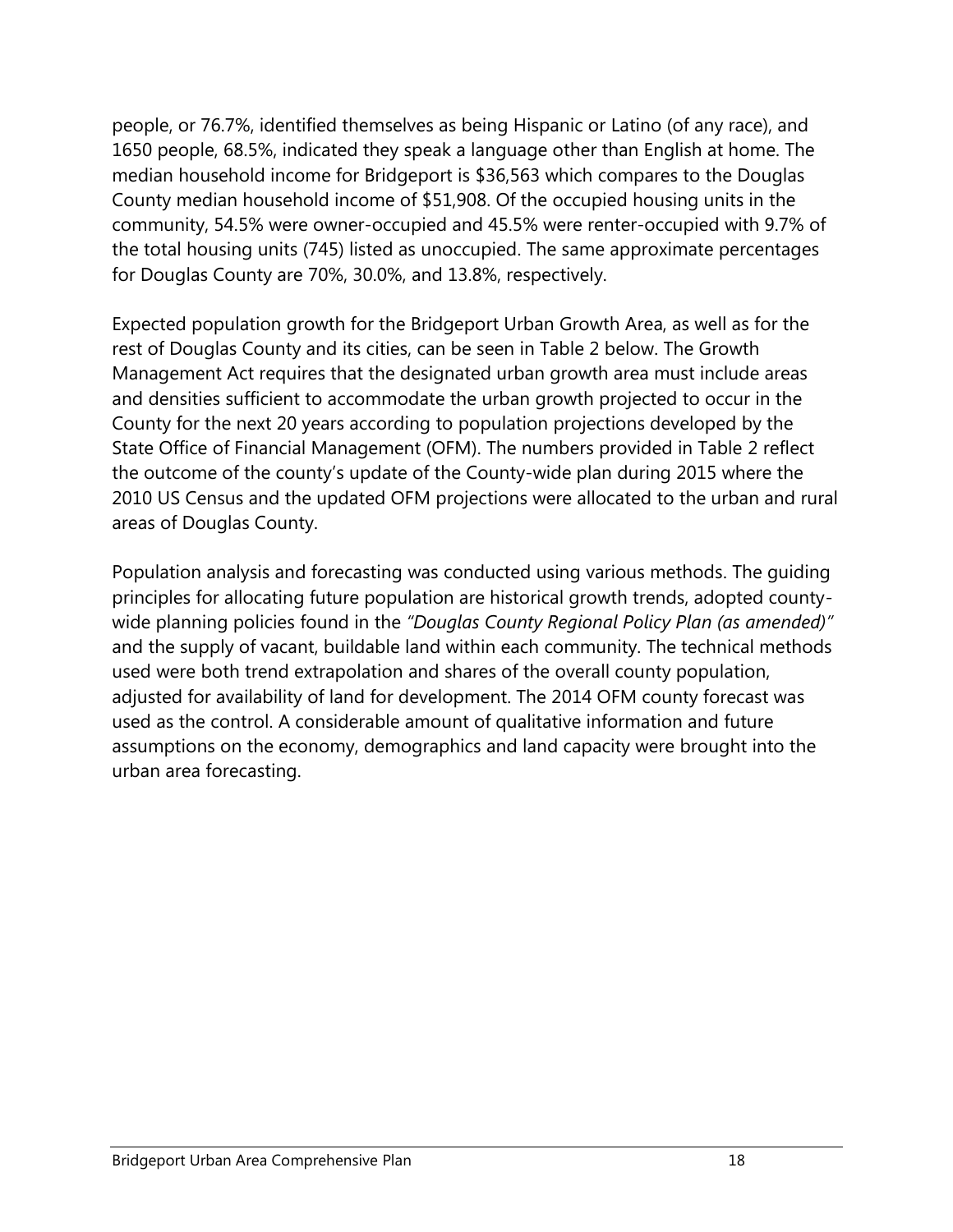people, or 76.7%, identified themselves as being Hispanic or Latino (of any race), and 1650 people, 68.5%, indicated they speak a language other than English at home. The median household income for Bridgeport is $36,563 which compares to the Douglas County median household income of $51,908. Of the occupied housing units in the community, 54.5% were owner-occupied and 45.5% were renter-occupied with 9.7% of the total housing units (745) listed as unoccupied. The same approximate percentages for Douglas County are 70%, 30.0%, and 13.8%, respectively.

Expected population growth for the Bridgeport Urban Growth Area, as well as for the rest of Douglas County and its cities, can be seen in Table 2 below. The Growth Management Act requires that the designated urban growth area must include areas and densities sufficient to accommodate the urban growth projected to occur in the County for the next 20 years according to population projections developed by the State Office of Financial Management (OFM). The numbers provided in Table 2 reflect the outcome of the county's update of the County-wide plan during 2015 where the 2010 US Census and the updated OFM projections were allocated to the urban and rural areas of Douglas County.

Population analysis and forecasting was conducted using various methods. The guiding principles for allocating future population are historical growth trends, adopted county-wide planning policies found in the *"Douglas County Regional Policy Plan (as amended)"* and the supply of vacant, buildable land within each community. The technical methods used were both trend extrapolation and shares of the overall county population, adjusted for availability of land for development. The 2014 OFM county forecast was used as the control. A considerable amount of qualitative information and future assumptions on the economy, demographics and land capacity were brought into the urban area forecasting.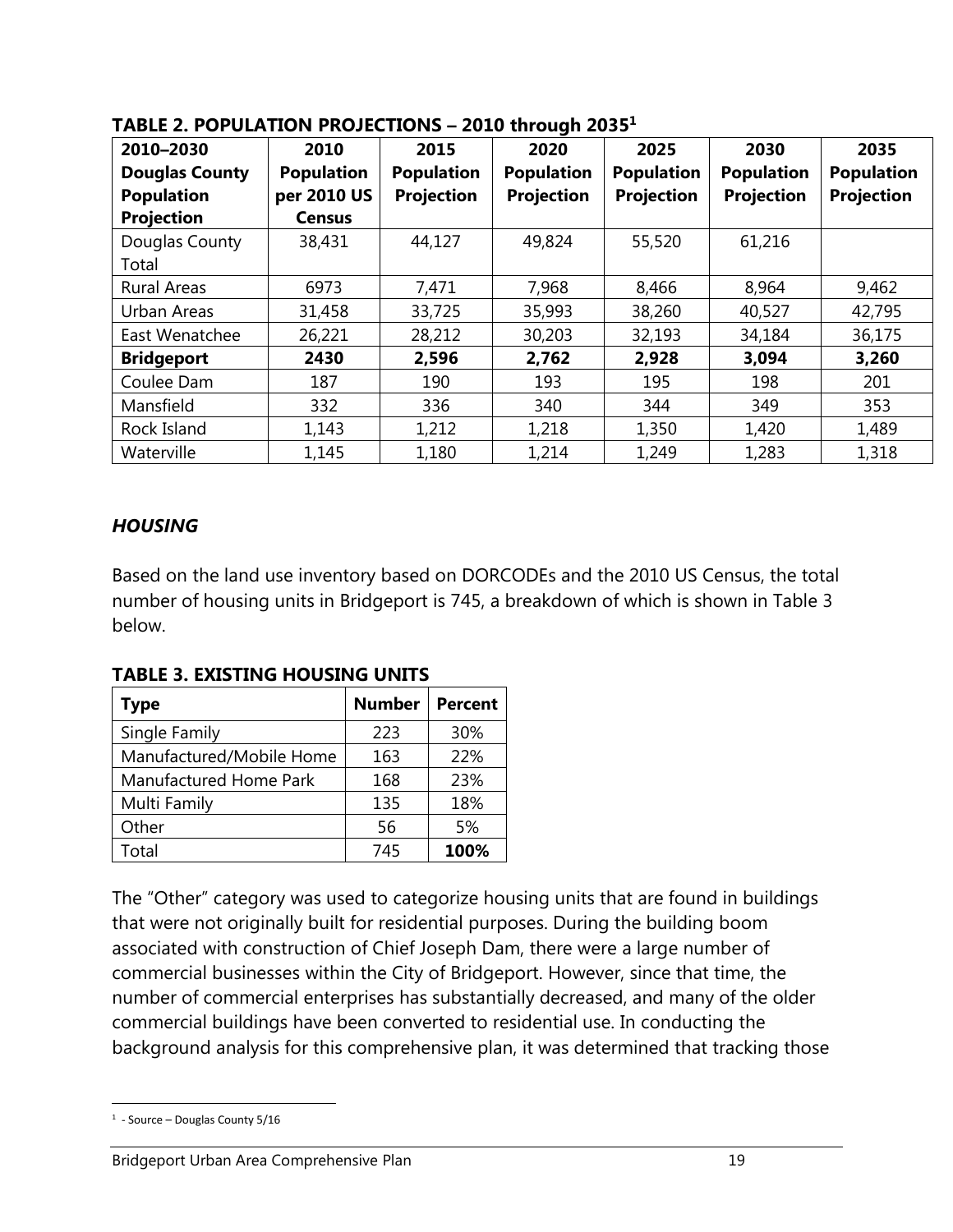**TABLE 2. POPULATION PROJECTIONS – 2010 through 2035[1]**

| 2010–2030 Douglas County Population Projection | 2010 Population per 2010 US Census | 2015 Population Projection | 2020 Population Projection | 2025 Population Projection | 2030 Population Projection | 2035 Population Projection |
|---|---|---|---|---|---|---|
| Douglas County Total | 38,431 | 44,127 | 49,824 | 55,520 | 61,216 | |
| Rural Areas | 6973 | 7,471 | 7,968 | 8,466 | 8,964 | 9,462 |
| Urban Areas | 31,458 | 33,725 | 35,993 | 38,260 | 40,527 | 42,795 |
| East Wenatchee | 26,221 | 28,212 | 30,203 | 32,193 | 34,184 | 36,175 |
| **Bridgeport** | **2430** | **2,596** | **2,762** | **2,928** | **3,094** | **3,260** |
| Coulee Dam | 187 | 190 | 193 | 195 | 198 | 201 |
| Mansfield | 332 | 336 | 340 | 344 | 349 | 353 |
| Rock Island | 1,143 | 1,212 | 1,218 | 1,350 | 1,420 | 1,489 |
| Waterville | 1,145 | 1,180 | 1,214 | 1,249 | 1,283 | 1,318 |

## *HOUSING*

Based on the land use inventory based on DORCODEs and the 2010 US Census, the total number of housing units in Bridgeport is 745, a breakdown of which is shown in Table 3 below.

**TABLE 3. EXISTING HOUSING UNITS**

| Type | Number | Percent |
|---|---|---|
| Single Family | 223 | 30% |
| Manufactured/Mobile Home | 163 | 22% |
| Manufactured Home Park | 168 | 23% |
| Multi Family | 135 | 18% |
| Other | 56 | 5% |
| Total | 745 | **100%** |

The "Other" category was used to categorize housing units that are found in buildings that were not originally built for residential purposes. During the building boom associated with construction of Chief Joseph Dam, there were a large number of commercial businesses within the City of Bridgeport. However, since that time, the number of commercial enterprises has substantially decreased, and many of the older commercial buildings have been converted to residential use. In conducting the background analysis for this comprehensive plan, it was determined that tracking those

[1] - Source – Douglas County 5/16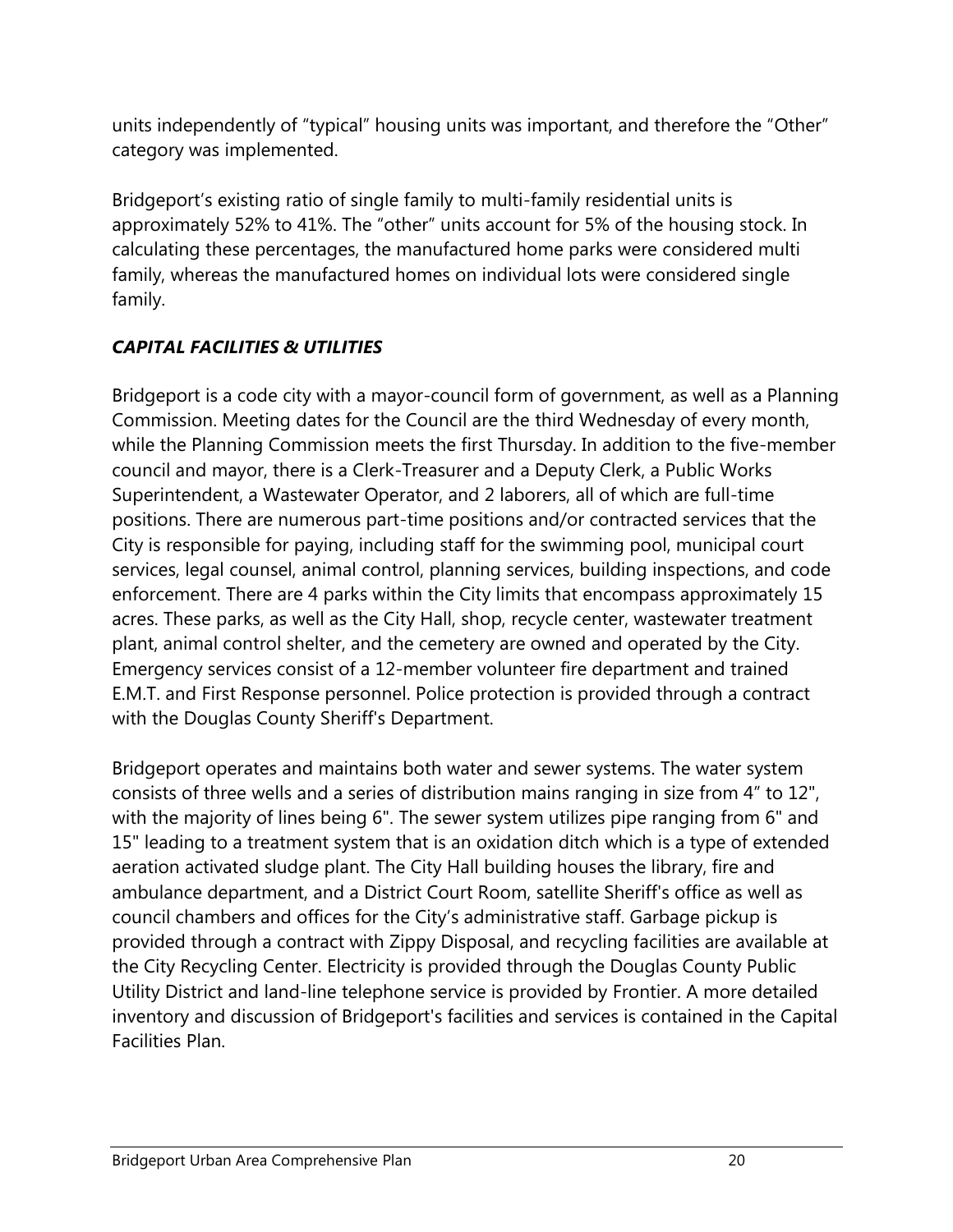units independently of "typical" housing units was important, and therefore the "Other" category was implemented.

Bridgeport's existing ratio of single family to multi-family residential units is approximately 52% to 41%. The "other" units account for 5% of the housing stock. In calculating these percentages, the manufactured home parks were considered multi family, whereas the manufactured homes on individual lots were considered single family.

### *CAPITAL FACILITIES & UTILITIES*

Bridgeport is a code city with a mayor-council form of government, as well as a Planning Commission. Meeting dates for the Council are the third Wednesday of every month, while the Planning Commission meets the first Thursday. In addition to the five-member council and mayor, there is a Clerk-Treasurer and a Deputy Clerk, a Public Works Superintendent, a Wastewater Operator, and 2 laborers, all of which are full-time positions. There are numerous part-time positions and/or contracted services that the City is responsible for paying, including staff for the swimming pool, municipal court services, legal counsel, animal control, planning services, building inspections, and code enforcement. There are 4 parks within the City limits that encompass approximately 15 acres. These parks, as well as the City Hall, shop, recycle center, wastewater treatment plant, animal control shelter, and the cemetery are owned and operated by the City. Emergency services consist of a 12-member volunteer fire department and trained E.M.T. and First Response personnel. Police protection is provided through a contract with the Douglas County Sheriff's Department.

Bridgeport operates and maintains both water and sewer systems. The water system consists of three wells and a series of distribution mains ranging in size from 4" to 12", with the majority of lines being 6". The sewer system utilizes pipe ranging from 6" and 15" leading to a treatment system that is an oxidation ditch which is a type of extended aeration activated sludge plant. The City Hall building houses the library, fire and ambulance department, and a District Court Room, satellite Sheriff's office as well as council chambers and offices for the City's administrative staff. Garbage pickup is provided through a contract with Zippy Disposal, and recycling facilities are available at the City Recycling Center. Electricity is provided through the Douglas County Public Utility District and land-line telephone service is provided by Frontier. A more detailed inventory and discussion of Bridgeport's facilities and services is contained in the Capital Facilities Plan.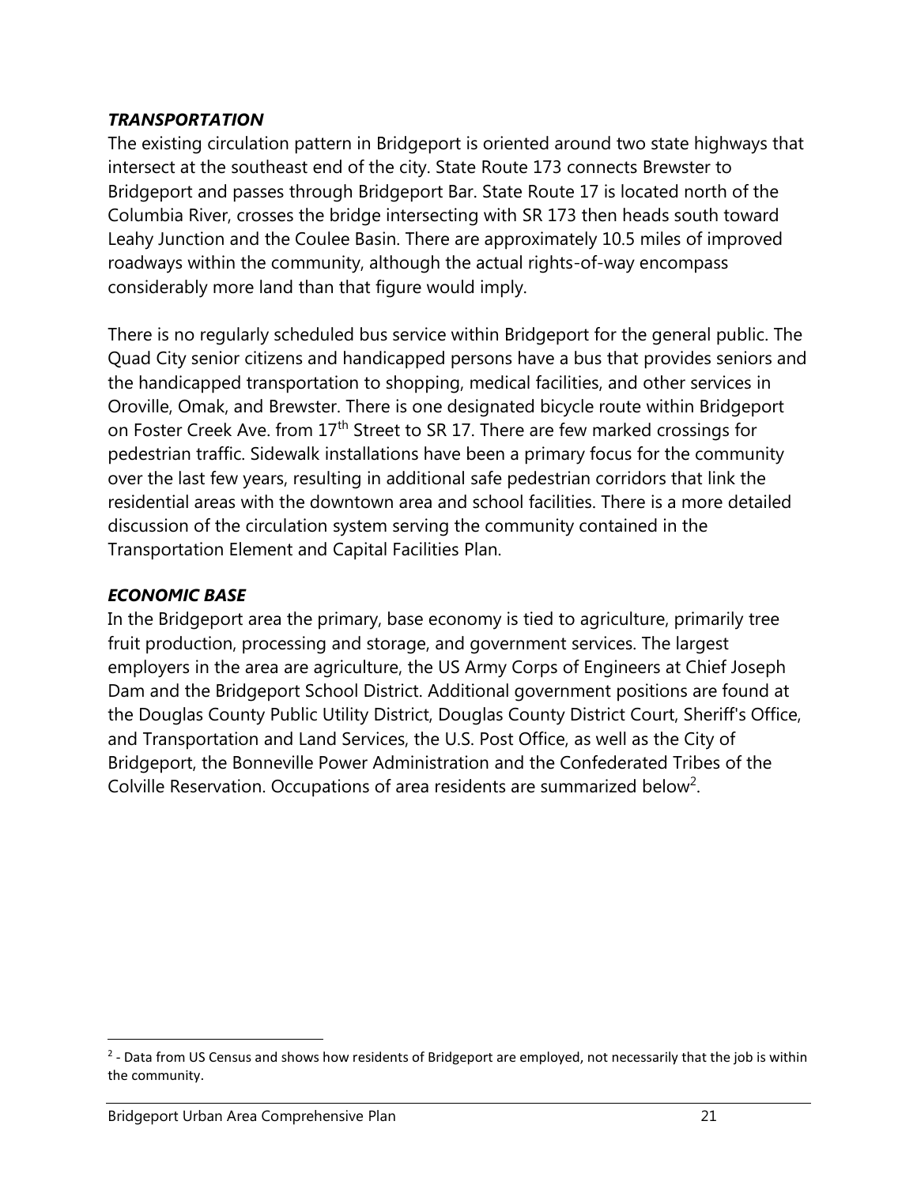### *TRANSPORTATION*

The existing circulation pattern in Bridgeport is oriented around two state highways that intersect at the southeast end of the city. State Route 173 connects Brewster to Bridgeport and passes through Bridgeport Bar. State Route 17 is located north of the Columbia River, crosses the bridge intersecting with SR 173 then heads south toward Leahy Junction and the Coulee Basin. There are approximately 10.5 miles of improved roadways within the community, although the actual rights-of-way encompass considerably more land than that figure would imply.

There is no regularly scheduled bus service within Bridgeport for the general public. The Quad City senior citizens and handicapped persons have a bus that provides seniors and the handicapped transportation to shopping, medical facilities, and other services in Oroville, Omak, and Brewster. There is one designated bicycle route within Bridgeport on Foster Creek Ave. from 17th Street to SR 17. There are few marked crossings for pedestrian traffic. Sidewalk installations have been a primary focus for the community over the last few years, resulting in additional safe pedestrian corridors that link the residential areas with the downtown area and school facilities. There is a more detailed discussion of the circulation system serving the community contained in the Transportation Element and Capital Facilities Plan.

### *ECONOMIC BASE*

In the Bridgeport area the primary, base economy is tied to agriculture, primarily tree fruit production, processing and storage, and government services. The largest employers in the area are agriculture, the US Army Corps of Engineers at Chief Joseph Dam and the Bridgeport School District. Additional government positions are found at the Douglas County Public Utility District, Douglas County District Court, Sheriff's Office, and Transportation and Land Services, the U.S. Post Office, as well as the City of Bridgeport, the Bonneville Power Administration and the Confederated Tribes of the Colville Reservation. Occupations of area residents are summarized below[2].

[2] - Data from US Census and shows how residents of Bridgeport are employed, not necessarily that the job is within the community.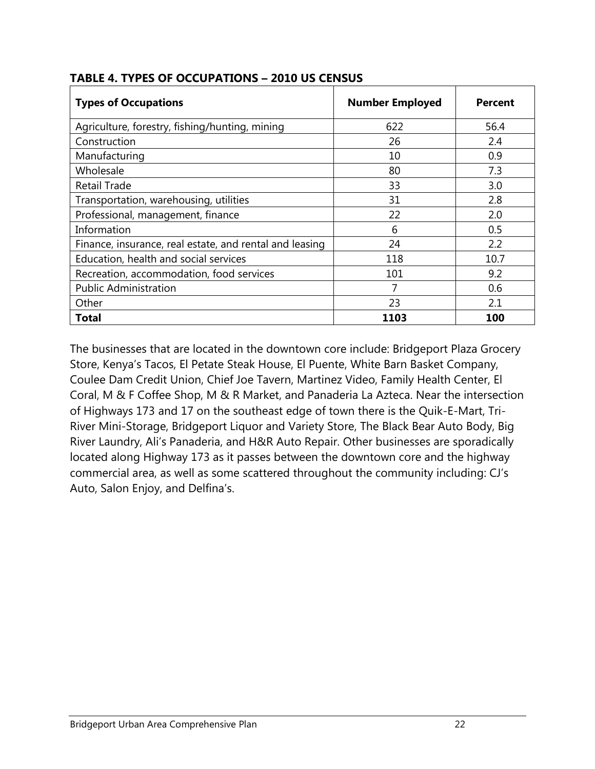**TABLE 4. TYPES OF OCCUPATIONS – 2010 US CENSUS**

| Types of Occupations | Number Employed | Percent |
|---|---|---|
| Agriculture, forestry, fishing/hunting, mining | 622 | 56.4 |
| Construction | 26 | 2.4 |
| Manufacturing | 10 | 0.9 |
| Wholesale | 80 | 7.3 |
| Retail Trade | 33 | 3.0 |
| Transportation, warehousing, utilities | 31 | 2.8 |
| Professional, management, finance | 22 | 2.0 |
| Information | 6 | 0.5 |
| Finance, insurance, real estate, and rental and leasing | 24 | 2.2 |
| Education, health and social services | 118 | 10.7 |
| Recreation, accommodation, food services | 101 | 9.2 |
| Public Administration | 7 | 0.6 |
| Other | 23 | 2.1 |
| **Total** | **1103** | **100** |

The businesses that are located in the downtown core include: Bridgeport Plaza Grocery Store, Kenya's Tacos, El Petate Steak House, El Puente, White Barn Basket Company, Coulee Dam Credit Union, Chief Joe Tavern, Martinez Video, Family Health Center, El Coral, M & F Coffee Shop, M & R Market, and Panaderia La Azteca. Near the intersection of Highways 173 and 17 on the southeast edge of town there is the Quik-E-Mart, Tri-River Mini-Storage, Bridgeport Liquor and Variety Store, The Black Bear Auto Body, Big River Laundry, Ali's Panaderia, and H&R Auto Repair. Other businesses are sporadically located along Highway 173 as it passes between the downtown core and the highway commercial area, as well as some scattered throughout the community including: CJ's Auto, Salon Enjoy, and Delfina's.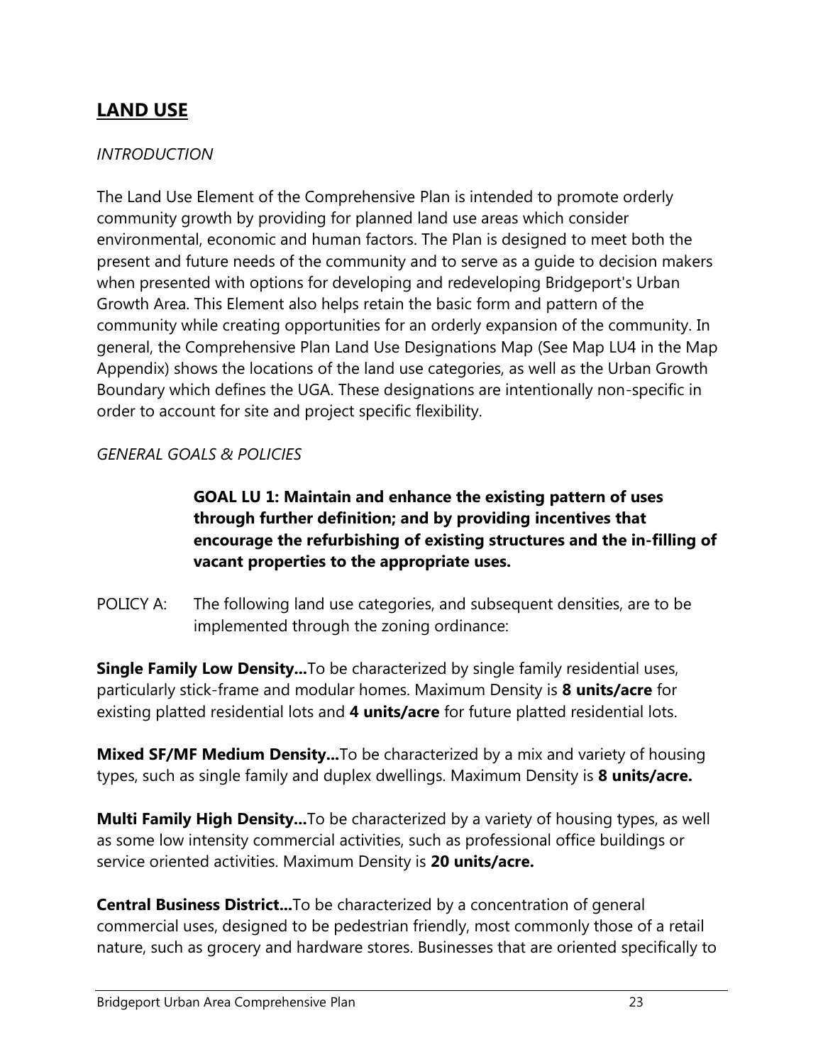## LAND USE

*INTRODUCTION*

The Land Use Element of the Comprehensive Plan is intended to promote orderly community growth by providing for planned land use areas which consider environmental, economic and human factors. The Plan is designed to meet both the present and future needs of the community and to serve as a guide to decision makers when presented with options for developing and redeveloping Bridgeport's Urban Growth Area. This Element also helps retain the basic form and pattern of the community while creating opportunities for an orderly expansion of the community. In general, the Comprehensive Plan Land Use Designations Map (See Map LU4 in the Map Appendix) shows the locations of the land use categories, as well as the Urban Growth Boundary which defines the UGA. These designations are intentionally non-specific in order to account for site and project specific flexibility.

*GENERAL GOALS & POLICIES*

**GOAL LU 1: Maintain and enhance the existing pattern of uses through further definition; and by providing incentives that encourage the refurbishing of existing structures and the in-filling of vacant properties to the appropriate uses.**

POLICY A: The following land use categories, and subsequent densities, are to be implemented through the zoning ordinance:

**Single Family Low Density…**To be characterized by single family residential uses, particularly stick-frame and modular homes. Maximum Density is **8 units/acre** for existing platted residential lots and **4 units/acre** for future platted residential lots.

**Mixed SF/MF Medium Density…**To be characterized by a mix and variety of housing types, such as single family and duplex dwellings. Maximum Density is **8 units/acre.**

**Multi Family High Density…**To be characterized by a variety of housing types, as well as some low intensity commercial activities, such as professional office buildings or service oriented activities. Maximum Density is **20 units/acre.**

**Central Business District…**To be characterized by a concentration of general commercial uses, designed to be pedestrian friendly, most commonly those of a retail nature, such as grocery and hardware stores. Businesses that are oriented specifically to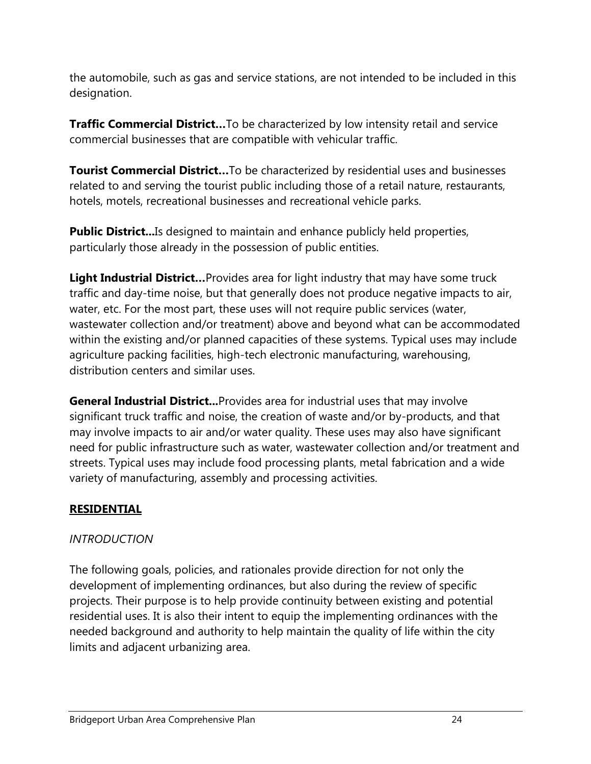the automobile, such as gas and service stations, are not intended to be included in this designation.

**Traffic Commercial District…**To be characterized by low intensity retail and service commercial businesses that are compatible with vehicular traffic.

**Tourist Commercial District…**To be characterized by residential uses and businesses related to and serving the tourist public including those of a retail nature, restaurants, hotels, motels, recreational businesses and recreational vehicle parks.

**Public District...**Is designed to maintain and enhance publicly held properties, particularly those already in the possession of public entities.

**Light Industrial District…**Provides area for light industry that may have some truck traffic and day-time noise, but that generally does not produce negative impacts to air, water, etc. For the most part, these uses will not require public services (water, wastewater collection and/or treatment) above and beyond what can be accommodated within the existing and/or planned capacities of these systems. Typical uses may include agriculture packing facilities, high-tech electronic manufacturing, warehousing, distribution centers and similar uses.

**General Industrial District...**Provides area for industrial uses that may involve significant truck traffic and noise, the creation of waste and/or by-products, and that may involve impacts to air and/or water quality. These uses may also have significant need for public infrastructure such as water, wastewater collection and/or treatment and streets. Typical uses may include food processing plants, metal fabrication and a wide variety of manufacturing, assembly and processing activities.

## **RESIDENTIAL**

### *INTRODUCTION*

The following goals, policies, and rationales provide direction for not only the development of implementing ordinances, but also during the review of specific projects. Their purpose is to help provide continuity between existing and potential residential uses. It is also their intent to equip the implementing ordinances with the needed background and authority to help maintain the quality of life within the city limits and adjacent urbanizing area.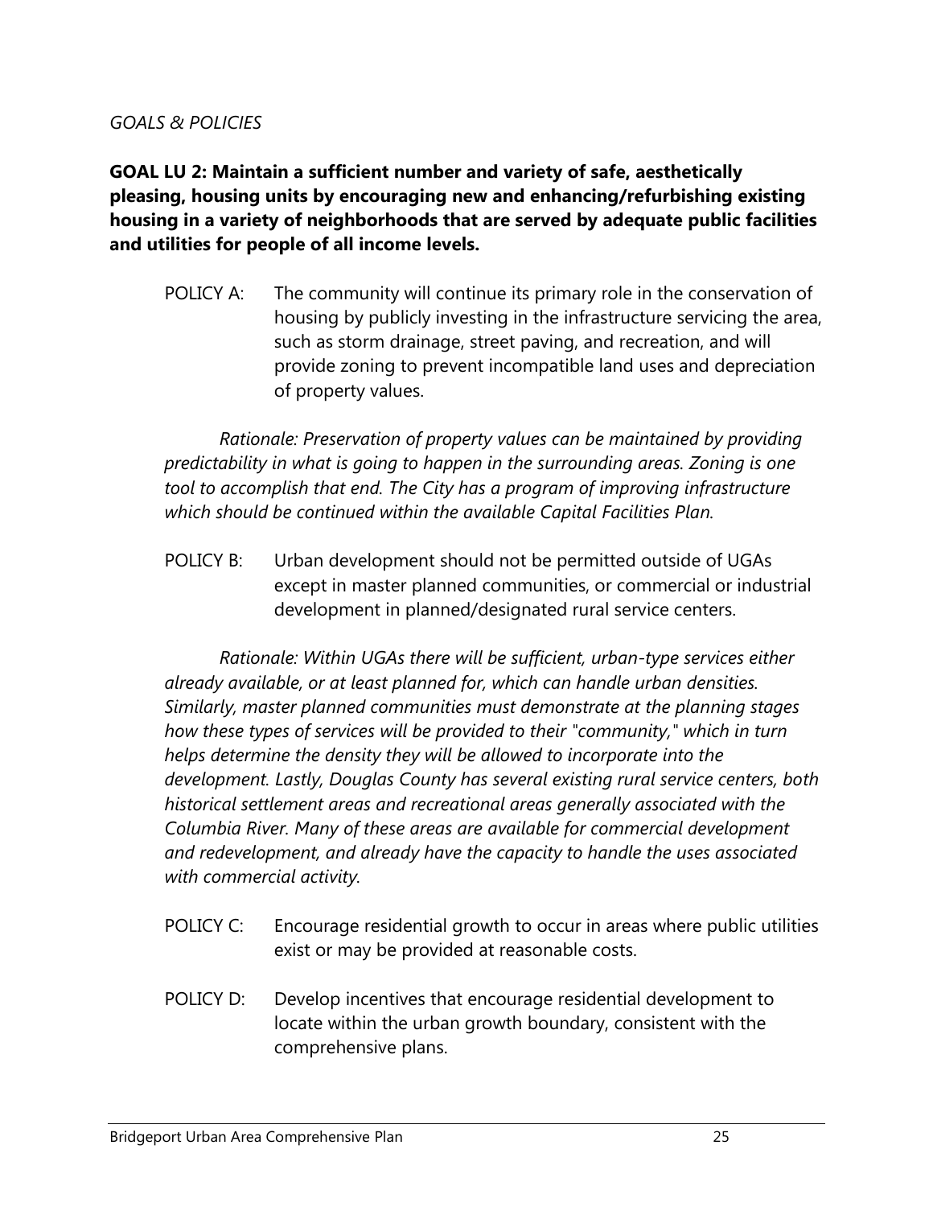*GOALS & POLICIES*

**GOAL LU 2: Maintain a sufficient number and variety of safe, aesthetically pleasing, housing units by encouraging new and enhancing/refurbishing existing housing in a variety of neighborhoods that are served by adequate public facilities and utilities for people of all income levels.**

POLICY A: The community will continue its primary role in the conservation of housing by publicly investing in the infrastructure servicing the area, such as storm drainage, street paving, and recreation, and will provide zoning to prevent incompatible land uses and depreciation of property values.

*Rationale: Preservation of property values can be maintained by providing predictability in what is going to happen in the surrounding areas. Zoning is one tool to accomplish that end. The City has a program of improving infrastructure which should be continued within the available Capital Facilities Plan.*

POLICY B: Urban development should not be permitted outside of UGAs except in master planned communities, or commercial or industrial development in planned/designated rural service centers.

*Rationale: Within UGAs there will be sufficient, urban-type services either already available, or at least planned for, which can handle urban densities. Similarly, master planned communities must demonstrate at the planning stages how these types of services will be provided to their "community," which in turn helps determine the density they will be allowed to incorporate into the development. Lastly, Douglas County has several existing rural service centers, both historical settlement areas and recreational areas generally associated with the Columbia River. Many of these areas are available for commercial development and redevelopment, and already have the capacity to handle the uses associated with commercial activity.*

POLICY C: Encourage residential growth to occur in areas where public utilities exist or may be provided at reasonable costs.

POLICY D: Develop incentives that encourage residential development to locate within the urban growth boundary, consistent with the comprehensive plans.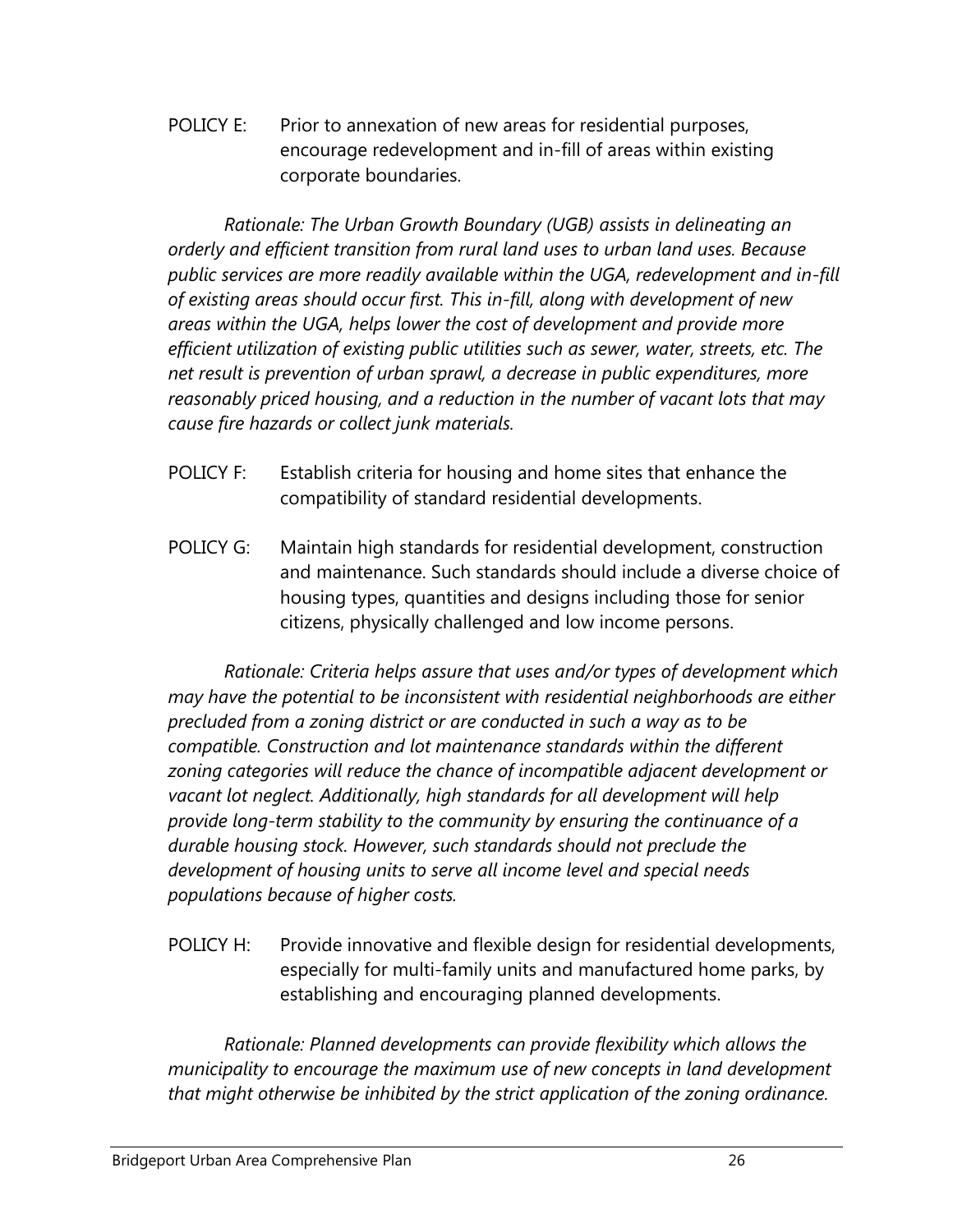POLICY E: Prior to annexation of new areas for residential purposes, encourage redevelopment and in-fill of areas within existing corporate boundaries.

*Rationale: The Urban Growth Boundary (UGB) assists in delineating an orderly and efficient transition from rural land uses to urban land uses. Because public services are more readily available within the UGA, redevelopment and in-fill of existing areas should occur first. This in-fill, along with development of new areas within the UGA, helps lower the cost of development and provide more efficient utilization of existing public utilities such as sewer, water, streets, etc. The net result is prevention of urban sprawl, a decrease in public expenditures, more reasonably priced housing, and a reduction in the number of vacant lots that may cause fire hazards or collect junk materials.*

POLICY F: Establish criteria for housing and home sites that enhance the compatibility of standard residential developments.

POLICY G: Maintain high standards for residential development, construction and maintenance. Such standards should include a diverse choice of housing types, quantities and designs including those for senior citizens, physically challenged and low income persons.

*Rationale: Criteria helps assure that uses and/or types of development which may have the potential to be inconsistent with residential neighborhoods are either precluded from a zoning district or are conducted in such a way as to be compatible. Construction and lot maintenance standards within the different zoning categories will reduce the chance of incompatible adjacent development or vacant lot neglect. Additionally, high standards for all development will help provide long-term stability to the community by ensuring the continuance of a durable housing stock. However, such standards should not preclude the development of housing units to serve all income level and special needs populations because of higher costs.*

POLICY H: Provide innovative and flexible design for residential developments, especially for multi-family units and manufactured home parks, by establishing and encouraging planned developments.

*Rationale: Planned developments can provide flexibility which allows the municipality to encourage the maximum use of new concepts in land development that might otherwise be inhibited by the strict application of the zoning ordinance.*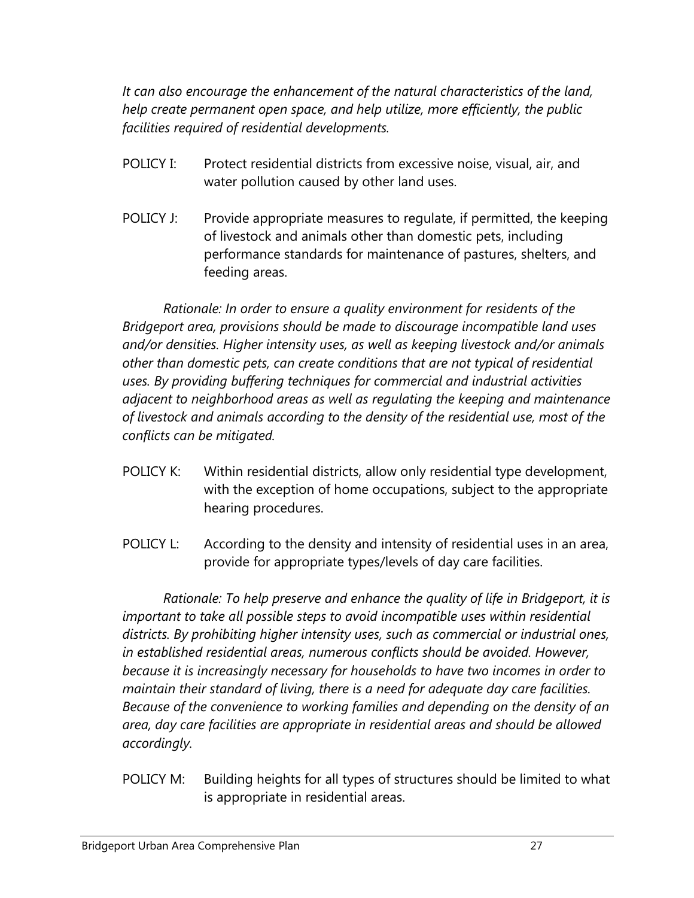*It can also encourage the enhancement of the natural characteristics of the land, help create permanent open space, and help utilize, more efficiently, the public facilities required of residential developments.*

POLICY I: Protect residential districts from excessive noise, visual, air, and water pollution caused by other land uses.

POLICY J: Provide appropriate measures to regulate, if permitted, the keeping of livestock and animals other than domestic pets, including performance standards for maintenance of pastures, shelters, and feeding areas.

*Rationale: In order to ensure a quality environment for residents of the Bridgeport area, provisions should be made to discourage incompatible land uses and/or densities. Higher intensity uses, as well as keeping livestock and/or animals other than domestic pets, can create conditions that are not typical of residential uses. By providing buffering techniques for commercial and industrial activities adjacent to neighborhood areas as well as regulating the keeping and maintenance of livestock and animals according to the density of the residential use, most of the conflicts can be mitigated.*

POLICY K: Within residential districts, allow only residential type development, with the exception of home occupations, subject to the appropriate hearing procedures.

POLICY L: According to the density and intensity of residential uses in an area, provide for appropriate types/levels of day care facilities.

*Rationale: To help preserve and enhance the quality of life in Bridgeport, it is important to take all possible steps to avoid incompatible uses within residential districts. By prohibiting higher intensity uses, such as commercial or industrial ones, in established residential areas, numerous conflicts should be avoided. However, because it is increasingly necessary for households to have two incomes in order to maintain their standard of living, there is a need for adequate day care facilities. Because of the convenience to working families and depending on the density of an area, day care facilities are appropriate in residential areas and should be allowed accordingly.*

POLICY M: Building heights for all types of structures should be limited to what is appropriate in residential areas.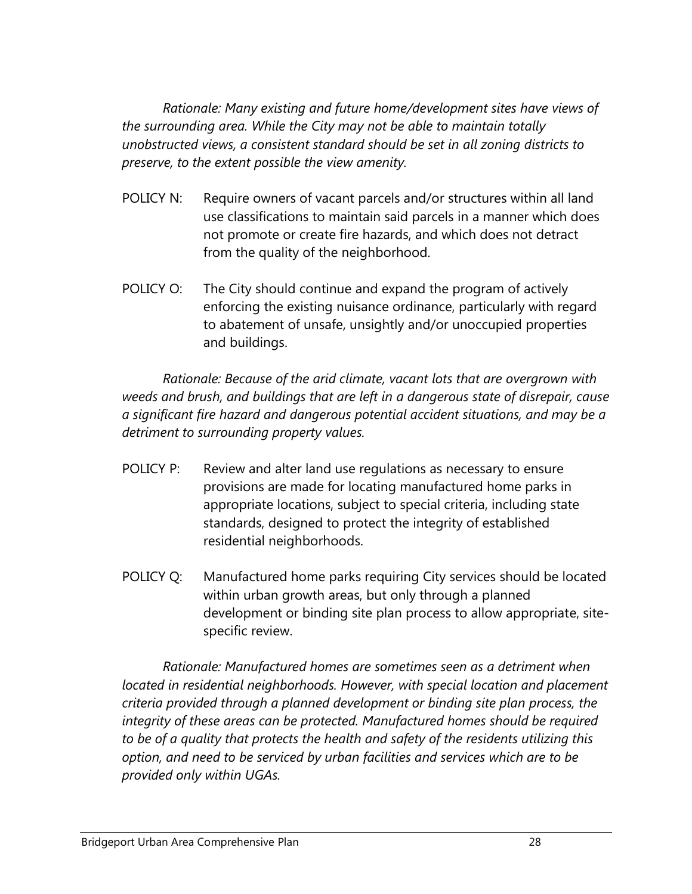*Rationale: Many existing and future home/development sites have views of the surrounding area. While the City may not be able to maintain totally unobstructed views, a consistent standard should be set in all zoning districts to preserve, to the extent possible the view amenity.*

POLICY N: Require owners of vacant parcels and/or structures within all land use classifications to maintain said parcels in a manner which does not promote or create fire hazards, and which does not detract from the quality of the neighborhood.

POLICY O: The City should continue and expand the program of actively enforcing the existing nuisance ordinance, particularly with regard to abatement of unsafe, unsightly and/or unoccupied properties and buildings.

*Rationale: Because of the arid climate, vacant lots that are overgrown with weeds and brush, and buildings that are left in a dangerous state of disrepair, cause a significant fire hazard and dangerous potential accident situations, and may be a detriment to surrounding property values.*

POLICY P: Review and alter land use regulations as necessary to ensure provisions are made for locating manufactured home parks in appropriate locations, subject to special criteria, including state standards, designed to protect the integrity of established residential neighborhoods.

POLICY Q: Manufactured home parks requiring City services should be located within urban growth areas, but only through a planned development or binding site plan process to allow appropriate, site-specific review.

*Rationale: Manufactured homes are sometimes seen as a detriment when located in residential neighborhoods. However, with special location and placement criteria provided through a planned development or binding site plan process, the integrity of these areas can be protected. Manufactured homes should be required to be of a quality that protects the health and safety of the residents utilizing this option, and need to be serviced by urban facilities and services which are to be provided only within UGAs.*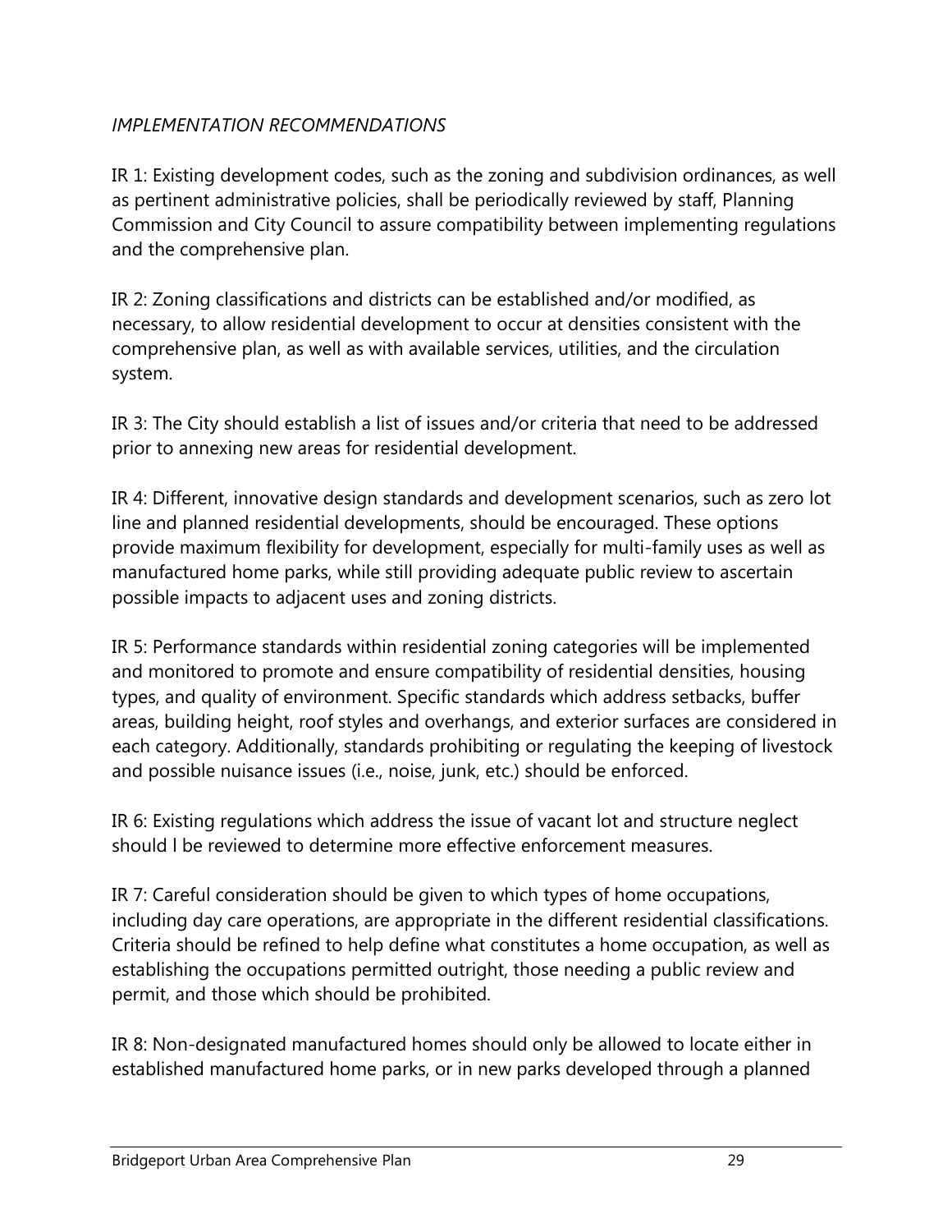*IMPLEMENTATION RECOMMENDATIONS*

IR 1: Existing development codes, such as the zoning and subdivision ordinances, as well as pertinent administrative policies, shall be periodically reviewed by staff, Planning Commission and City Council to assure compatibility between implementing regulations and the comprehensive plan.

IR 2: Zoning classifications and districts can be established and/or modified, as necessary, to allow residential development to occur at densities consistent with the comprehensive plan, as well as with available services, utilities, and the circulation system.

IR 3: The City should establish a list of issues and/or criteria that need to be addressed prior to annexing new areas for residential development.

IR 4: Different, innovative design standards and development scenarios, such as zero lot line and planned residential developments, should be encouraged. These options provide maximum flexibility for development, especially for multi-family uses as well as manufactured home parks, while still providing adequate public review to ascertain possible impacts to adjacent uses and zoning districts.

IR 5: Performance standards within residential zoning categories will be implemented and monitored to promote and ensure compatibility of residential densities, housing types, and quality of environment. Specific standards which address setbacks, buffer areas, building height, roof styles and overhangs, and exterior surfaces are considered in each category. Additionally, standards prohibiting or regulating the keeping of livestock and possible nuisance issues (i.e., noise, junk, etc.) should be enforced.

IR 6: Existing regulations which address the issue of vacant lot and structure neglect should l be reviewed to determine more effective enforcement measures.

IR 7: Careful consideration should be given to which types of home occupations, including day care operations, are appropriate in the different residential classifications. Criteria should be refined to help define what constitutes a home occupation, as well as establishing the occupations permitted outright, those needing a public review and permit, and those which should be prohibited.

IR 8: Non-designated manufactured homes should only be allowed to locate either in established manufactured home parks, or in new parks developed through a planned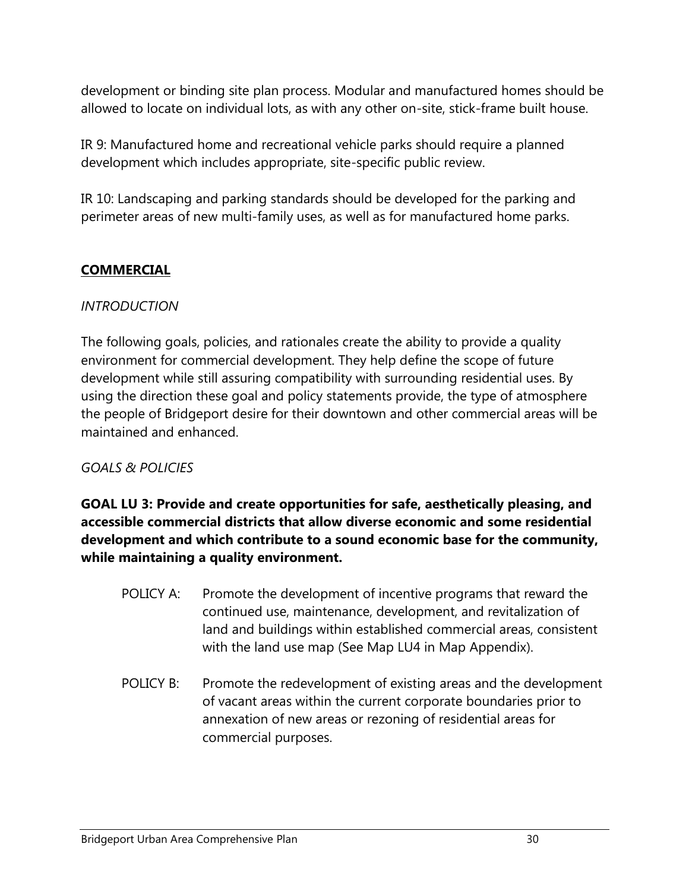development or binding site plan process. Modular and manufactured homes should be allowed to locate on individual lots, as with any other on-site, stick-frame built house.

IR 9: Manufactured home and recreational vehicle parks should require a planned development which includes appropriate, site-specific public review.

IR 10: Landscaping and parking standards should be developed for the parking and perimeter areas of new multi-family uses, as well as for manufactured home parks.

## COMMERCIAL

*INTRODUCTION*

The following goals, policies, and rationales create the ability to provide a quality environment for commercial development. They help define the scope of future development while still assuring compatibility with surrounding residential uses. By using the direction these goal and policy statements provide, the type of atmosphere the people of Bridgeport desire for their downtown and other commercial areas will be maintained and enhanced.

*GOALS & POLICIES*

**GOAL LU 3: Provide and create opportunities for safe, aesthetically pleasing, and accessible commercial districts that allow diverse economic and some residential development and which contribute to a sound economic base for the community, while maintaining a quality environment.**

POLICY A: Promote the development of incentive programs that reward the continued use, maintenance, development, and revitalization of land and buildings within established commercial areas, consistent with the land use map (See Map LU4 in Map Appendix).

POLICY B: Promote the redevelopment of existing areas and the development of vacant areas within the current corporate boundaries prior to annexation of new areas or rezoning of residential areas for commercial purposes.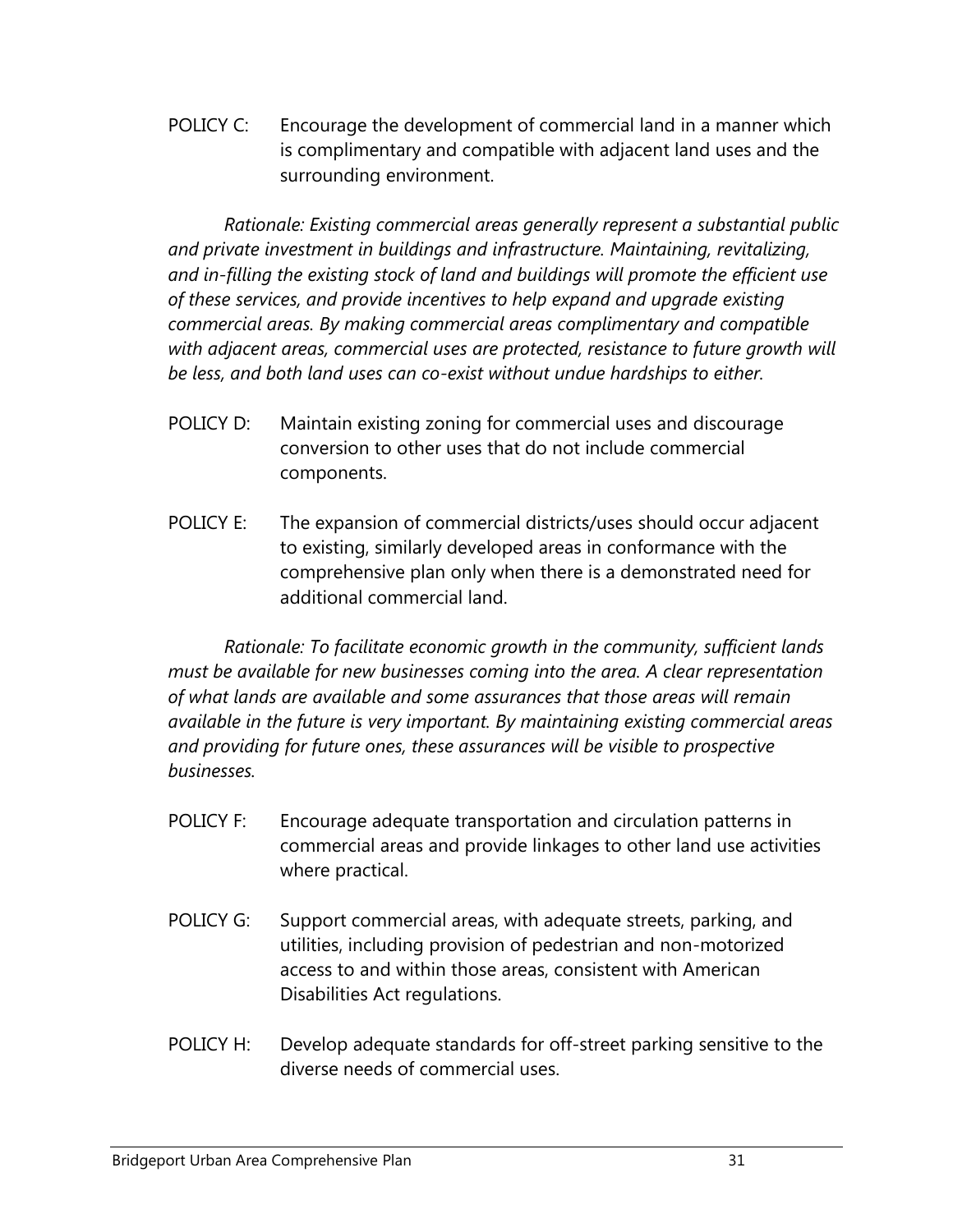POLICY C: Encourage the development of commercial land in a manner which is complimentary and compatible with adjacent land uses and the surrounding environment.

*Rationale: Existing commercial areas generally represent a substantial public and private investment in buildings and infrastructure. Maintaining, revitalizing, and in-filling the existing stock of land and buildings will promote the efficient use of these services, and provide incentives to help expand and upgrade existing commercial areas. By making commercial areas complimentary and compatible with adjacent areas, commercial uses are protected, resistance to future growth will be less, and both land uses can co-exist without undue hardships to either.*

POLICY D: Maintain existing zoning for commercial uses and discourage conversion to other uses that do not include commercial components.

POLICY E: The expansion of commercial districts/uses should occur adjacent to existing, similarly developed areas in conformance with the comprehensive plan only when there is a demonstrated need for additional commercial land.

*Rationale: To facilitate economic growth in the community, sufficient lands must be available for new businesses coming into the area. A clear representation of what lands are available and some assurances that those areas will remain available in the future is very important. By maintaining existing commercial areas and providing for future ones, these assurances will be visible to prospective businesses.*

POLICY F: Encourage adequate transportation and circulation patterns in commercial areas and provide linkages to other land use activities where practical.

POLICY G: Support commercial areas, with adequate streets, parking, and utilities, including provision of pedestrian and non-motorized access to and within those areas, consistent with American Disabilities Act regulations.

POLICY H: Develop adequate standards for off-street parking sensitive to the diverse needs of commercial uses.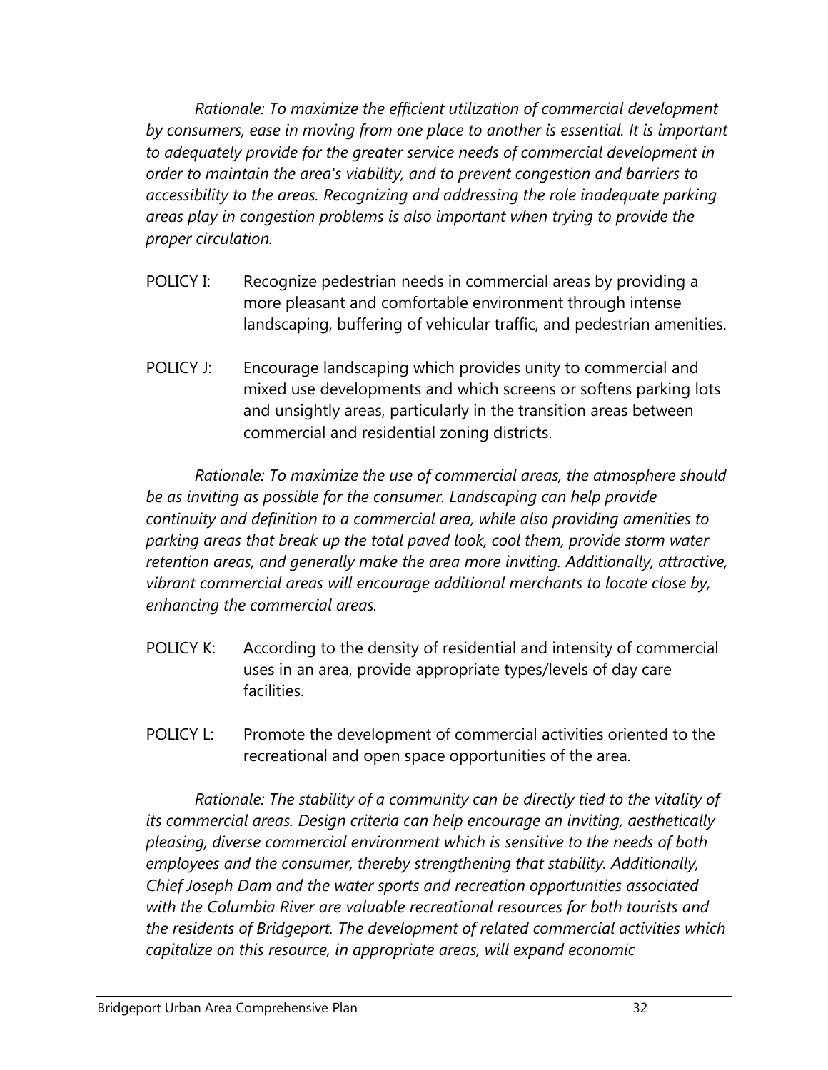*Rationale: To maximize the efficient utilization of commercial development by consumers, ease in moving from one place to another is essential. It is important to adequately provide for the greater service needs of commercial development in order to maintain the area's viability, and to prevent congestion and barriers to accessibility to the areas. Recognizing and addressing the role inadequate parking areas play in congestion problems is also important when trying to provide the proper circulation.*

POLICY I: Recognize pedestrian needs in commercial areas by providing a more pleasant and comfortable environment through intense landscaping, buffering of vehicular traffic, and pedestrian amenities.

POLICY J: Encourage landscaping which provides unity to commercial and mixed use developments and which screens or softens parking lots and unsightly areas, particularly in the transition areas between commercial and residential zoning districts.

*Rationale: To maximize the use of commercial areas, the atmosphere should be as inviting as possible for the consumer. Landscaping can help provide continuity and definition to a commercial area, while also providing amenities to parking areas that break up the total paved look, cool them, provide storm water retention areas, and generally make the area more inviting. Additionally, attractive, vibrant commercial areas will encourage additional merchants to locate close by, enhancing the commercial areas.*

POLICY K: According to the density of residential and intensity of commercial uses in an area, provide appropriate types/levels of day care facilities.

POLICY L: Promote the development of commercial activities oriented to the recreational and open space opportunities of the area.

*Rationale: The stability of a community can be directly tied to the vitality of its commercial areas. Design criteria can help encourage an inviting, aesthetically pleasing, diverse commercial environment which is sensitive to the needs of both employees and the consumer, thereby strengthening that stability. Additionally, Chief Joseph Dam and the water sports and recreation opportunities associated with the Columbia River are valuable recreational resources for both tourists and the residents of Bridgeport. The development of related commercial activities which capitalize on this resource, in appropriate areas, will expand economic*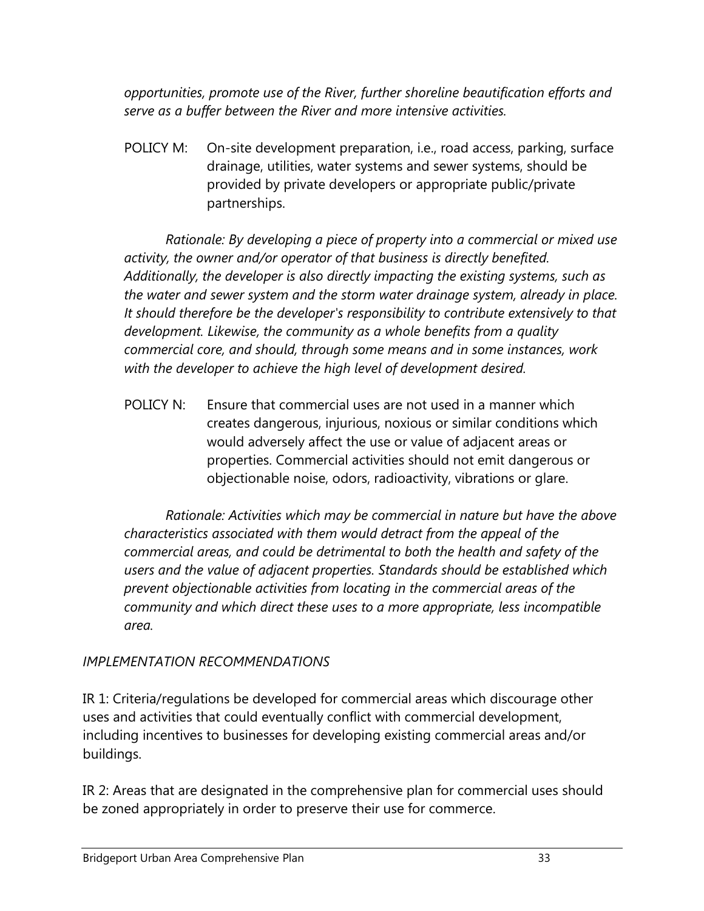*opportunities, promote use of the River, further shoreline beautification efforts and serve as a buffer between the River and more intensive activities.*

POLICY M: On-site development preparation, i.e., road access, parking, surface drainage, utilities, water systems and sewer systems, should be provided by private developers or appropriate public/private partnerships.

*Rationale: By developing a piece of property into a commercial or mixed use activity, the owner and/or operator of that business is directly benefited. Additionally, the developer is also directly impacting the existing systems, such as the water and sewer system and the storm water drainage system, already in place. It should therefore be the developer's responsibility to contribute extensively to that development. Likewise, the community as a whole benefits from a quality commercial core, and should, through some means and in some instances, work with the developer to achieve the high level of development desired.*

POLICY N: Ensure that commercial uses are not used in a manner which creates dangerous, injurious, noxious or similar conditions which would adversely affect the use or value of adjacent areas or properties. Commercial activities should not emit dangerous or objectionable noise, odors, radioactivity, vibrations or glare.

*Rationale: Activities which may be commercial in nature but have the above characteristics associated with them would detract from the appeal of the commercial areas, and could be detrimental to both the health and safety of the users and the value of adjacent properties. Standards should be established which prevent objectionable activities from locating in the commercial areas of the community and which direct these uses to a more appropriate, less incompatible area.*

*IMPLEMENTATION RECOMMENDATIONS*

IR 1: Criteria/regulations be developed for commercial areas which discourage other uses and activities that could eventually conflict with commercial development, including incentives to businesses for developing existing commercial areas and/or buildings.

IR 2: Areas that are designated in the comprehensive plan for commercial uses should be zoned appropriately in order to preserve their use for commerce.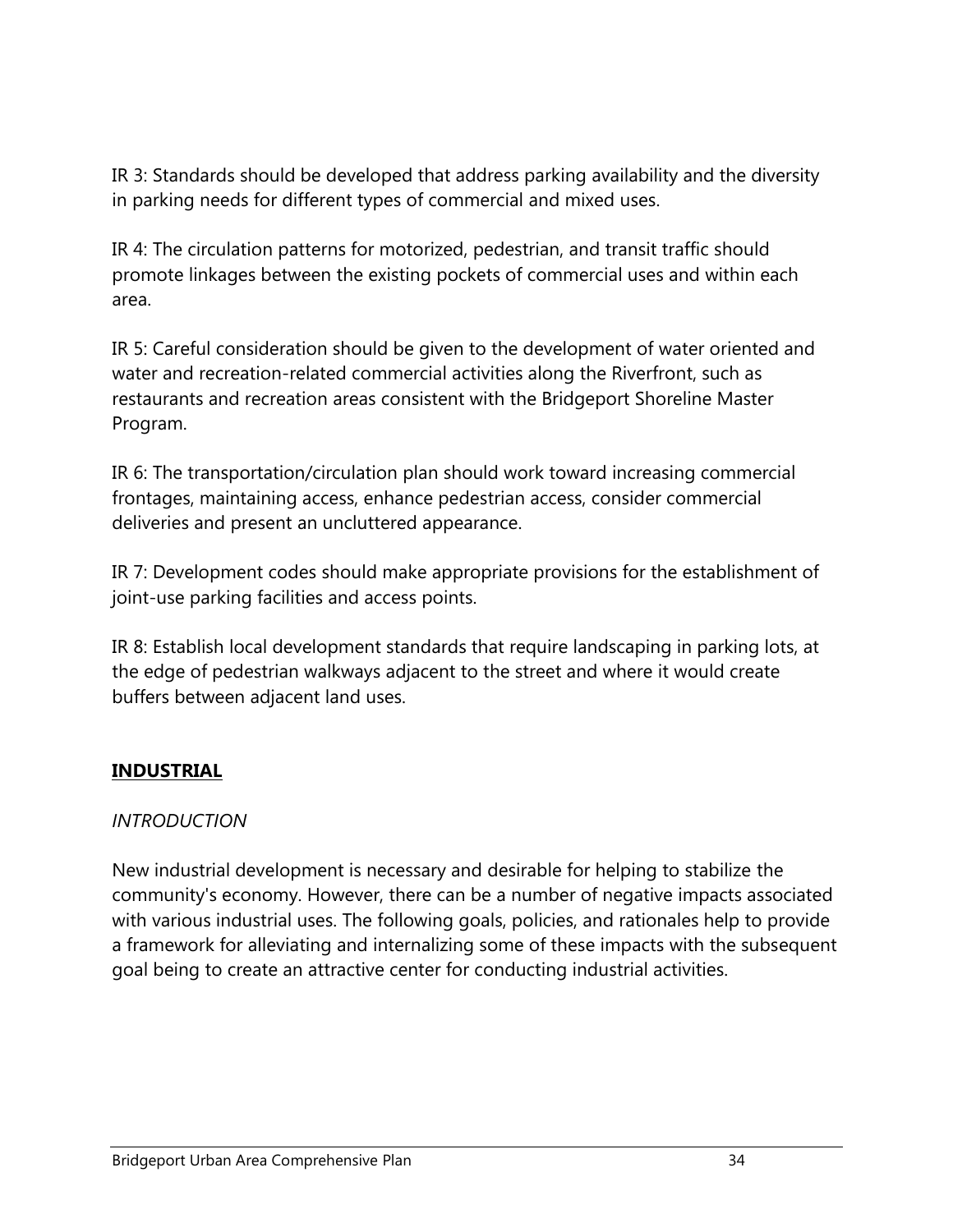IR 3: Standards should be developed that address parking availability and the diversity in parking needs for different types of commercial and mixed uses.

IR 4: The circulation patterns for motorized, pedestrian, and transit traffic should promote linkages between the existing pockets of commercial uses and within each area.

IR 5: Careful consideration should be given to the development of water oriented and water and recreation-related commercial activities along the Riverfront, such as restaurants and recreation areas consistent with the Bridgeport Shoreline Master Program.

IR 6: The transportation/circulation plan should work toward increasing commercial frontages, maintaining access, enhance pedestrian access, consider commercial deliveries and present an uncluttered appearance.

IR 7: Development codes should make appropriate provisions for the establishment of joint-use parking facilities and access points.

IR 8: Establish local development standards that require landscaping in parking lots, at the edge of pedestrian walkways adjacent to the street and where it would create buffers between adjacent land uses.

## **INDUSTRIAL**

### *INTRODUCTION*

New industrial development is necessary and desirable for helping to stabilize the community's economy. However, there can be a number of negative impacts associated with various industrial uses. The following goals, policies, and rationales help to provide a framework for alleviating and internalizing some of these impacts with the subsequent goal being to create an attractive center for conducting industrial activities.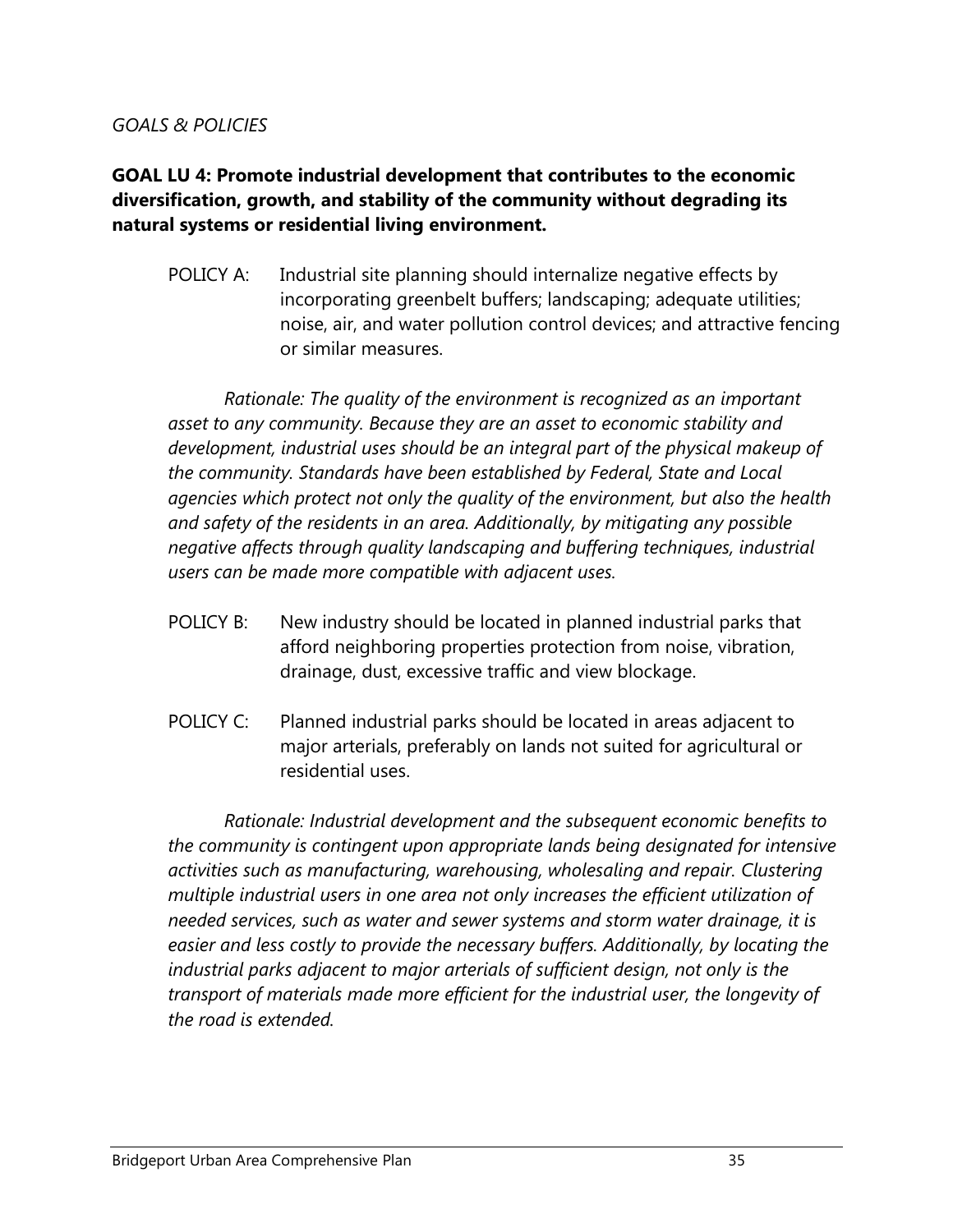*GOALS & POLICIES*

**GOAL LU 4: Promote industrial development that contributes to the economic diversification, growth, and stability of the community without degrading its natural systems or residential living environment.**

POLICY A: Industrial site planning should internalize negative effects by incorporating greenbelt buffers; landscaping; adequate utilities; noise, air, and water pollution control devices; and attractive fencing or similar measures.

*Rationale: The quality of the environment is recognized as an important asset to any community. Because they are an asset to economic stability and development, industrial uses should be an integral part of the physical makeup of the community. Standards have been established by Federal, State and Local agencies which protect not only the quality of the environment, but also the health and safety of the residents in an area. Additionally, by mitigating any possible negative affects through quality landscaping and buffering techniques, industrial users can be made more compatible with adjacent uses.*

POLICY B: New industry should be located in planned industrial parks that afford neighboring properties protection from noise, vibration, drainage, dust, excessive traffic and view blockage.

POLICY C: Planned industrial parks should be located in areas adjacent to major arterials, preferably on lands not suited for agricultural or residential uses.

*Rationale: Industrial development and the subsequent economic benefits to the community is contingent upon appropriate lands being designated for intensive activities such as manufacturing, warehousing, wholesaling and repair. Clustering multiple industrial users in one area not only increases the efficient utilization of needed services, such as water and sewer systems and storm water drainage, it is easier and less costly to provide the necessary buffers. Additionally, by locating the industrial parks adjacent to major arterials of sufficient design, not only is the transport of materials made more efficient for the industrial user, the longevity of the road is extended.*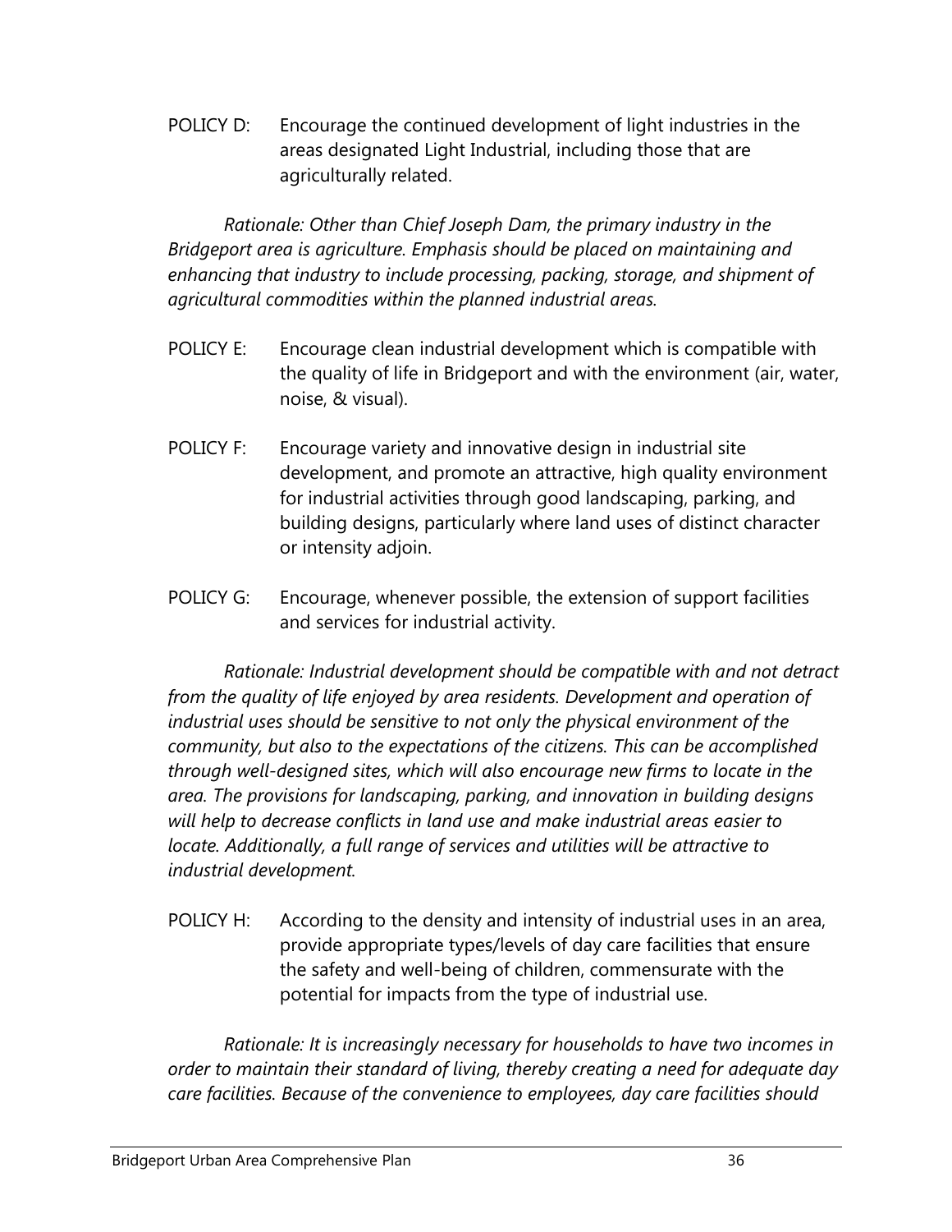POLICY D: Encourage the continued development of light industries in the areas designated Light Industrial, including those that are agriculturally related.

*Rationale: Other than Chief Joseph Dam, the primary industry in the Bridgeport area is agriculture. Emphasis should be placed on maintaining and enhancing that industry to include processing, packing, storage, and shipment of agricultural commodities within the planned industrial areas.*

POLICY E: Encourage clean industrial development which is compatible with the quality of life in Bridgeport and with the environment (air, water, noise, & visual).

POLICY F: Encourage variety and innovative design in industrial site development, and promote an attractive, high quality environment for industrial activities through good landscaping, parking, and building designs, particularly where land uses of distinct character or intensity adjoin.

POLICY G: Encourage, whenever possible, the extension of support facilities and services for industrial activity.

*Rationale: Industrial development should be compatible with and not detract from the quality of life enjoyed by area residents. Development and operation of industrial uses should be sensitive to not only the physical environment of the community, but also to the expectations of the citizens. This can be accomplished through well-designed sites, which will also encourage new firms to locate in the area. The provisions for landscaping, parking, and innovation in building designs will help to decrease conflicts in land use and make industrial areas easier to locate. Additionally, a full range of services and utilities will be attractive to industrial development.*

POLICY H: According to the density and intensity of industrial uses in an area, provide appropriate types/levels of day care facilities that ensure the safety and well-being of children, commensurate with the potential for impacts from the type of industrial use.

*Rationale: It is increasingly necessary for households to have two incomes in order to maintain their standard of living, thereby creating a need for adequate day care facilities. Because of the convenience to employees, day care facilities should*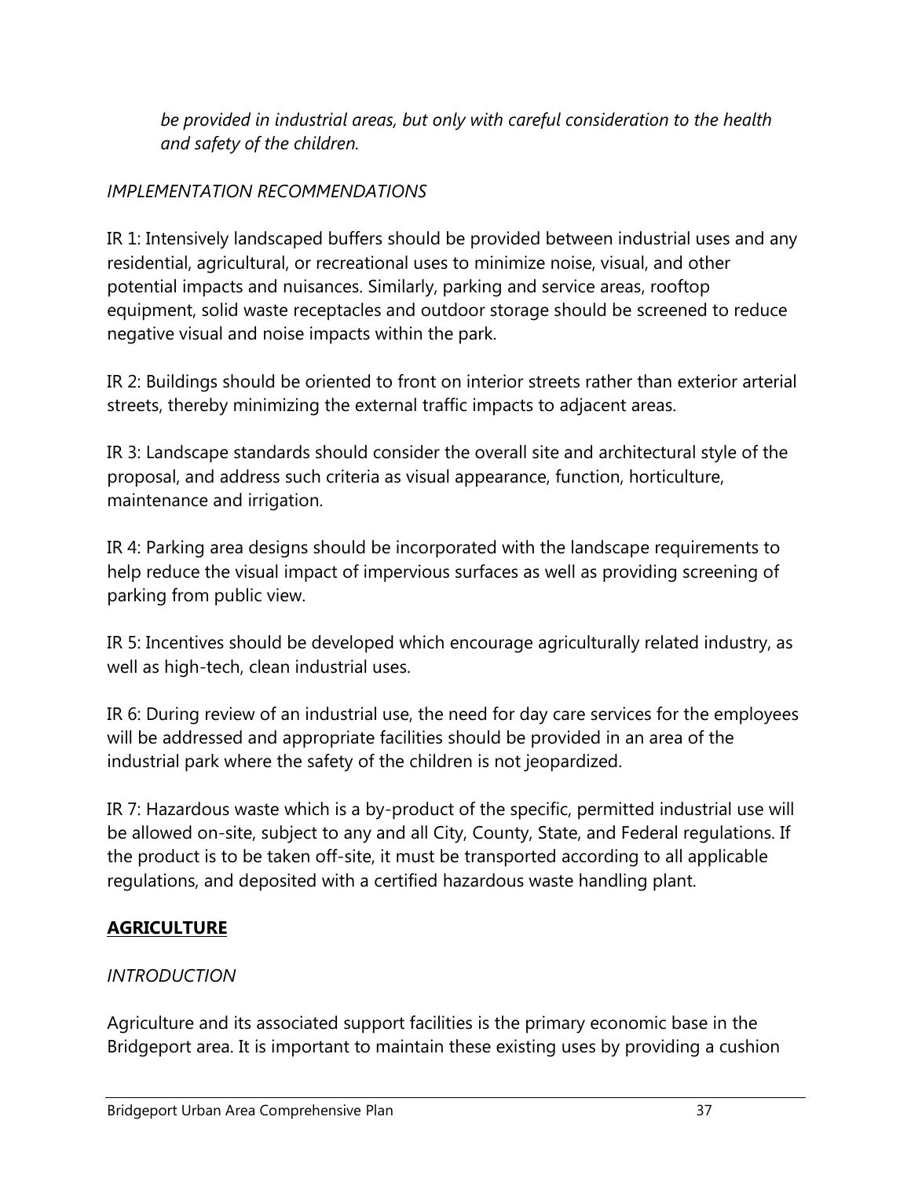*be provided in industrial areas, but only with careful consideration to the health and safety of the children.*

*IMPLEMENTATION RECOMMENDATIONS*

IR 1: Intensively landscaped buffers should be provided between industrial uses and any residential, agricultural, or recreational uses to minimize noise, visual, and other potential impacts and nuisances. Similarly, parking and service areas, rooftop equipment, solid waste receptacles and outdoor storage should be screened to reduce negative visual and noise impacts within the park.

IR 2: Buildings should be oriented to front on interior streets rather than exterior arterial streets, thereby minimizing the external traffic impacts to adjacent areas.

IR 3: Landscape standards should consider the overall site and architectural style of the proposal, and address such criteria as visual appearance, function, horticulture, maintenance and irrigation.

IR 4: Parking area designs should be incorporated with the landscape requirements to help reduce the visual impact of impervious surfaces as well as providing screening of parking from public view.

IR 5: Incentives should be developed which encourage agriculturally related industry, as well as high-tech, clean industrial uses.

IR 6: During review of an industrial use, the need for day care services for the employees will be addressed and appropriate facilities should be provided in an area of the industrial park where the safety of the children is not jeopardized.

IR 7: Hazardous waste which is a by-product of the specific, permitted industrial use will be allowed on-site, subject to any and all City, County, State, and Federal regulations. If the product is to be taken off-site, it must be transported according to all applicable regulations, and deposited with a certified hazardous waste handling plant.

## **AGRICULTURE**

*INTRODUCTION*

Agriculture and its associated support facilities is the primary economic base in the Bridgeport area. It is important to maintain these existing uses by providing a cushion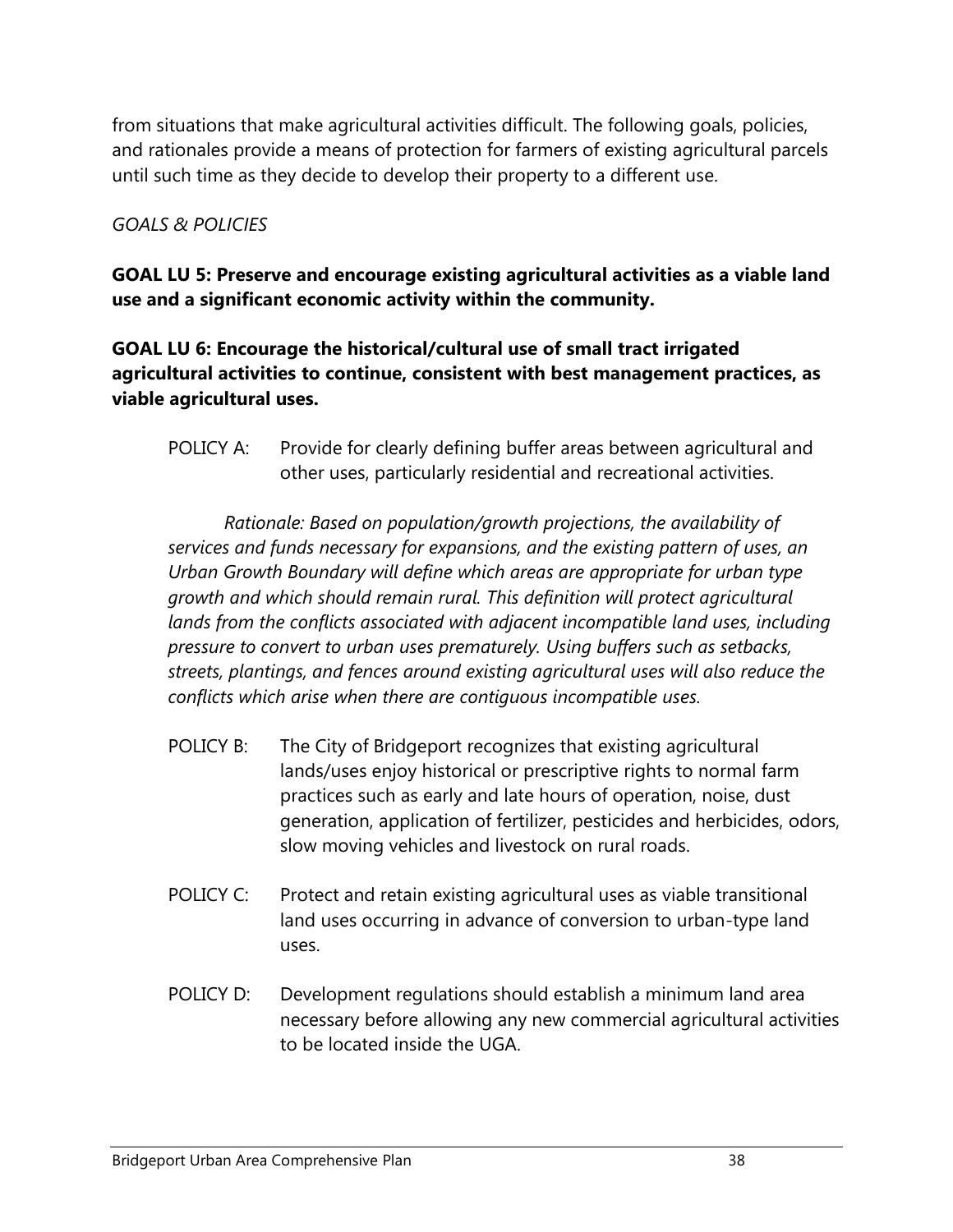from situations that make agricultural activities difficult. The following goals, policies, and rationales provide a means of protection for farmers of existing agricultural parcels until such time as they decide to develop their property to a different use.

*GOALS & POLICIES*

**GOAL LU 5: Preserve and encourage existing agricultural activities as a viable land use and a significant economic activity within the community.**

**GOAL LU 6: Encourage the historical/cultural use of small tract irrigated agricultural activities to continue, consistent with best management practices, as viable agricultural uses.**

POLICY A: Provide for clearly defining buffer areas between agricultural and other uses, particularly residential and recreational activities.

*Rationale: Based on population/growth projections, the availability of services and funds necessary for expansions, and the existing pattern of uses, an Urban Growth Boundary will define which areas are appropriate for urban type growth and which should remain rural. This definition will protect agricultural lands from the conflicts associated with adjacent incompatible land uses, including pressure to convert to urban uses prematurely. Using buffers such as setbacks, streets, plantings, and fences around existing agricultural uses will also reduce the conflicts which arise when there are contiguous incompatible uses.*

POLICY B: The City of Bridgeport recognizes that existing agricultural lands/uses enjoy historical or prescriptive rights to normal farm practices such as early and late hours of operation, noise, dust generation, application of fertilizer, pesticides and herbicides, odors, slow moving vehicles and livestock on rural roads.

POLICY C: Protect and retain existing agricultural uses as viable transitional land uses occurring in advance of conversion to urban-type land uses.

POLICY D: Development regulations should establish a minimum land area necessary before allowing any new commercial agricultural activities to be located inside the UGA.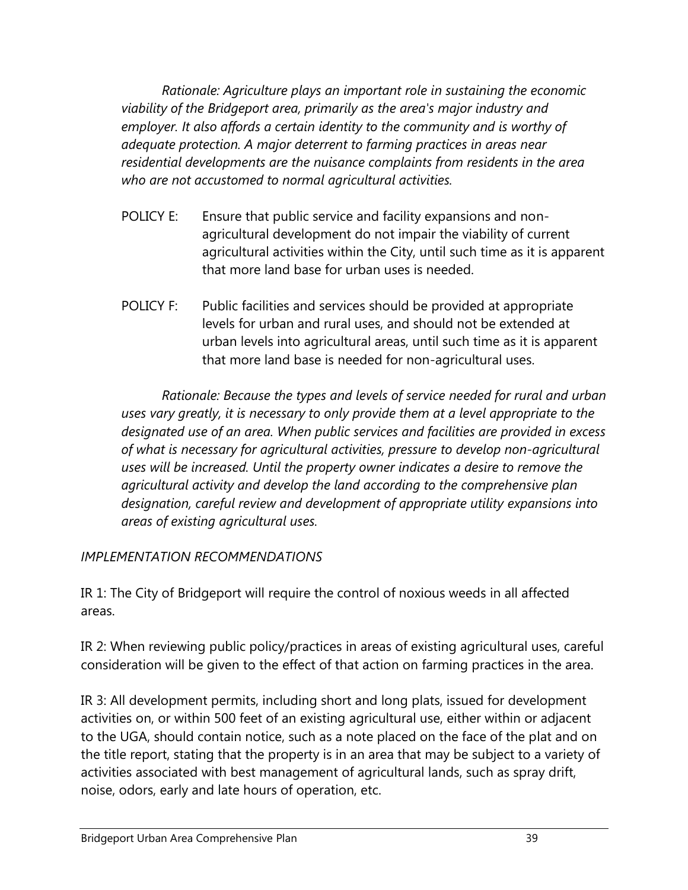*Rationale: Agriculture plays an important role in sustaining the economic viability of the Bridgeport area, primarily as the area's major industry and employer. It also affords a certain identity to the community and is worthy of adequate protection. A major deterrent to farming practices in areas near residential developments are the nuisance complaints from residents in the area who are not accustomed to normal agricultural activities.*

POLICY E: Ensure that public service and facility expansions and non-agricultural development do not impair the viability of current agricultural activities within the City, until such time as it is apparent that more land base for urban uses is needed.

POLICY F: Public facilities and services should be provided at appropriate levels for urban and rural uses, and should not be extended at urban levels into agricultural areas, until such time as it is apparent that more land base is needed for non-agricultural uses.

*Rationale: Because the types and levels of service needed for rural and urban uses vary greatly, it is necessary to only provide them at a level appropriate to the designated use of an area. When public services and facilities are provided in excess of what is necessary for agricultural activities, pressure to develop non-agricultural uses will be increased. Until the property owner indicates a desire to remove the agricultural activity and develop the land according to the comprehensive plan designation, careful review and development of appropriate utility expansions into areas of existing agricultural uses.*

*IMPLEMENTATION RECOMMENDATIONS*

IR 1: The City of Bridgeport will require the control of noxious weeds in all affected areas.

IR 2: When reviewing public policy/practices in areas of existing agricultural uses, careful consideration will be given to the effect of that action on farming practices in the area.

IR 3: All development permits, including short and long plats, issued for development activities on, or within 500 feet of an existing agricultural use, either within or adjacent to the UGA, should contain notice, such as a note placed on the face of the plat and on the title report, stating that the property is in an area that may be subject to a variety of activities associated with best management of agricultural lands, such as spray drift, noise, odors, early and late hours of operation, etc.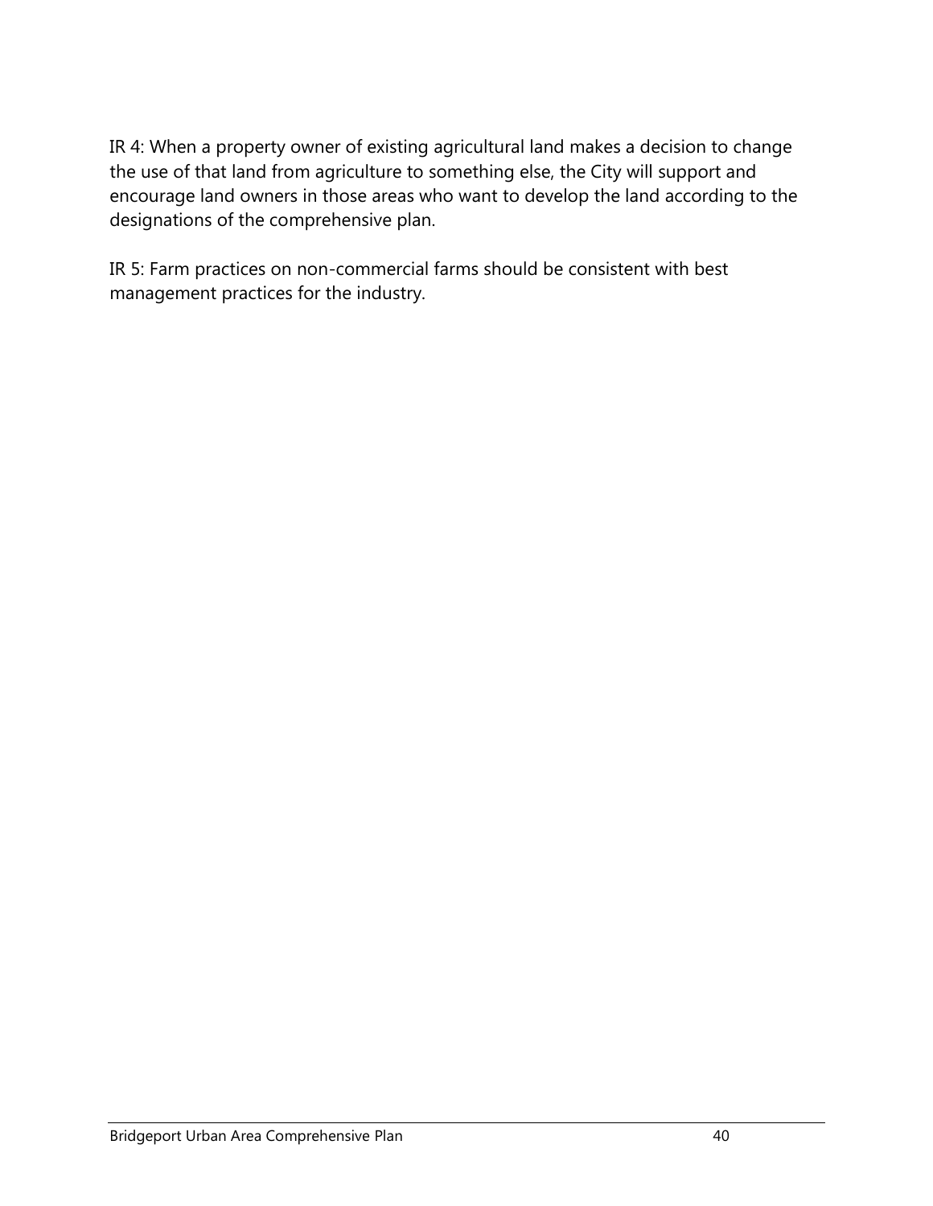IR 4: When a property owner of existing agricultural land makes a decision to change the use of that land from agriculture to something else, the City will support and encourage land owners in those areas who want to develop the land according to the designations of the comprehensive plan.

IR 5: Farm practices on non-commercial farms should be consistent with best management practices for the industry.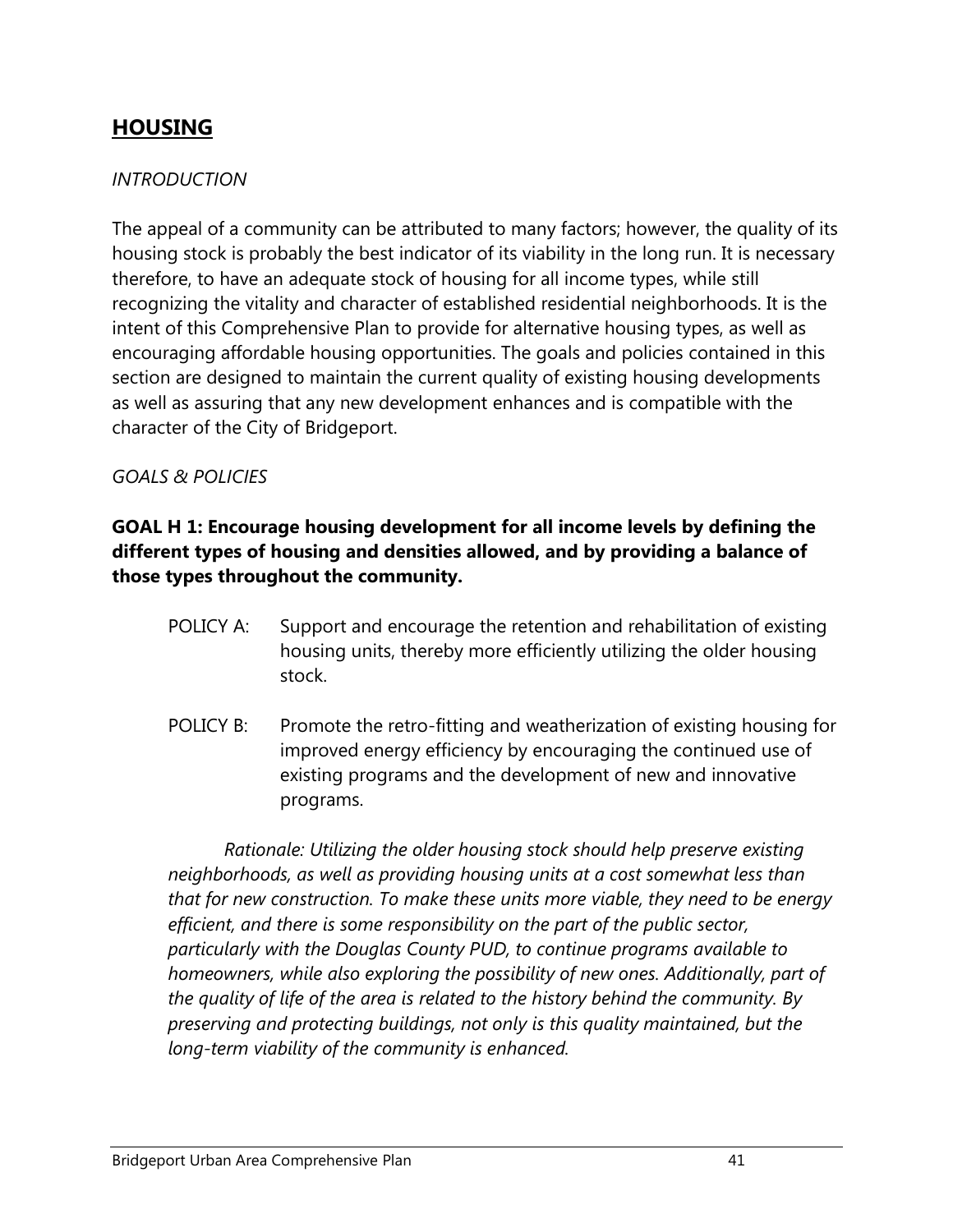## **HOUSING**

*INTRODUCTION*

The appeal of a community can be attributed to many factors; however, the quality of its housing stock is probably the best indicator of its viability in the long run. It is necessary therefore, to have an adequate stock of housing for all income types, while still recognizing the vitality and character of established residential neighborhoods. It is the intent of this Comprehensive Plan to provide for alternative housing types, as well as encouraging affordable housing opportunities. The goals and policies contained in this section are designed to maintain the current quality of existing housing developments as well as assuring that any new development enhances and is compatible with the character of the City of Bridgeport.

*GOALS & POLICIES*

**GOAL H 1: Encourage housing development for all income levels by defining the different types of housing and densities allowed, and by providing a balance of those types throughout the community.**

POLICY A: Support and encourage the retention and rehabilitation of existing housing units, thereby more efficiently utilizing the older housing stock.

POLICY B: Promote the retro-fitting and weatherization of existing housing for improved energy efficiency by encouraging the continued use of existing programs and the development of new and innovative programs.

*Rationale: Utilizing the older housing stock should help preserve existing neighborhoods, as well as providing housing units at a cost somewhat less than that for new construction. To make these units more viable, they need to be energy efficient, and there is some responsibility on the part of the public sector, particularly with the Douglas County PUD, to continue programs available to homeowners, while also exploring the possibility of new ones. Additionally, part of the quality of life of the area is related to the history behind the community. By preserving and protecting buildings, not only is this quality maintained, but the long-term viability of the community is enhanced.*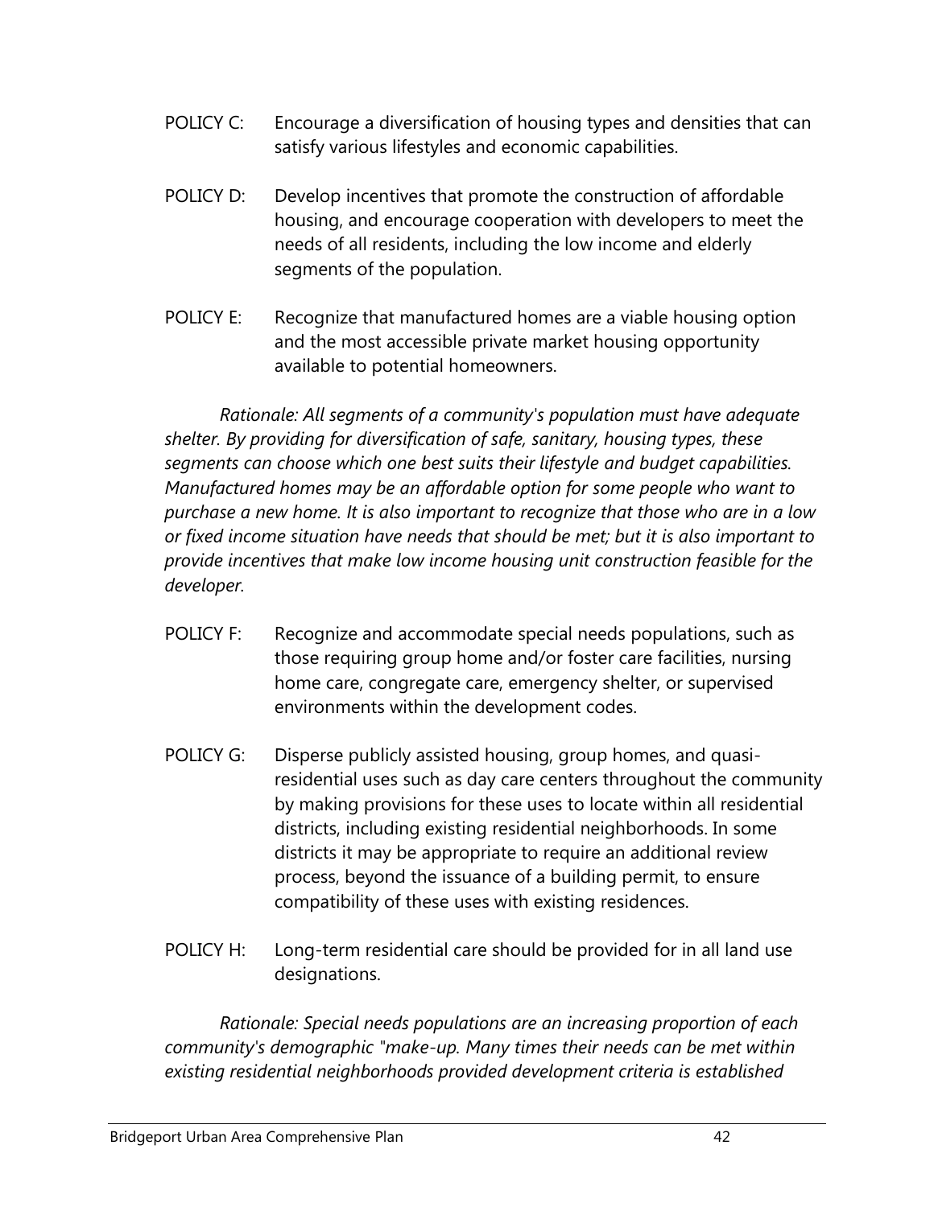POLICY C: Encourage a diversification of housing types and densities that can satisfy various lifestyles and economic capabilities.

POLICY D: Develop incentives that promote the construction of affordable housing, and encourage cooperation with developers to meet the needs of all residents, including the low income and elderly segments of the population.

POLICY E: Recognize that manufactured homes are a viable housing option and the most accessible private market housing opportunity available to potential homeowners.

*Rationale: All segments of a community's population must have adequate shelter. By providing for diversification of safe, sanitary, housing types, these segments can choose which one best suits their lifestyle and budget capabilities. Manufactured homes may be an affordable option for some people who want to purchase a new home. It is also important to recognize that those who are in a low or fixed income situation have needs that should be met; but it is also important to provide incentives that make low income housing unit construction feasible for the developer.*

POLICY F: Recognize and accommodate special needs populations, such as those requiring group home and/or foster care facilities, nursing home care, congregate care, emergency shelter, or supervised environments within the development codes.

POLICY G: Disperse publicly assisted housing, group homes, and quasi-residential uses such as day care centers throughout the community by making provisions for these uses to locate within all residential districts, including existing residential neighborhoods. In some districts it may be appropriate to require an additional review process, beyond the issuance of a building permit, to ensure compatibility of these uses with existing residences.

POLICY H: Long-term residential care should be provided for in all land use designations.

*Rationale: Special needs populations are an increasing proportion of each community's demographic "make-up. Many times their needs can be met within existing residential neighborhoods provided development criteria is established*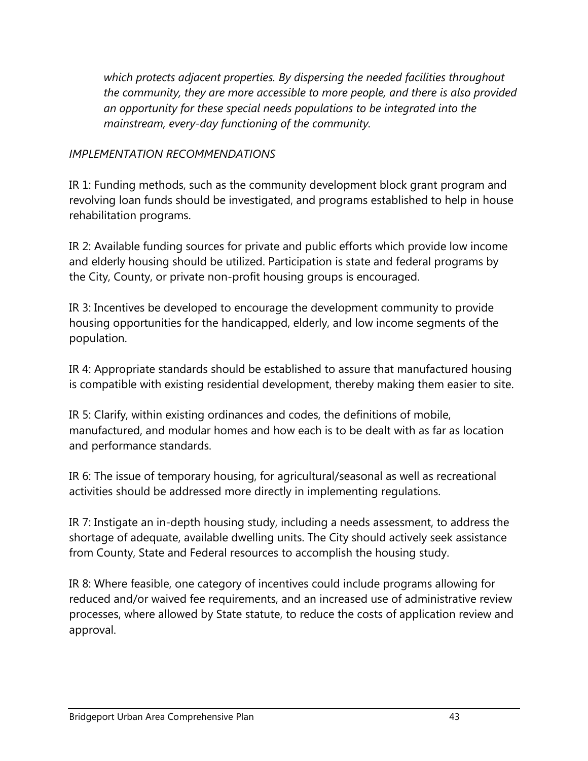*which protects adjacent properties. By dispersing the needed facilities throughout the community, they are more accessible to more people, and there is also provided an opportunity for these special needs populations to be integrated into the mainstream, every-day functioning of the community.*

*IMPLEMENTATION RECOMMENDATIONS*

IR 1: Funding methods, such as the community development block grant program and revolving loan funds should be investigated, and programs established to help in house rehabilitation programs.

IR 2: Available funding sources for private and public efforts which provide low income and elderly housing should be utilized. Participation is state and federal programs by the City, County, or private non-profit housing groups is encouraged.

IR 3: Incentives be developed to encourage the development community to provide housing opportunities for the handicapped, elderly, and low income segments of the population.

IR 4: Appropriate standards should be established to assure that manufactured housing is compatible with existing residential development, thereby making them easier to site.

IR 5: Clarify, within existing ordinances and codes, the definitions of mobile, manufactured, and modular homes and how each is to be dealt with as far as location and performance standards.

IR 6: The issue of temporary housing, for agricultural/seasonal as well as recreational activities should be addressed more directly in implementing regulations.

IR 7: Instigate an in-depth housing study, including a needs assessment, to address the shortage of adequate, available dwelling units. The City should actively seek assistance from County, State and Federal resources to accomplish the housing study.

IR 8: Where feasible, one category of incentives could include programs allowing for reduced and/or waived fee requirements, and an increased use of administrative review processes, where allowed by State statute, to reduce the costs of application review and approval.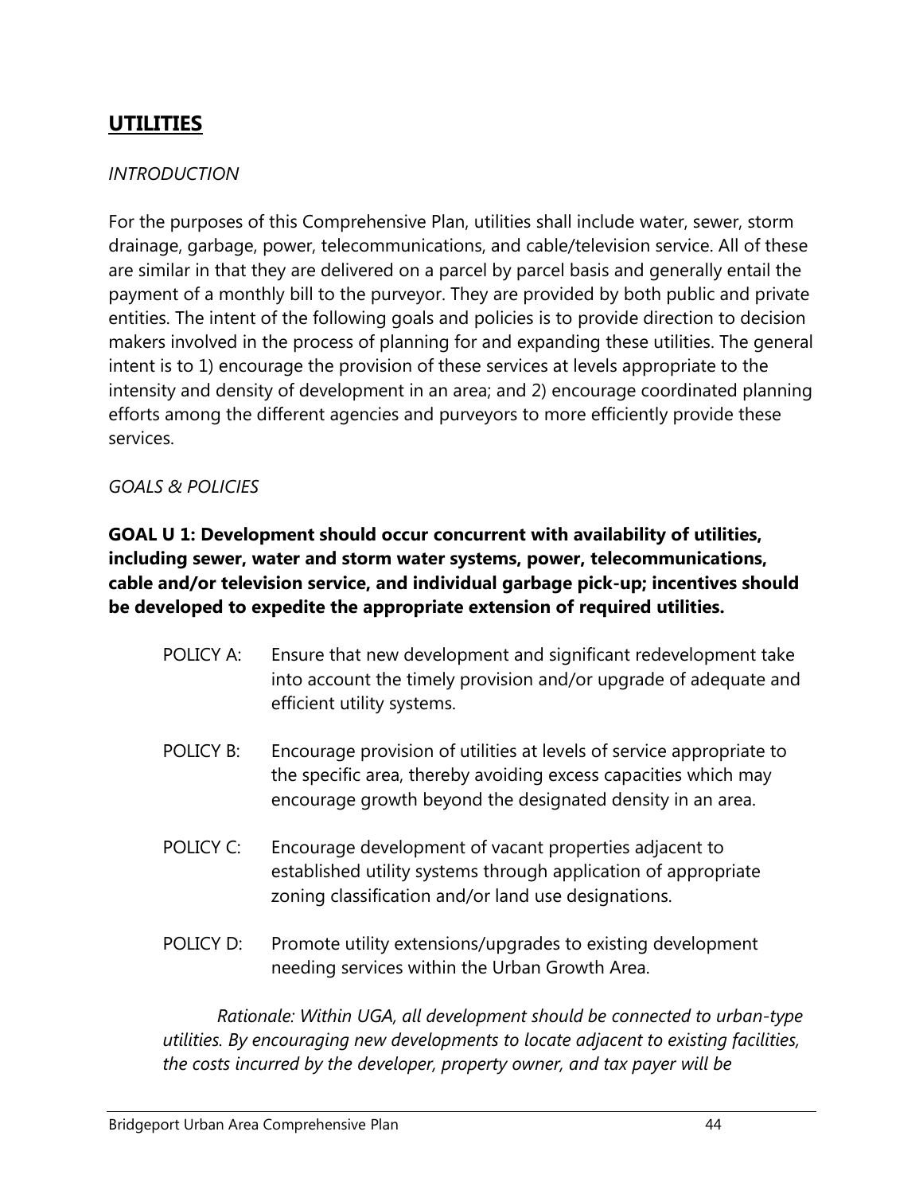## **UTILITIES**

*INTRODUCTION*

For the purposes of this Comprehensive Plan, utilities shall include water, sewer, storm drainage, garbage, power, telecommunications, and cable/television service. All of these are similar in that they are delivered on a parcel by parcel basis and generally entail the payment of a monthly bill to the purveyor. They are provided by both public and private entities. The intent of the following goals and policies is to provide direction to decision makers involved in the process of planning for and expanding these utilities. The general intent is to 1) encourage the provision of these services at levels appropriate to the intensity and density of development in an area; and 2) encourage coordinated planning efforts among the different agencies and purveyors to more efficiently provide these services.

*GOALS & POLICIES*

**GOAL U 1: Development should occur concurrent with availability of utilities, including sewer, water and storm water systems, power, telecommunications, cable and/or television service, and individual garbage pick-up; incentives should be developed to expedite the appropriate extension of required utilities.**

POLICY A: Ensure that new development and significant redevelopment take into account the timely provision and/or upgrade of adequate and efficient utility systems.

POLICY B: Encourage provision of utilities at levels of service appropriate to the specific area, thereby avoiding excess capacities which may encourage growth beyond the designated density in an area.

POLICY C: Encourage development of vacant properties adjacent to established utility systems through application of appropriate zoning classification and/or land use designations.

POLICY D: Promote utility extensions/upgrades to existing development needing services within the Urban Growth Area.

*Rationale: Within UGA, all development should be connected to urban-type utilities. By encouraging new developments to locate adjacent to existing facilities, the costs incurred by the developer, property owner, and tax payer will be*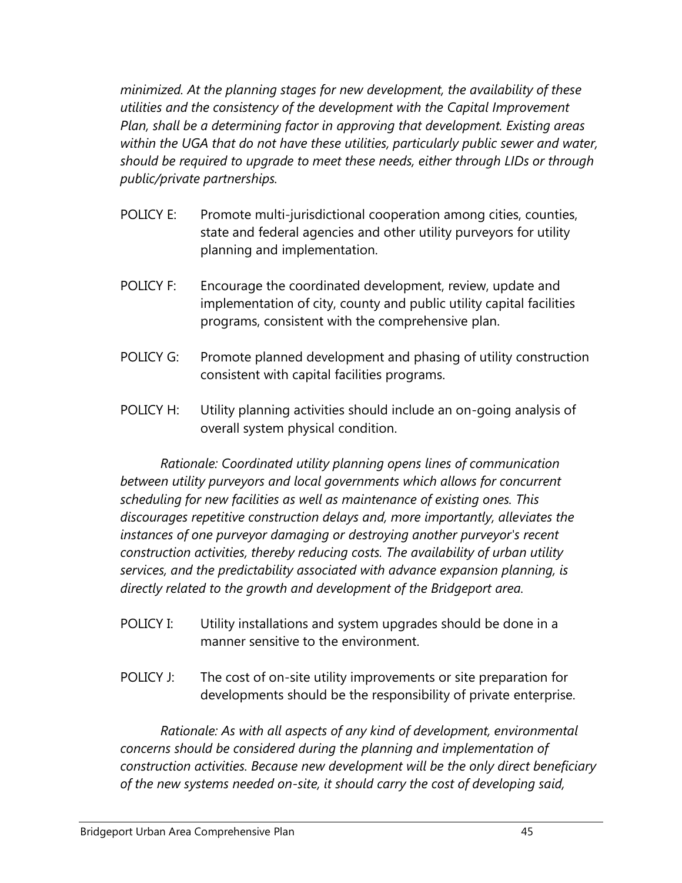*minimized. At the planning stages for new development, the availability of these utilities and the consistency of the development with the Capital Improvement Plan, shall be a determining factor in approving that development. Existing areas within the UGA that do not have these utilities, particularly public sewer and water, should be required to upgrade to meet these needs, either through LIDs or through public/private partnerships.*

POLICY E: Promote multi-jurisdictional cooperation among cities, counties, state and federal agencies and other utility purveyors for utility planning and implementation.

POLICY F: Encourage the coordinated development, review, update and implementation of city, county and public utility capital facilities programs, consistent with the comprehensive plan.

POLICY G: Promote planned development and phasing of utility construction consistent with capital facilities programs.

POLICY H: Utility planning activities should include an on-going analysis of overall system physical condition.

*Rationale: Coordinated utility planning opens lines of communication between utility purveyors and local governments which allows for concurrent scheduling for new facilities as well as maintenance of existing ones. This discourages repetitive construction delays and, more importantly, alleviates the instances of one purveyor damaging or destroying another purveyor's recent construction activities, thereby reducing costs. The availability of urban utility services, and the predictability associated with advance expansion planning, is directly related to the growth and development of the Bridgeport area.*

POLICY I: Utility installations and system upgrades should be done in a manner sensitive to the environment.

POLICY J: The cost of on-site utility improvements or site preparation for developments should be the responsibility of private enterprise.

*Rationale: As with all aspects of any kind of development, environmental concerns should be considered during the planning and implementation of construction activities. Because new development will be the only direct beneficiary of the new systems needed on-site, it should carry the cost of developing said,*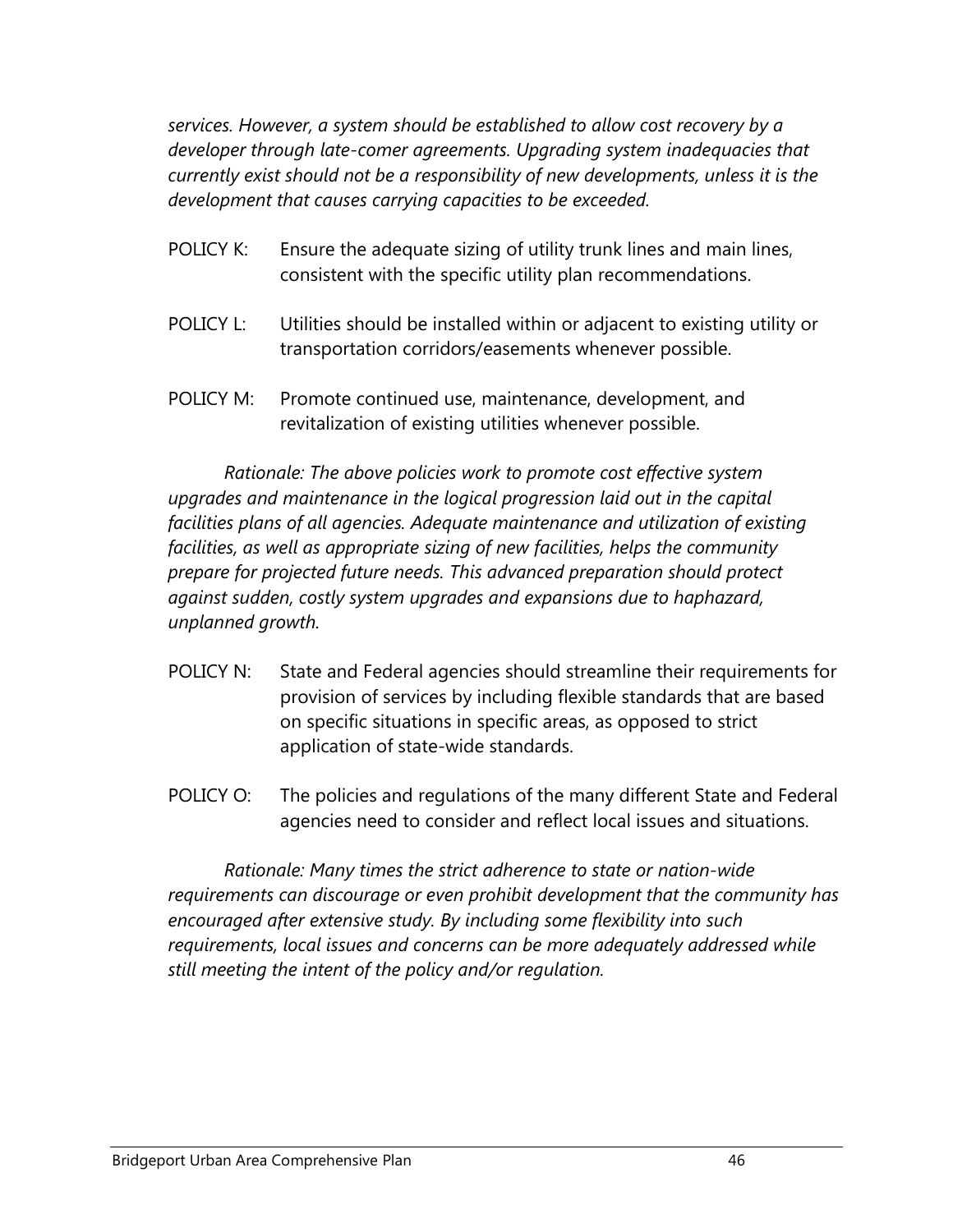*services. However, a system should be established to allow cost recovery by a developer through late-comer agreements. Upgrading system inadequacies that currently exist should not be a responsibility of new developments, unless it is the development that causes carrying capacities to be exceeded.*

POLICY K: Ensure the adequate sizing of utility trunk lines and main lines, consistent with the specific utility plan recommendations.

POLICY L: Utilities should be installed within or adjacent to existing utility or transportation corridors/easements whenever possible.

POLICY M: Promote continued use, maintenance, development, and revitalization of existing utilities whenever possible.

*Rationale: The above policies work to promote cost effective system upgrades and maintenance in the logical progression laid out in the capital facilities plans of all agencies. Adequate maintenance and utilization of existing facilities, as well as appropriate sizing of new facilities, helps the community prepare for projected future needs. This advanced preparation should protect against sudden, costly system upgrades and expansions due to haphazard, unplanned growth.*

POLICY N: State and Federal agencies should streamline their requirements for provision of services by including flexible standards that are based on specific situations in specific areas, as opposed to strict application of state-wide standards.

POLICY O: The policies and regulations of the many different State and Federal agencies need to consider and reflect local issues and situations.

*Rationale: Many times the strict adherence to state or nation-wide requirements can discourage or even prohibit development that the community has encouraged after extensive study. By including some flexibility into such requirements, local issues and concerns can be more adequately addressed while still meeting the intent of the policy and/or regulation.*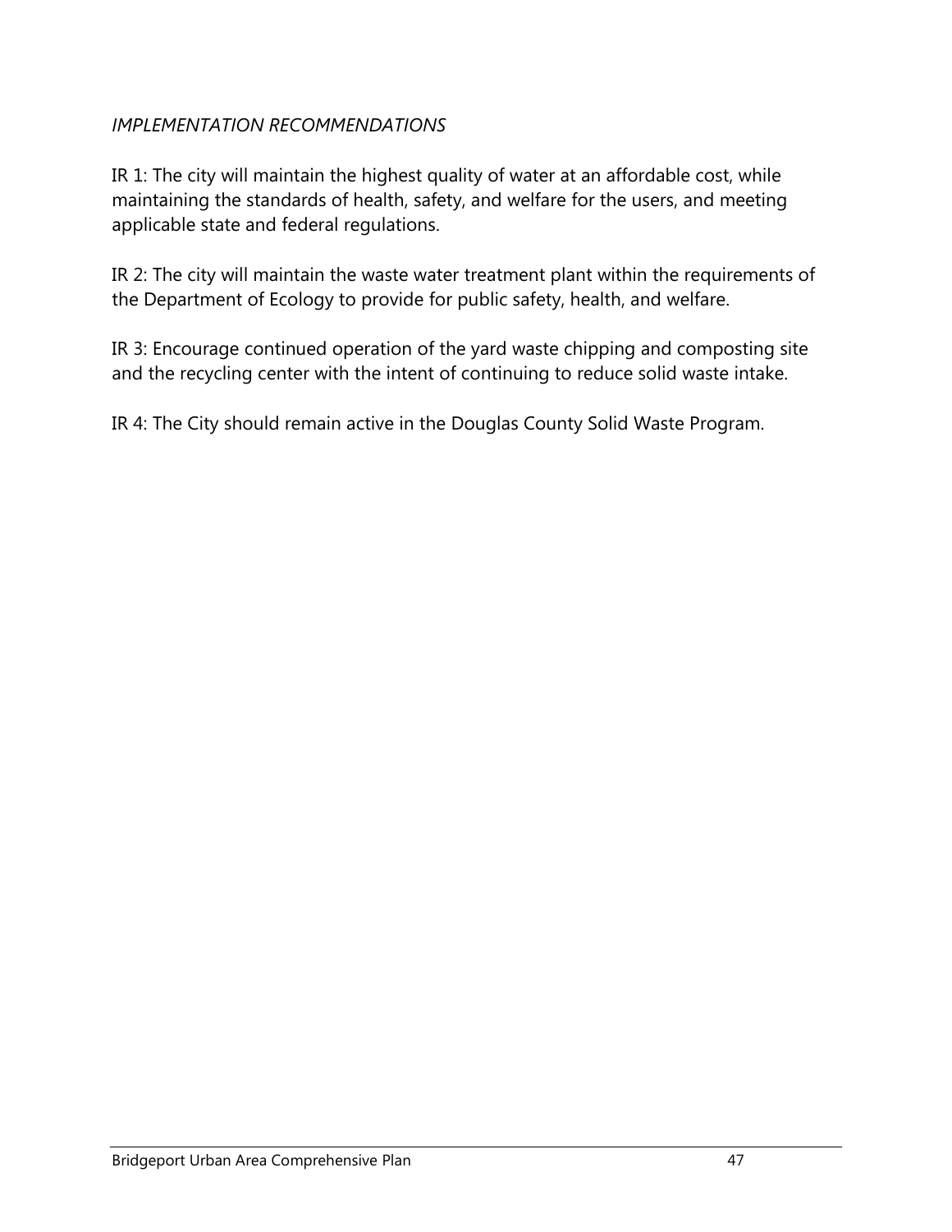*IMPLEMENTATION RECOMMENDATIONS*

IR 1: The city will maintain the highest quality of water at an affordable cost, while maintaining the standards of health, safety, and welfare for the users, and meeting applicable state and federal regulations.

IR 2: The city will maintain the waste water treatment plant within the requirements of the Department of Ecology to provide for public safety, health, and welfare.

IR 3: Encourage continued operation of the yard waste chipping and composting site and the recycling center with the intent of continuing to reduce solid waste intake.

IR 4: The City should remain active in the Douglas County Solid Waste Program.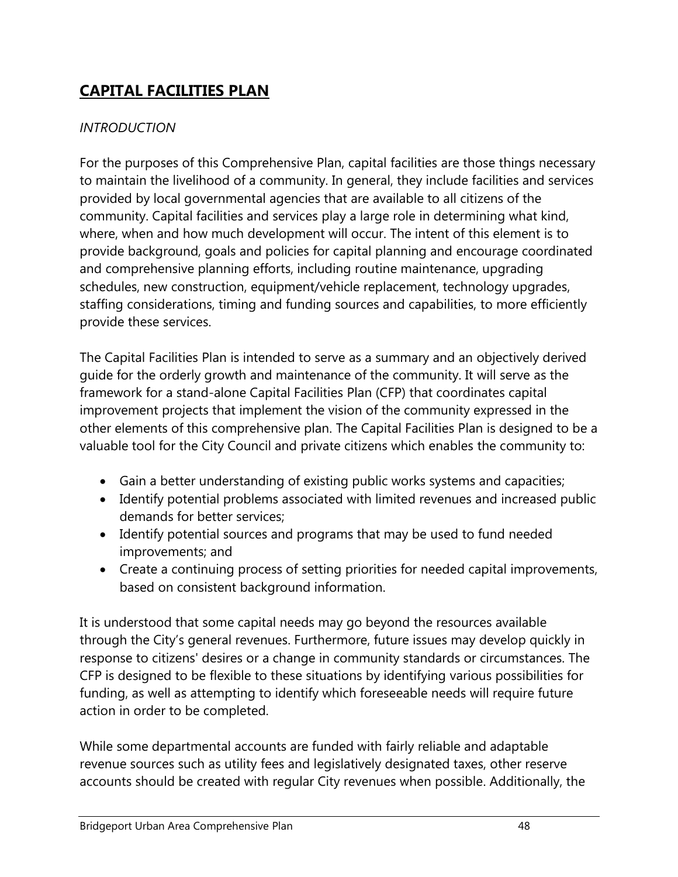## **CAPITAL FACILITIES PLAN**

*INTRODUCTION*

For the purposes of this Comprehensive Plan, capital facilities are those things necessary to maintain the livelihood of a community. In general, they include facilities and services provided by local governmental agencies that are available to all citizens of the community. Capital facilities and services play a large role in determining what kind, where, when and how much development will occur. The intent of this element is to provide background, goals and policies for capital planning and encourage coordinated and comprehensive planning efforts, including routine maintenance, upgrading schedules, new construction, equipment/vehicle replacement, technology upgrades, staffing considerations, timing and funding sources and capabilities, to more efficiently provide these services.

The Capital Facilities Plan is intended to serve as a summary and an objectively derived guide for the orderly growth and maintenance of the community. It will serve as the framework for a stand-alone Capital Facilities Plan (CFP) that coordinates capital improvement projects that implement the vision of the community expressed in the other elements of this comprehensive plan. The Capital Facilities Plan is designed to be a valuable tool for the City Council and private citizens which enables the community to:

- Gain a better understanding of existing public works systems and capacities;
- Identify potential problems associated with limited revenues and increased public demands for better services;
- Identify potential sources and programs that may be used to fund needed improvements; and
- Create a continuing process of setting priorities for needed capital improvements, based on consistent background information.

It is understood that some capital needs may go beyond the resources available through the City's general revenues. Furthermore, future issues may develop quickly in response to citizens' desires or a change in community standards or circumstances. The CFP is designed to be flexible to these situations by identifying various possibilities for funding, as well as attempting to identify which foreseeable needs will require future action in order to be completed.

While some departmental accounts are funded with fairly reliable and adaptable revenue sources such as utility fees and legislatively designated taxes, other reserve accounts should be created with regular City revenues when possible. Additionally, the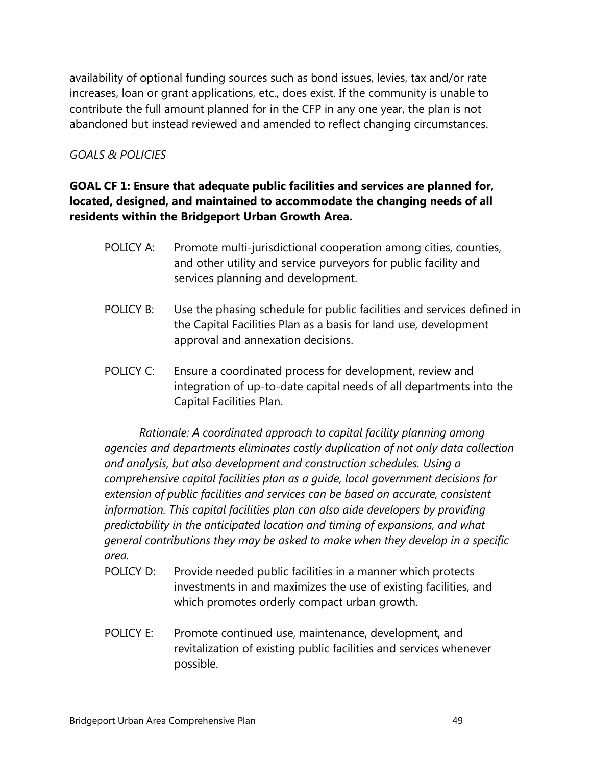availability of optional funding sources such as bond issues, levies, tax and/or rate increases, loan or grant applications, etc., does exist. If the community is unable to contribute the full amount planned for in the CFP in any one year, the plan is not abandoned but instead reviewed and amended to reflect changing circumstances.

*GOALS & POLICIES*

**GOAL CF 1: Ensure that adequate public facilities and services are planned for, located, designed, and maintained to accommodate the changing needs of all residents within the Bridgeport Urban Growth Area.**

POLICY A: Promote multi-jurisdictional cooperation among cities, counties, and other utility and service purveyors for public facility and services planning and development.

POLICY B: Use the phasing schedule for public facilities and services defined in the Capital Facilities Plan as a basis for land use, development approval and annexation decisions.

POLICY C: Ensure a coordinated process for development, review and integration of up-to-date capital needs of all departments into the Capital Facilities Plan.

*Rationale: A coordinated approach to capital facility planning among agencies and departments eliminates costly duplication of not only data collection and analysis, but also development and construction schedules. Using a comprehensive capital facilities plan as a guide, local government decisions for extension of public facilities and services can be based on accurate, consistent information. This capital facilities plan can also aide developers by providing predictability in the anticipated location and timing of expansions, and what general contributions they may be asked to make when they develop in a specific area.*

POLICY D: Provide needed public facilities in a manner which protects investments in and maximizes the use of existing facilities, and which promotes orderly compact urban growth.

POLICY E: Promote continued use, maintenance, development, and revitalization of existing public facilities and services whenever possible.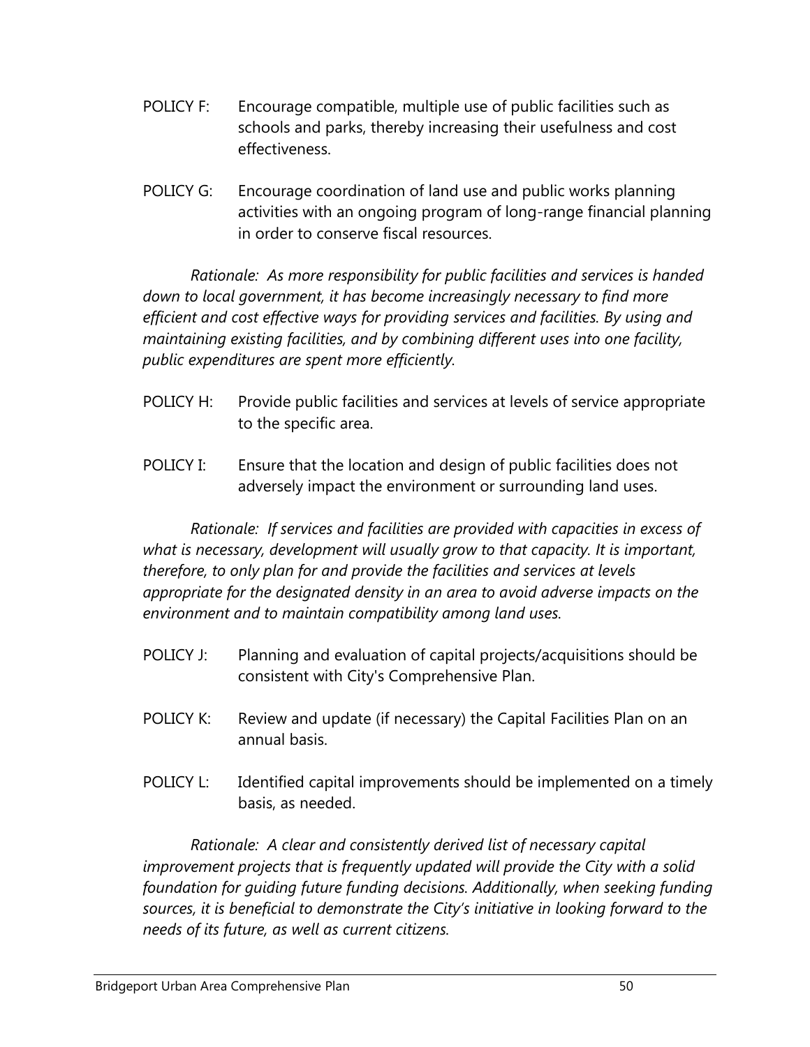POLICY F: Encourage compatible, multiple use of public facilities such as schools and parks, thereby increasing their usefulness and cost effectiveness.

POLICY G: Encourage coordination of land use and public works planning activities with an ongoing program of long-range financial planning in order to conserve fiscal resources.

*Rationale: As more responsibility for public facilities and services is handed down to local government, it has become increasingly necessary to find more efficient and cost effective ways for providing services and facilities. By using and maintaining existing facilities, and by combining different uses into one facility, public expenditures are spent more efficiently.*

POLICY H: Provide public facilities and services at levels of service appropriate to the specific area.

POLICY I: Ensure that the location and design of public facilities does not adversely impact the environment or surrounding land uses.

*Rationale: If services and facilities are provided with capacities in excess of what is necessary, development will usually grow to that capacity. It is important, therefore, to only plan for and provide the facilities and services at levels appropriate for the designated density in an area to avoid adverse impacts on the environment and to maintain compatibility among land uses.*

POLICY J: Planning and evaluation of capital projects/acquisitions should be consistent with City's Comprehensive Plan.

POLICY K: Review and update (if necessary) the Capital Facilities Plan on an annual basis.

POLICY L: Identified capital improvements should be implemented on a timely basis, as needed.

*Rationale: A clear and consistently derived list of necessary capital improvement projects that is frequently updated will provide the City with a solid foundation for guiding future funding decisions. Additionally, when seeking funding sources, it is beneficial to demonstrate the City's initiative in looking forward to the needs of its future, as well as current citizens.*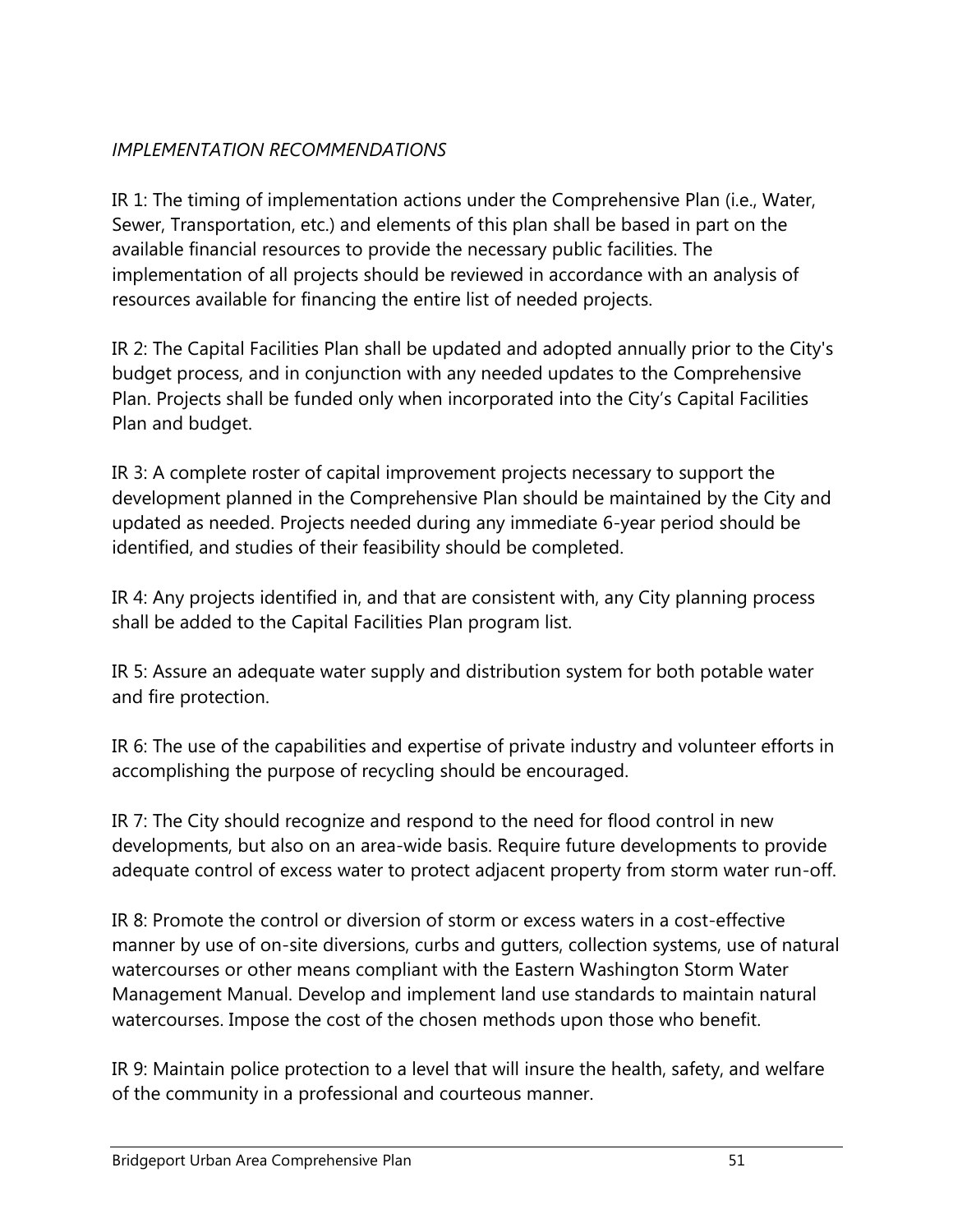*IMPLEMENTATION RECOMMENDATIONS*

IR 1: The timing of implementation actions under the Comprehensive Plan (i.e., Water, Sewer, Transportation, etc.) and elements of this plan shall be based in part on the available financial resources to provide the necessary public facilities. The implementation of all projects should be reviewed in accordance with an analysis of resources available for financing the entire list of needed projects.

IR 2: The Capital Facilities Plan shall be updated and adopted annually prior to the City's budget process, and in conjunction with any needed updates to the Comprehensive Plan. Projects shall be funded only when incorporated into the City's Capital Facilities Plan and budget.

IR 3: A complete roster of capital improvement projects necessary to support the development planned in the Comprehensive Plan should be maintained by the City and updated as needed. Projects needed during any immediate 6-year period should be identified, and studies of their feasibility should be completed.

IR 4: Any projects identified in, and that are consistent with, any City planning process shall be added to the Capital Facilities Plan program list.

IR 5: Assure an adequate water supply and distribution system for both potable water and fire protection.

IR 6: The use of the capabilities and expertise of private industry and volunteer efforts in accomplishing the purpose of recycling should be encouraged.

IR 7: The City should recognize and respond to the need for flood control in new developments, but also on an area-wide basis. Require future developments to provide adequate control of excess water to protect adjacent property from storm water run-off.

IR 8: Promote the control or diversion of storm or excess waters in a cost-effective manner by use of on-site diversions, curbs and gutters, collection systems, use of natural watercourses or other means compliant with the Eastern Washington Storm Water Management Manual. Develop and implement land use standards to maintain natural watercourses. Impose the cost of the chosen methods upon those who benefit.

IR 9: Maintain police protection to a level that will insure the health, safety, and welfare of the community in a professional and courteous manner.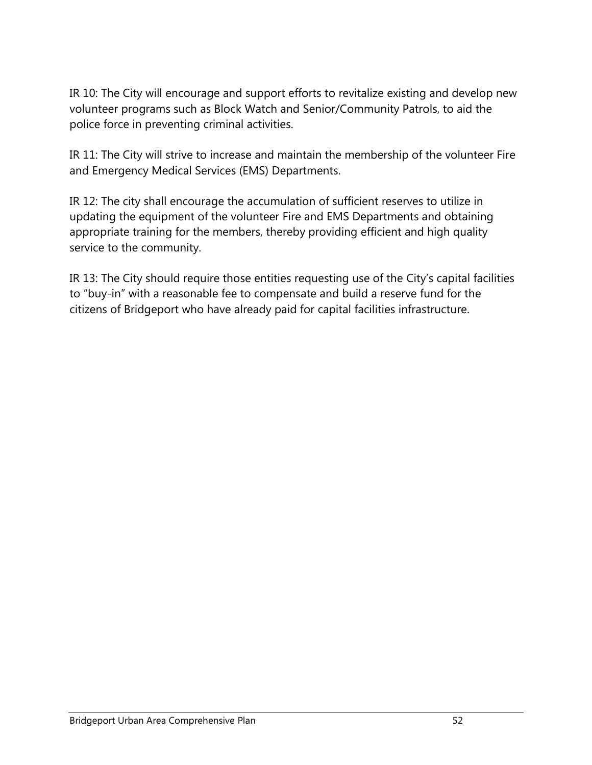IR 10: The City will encourage and support efforts to revitalize existing and develop new volunteer programs such as Block Watch and Senior/Community Patrols, to aid the police force in preventing criminal activities.

IR 11: The City will strive to increase and maintain the membership of the volunteer Fire and Emergency Medical Services (EMS) Departments.

IR 12: The city shall encourage the accumulation of sufficient reserves to utilize in updating the equipment of the volunteer Fire and EMS Departments and obtaining appropriate training for the members, thereby providing efficient and high quality service to the community.

IR 13: The City should require those entities requesting use of the City's capital facilities to "buy-in" with a reasonable fee to compensate and build a reserve fund for the citizens of Bridgeport who have already paid for capital facilities infrastructure.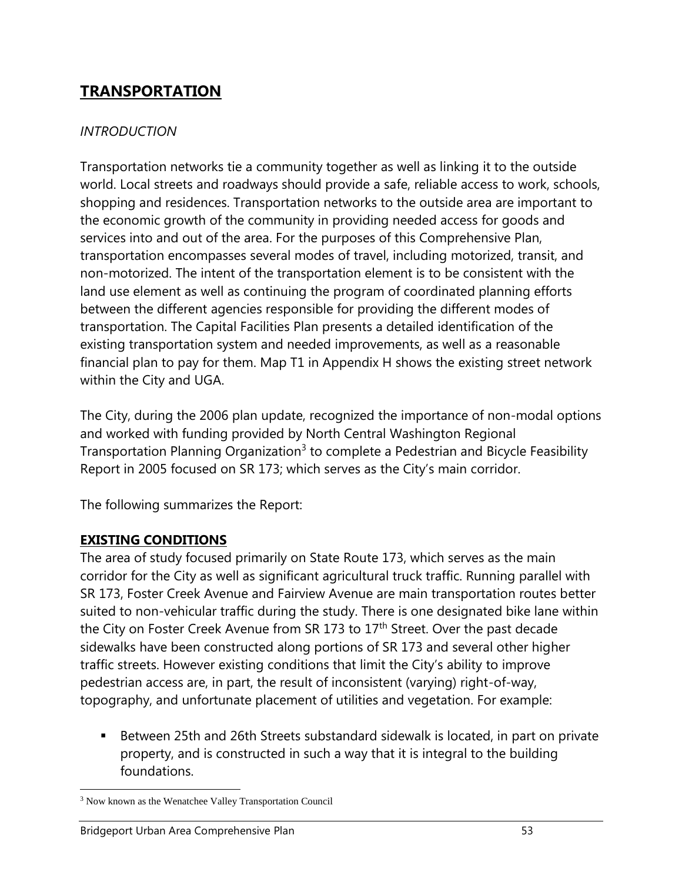# TRANSPORTATION

*INTRODUCTION*

Transportation networks tie a community together as well as linking it to the outside world. Local streets and roadways should provide a safe, reliable access to work, schools, shopping and residences. Transportation networks to the outside area are important to the economic growth of the community in providing needed access for goods and services into and out of the area. For the purposes of this Comprehensive Plan, transportation encompasses several modes of travel, including motorized, transit, and non-motorized. The intent of the transportation element is to be consistent with the land use element as well as continuing the program of coordinated planning efforts between the different agencies responsible for providing the different modes of transportation. The Capital Facilities Plan presents a detailed identification of the existing transportation system and needed improvements, as well as a reasonable financial plan to pay for them. Map T1 in Appendix H shows the existing street network within the City and UGA.

The City, during the 2006 plan update, recognized the importance of non-modal options and worked with funding provided by North Central Washington Regional Transportation Planning Organization[3] to complete a Pedestrian and Bicycle Feasibility Report in 2005 focused on SR 173; which serves as the City's main corridor.

The following summarizes the Report:

## EXISTING CONDITIONS

The area of study focused primarily on State Route 173, which serves as the main corridor for the City as well as significant agricultural truck traffic. Running parallel with SR 173, Foster Creek Avenue and Fairview Avenue are main transportation routes better suited to non-vehicular traffic during the study. There is one designated bike lane within the City on Foster Creek Avenue from SR 173 to 17th Street. Over the past decade sidewalks have been constructed along portions of SR 173 and several other higher traffic streets. However existing conditions that limit the City's ability to improve pedestrian access are, in part, the result of inconsistent (varying) right-of-way, topography, and unfortunate placement of utilities and vegetation. For example:

- Between 25th and 26th Streets substandard sidewalk is located, in part on private property, and is constructed in such a way that it is integral to the building foundations.

---

[3] Now known as the Wenatchee Valley Transportation Council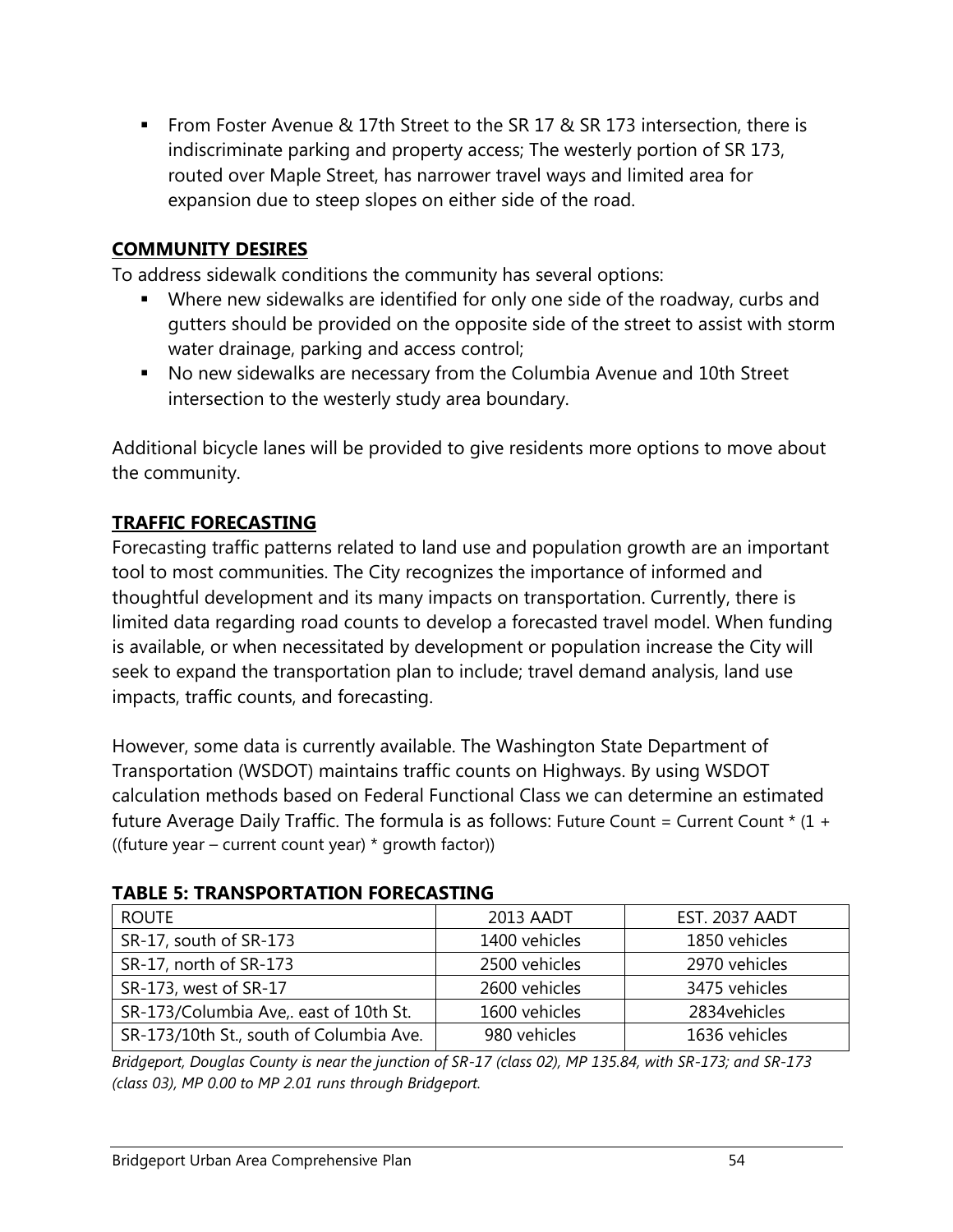- From Foster Avenue & 17th Street to the SR 17 & SR 173 intersection, there is indiscriminate parking and property access; The westerly portion of SR 173, routed over Maple Street, has narrower travel ways and limited area for expansion due to steep slopes on either side of the road.

## COMMUNITY DESIRES

To address sidewalk conditions the community has several options:

- Where new sidewalks are identified for only one side of the roadway, curbs and gutters should be provided on the opposite side of the street to assist with storm water drainage, parking and access control;
- No new sidewalks are necessary from the Columbia Avenue and 10th Street intersection to the westerly study area boundary.

Additional bicycle lanes will be provided to give residents more options to move about the community.

## TRAFFIC FORECASTING

Forecasting traffic patterns related to land use and population growth are an important tool to most communities. The City recognizes the importance of informed and thoughtful development and its many impacts on transportation. Currently, there is limited data regarding road counts to develop a forecasted travel model. When funding is available, or when necessitated by development or population increase the City will seek to expand the transportation plan to include; travel demand analysis, land use impacts, traffic counts, and forecasting.

However, some data is currently available. The Washington State Department of Transportation (WSDOT) maintains traffic counts on Highways. By using WSDOT calculation methods based on Federal Functional Class we can determine an estimated future Average Daily Traffic. The formula is as follows: Future Count = Current Count * (1 + ((future year – current count year) * growth factor))

**TABLE 5: TRANSPORTATION FORECASTING**

| ROUTE | 2013 AADT | EST. 2037 AADT |
|---|---|---|
| SR-17, south of SR-173 | 1400 vehicles | 1850 vehicles |
| SR-17, north of SR-173 | 2500 vehicles | 2970 vehicles |
| SR-173, west of SR-17 | 2600 vehicles | 3475 vehicles |
| SR-173/Columbia Ave,. east of 10th St. | 1600 vehicles | 2834vehicles |
| SR-173/10th St., south of Columbia Ave. | 980 vehicles | 1636 vehicles |

*Bridgeport, Douglas County is near the junction of SR-17 (class 02), MP 135.84, with SR-173; and SR-173 (class 03), MP 0.00 to MP 2.01 runs through Bridgeport.*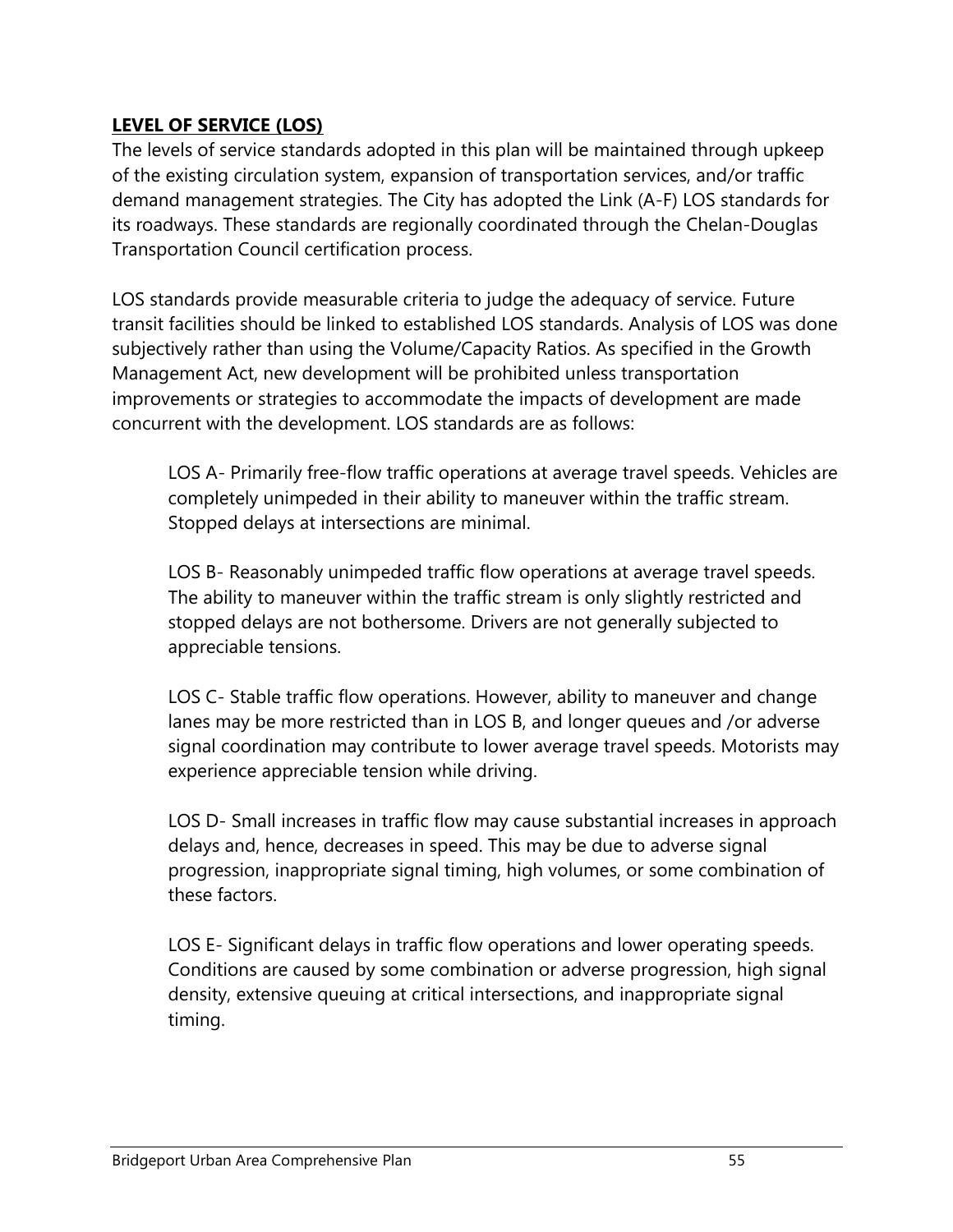## LEVEL OF SERVICE (LOS)

The levels of service standards adopted in this plan will be maintained through upkeep of the existing circulation system, expansion of transportation services, and/or traffic demand management strategies. The City has adopted the Link (A-F) LOS standards for its roadways. These standards are regionally coordinated through the Chelan-Douglas Transportation Council certification process.

LOS standards provide measurable criteria to judge the adequacy of service. Future transit facilities should be linked to established LOS standards. Analysis of LOS was done subjectively rather than using the Volume/Capacity Ratios. As specified in the Growth Management Act, new development will be prohibited unless transportation improvements or strategies to accommodate the impacts of development are made concurrent with the development. LOS standards are as follows:

> LOS A- Primarily free-flow traffic operations at average travel speeds. Vehicles are completely unimpeded in their ability to maneuver within the traffic stream. Stopped delays at intersections are minimal.
>
> LOS B- Reasonably unimpeded traffic flow operations at average travel speeds. The ability to maneuver within the traffic stream is only slightly restricted and stopped delays are not bothersome. Drivers are not generally subjected to appreciable tensions.
>
> LOS C- Stable traffic flow operations. However, ability to maneuver and change lanes may be more restricted than in LOS B, and longer queues and /or adverse signal coordination may contribute to lower average travel speeds. Motorists may experience appreciable tension while driving.
>
> LOS D- Small increases in traffic flow may cause substantial increases in approach delays and, hence, decreases in speed. This may be due to adverse signal progression, inappropriate signal timing, high volumes, or some combination of these factors.
>
> LOS E- Significant delays in traffic flow operations and lower operating speeds. Conditions are caused by some combination or adverse progression, high signal density, extensive queuing at critical intersections, and inappropriate signal timing.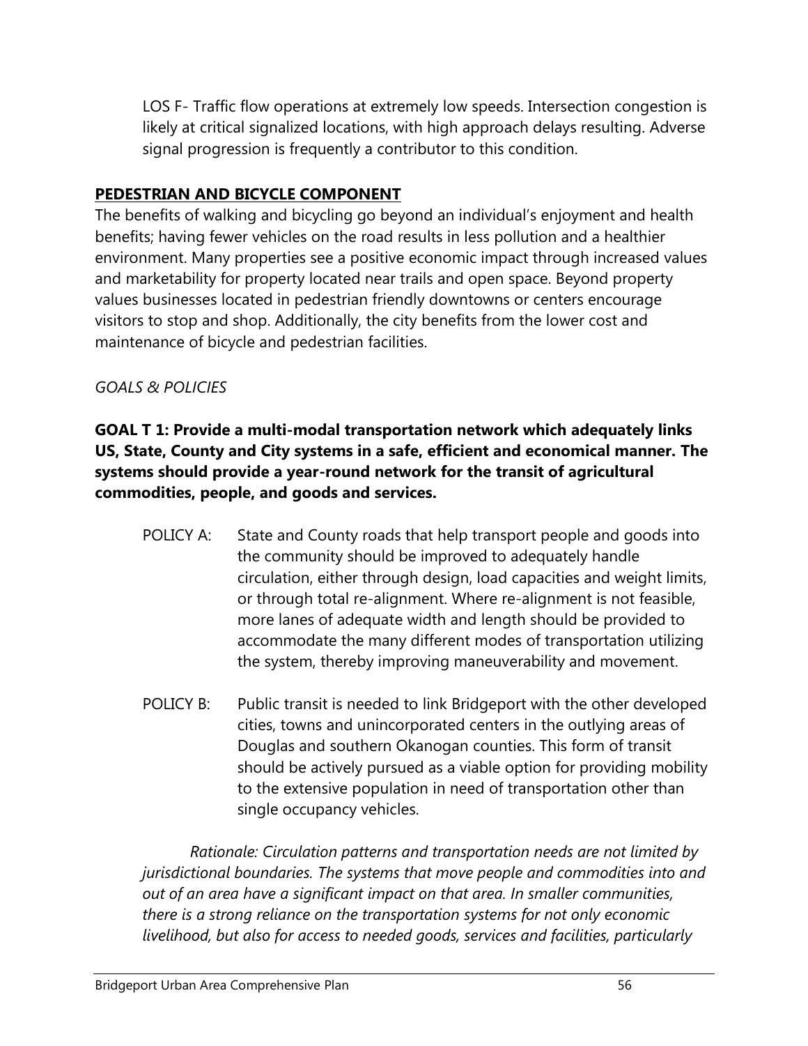LOS F- Traffic flow operations at extremely low speeds. Intersection congestion is likely at critical signalized locations, with high approach delays resulting. Adverse signal progression is frequently a contributor to this condition.

## PEDESTRIAN AND BICYCLE COMPONENT

The benefits of walking and bicycling go beyond an individual's enjoyment and health benefits; having fewer vehicles on the road results in less pollution and a healthier environment. Many properties see a positive economic impact through increased values and marketability for property located near trails and open space. Beyond property values businesses located in pedestrian friendly downtowns or centers encourage visitors to stop and shop. Additionally, the city benefits from the lower cost and maintenance of bicycle and pedestrian facilities.

*GOALS & POLICIES*

**GOAL T 1: Provide a multi-modal transportation network which adequately links US, State, County and City systems in a safe, efficient and economical manner. The systems should provide a year-round network for the transit of agricultural commodities, people, and goods and services.**

POLICY A: State and County roads that help transport people and goods into the community should be improved to adequately handle circulation, either through design, load capacities and weight limits, or through total re-alignment. Where re-alignment is not feasible, more lanes of adequate width and length should be provided to accommodate the many different modes of transportation utilizing the system, thereby improving maneuverability and movement.

POLICY B: Public transit is needed to link Bridgeport with the other developed cities, towns and unincorporated centers in the outlying areas of Douglas and southern Okanogan counties. This form of transit should be actively pursued as a viable option for providing mobility to the extensive population in need of transportation other than single occupancy vehicles.

*Rationale: Circulation patterns and transportation needs are not limited by jurisdictional boundaries. The systems that move people and commodities into and out of an area have a significant impact on that area. In smaller communities, there is a strong reliance on the transportation systems for not only economic livelihood, but also for access to needed goods, services and facilities, particularly*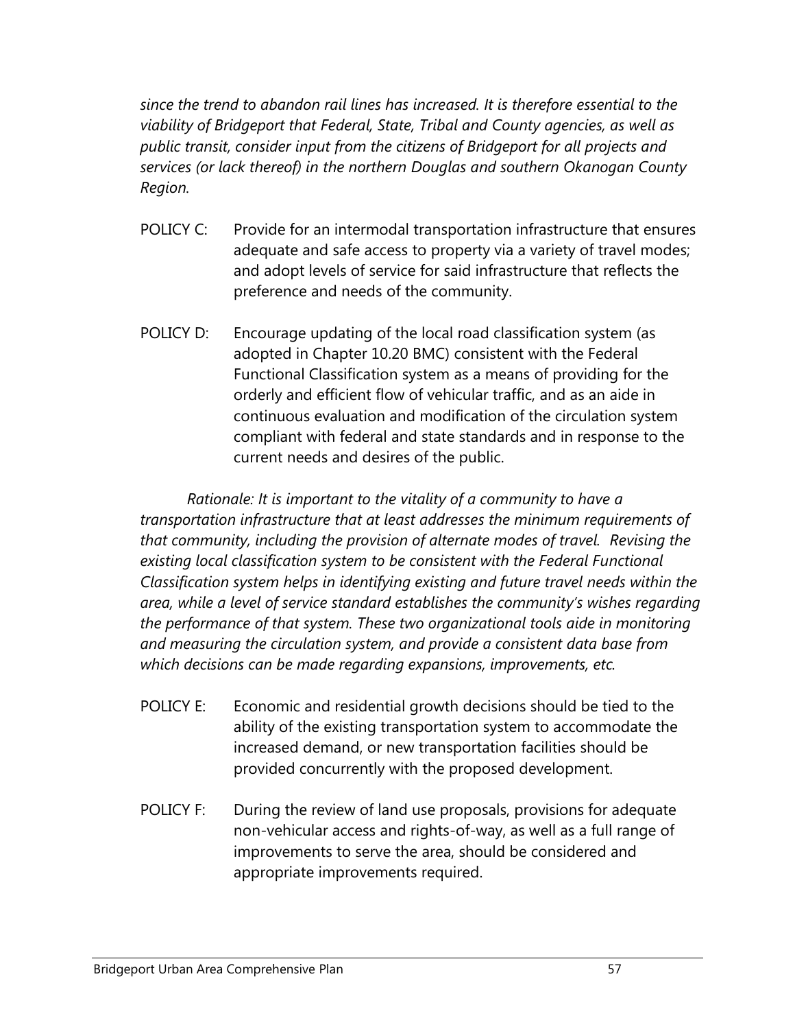*since the trend to abandon rail lines has increased. It is therefore essential to the viability of Bridgeport that Federal, State, Tribal and County agencies, as well as public transit, consider input from the citizens of Bridgeport for all projects and services (or lack thereof) in the northern Douglas and southern Okanogan County Region.*

POLICY C: Provide for an intermodal transportation infrastructure that ensures adequate and safe access to property via a variety of travel modes; and adopt levels of service for said infrastructure that reflects the preference and needs of the community.

POLICY D: Encourage updating of the local road classification system (as adopted in Chapter 10.20 BMC) consistent with the Federal Functional Classification system as a means of providing for the orderly and efficient flow of vehicular traffic, and as an aide in continuous evaluation and modification of the circulation system compliant with federal and state standards and in response to the current needs and desires of the public.

*Rationale: It is important to the vitality of a community to have a transportation infrastructure that at least addresses the minimum requirements of that community, including the provision of alternate modes of travel. Revising the existing local classification system to be consistent with the Federal Functional Classification system helps in identifying existing and future travel needs within the area, while a level of service standard establishes the community's wishes regarding the performance of that system. These two organizational tools aide in monitoring and measuring the circulation system, and provide a consistent data base from which decisions can be made regarding expansions, improvements, etc.*

POLICY E: Economic and residential growth decisions should be tied to the ability of the existing transportation system to accommodate the increased demand, or new transportation facilities should be provided concurrently with the proposed development.

POLICY F: During the review of land use proposals, provisions for adequate non-vehicular access and rights-of-way, as well as a full range of improvements to serve the area, should be considered and appropriate improvements required.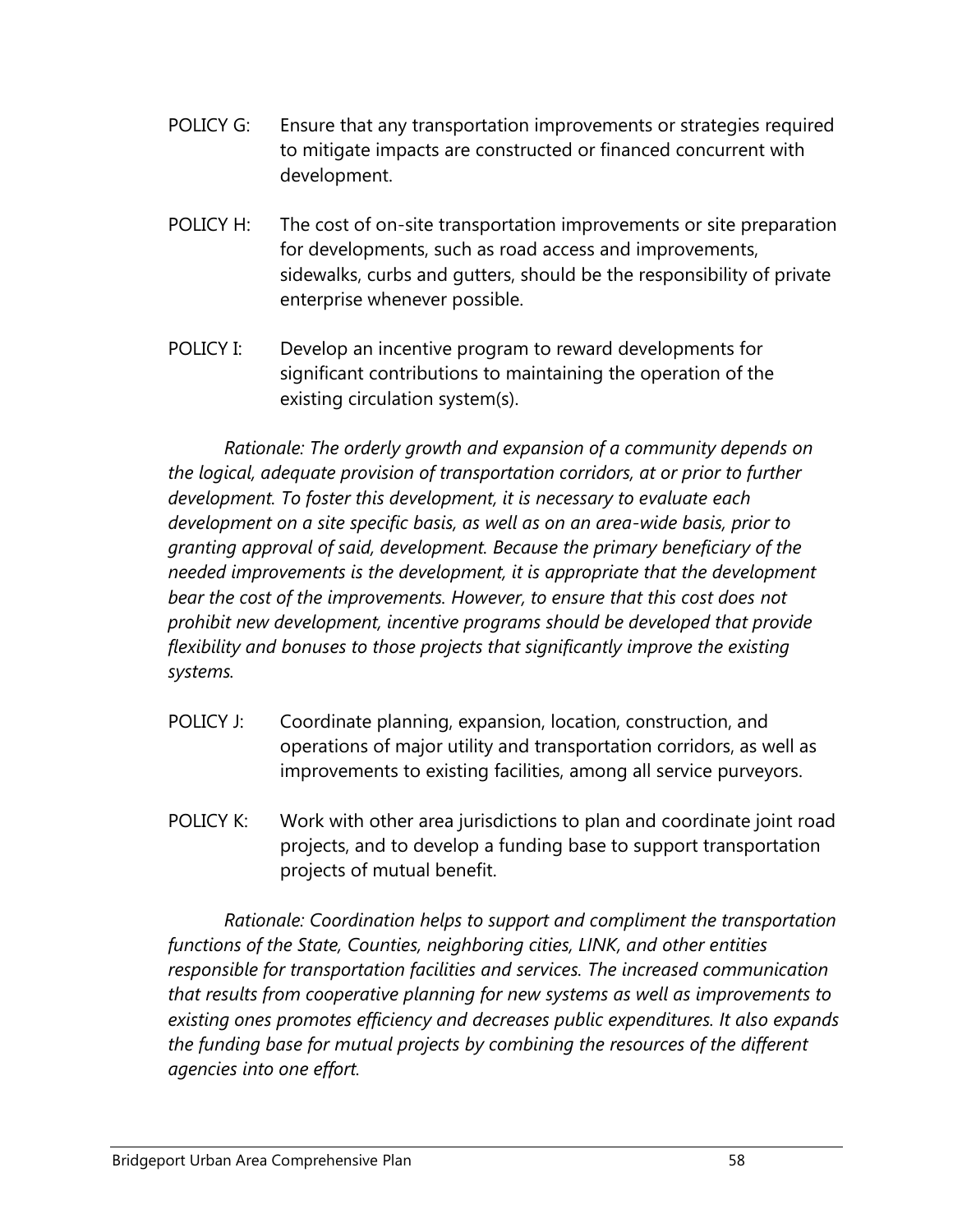POLICY G: Ensure that any transportation improvements or strategies required to mitigate impacts are constructed or financed concurrent with development.

POLICY H: The cost of on-site transportation improvements or site preparation for developments, such as road access and improvements, sidewalks, curbs and gutters, should be the responsibility of private enterprise whenever possible.

POLICY I: Develop an incentive program to reward developments for significant contributions to maintaining the operation of the existing circulation system(s).

*Rationale: The orderly growth and expansion of a community depends on the logical, adequate provision of transportation corridors, at or prior to further development. To foster this development, it is necessary to evaluate each development on a site specific basis, as well as on an area-wide basis, prior to granting approval of said, development. Because the primary beneficiary of the needed improvements is the development, it is appropriate that the development bear the cost of the improvements. However, to ensure that this cost does not prohibit new development, incentive programs should be developed that provide flexibility and bonuses to those projects that significantly improve the existing systems.*

POLICY J: Coordinate planning, expansion, location, construction, and operations of major utility and transportation corridors, as well as improvements to existing facilities, among all service purveyors.

POLICY K: Work with other area jurisdictions to plan and coordinate joint road projects, and to develop a funding base to support transportation projects of mutual benefit.

*Rationale: Coordination helps to support and compliment the transportation functions of the State, Counties, neighboring cities, LINK, and other entities responsible for transportation facilities and services. The increased communication that results from cooperative planning for new systems as well as improvements to existing ones promotes efficiency and decreases public expenditures. It also expands the funding base for mutual projects by combining the resources of the different agencies into one effort.*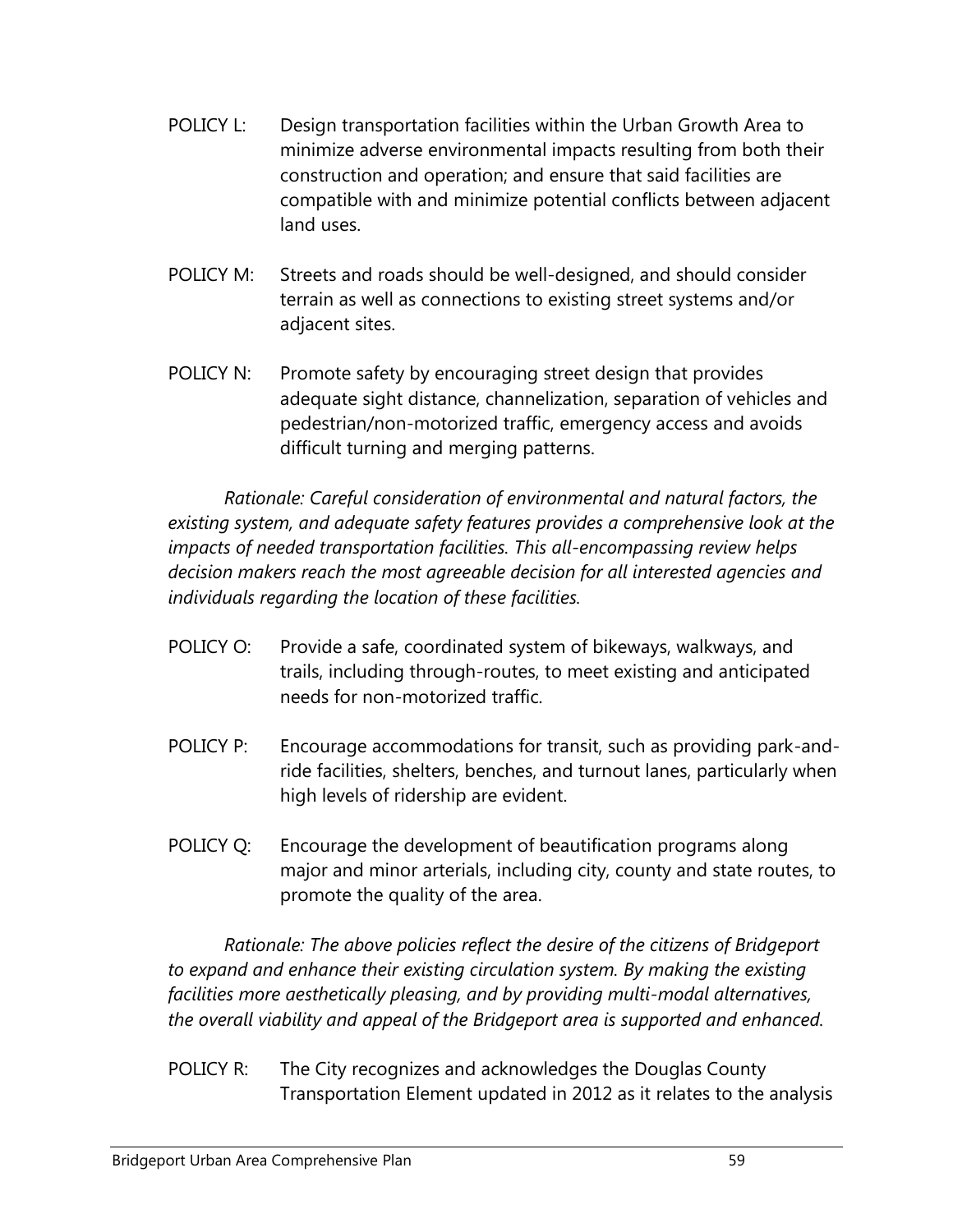POLICY L: Design transportation facilities within the Urban Growth Area to minimize adverse environmental impacts resulting from both their construction and operation; and ensure that said facilities are compatible with and minimize potential conflicts between adjacent land uses.

POLICY M: Streets and roads should be well-designed, and should consider terrain as well as connections to existing street systems and/or adjacent sites.

POLICY N: Promote safety by encouraging street design that provides adequate sight distance, channelization, separation of vehicles and pedestrian/non-motorized traffic, emergency access and avoids difficult turning and merging patterns.

*Rationale: Careful consideration of environmental and natural factors, the existing system, and adequate safety features provides a comprehensive look at the impacts of needed transportation facilities. This all-encompassing review helps decision makers reach the most agreeable decision for all interested agencies and individuals regarding the location of these facilities.*

POLICY O: Provide a safe, coordinated system of bikeways, walkways, and trails, including through-routes, to meet existing and anticipated needs for non-motorized traffic.

POLICY P: Encourage accommodations for transit, such as providing park-and-ride facilities, shelters, benches, and turnout lanes, particularly when high levels of ridership are evident.

POLICY Q: Encourage the development of beautification programs along major and minor arterials, including city, county and state routes, to promote the quality of the area.

*Rationale: The above policies reflect the desire of the citizens of Bridgeport to expand and enhance their existing circulation system. By making the existing facilities more aesthetically pleasing, and by providing multi-modal alternatives, the overall viability and appeal of the Bridgeport area is supported and enhanced.*

POLICY R: The City recognizes and acknowledges the Douglas County Transportation Element updated in 2012 as it relates to the analysis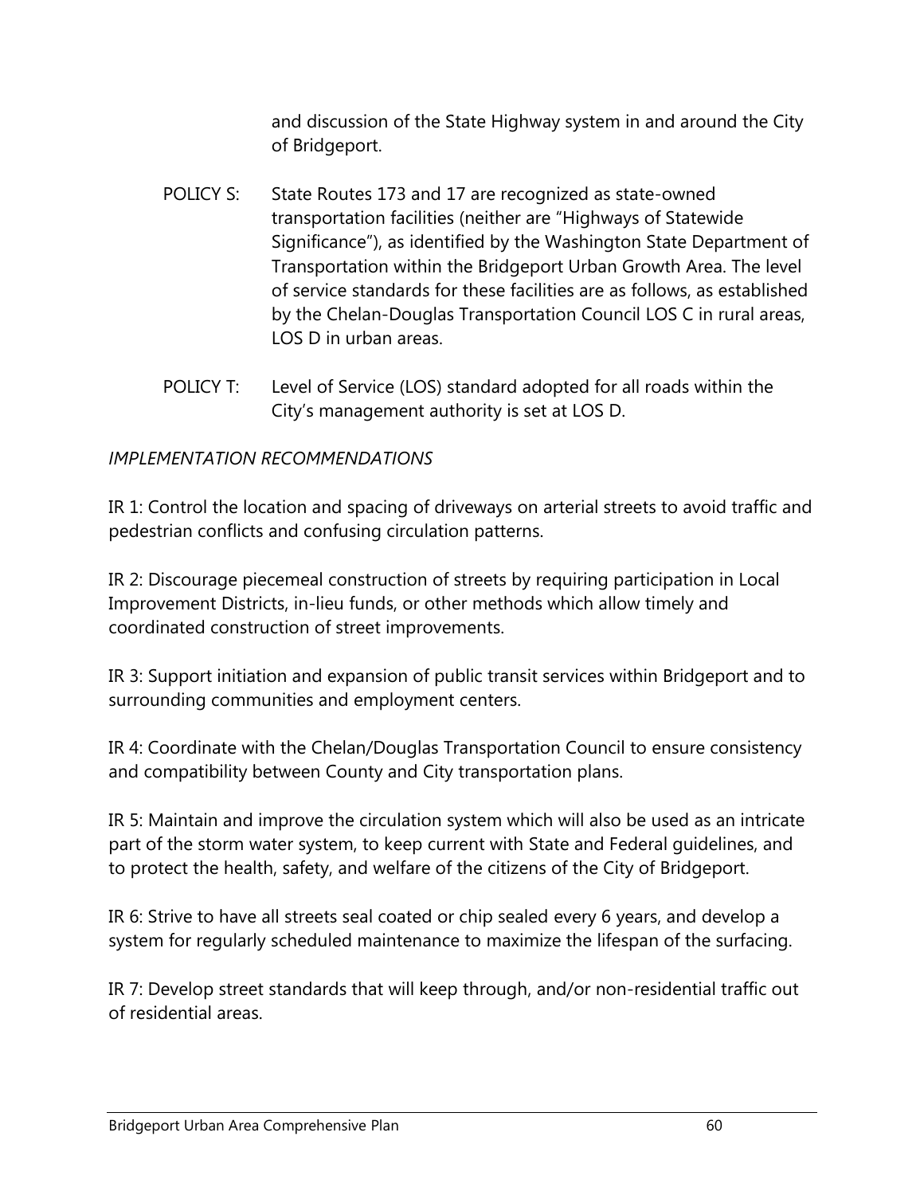and discussion of the State Highway system in and around the City of Bridgeport.

POLICY S: State Routes 173 and 17 are recognized as state-owned transportation facilities (neither are "Highways of Statewide Significance"), as identified by the Washington State Department of Transportation within the Bridgeport Urban Growth Area. The level of service standards for these facilities are as follows, as established by the Chelan-Douglas Transportation Council LOS C in rural areas, LOS D in urban areas.

POLICY T: Level of Service (LOS) standard adopted for all roads within the City's management authority is set at LOS D.

*IMPLEMENTATION RECOMMENDATIONS*

IR 1: Control the location and spacing of driveways on arterial streets to avoid traffic and pedestrian conflicts and confusing circulation patterns.

IR 2: Discourage piecemeal construction of streets by requiring participation in Local Improvement Districts, in-lieu funds, or other methods which allow timely and coordinated construction of street improvements.

IR 3: Support initiation and expansion of public transit services within Bridgeport and to surrounding communities and employment centers.

IR 4: Coordinate with the Chelan/Douglas Transportation Council to ensure consistency and compatibility between County and City transportation plans.

IR 5: Maintain and improve the circulation system which will also be used as an intricate part of the storm water system, to keep current with State and Federal guidelines, and to protect the health, safety, and welfare of the citizens of the City of Bridgeport.

IR 6: Strive to have all streets seal coated or chip sealed every 6 years, and develop a system for regularly scheduled maintenance to maximize the lifespan of the surfacing.

IR 7: Develop street standards that will keep through, and/or non-residential traffic out of residential areas.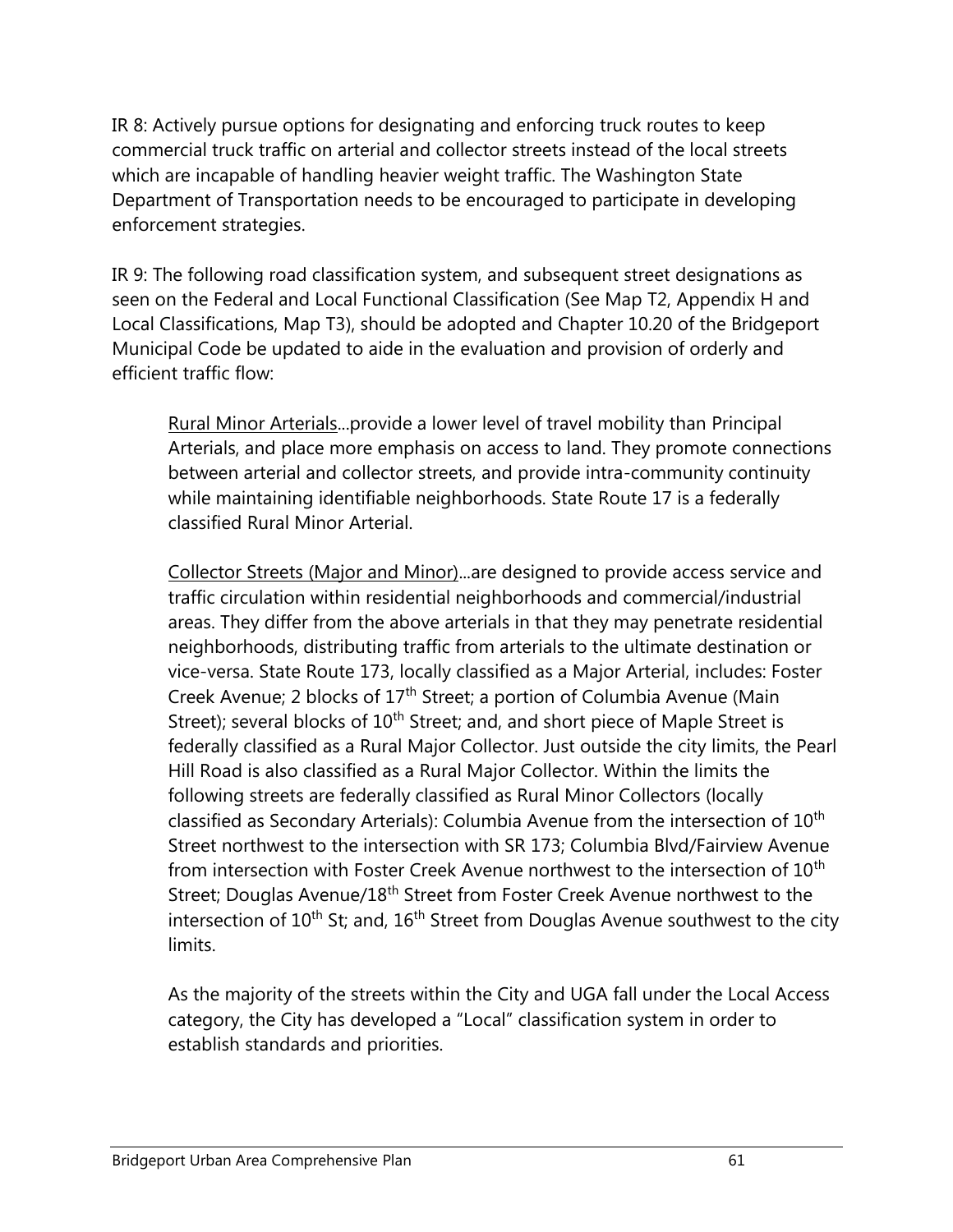IR 8: Actively pursue options for designating and enforcing truck routes to keep commercial truck traffic on arterial and collector streets instead of the local streets which are incapable of handling heavier weight traffic. The Washington State Department of Transportation needs to be encouraged to participate in developing enforcement strategies.

IR 9: The following road classification system, and subsequent street designations as seen on the Federal and Local Functional Classification (See Map T2, Appendix H and Local Classifications, Map T3), should be adopted and Chapter 10.20 of the Bridgeport Municipal Code be updated to aide in the evaluation and provision of orderly and efficient traffic flow:

> Rural Minor Arterials...provide a lower level of travel mobility than Principal Arterials, and place more emphasis on access to land. They promote connections between arterial and collector streets, and provide intra-community continuity while maintaining identifiable neighborhoods. State Route 17 is a federally classified Rural Minor Arterial.
>
> Collector Streets (Major and Minor)...are designed to provide access service and traffic circulation within residential neighborhoods and commercial/industrial areas. They differ from the above arterials in that they may penetrate residential neighborhoods, distributing traffic from arterials to the ultimate destination or vice-versa. State Route 173, locally classified as a Major Arterial, includes: Foster Creek Avenue; 2 blocks of 17th Street; a portion of Columbia Avenue (Main Street); several blocks of 10th Street; and, and short piece of Maple Street is federally classified as a Rural Major Collector. Just outside the city limits, the Pearl Hill Road is also classified as a Rural Major Collector. Within the limits the following streets are federally classified as Rural Minor Collectors (locally classified as Secondary Arterials): Columbia Avenue from the intersection of 10th Street northwest to the intersection with SR 173; Columbia Blvd/Fairview Avenue from intersection with Foster Creek Avenue northwest to the intersection of 10th Street; Douglas Avenue/18th Street from Foster Creek Avenue northwest to the intersection of 10th St; and, 16th Street from Douglas Avenue southwest to the city limits.
>
> As the majority of the streets within the City and UGA fall under the Local Access category, the City has developed a "Local" classification system in order to establish standards and priorities.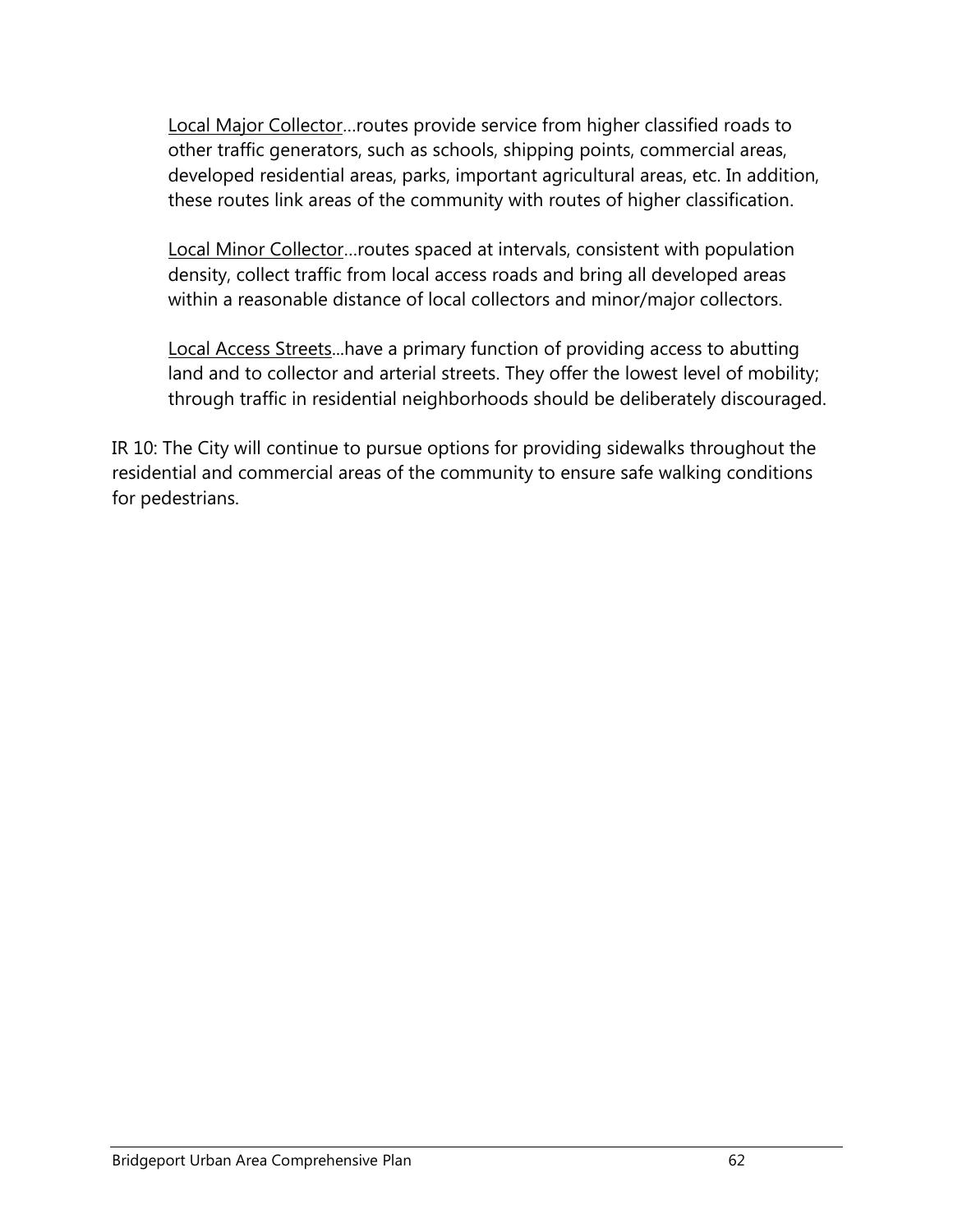<u>Local Major Collector</u>…routes provide service from higher classified roads to other traffic generators, such as schools, shipping points, commercial areas, developed residential areas, parks, important agricultural areas, etc. In addition, these routes link areas of the community with routes of higher classification.

<u>Local Minor Collector</u>…routes spaced at intervals, consistent with population density, collect traffic from local access roads and bring all developed areas within a reasonable distance of local collectors and minor/major collectors.

<u>Local Access Streets</u>...have a primary function of providing access to abutting land and to collector and arterial streets. They offer the lowest level of mobility; through traffic in residential neighborhoods should be deliberately discouraged.

IR 10: The City will continue to pursue options for providing sidewalks throughout the residential and commercial areas of the community to ensure safe walking conditions for pedestrians.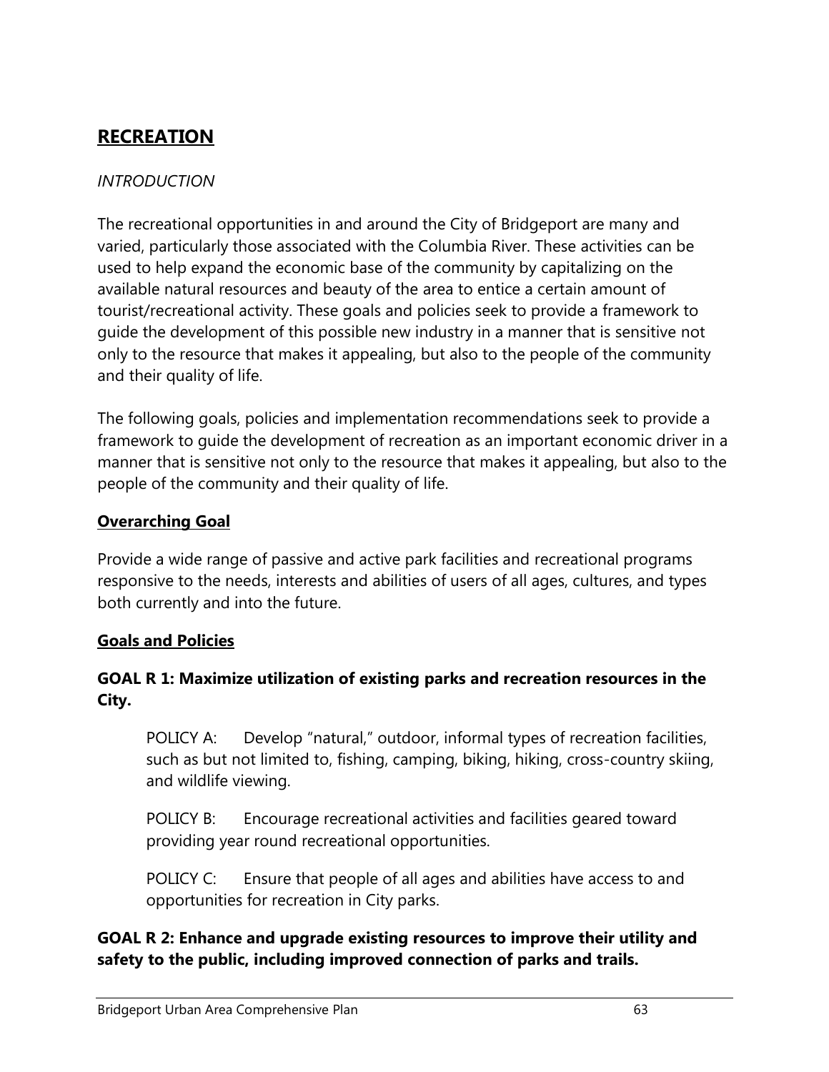# **RECREATION**

*INTRODUCTION*

The recreational opportunities in and around the City of Bridgeport are many and varied, particularly those associated with the Columbia River. These activities can be used to help expand the economic base of the community by capitalizing on the available natural resources and beauty of the area to entice a certain amount of tourist/recreational activity. These goals and policies seek to provide a framework to guide the development of this possible new industry in a manner that is sensitive not only to the resource that makes it appealing, but also to the people of the community and their quality of life.

The following goals, policies and implementation recommendations seek to provide a framework to guide the development of recreation as an important economic driver in a manner that is sensitive not only to the resource that makes it appealing, but also to the people of the community and their quality of life.

**Overarching Goal**

Provide a wide range of passive and active park facilities and recreational programs responsive to the needs, interests and abilities of users of all ages, cultures, and types both currently and into the future.

**Goals and Policies**

**GOAL R 1: Maximize utilization of existing parks and recreation resources in the City.**

POLICY A: Develop "natural," outdoor, informal types of recreation facilities, such as but not limited to, fishing, camping, biking, hiking, cross-country skiing, and wildlife viewing.

POLICY B: Encourage recreational activities and facilities geared toward providing year round recreational opportunities.

POLICY C: Ensure that people of all ages and abilities have access to and opportunities for recreation in City parks.

**GOAL R 2: Enhance and upgrade existing resources to improve their utility and safety to the public, including improved connection of parks and trails.**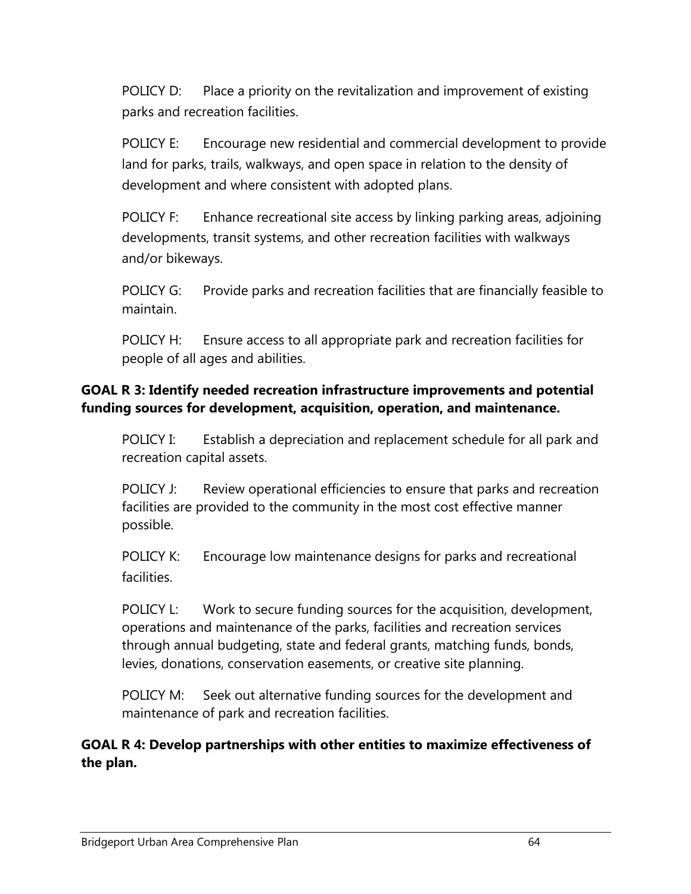POLICY D: Place a priority on the revitalization and improvement of existing parks and recreation facilities.

POLICY E: Encourage new residential and commercial development to provide land for parks, trails, walkways, and open space in relation to the density of development and where consistent with adopted plans.

POLICY F: Enhance recreational site access by linking parking areas, adjoining developments, transit systems, and other recreation facilities with walkways and/or bikeways.

POLICY G: Provide parks and recreation facilities that are financially feasible to maintain.

POLICY H: Ensure access to all appropriate park and recreation facilities for people of all ages and abilities.

**GOAL R 3: Identify needed recreation infrastructure improvements and potential funding sources for development, acquisition, operation, and maintenance.**

POLICY I: Establish a depreciation and replacement schedule for all park and recreation capital assets.

POLICY J: Review operational efficiencies to ensure that parks and recreation facilities are provided to the community in the most cost effective manner possible.

POLICY K: Encourage low maintenance designs for parks and recreational facilities.

POLICY L: Work to secure funding sources for the acquisition, development, operations and maintenance of the parks, facilities and recreation services through annual budgeting, state and federal grants, matching funds, bonds, levies, donations, conservation easements, or creative site planning.

POLICY M: Seek out alternative funding sources for the development and maintenance of park and recreation facilities.

**GOAL R 4: Develop partnerships with other entities to maximize effectiveness of the plan.**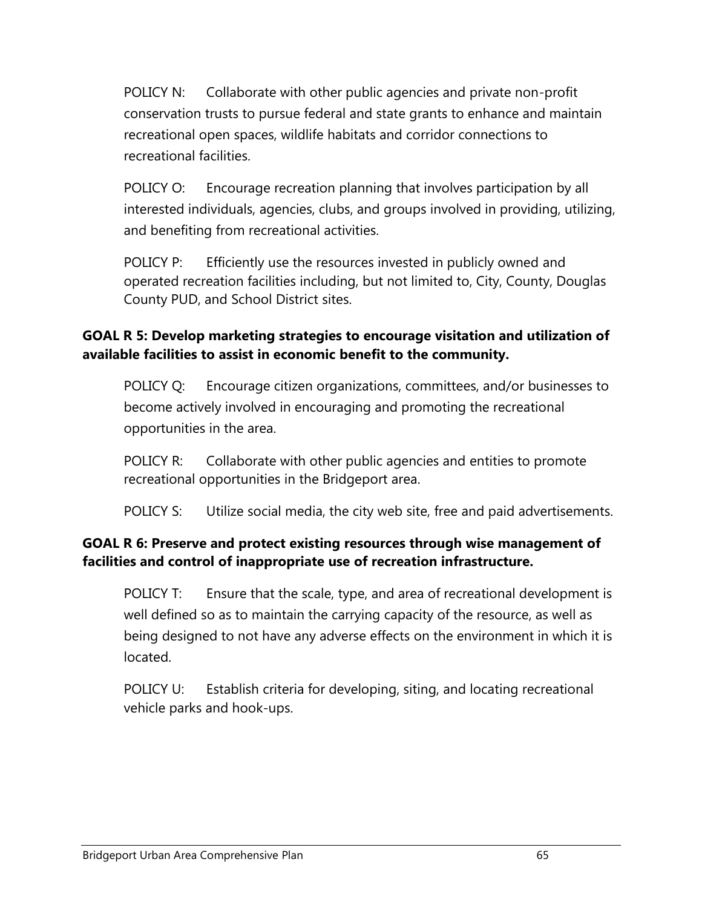POLICY N: Collaborate with other public agencies and private non-profit conservation trusts to pursue federal and state grants to enhance and maintain recreational open spaces, wildlife habitats and corridor connections to recreational facilities.

POLICY O: Encourage recreation planning that involves participation by all interested individuals, agencies, clubs, and groups involved in providing, utilizing, and benefiting from recreational activities.

POLICY P: Efficiently use the resources invested in publicly owned and operated recreation facilities including, but not limited to, City, County, Douglas County PUD, and School District sites.

**GOAL R 5: Develop marketing strategies to encourage visitation and utilization of available facilities to assist in economic benefit to the community.**

POLICY Q: Encourage citizen organizations, committees, and/or businesses to become actively involved in encouraging and promoting the recreational opportunities in the area.

POLICY R: Collaborate with other public agencies and entities to promote recreational opportunities in the Bridgeport area.

POLICY S: Utilize social media, the city web site, free and paid advertisements.

**GOAL R 6: Preserve and protect existing resources through wise management of facilities and control of inappropriate use of recreation infrastructure.**

POLICY T: Ensure that the scale, type, and area of recreational development is well defined so as to maintain the carrying capacity of the resource, as well as being designed to not have any adverse effects on the environment in which it is located.

POLICY U: Establish criteria for developing, siting, and locating recreational vehicle parks and hook-ups.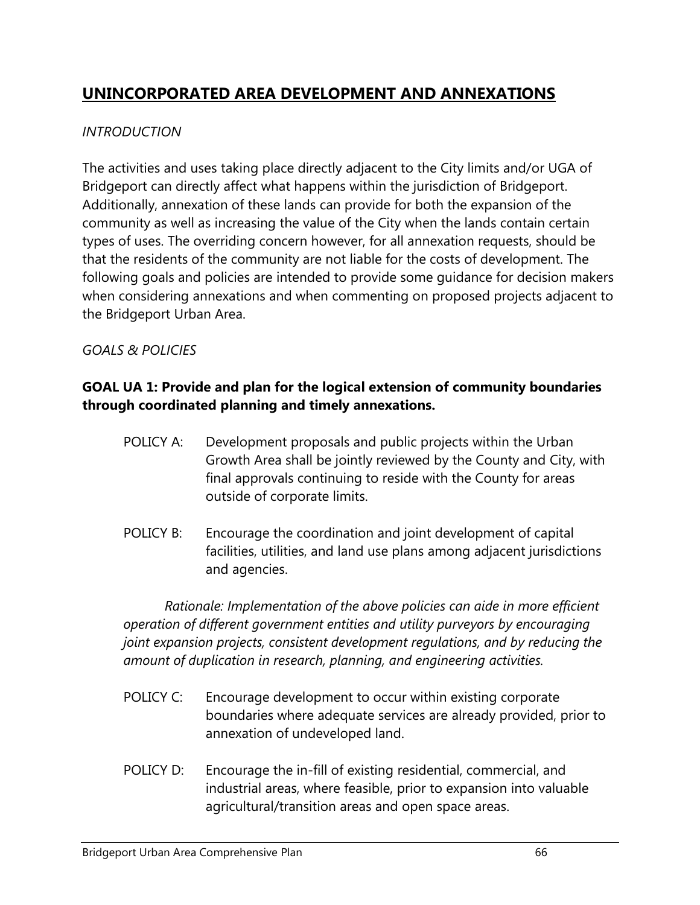## UNINCORPORATED AREA DEVELOPMENT AND ANNEXATIONS

*INTRODUCTION*

The activities and uses taking place directly adjacent to the City limits and/or UGA of Bridgeport can directly affect what happens within the jurisdiction of Bridgeport. Additionally, annexation of these lands can provide for both the expansion of the community as well as increasing the value of the City when the lands contain certain types of uses. The overriding concern however, for all annexation requests, should be that the residents of the community are not liable for the costs of development. The following goals and policies are intended to provide some guidance for decision makers when considering annexations and when commenting on proposed projects adjacent to the Bridgeport Urban Area.

*GOALS & POLICIES*

**GOAL UA 1: Provide and plan for the logical extension of community boundaries through coordinated planning and timely annexations.**

POLICY A: Development proposals and public projects within the Urban Growth Area shall be jointly reviewed by the County and City, with final approvals continuing to reside with the County for areas outside of corporate limits.

POLICY B: Encourage the coordination and joint development of capital facilities, utilities, and land use plans among adjacent jurisdictions and agencies.

*Rationale: Implementation of the above policies can aide in more efficient operation of different government entities and utility purveyors by encouraging joint expansion projects, consistent development regulations, and by reducing the amount of duplication in research, planning, and engineering activities.*

POLICY C: Encourage development to occur within existing corporate boundaries where adequate services are already provided, prior to annexation of undeveloped land.

POLICY D: Encourage the in-fill of existing residential, commercial, and industrial areas, where feasible, prior to expansion into valuable agricultural/transition areas and open space areas.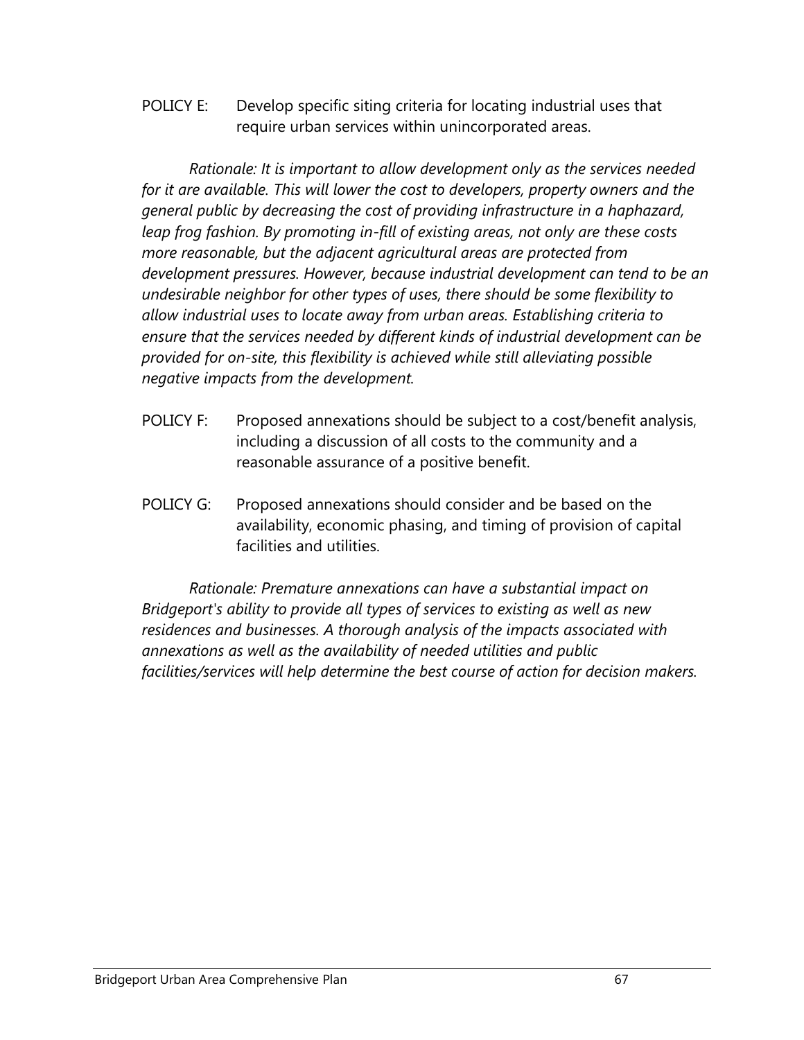POLICY E: Develop specific siting criteria for locating industrial uses that require urban services within unincorporated areas.

*Rationale: It is important to allow development only as the services needed for it are available. This will lower the cost to developers, property owners and the general public by decreasing the cost of providing infrastructure in a haphazard, leap frog fashion. By promoting in-fill of existing areas, not only are these costs more reasonable, but the adjacent agricultural areas are protected from development pressures. However, because industrial development can tend to be an undesirable neighbor for other types of uses, there should be some flexibility to allow industrial uses to locate away from urban areas. Establishing criteria to ensure that the services needed by different kinds of industrial development can be provided for on-site, this flexibility is achieved while still alleviating possible negative impacts from the development.*

POLICY F: Proposed annexations should be subject to a cost/benefit analysis, including a discussion of all costs to the community and a reasonable assurance of a positive benefit.

POLICY G: Proposed annexations should consider and be based on the availability, economic phasing, and timing of provision of capital facilities and utilities.

*Rationale: Premature annexations can have a substantial impact on Bridgeport's ability to provide all types of services to existing as well as new residences and businesses. A thorough analysis of the impacts associated with annexations as well as the availability of needed utilities and public facilities/services will help determine the best course of action for decision makers.*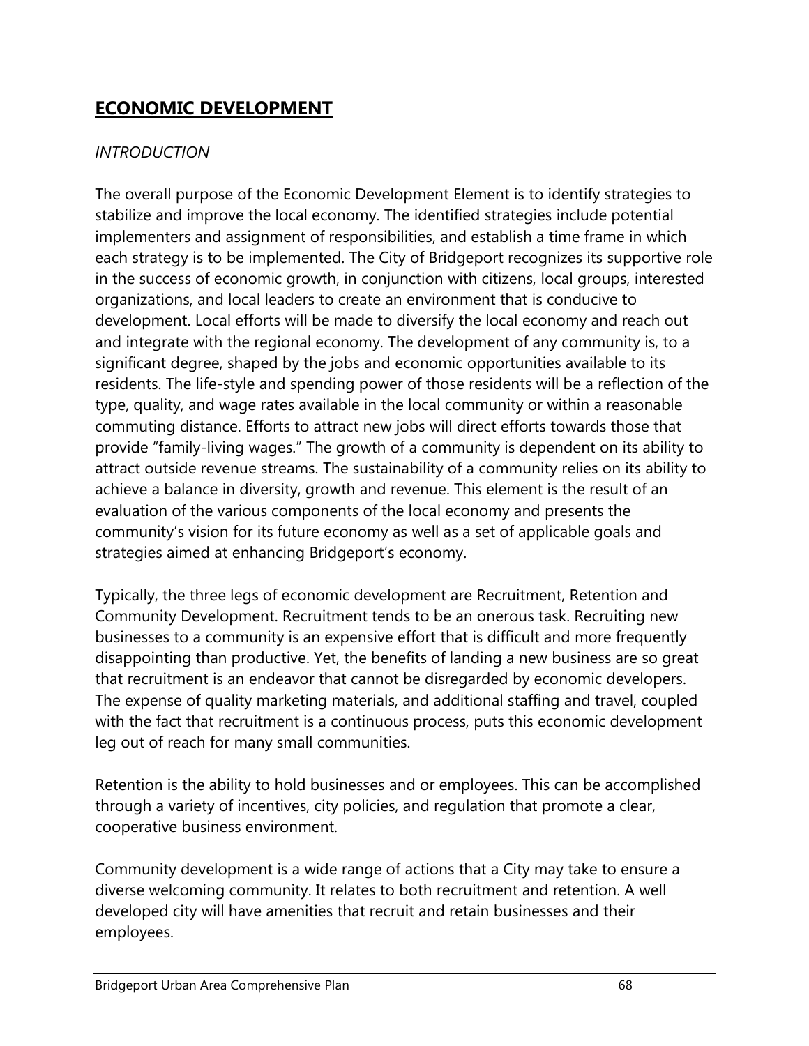## **ECONOMIC DEVELOPMENT**

*INTRODUCTION*

The overall purpose of the Economic Development Element is to identify strategies to stabilize and improve the local economy. The identified strategies include potential implementers and assignment of responsibilities, and establish a time frame in which each strategy is to be implemented. The City of Bridgeport recognizes its supportive role in the success of economic growth, in conjunction with citizens, local groups, interested organizations, and local leaders to create an environment that is conducive to development. Local efforts will be made to diversify the local economy and reach out and integrate with the regional economy. The development of any community is, to a significant degree, shaped by the jobs and economic opportunities available to its residents. The life-style and spending power of those residents will be a reflection of the type, quality, and wage rates available in the local community or within a reasonable commuting distance. Efforts to attract new jobs will direct efforts towards those that provide "family-living wages." The growth of a community is dependent on its ability to attract outside revenue streams. The sustainability of a community relies on its ability to achieve a balance in diversity, growth and revenue. This element is the result of an evaluation of the various components of the local economy and presents the community's vision for its future economy as well as a set of applicable goals and strategies aimed at enhancing Bridgeport's economy.

Typically, the three legs of economic development are Recruitment, Retention and Community Development. Recruitment tends to be an onerous task. Recruiting new businesses to a community is an expensive effort that is difficult and more frequently disappointing than productive. Yet, the benefits of landing a new business are so great that recruitment is an endeavor that cannot be disregarded by economic developers. The expense of quality marketing materials, and additional staffing and travel, coupled with the fact that recruitment is a continuous process, puts this economic development leg out of reach for many small communities.

Retention is the ability to hold businesses and or employees. This can be accomplished through a variety of incentives, city policies, and regulation that promote a clear, cooperative business environment.

Community development is a wide range of actions that a City may take to ensure a diverse welcoming community. It relates to both recruitment and retention. A well developed city will have amenities that recruit and retain businesses and their employees.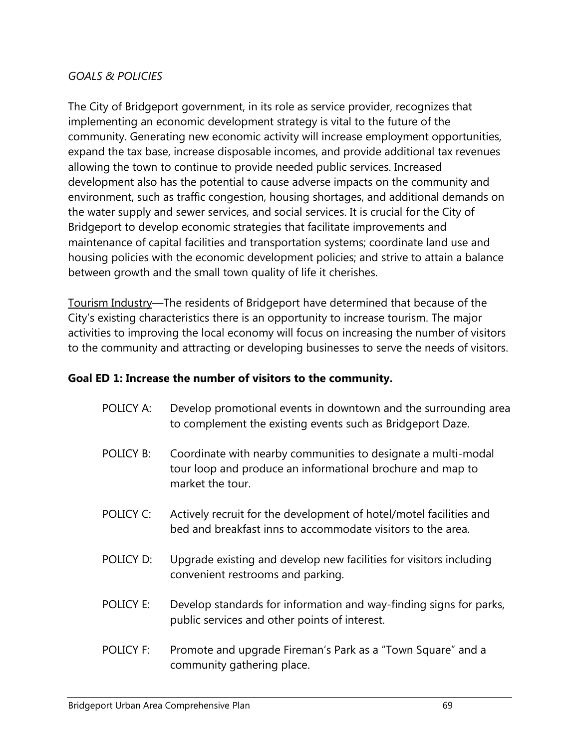*GOALS & POLICIES*

The City of Bridgeport government, in its role as service provider, recognizes that implementing an economic development strategy is vital to the future of the community. Generating new economic activity will increase employment opportunities, expand the tax base, increase disposable incomes, and provide additional tax revenues allowing the town to continue to provide needed public services. Increased development also has the potential to cause adverse impacts on the community and environment, such as traffic congestion, housing shortages, and additional demands on the water supply and sewer services, and social services. It is crucial for the City of Bridgeport to develop economic strategies that facilitate improvements and maintenance of capital facilities and transportation systems; coordinate land use and housing policies with the economic development policies; and strive to attain a balance between growth and the small town quality of life it cherishes.

<u>Tourism Industry</u>—The residents of Bridgeport have determined that because of the City's existing characteristics there is an opportunity to increase tourism. The major activities to improving the local economy will focus on increasing the number of visitors to the community and attracting or developing businesses to serve the needs of visitors.

**Goal ED 1: Increase the number of visitors to the community.**

POLICY A: Develop promotional events in downtown and the surrounding area to complement the existing events such as Bridgeport Daze.

POLICY B: Coordinate with nearby communities to designate a multi-modal tour loop and produce an informational brochure and map to market the tour.

POLICY C: Actively recruit for the development of hotel/motel facilities and bed and breakfast inns to accommodate visitors to the area.

POLICY D: Upgrade existing and develop new facilities for visitors including convenient restrooms and parking.

POLICY E: Develop standards for information and way-finding signs for parks, public services and other points of interest.

POLICY F: Promote and upgrade Fireman's Park as a "Town Square" and a community gathering place.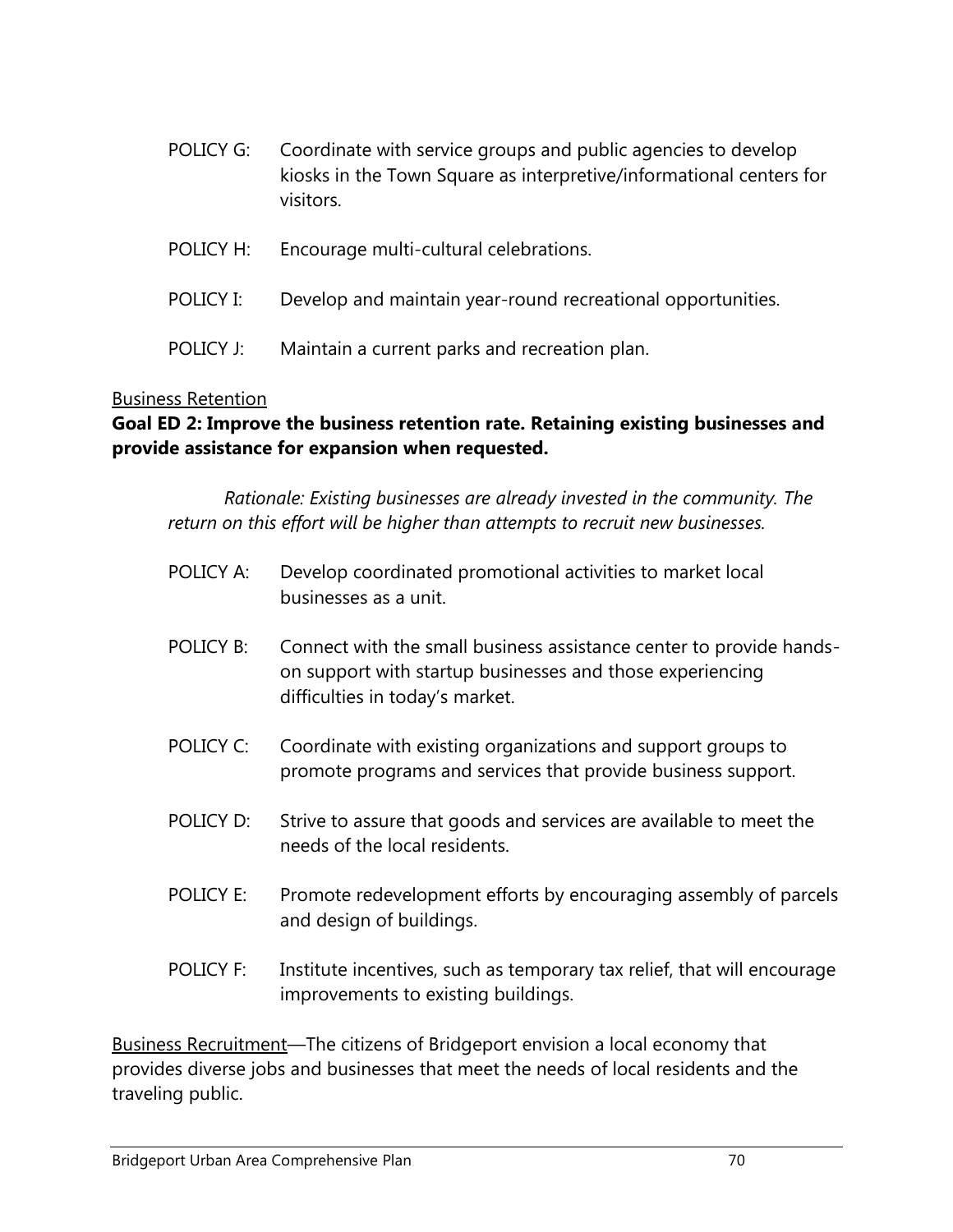POLICY G: Coordinate with service groups and public agencies to develop kiosks in the Town Square as interpretive/informational centers for visitors.

POLICY H: Encourage multi-cultural celebrations.

POLICY I: Develop and maintain year-round recreational opportunities.

POLICY J: Maintain a current parks and recreation plan.

<u>Business Retention</u>

**Goal ED 2: Improve the business retention rate. Retaining existing businesses and provide assistance for expansion when requested.**

*Rationale: Existing businesses are already invested in the community. The return on this effort will be higher than attempts to recruit new businesses.*

POLICY A: Develop coordinated promotional activities to market local businesses as a unit.

POLICY B: Connect with the small business assistance center to provide hands-on support with startup businesses and those experiencing difficulties in today's market.

POLICY C: Coordinate with existing organizations and support groups to promote programs and services that provide business support.

POLICY D: Strive to assure that goods and services are available to meet the needs of the local residents.

POLICY E: Promote redevelopment efforts by encouraging assembly of parcels and design of buildings.

POLICY F: Institute incentives, such as temporary tax relief, that will encourage improvements to existing buildings.

<u>Business Recruitment</u>—The citizens of Bridgeport envision a local economy that provides diverse jobs and businesses that meet the needs of local residents and the traveling public.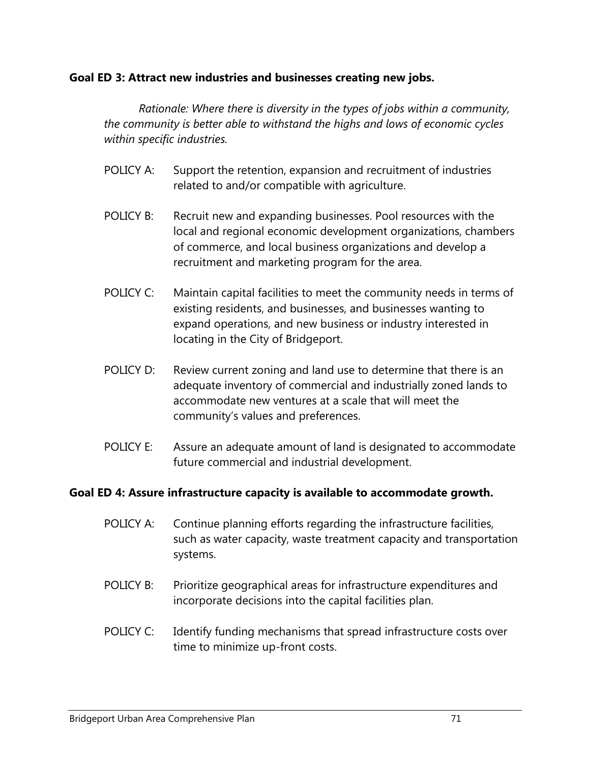**Goal ED 3: Attract new industries and businesses creating new jobs.**

*Rationale: Where there is diversity in the types of jobs within a community, the community is better able to withstand the highs and lows of economic cycles within specific industries.*

POLICY A: Support the retention, expansion and recruitment of industries related to and/or compatible with agriculture.

POLICY B: Recruit new and expanding businesses. Pool resources with the local and regional economic development organizations, chambers of commerce, and local business organizations and develop a recruitment and marketing program for the area.

POLICY C: Maintain capital facilities to meet the community needs in terms of existing residents, and businesses, and businesses wanting to expand operations, and new business or industry interested in locating in the City of Bridgeport.

POLICY D: Review current zoning and land use to determine that there is an adequate inventory of commercial and industrially zoned lands to accommodate new ventures at a scale that will meet the community's values and preferences.

POLICY E: Assure an adequate amount of land is designated to accommodate future commercial and industrial development.

**Goal ED 4: Assure infrastructure capacity is available to accommodate growth.**

POLICY A: Continue planning efforts regarding the infrastructure facilities, such as water capacity, waste treatment capacity and transportation systems.

POLICY B: Prioritize geographical areas for infrastructure expenditures and incorporate decisions into the capital facilities plan.

POLICY C: Identify funding mechanisms that spread infrastructure costs over time to minimize up-front costs.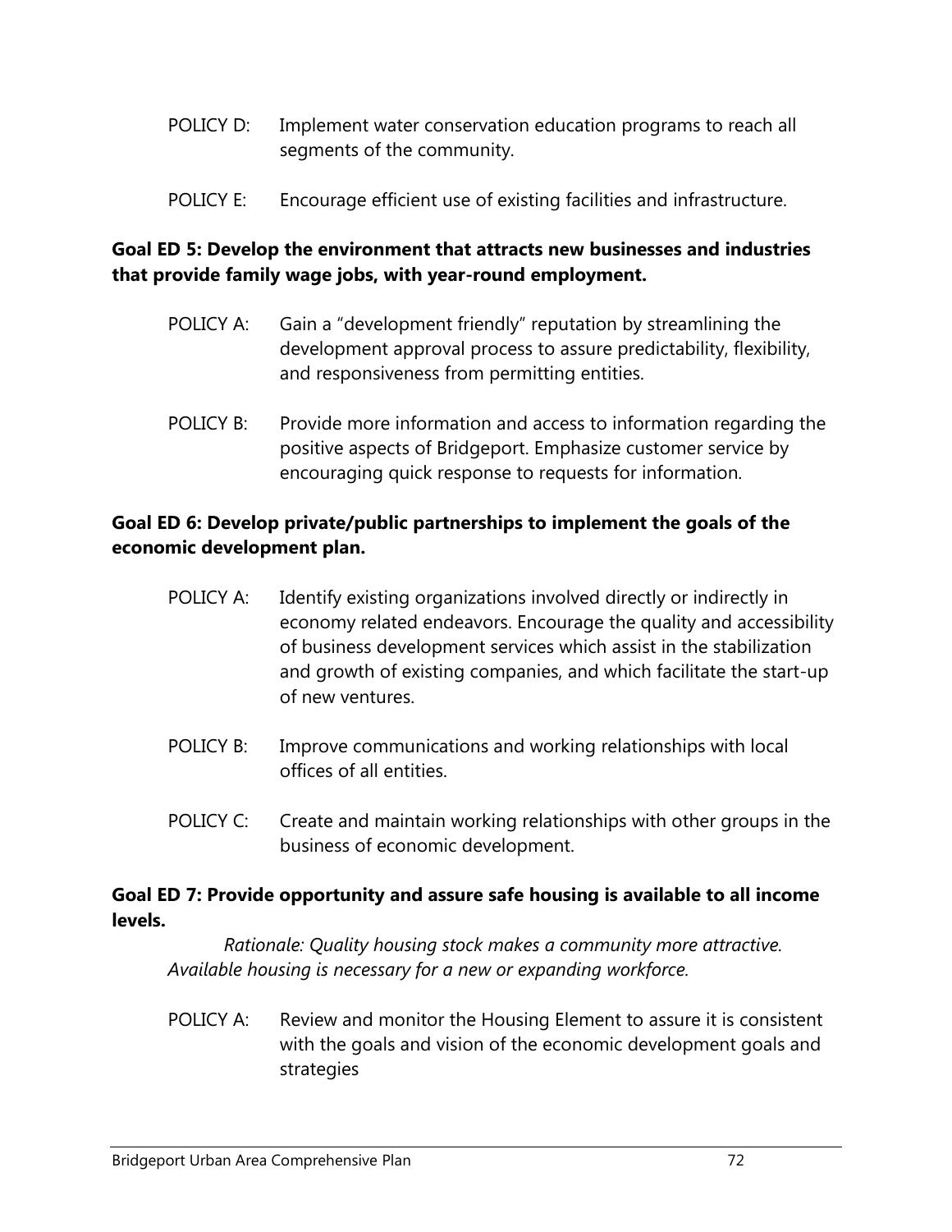POLICY D: Implement water conservation education programs to reach all segments of the community.

POLICY E: Encourage efficient use of existing facilities and infrastructure.

**Goal ED 5: Develop the environment that attracts new businesses and industries that provide family wage jobs, with year-round employment.**

POLICY A: Gain a "development friendly" reputation by streamlining the development approval process to assure predictability, flexibility, and responsiveness from permitting entities.

POLICY B: Provide more information and access to information regarding the positive aspects of Bridgeport. Emphasize customer service by encouraging quick response to requests for information.

**Goal ED 6: Develop private/public partnerships to implement the goals of the economic development plan.**

POLICY A: Identify existing organizations involved directly or indirectly in economy related endeavors. Encourage the quality and accessibility of business development services which assist in the stabilization and growth of existing companies, and which facilitate the start-up of new ventures.

POLICY B: Improve communications and working relationships with local offices of all entities.

POLICY C: Create and maintain working relationships with other groups in the business of economic development.

**Goal ED 7: Provide opportunity and assure safe housing is available to all income levels.**

*Rationale: Quality housing stock makes a community more attractive. Available housing is necessary for a new or expanding workforce.*

POLICY A: Review and monitor the Housing Element to assure it is consistent with the goals and vision of the economic development goals and strategies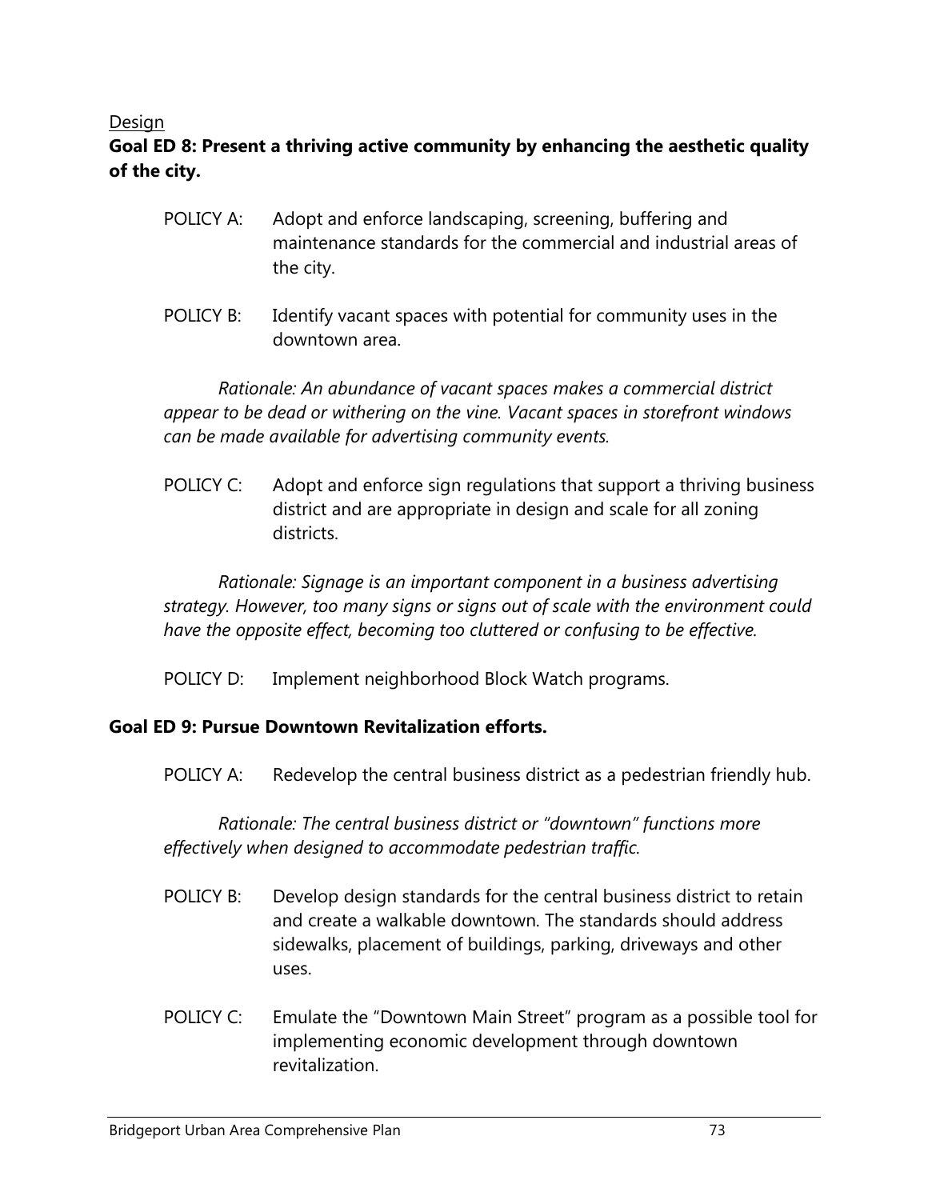<u>Design</u>

**Goal ED 8: Present a thriving active community by enhancing the aesthetic quality of the city.**

POLICY A: Adopt and enforce landscaping, screening, buffering and maintenance standards for the commercial and industrial areas of the city.

POLICY B: Identify vacant spaces with potential for community uses in the downtown area.

*Rationale: An abundance of vacant spaces makes a commercial district appear to be dead or withering on the vine. Vacant spaces in storefront windows can be made available for advertising community events.*

POLICY C: Adopt and enforce sign regulations that support a thriving business district and are appropriate in design and scale for all zoning districts.

*Rationale: Signage is an important component in a business advertising strategy. However, too many signs or signs out of scale with the environment could have the opposite effect, becoming too cluttered or confusing to be effective.*

POLICY D: Implement neighborhood Block Watch programs.

**Goal ED 9: Pursue Downtown Revitalization efforts.**

POLICY A: Redevelop the central business district as a pedestrian friendly hub.

*Rationale: The central business district or "downtown" functions more effectively when designed to accommodate pedestrian traffic.*

POLICY B: Develop design standards for the central business district to retain and create a walkable downtown. The standards should address sidewalks, placement of buildings, parking, driveways and other uses.

POLICY C: Emulate the "Downtown Main Street" program as a possible tool for implementing economic development through downtown revitalization.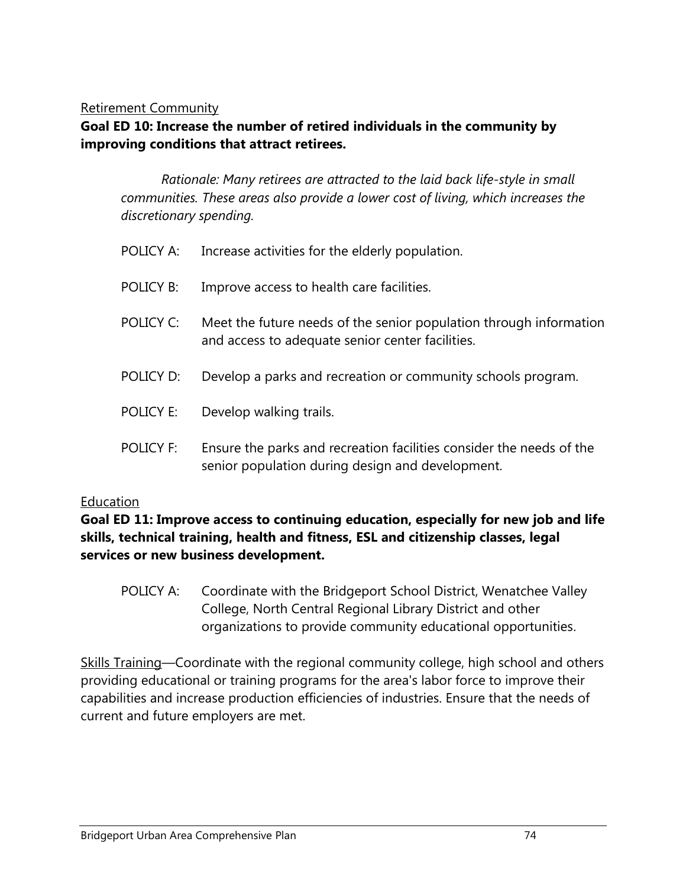<u>Retirement Community</u>

**Goal ED 10: Increase the number of retired individuals in the community by improving conditions that attract retirees.**

*Rationale: Many retirees are attracted to the laid back life-style in small communities. These areas also provide a lower cost of living, which increases the discretionary spending.*

POLICY A: Increase activities for the elderly population.

POLICY B: Improve access to health care facilities.

POLICY C: Meet the future needs of the senior population through information and access to adequate senior center facilities.

POLICY D: Develop a parks and recreation or community schools program.

POLICY E: Develop walking trails.

POLICY F: Ensure the parks and recreation facilities consider the needs of the senior population during design and development.

<u>Education</u>

**Goal ED 11: Improve access to continuing education, especially for new job and life skills, technical training, health and fitness, ESL and citizenship classes, legal services or new business development.**

POLICY A: Coordinate with the Bridgeport School District, Wenatchee Valley College, North Central Regional Library District and other organizations to provide community educational opportunities.

<u>Skills Training</u>—Coordinate with the regional community college, high school and others providing educational or training programs for the area's labor force to improve their capabilities and increase production efficiencies of industries. Ensure that the needs of current and future employers are met.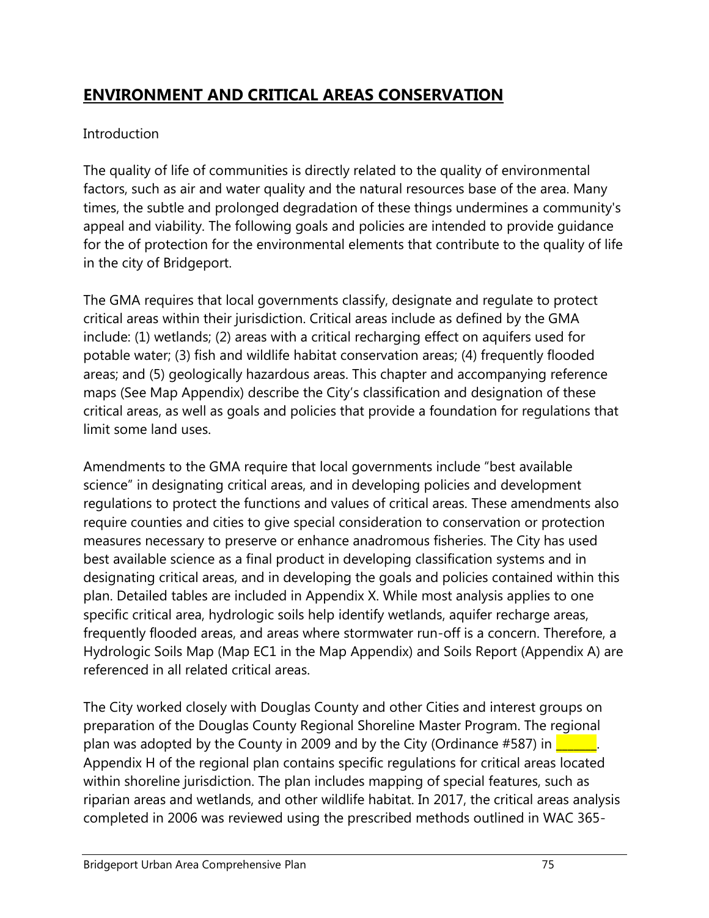# **ENVIRONMENT AND CRITICAL AREAS CONSERVATION**

Introduction

The quality of life of communities is directly related to the quality of environmental factors, such as air and water quality and the natural resources base of the area. Many times, the subtle and prolonged degradation of these things undermines a community's appeal and viability. The following goals and policies are intended to provide guidance for the of protection for the environmental elements that contribute to the quality of life in the city of Bridgeport.

The GMA requires that local governments classify, designate and regulate to protect critical areas within their jurisdiction. Critical areas include as defined by the GMA include: (1) wetlands; (2) areas with a critical recharging effect on aquifers used for potable water; (3) fish and wildlife habitat conservation areas; (4) frequently flooded areas; and (5) geologically hazardous areas. This chapter and accompanying reference maps (See Map Appendix) describe the City's classification and designation of these critical areas, as well as goals and policies that provide a foundation for regulations that limit some land uses.

Amendments to the GMA require that local governments include "best available science" in designating critical areas, and in developing policies and development regulations to protect the functions and values of critical areas. These amendments also require counties and cities to give special consideration to conservation or protection measures necessary to preserve or enhance anadromous fisheries. The City has used best available science as a final product in developing classification systems and in designating critical areas, and in developing the goals and policies contained within this plan. Detailed tables are included in Appendix X. While most analysis applies to one specific critical area, hydrologic soils help identify wetlands, aquifer recharge areas, frequently flooded areas, and areas where stormwater run-off is a concern. Therefore, a Hydrologic Soils Map (Map EC1 in the Map Appendix) and Soils Report (Appendix A) are referenced in all related critical areas.

The City worked closely with Douglas County and other Cities and interest groups on preparation of the Douglas County Regional Shoreline Master Program. The regional plan was adopted by the County in 2009 and by the City (Ordinance #587) in ______. Appendix H of the regional plan contains specific regulations for critical areas located within shoreline jurisdiction. The plan includes mapping of special features, such as riparian areas and wetlands, and other wildlife habitat. In 2017, the critical areas analysis completed in 2006 was reviewed using the prescribed methods outlined in WAC 365-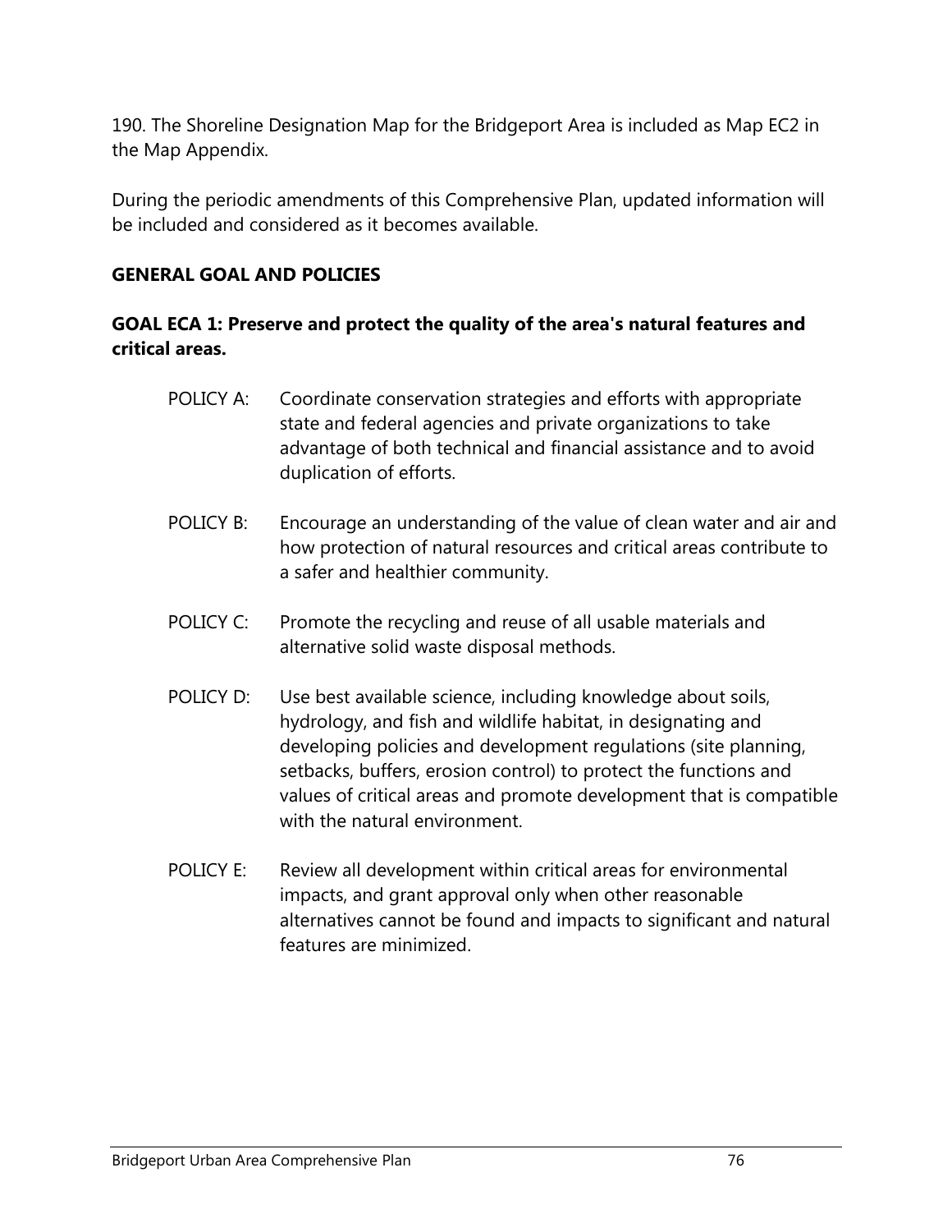190. The Shoreline Designation Map for the Bridgeport Area is included as Map EC2 in the Map Appendix.

During the periodic amendments of this Comprehensive Plan, updated information will be included and considered as it becomes available.

**GENERAL GOAL AND POLICIES**

**GOAL ECA 1: Preserve and protect the quality of the area's natural features and critical areas.**

POLICY A: Coordinate conservation strategies and efforts with appropriate state and federal agencies and private organizations to take advantage of both technical and financial assistance and to avoid duplication of efforts.

POLICY B: Encourage an understanding of the value of clean water and air and how protection of natural resources and critical areas contribute to a safer and healthier community.

POLICY C: Promote the recycling and reuse of all usable materials and alternative solid waste disposal methods.

POLICY D: Use best available science, including knowledge about soils, hydrology, and fish and wildlife habitat, in designating and developing policies and development regulations (site planning, setbacks, buffers, erosion control) to protect the functions and values of critical areas and promote development that is compatible with the natural environment.

POLICY E: Review all development within critical areas for environmental impacts, and grant approval only when other reasonable alternatives cannot be found and impacts to significant and natural features are minimized.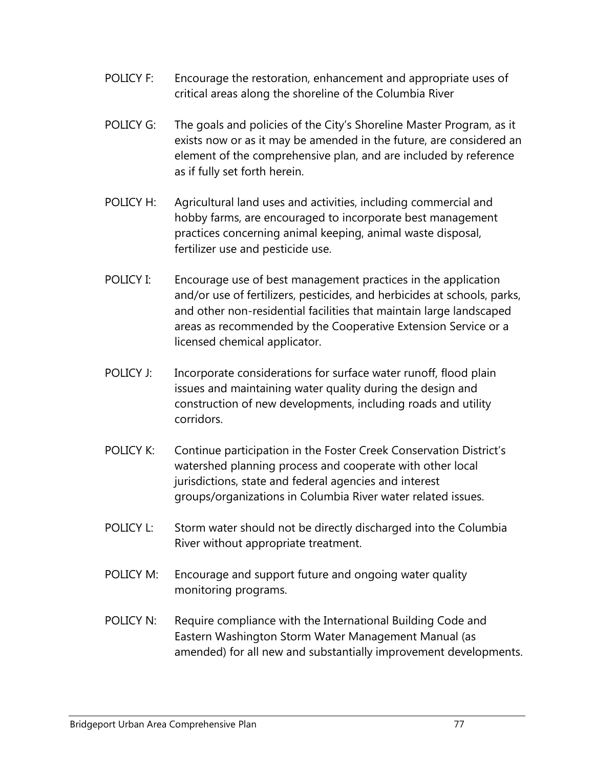POLICY F: Encourage the restoration, enhancement and appropriate uses of critical areas along the shoreline of the Columbia River

POLICY G: The goals and policies of the City's Shoreline Master Program, as it exists now or as it may be amended in the future, are considered an element of the comprehensive plan, and are included by reference as if fully set forth herein.

POLICY H: Agricultural land uses and activities, including commercial and hobby farms, are encouraged to incorporate best management practices concerning animal keeping, animal waste disposal, fertilizer use and pesticide use.

POLICY I: Encourage use of best management practices in the application and/or use of fertilizers, pesticides, and herbicides at schools, parks, and other non-residential facilities that maintain large landscaped areas as recommended by the Cooperative Extension Service or a licensed chemical applicator.

POLICY J: Incorporate considerations for surface water runoff, flood plain issues and maintaining water quality during the design and construction of new developments, including roads and utility corridors.

POLICY K: Continue participation in the Foster Creek Conservation District's watershed planning process and cooperate with other local jurisdictions, state and federal agencies and interest groups/organizations in Columbia River water related issues.

POLICY L: Storm water should not be directly discharged into the Columbia River without appropriate treatment.

POLICY M: Encourage and support future and ongoing water quality monitoring programs.

POLICY N: Require compliance with the International Building Code and Eastern Washington Storm Water Management Manual (as amended) for all new and substantially improvement developments.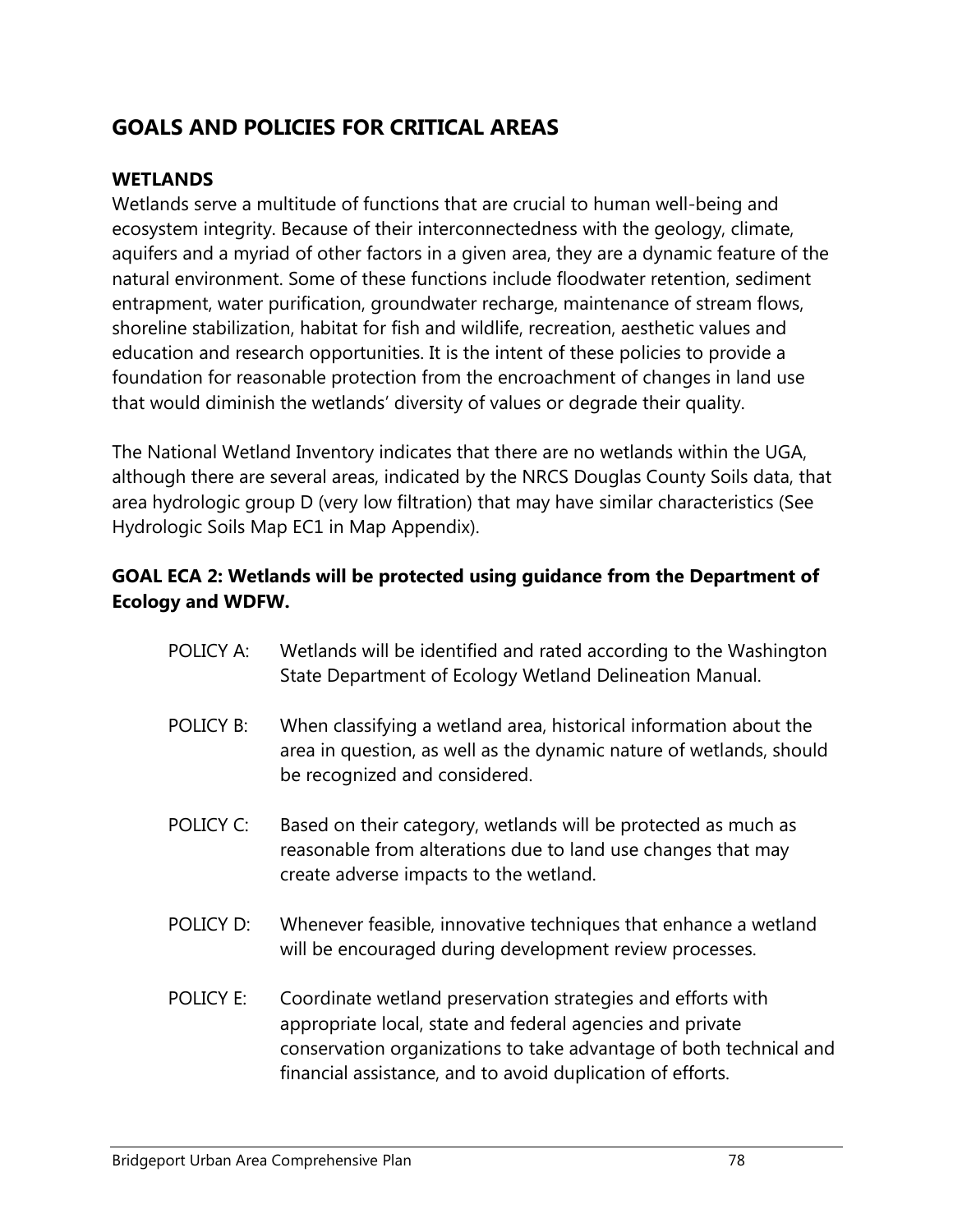## GOALS AND POLICIES FOR CRITICAL AREAS

### WETLANDS

Wetlands serve a multitude of functions that are crucial to human well-being and ecosystem integrity. Because of their interconnectedness with the geology, climate, aquifers and a myriad of other factors in a given area, they are a dynamic feature of the natural environment. Some of these functions include floodwater retention, sediment entrapment, water purification, groundwater recharge, maintenance of stream flows, shoreline stabilization, habitat for fish and wildlife, recreation, aesthetic values and education and research opportunities. It is the intent of these policies to provide a foundation for reasonable protection from the encroachment of changes in land use that would diminish the wetlands' diversity of values or degrade their quality.

The National Wetland Inventory indicates that there are no wetlands within the UGA, although there are several areas, indicated by the NRCS Douglas County Soils data, that area hydrologic group D (very low filtration) that may have similar characteristics (See Hydrologic Soils Map EC1 in Map Appendix).

**GOAL ECA 2: Wetlands will be protected using guidance from the Department of Ecology and WDFW.**

POLICY A: Wetlands will be identified and rated according to the Washington State Department of Ecology Wetland Delineation Manual.

POLICY B: When classifying a wetland area, historical information about the area in question, as well as the dynamic nature of wetlands, should be recognized and considered.

POLICY C: Based on their category, wetlands will be protected as much as reasonable from alterations due to land use changes that may create adverse impacts to the wetland.

POLICY D: Whenever feasible, innovative techniques that enhance a wetland will be encouraged during development review processes.

POLICY E: Coordinate wetland preservation strategies and efforts with appropriate local, state and federal agencies and private conservation organizations to take advantage of both technical and financial assistance, and to avoid duplication of efforts.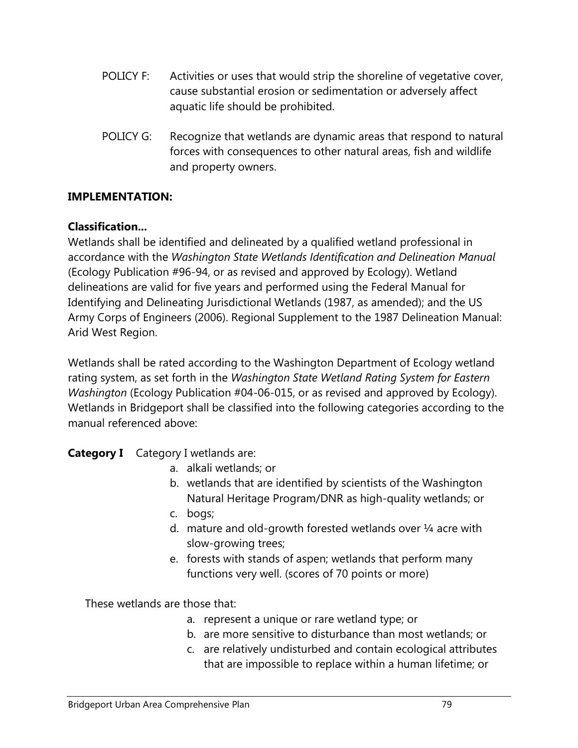POLICY F: Activities or uses that would strip the shoreline of vegetative cover, cause substantial erosion or sedimentation or adversely affect aquatic life should be prohibited.

POLICY G: Recognize that wetlands are dynamic areas that respond to natural forces with consequences to other natural areas, fish and wildlife and property owners.

**IMPLEMENTATION:**

**Classification...**

Wetlands shall be identified and delineated by a qualified wetland professional in accordance with the *Washington State Wetlands Identification and Delineation Manual* (Ecology Publication #96-94, or as revised and approved by Ecology). Wetland delineations are valid for five years and performed using the Federal Manual for Identifying and Delineating Jurisdictional Wetlands (1987, as amended); and the US Army Corps of Engineers (2006). Regional Supplement to the 1987 Delineation Manual: Arid West Region.

Wetlands shall be rated according to the Washington Department of Ecology wetland rating system, as set forth in the *Washington State Wetland Rating System for Eastern Washington* (Ecology Publication #04-06-015, or as revised and approved by Ecology). Wetlands in Bridgeport shall be classified into the following categories according to the manual referenced above:

**Category I** Category I wetlands are:

a. alkali wetlands; or
b. wetlands that are identified by scientists of the Washington Natural Heritage Program/DNR as high-quality wetlands; or
c. bogs;
d. mature and old-growth forested wetlands over ¼ acre with slow-growing trees;
e. forests with stands of aspen; wetlands that perform many functions very well. (scores of 70 points or more)

These wetlands are those that:

a. represent a unique or rare wetland type; or
b. are more sensitive to disturbance than most wetlands; or
c. are relatively undisturbed and contain ecological attributes that are impossible to replace within a human lifetime; or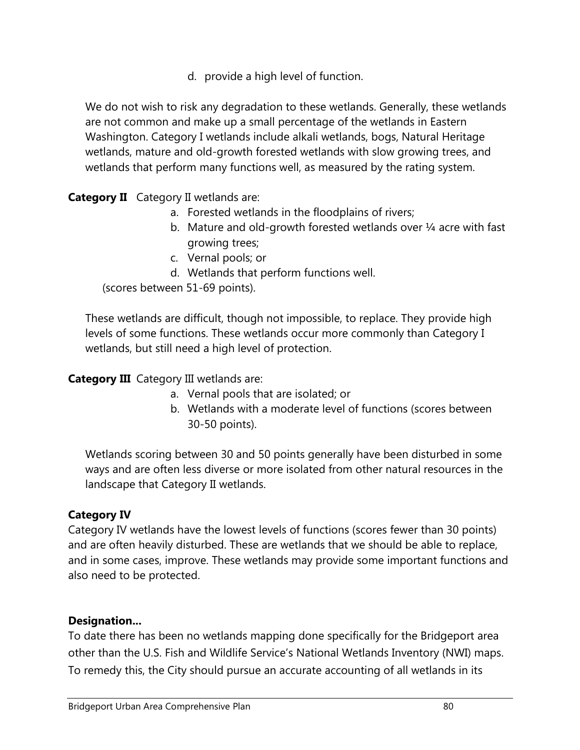d. provide a high level of function.

We do not wish to risk any degradation to these wetlands. Generally, these wetlands are not common and make up a small percentage of the wetlands in Eastern Washington. Category I wetlands include alkali wetlands, bogs, Natural Heritage wetlands, mature and old-growth forested wetlands with slow growing trees, and wetlands that perform many functions well, as measured by the rating system.

**Category II** Category II wetlands are:

a. Forested wetlands in the floodplains of rivers;
b. Mature and old-growth forested wetlands over ¼ acre with fast growing trees;
c. Vernal pools; or
d. Wetlands that perform functions well.

(scores between 51-69 points).

These wetlands are difficult, though not impossible, to replace. They provide high levels of some functions. These wetlands occur more commonly than Category I wetlands, but still need a high level of protection.

**Category III** Category III wetlands are:

a. Vernal pools that are isolated; or
b. Wetlands with a moderate level of functions (scores between 30-50 points).

Wetlands scoring between 30 and 50 points generally have been disturbed in some ways and are often less diverse or more isolated from other natural resources in the landscape that Category II wetlands.

**Category IV**

Category IV wetlands have the lowest levels of functions (scores fewer than 30 points) and are often heavily disturbed. These are wetlands that we should be able to replace, and in some cases, improve. These wetlands may provide some important functions and also need to be protected.

**Designation…**

To date there has been no wetlands mapping done specifically for the Bridgeport area other than the U.S. Fish and Wildlife Service's National Wetlands Inventory (NWI) maps. To remedy this, the City should pursue an accurate accounting of all wetlands in its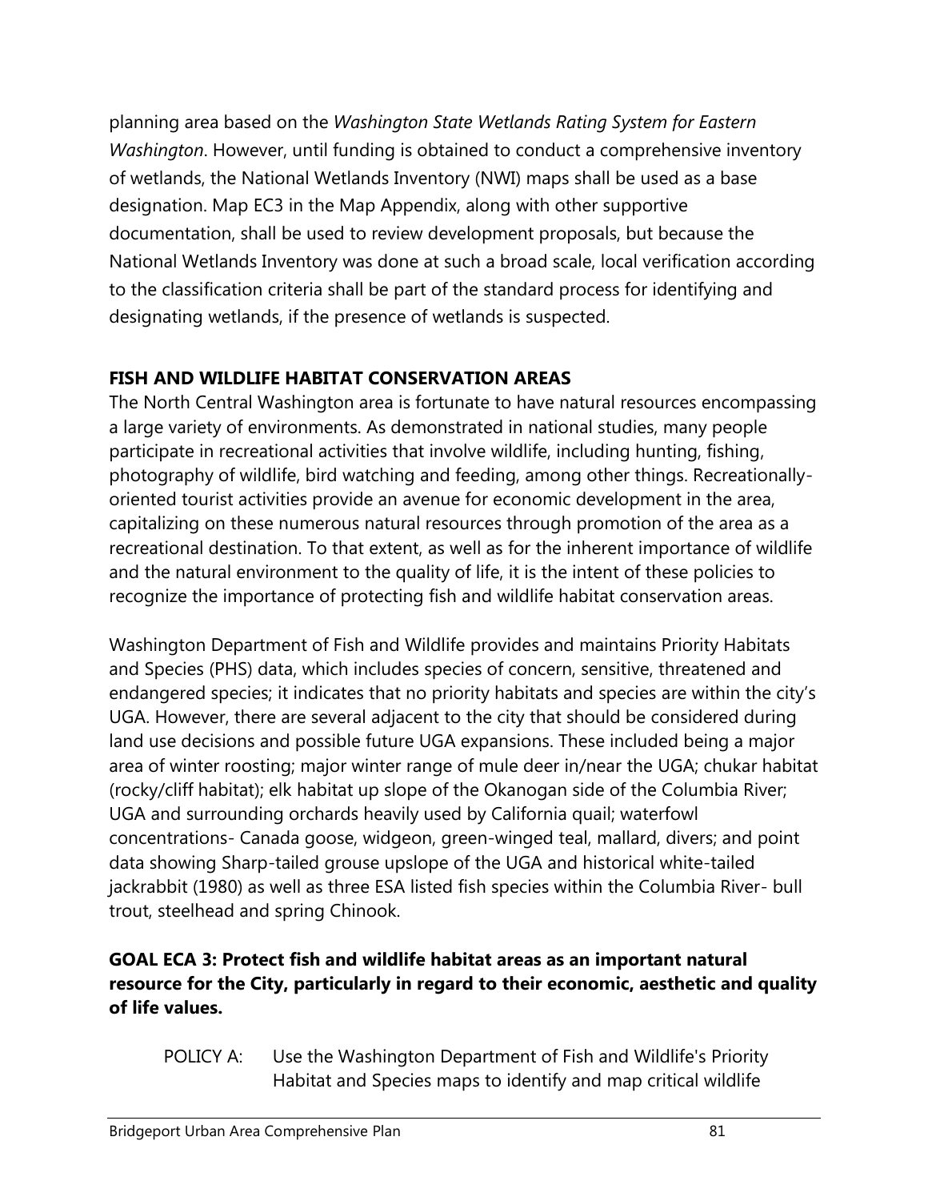planning area based on the *Washington State Wetlands Rating System for Eastern Washington*. However, until funding is obtained to conduct a comprehensive inventory of wetlands, the National Wetlands Inventory (NWI) maps shall be used as a base designation. Map EC3 in the Map Appendix, along with other supportive documentation, shall be used to review development proposals, but because the National Wetlands Inventory was done at such a broad scale, local verification according to the classification criteria shall be part of the standard process for identifying and designating wetlands, if the presence of wetlands is suspected.

## FISH AND WILDLIFE HABITAT CONSERVATION AREAS

The North Central Washington area is fortunate to have natural resources encompassing a large variety of environments. As demonstrated in national studies, many people participate in recreational activities that involve wildlife, including hunting, fishing, photography of wildlife, bird watching and feeding, among other things. Recreationally-oriented tourist activities provide an avenue for economic development in the area, capitalizing on these numerous natural resources through promotion of the area as a recreational destination. To that extent, as well as for the inherent importance of wildlife and the natural environment to the quality of life, it is the intent of these policies to recognize the importance of protecting fish and wildlife habitat conservation areas.

Washington Department of Fish and Wildlife provides and maintains Priority Habitats and Species (PHS) data, which includes species of concern, sensitive, threatened and endangered species; it indicates that no priority habitats and species are within the city's UGA. However, there are several adjacent to the city that should be considered during land use decisions and possible future UGA expansions. These included being a major area of winter roosting; major winter range of mule deer in/near the UGA; chukar habitat (rocky/cliff habitat); elk habitat up slope of the Okanogan side of the Columbia River; UGA and surrounding orchards heavily used by California quail; waterfowl concentrations- Canada goose, widgeon, green-winged teal, mallard, divers; and point data showing Sharp-tailed grouse upslope of the UGA and historical white-tailed jackrabbit (1980) as well as three ESA listed fish species within the Columbia River- bull trout, steelhead and spring Chinook.

**GOAL ECA 3: Protect fish and wildlife habitat areas as an important natural resource for the City, particularly in regard to their economic, aesthetic and quality of life values.**

POLICY A: Use the Washington Department of Fish and Wildlife's Priority Habitat and Species maps to identify and map critical wildlife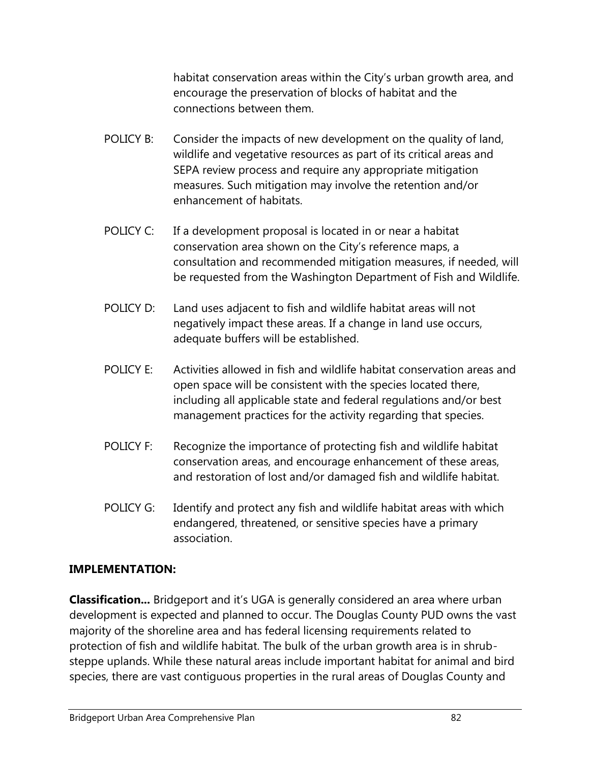habitat conservation areas within the City's urban growth area, and encourage the preservation of blocks of habitat and the connections between them.

POLICY B: Consider the impacts of new development on the quality of land, wildlife and vegetative resources as part of its critical areas and SEPA review process and require any appropriate mitigation measures. Such mitigation may involve the retention and/or enhancement of habitats.

POLICY C: If a development proposal is located in or near a habitat conservation area shown on the City's reference maps, a consultation and recommended mitigation measures, if needed, will be requested from the Washington Department of Fish and Wildlife.

POLICY D: Land uses adjacent to fish and wildlife habitat areas will not negatively impact these areas. If a change in land use occurs, adequate buffers will be established.

POLICY E: Activities allowed in fish and wildlife habitat conservation areas and open space will be consistent with the species located there, including all applicable state and federal regulations and/or best management practices for the activity regarding that species.

POLICY F: Recognize the importance of protecting fish and wildlife habitat conservation areas, and encourage enhancement of these areas, and restoration of lost and/or damaged fish and wildlife habitat.

POLICY G: Identify and protect any fish and wildlife habitat areas with which endangered, threatened, or sensitive species have a primary association.

**IMPLEMENTATION:**

**Classification...** Bridgeport and it's UGA is generally considered an area where urban development is expected and planned to occur. The Douglas County PUD owns the vast majority of the shoreline area and has federal licensing requirements related to protection of fish and wildlife habitat. The bulk of the urban growth area is in shrub-steppe uplands. While these natural areas include important habitat for animal and bird species, there are vast contiguous properties in the rural areas of Douglas County and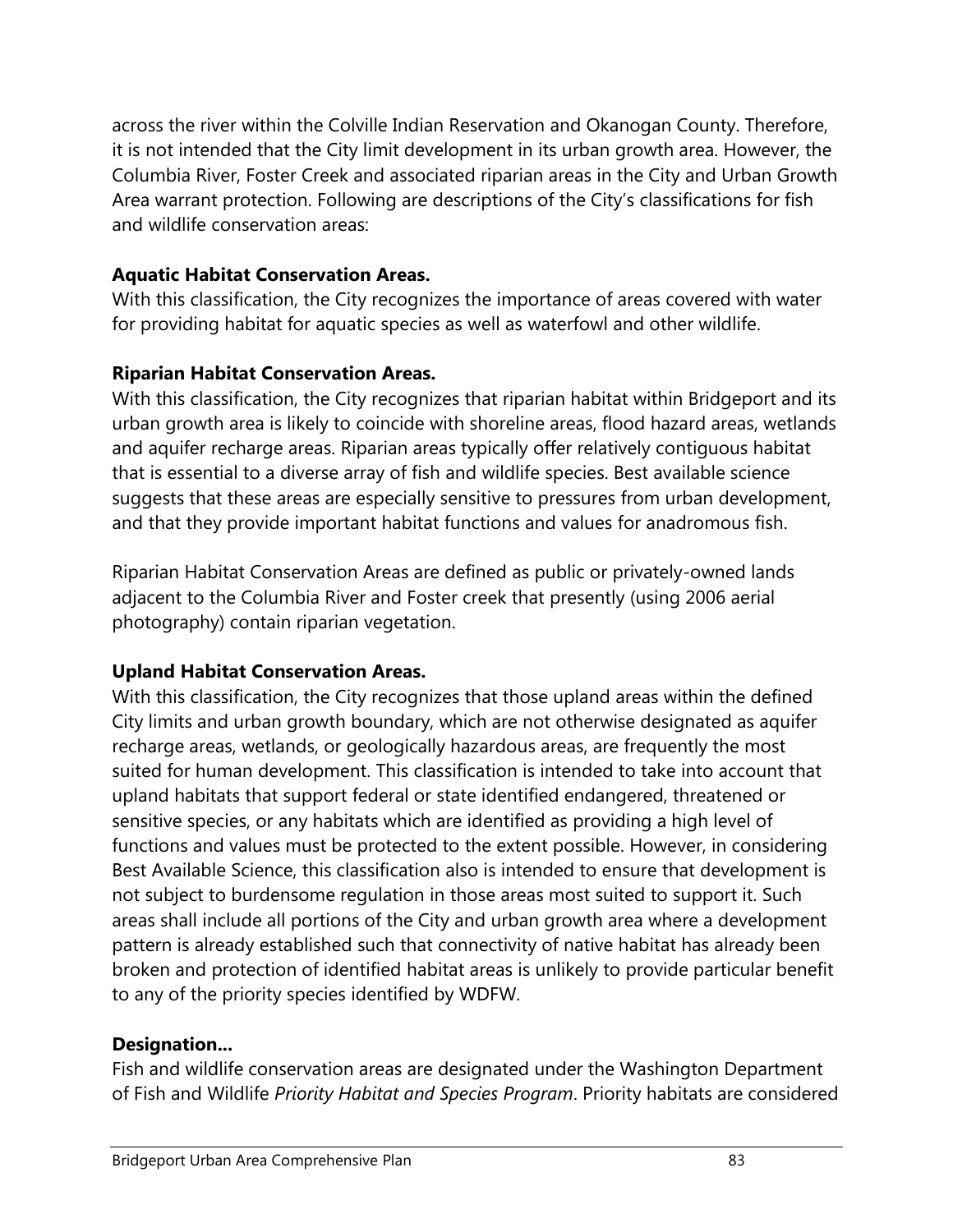across the river within the Colville Indian Reservation and Okanogan County. Therefore, it is not intended that the City limit development in its urban growth area. However, the Columbia River, Foster Creek and associated riparian areas in the City and Urban Growth Area warrant protection. Following are descriptions of the City's classifications for fish and wildlife conservation areas:

**Aquatic Habitat Conservation Areas.**
With this classification, the City recognizes the importance of areas covered with water for providing habitat for aquatic species as well as waterfowl and other wildlife.

**Riparian Habitat Conservation Areas.**
With this classification, the City recognizes that riparian habitat within Bridgeport and its urban growth area is likely to coincide with shoreline areas, flood hazard areas, wetlands and aquifer recharge areas. Riparian areas typically offer relatively contiguous habitat that is essential to a diverse array of fish and wildlife species. Best available science suggests that these areas are especially sensitive to pressures from urban development, and that they provide important habitat functions and values for anadromous fish.

Riparian Habitat Conservation Areas are defined as public or privately-owned lands adjacent to the Columbia River and Foster creek that presently (using 2006 aerial photography) contain riparian vegetation.

**Upland Habitat Conservation Areas.**
With this classification, the City recognizes that those upland areas within the defined City limits and urban growth boundary, which are not otherwise designated as aquifer recharge areas, wetlands, or geologically hazardous areas, are frequently the most suited for human development. This classification is intended to take into account that upland habitats that support federal or state identified endangered, threatened or sensitive species, or any habitats which are identified as providing a high level of functions and values must be protected to the extent possible. However, in considering Best Available Science, this classification also is intended to ensure that development is not subject to burdensome regulation in those areas most suited to support it. Such areas shall include all portions of the City and urban growth area where a development pattern is already established such that connectivity of native habitat has already been broken and protection of identified habitat areas is unlikely to provide particular benefit to any of the priority species identified by WDFW.

**Designation…**
Fish and wildlife conservation areas are designated under the Washington Department of Fish and Wildlife *Priority Habitat and Species Program*. Priority habitats are considered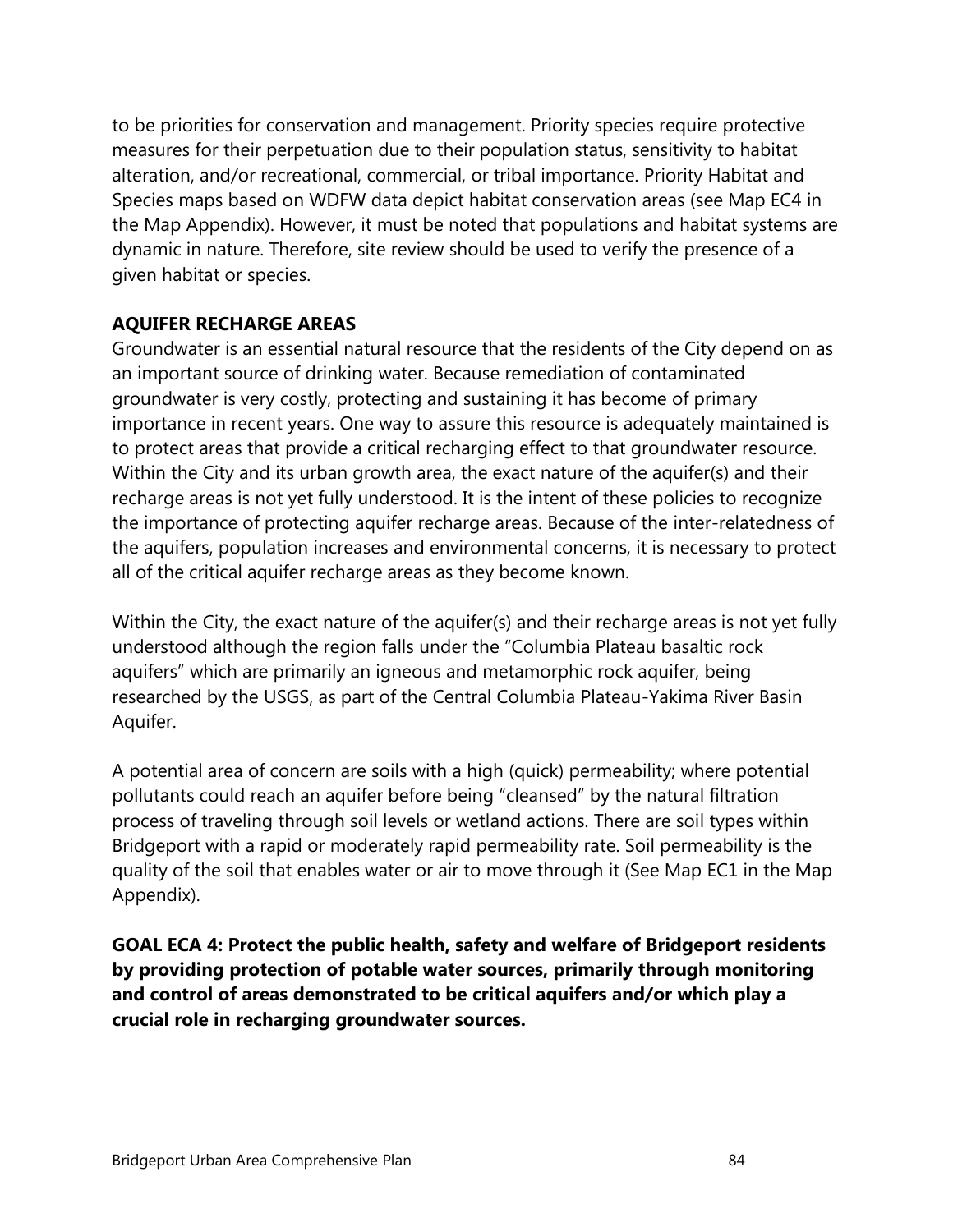to be priorities for conservation and management. Priority species require protective measures for their perpetuation due to their population status, sensitivity to habitat alteration, and/or recreational, commercial, or tribal importance. Priority Habitat and Species maps based on WDFW data depict habitat conservation areas (see Map EC4 in the Map Appendix). However, it must be noted that populations and habitat systems are dynamic in nature. Therefore, site review should be used to verify the presence of a given habitat or species.

### AQUIFER RECHARGE AREAS

Groundwater is an essential natural resource that the residents of the City depend on as an important source of drinking water. Because remediation of contaminated groundwater is very costly, protecting and sustaining it has become of primary importance in recent years. One way to assure this resource is adequately maintained is to protect areas that provide a critical recharging effect to that groundwater resource. Within the City and its urban growth area, the exact nature of the aquifer(s) and their recharge areas is not yet fully understood. It is the intent of these policies to recognize the importance of protecting aquifer recharge areas. Because of the inter-relatedness of the aquifers, population increases and environmental concerns, it is necessary to protect all of the critical aquifer recharge areas as they become known.

Within the City, the exact nature of the aquifer(s) and their recharge areas is not yet fully understood although the region falls under the "Columbia Plateau basaltic rock aquifers" which are primarily an igneous and metamorphic rock aquifer, being researched by the USGS, as part of the Central Columbia Plateau-Yakima River Basin Aquifer.

A potential area of concern are soils with a high (quick) permeability; where potential pollutants could reach an aquifer before being "cleansed" by the natural filtration process of traveling through soil levels or wetland actions. There are soil types within Bridgeport with a rapid or moderately rapid permeability rate. Soil permeability is the quality of the soil that enables water or air to move through it (See Map EC1 in the Map Appendix).

**GOAL ECA 4: Protect the public health, safety and welfare of Bridgeport residents by providing protection of potable water sources, primarily through monitoring and control of areas demonstrated to be critical aquifers and/or which play a crucial role in recharging groundwater sources.**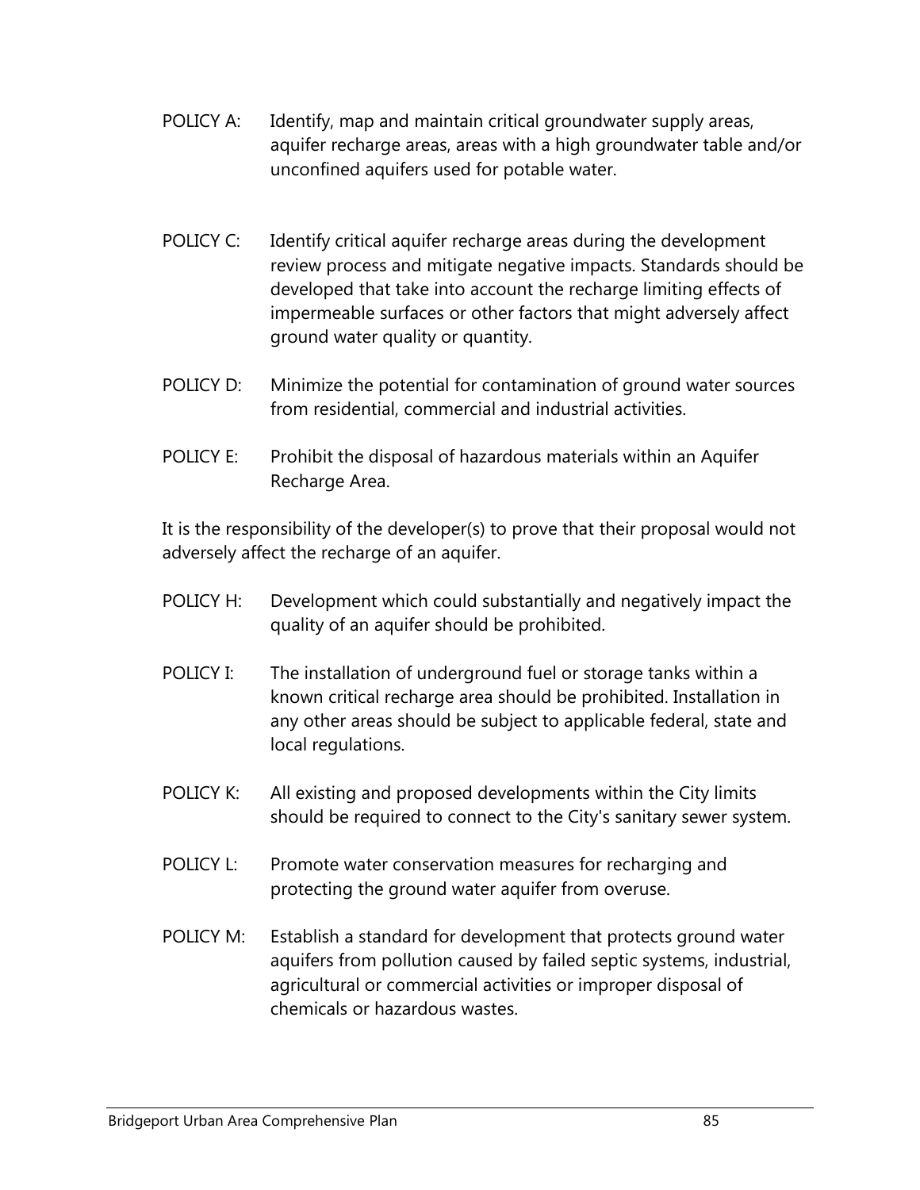POLICY A: Identify, map and maintain critical groundwater supply areas, aquifer recharge areas, areas with a high groundwater table and/or unconfined aquifers used for potable water.

POLICY C: Identify critical aquifer recharge areas during the development review process and mitigate negative impacts. Standards should be developed that take into account the recharge limiting effects of impermeable surfaces or other factors that might adversely affect ground water quality or quantity.

POLICY D: Minimize the potential for contamination of ground water sources from residential, commercial and industrial activities.

POLICY E: Prohibit the disposal of hazardous materials within an Aquifer Recharge Area.

It is the responsibility of the developer(s) to prove that their proposal would not adversely affect the recharge of an aquifer.

POLICY H: Development which could substantially and negatively impact the quality of an aquifer should be prohibited.

POLICY I: The installation of underground fuel or storage tanks within a known critical recharge area should be prohibited. Installation in any other areas should be subject to applicable federal, state and local regulations.

POLICY K: All existing and proposed developments within the City limits should be required to connect to the City's sanitary sewer system.

POLICY L: Promote water conservation measures for recharging and protecting the ground water aquifer from overuse.

POLICY M: Establish a standard for development that protects ground water aquifers from pollution caused by failed septic systems, industrial, agricultural or commercial activities or improper disposal of chemicals or hazardous wastes.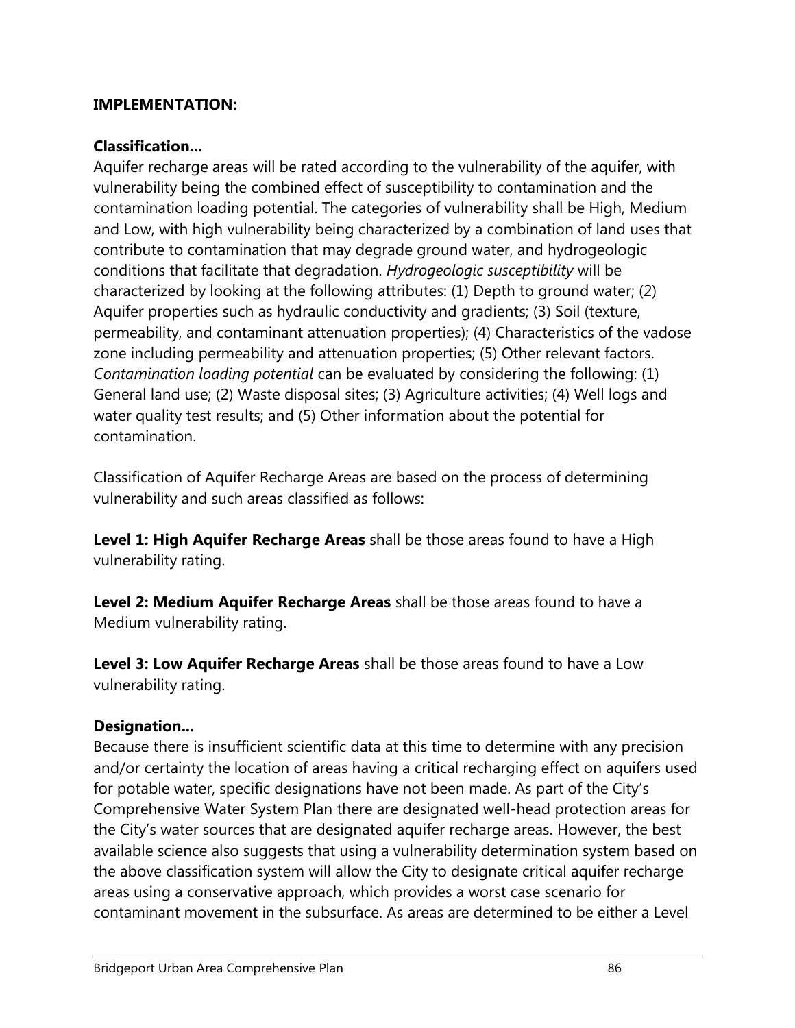**IMPLEMENTATION:**

**Classification…**

Aquifer recharge areas will be rated according to the vulnerability of the aquifer, with vulnerability being the combined effect of susceptibility to contamination and the contamination loading potential. The categories of vulnerability shall be High, Medium and Low, with high vulnerability being characterized by a combination of land uses that contribute to contamination that may degrade ground water, and hydrogeologic conditions that facilitate that degradation. *Hydrogeologic susceptibility* will be characterized by looking at the following attributes: (1) Depth to ground water; (2) Aquifer properties such as hydraulic conductivity and gradients; (3) Soil (texture, permeability, and contaminant attenuation properties); (4) Characteristics of the vadose zone including permeability and attenuation properties; (5) Other relevant factors. *Contamination loading potential* can be evaluated by considering the following: (1) General land use; (2) Waste disposal sites; (3) Agriculture activities; (4) Well logs and water quality test results; and (5) Other information about the potential for contamination.

Classification of Aquifer Recharge Areas are based on the process of determining vulnerability and such areas classified as follows:

**Level 1: High Aquifer Recharge Areas** shall be those areas found to have a High vulnerability rating.

**Level 2: Medium Aquifer Recharge Areas** shall be those areas found to have a Medium vulnerability rating.

**Level 3: Low Aquifer Recharge Areas** shall be those areas found to have a Low vulnerability rating.

**Designation…**

Because there is insufficient scientific data at this time to determine with any precision and/or certainty the location of areas having a critical recharging effect on aquifers used for potable water, specific designations have not been made. As part of the City's Comprehensive Water System Plan there are designated well-head protection areas for the City's water sources that are designated aquifer recharge areas. However, the best available science also suggests that using a vulnerability determination system based on the above classification system will allow the City to designate critical aquifer recharge areas using a conservative approach, which provides a worst case scenario for contaminant movement in the subsurface. As areas are determined to be either a Level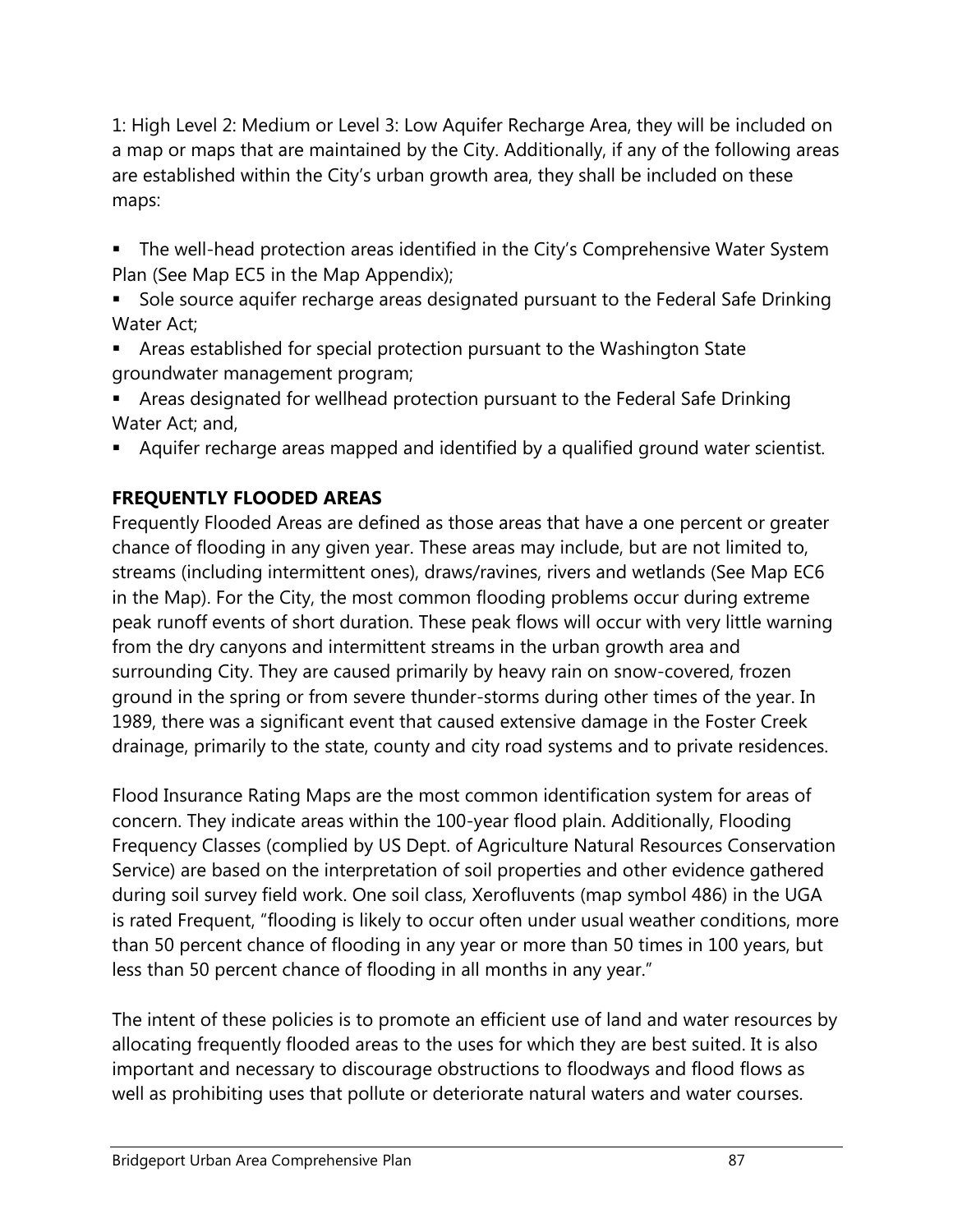1: High Level 2: Medium or Level 3: Low Aquifer Recharge Area, they will be included on a map or maps that are maintained by the City. Additionally, if any of the following areas are established within the City's urban growth area, they shall be included on these maps:

- The well-head protection areas identified in the City's Comprehensive Water System Plan (See Map EC5 in the Map Appendix);
- Sole source aquifer recharge areas designated pursuant to the Federal Safe Drinking Water Act;
- Areas established for special protection pursuant to the Washington State groundwater management program;
- Areas designated for wellhead protection pursuant to the Federal Safe Drinking Water Act; and,
- Aquifer recharge areas mapped and identified by a qualified ground water scientist.

**FREQUENTLY FLOODED AREAS**

Frequently Flooded Areas are defined as those areas that have a one percent or greater chance of flooding in any given year. These areas may include, but are not limited to, streams (including intermittent ones), draws/ravines, rivers and wetlands (See Map EC6 in the Map). For the City, the most common flooding problems occur during extreme peak runoff events of short duration. These peak flows will occur with very little warning from the dry canyons and intermittent streams in the urban growth area and surrounding City. They are caused primarily by heavy rain on snow-covered, frozen ground in the spring or from severe thunder-storms during other times of the year. In 1989, there was a significant event that caused extensive damage in the Foster Creek drainage, primarily to the state, county and city road systems and to private residences.

Flood Insurance Rating Maps are the most common identification system for areas of concern. They indicate areas within the 100-year flood plain. Additionally, Flooding Frequency Classes (complied by US Dept. of Agriculture Natural Resources Conservation Service) are based on the interpretation of soil properties and other evidence gathered during soil survey field work. One soil class, Xerofluvents (map symbol 486) in the UGA is rated Frequent, "flooding is likely to occur often under usual weather conditions, more than 50 percent chance of flooding in any year or more than 50 times in 100 years, but less than 50 percent chance of flooding in all months in any year."

The intent of these policies is to promote an efficient use of land and water resources by allocating frequently flooded areas to the uses for which they are best suited. It is also important and necessary to discourage obstructions to floodways and flood flows as well as prohibiting uses that pollute or deteriorate natural waters and water courses.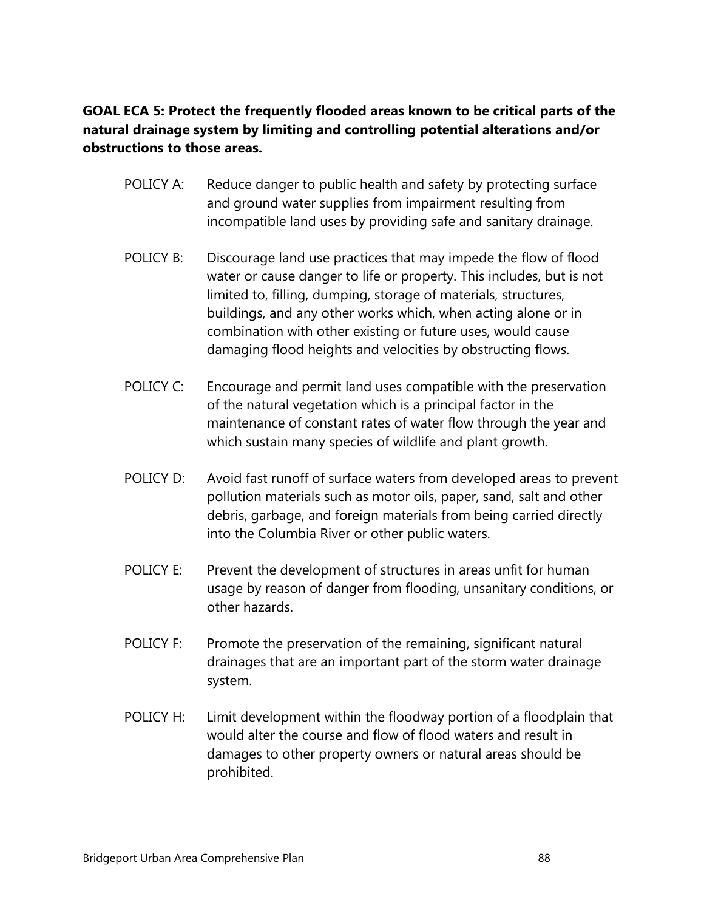**GOAL ECA 5: Protect the frequently flooded areas known to be critical parts of the natural drainage system by limiting and controlling potential alterations and/or obstructions to those areas.**

POLICY A: Reduce danger to public health and safety by protecting surface and ground water supplies from impairment resulting from incompatible land uses by providing safe and sanitary drainage.

POLICY B: Discourage land use practices that may impede the flow of flood water or cause danger to life or property. This includes, but is not limited to, filling, dumping, storage of materials, structures, buildings, and any other works which, when acting alone or in combination with other existing or future uses, would cause damaging flood heights and velocities by obstructing flows.

POLICY C: Encourage and permit land uses compatible with the preservation of the natural vegetation which is a principal factor in the maintenance of constant rates of water flow through the year and which sustain many species of wildlife and plant growth.

POLICY D: Avoid fast runoff of surface waters from developed areas to prevent pollution materials such as motor oils, paper, sand, salt and other debris, garbage, and foreign materials from being carried directly into the Columbia River or other public waters.

POLICY E: Prevent the development of structures in areas unfit for human usage by reason of danger from flooding, unsanitary conditions, or other hazards.

POLICY F: Promote the preservation of the remaining, significant natural drainages that are an important part of the storm water drainage system.

POLICY H: Limit development within the floodway portion of a floodplain that would alter the course and flow of flood waters and result in damages to other property owners or natural areas should be prohibited.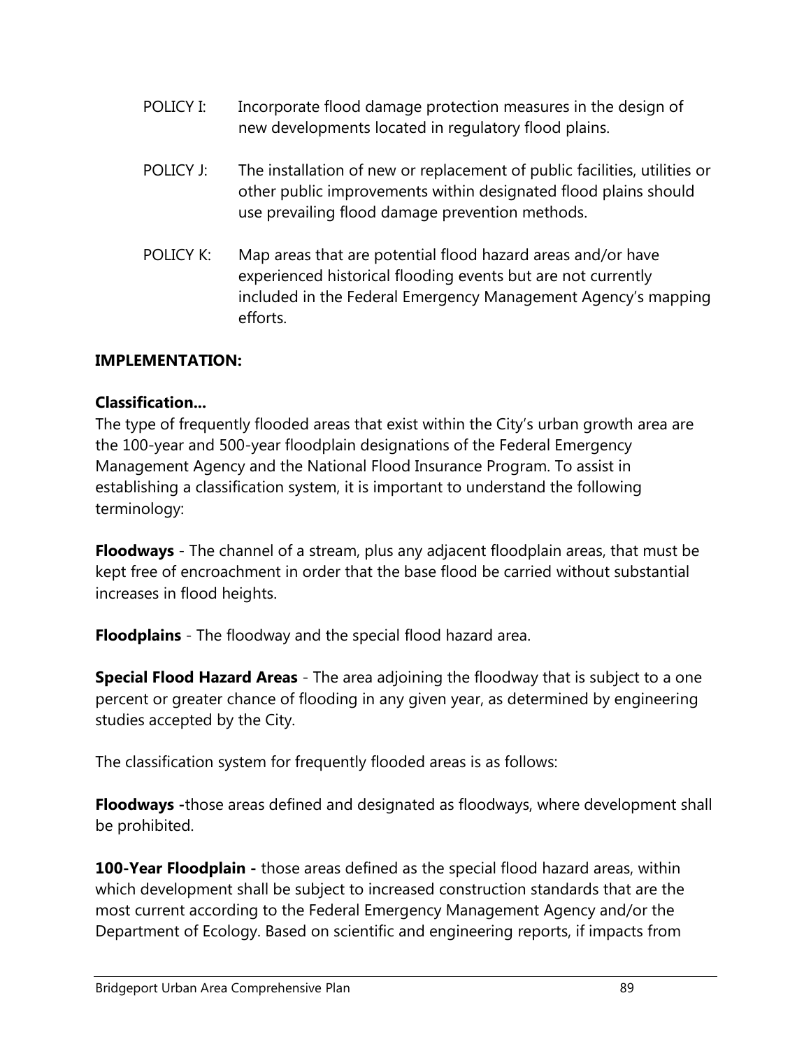POLICY I: Incorporate flood damage protection measures in the design of new developments located in regulatory flood plains.

POLICY J: The installation of new or replacement of public facilities, utilities or other public improvements within designated flood plains should use prevailing flood damage prevention methods.

POLICY K: Map areas that are potential flood hazard areas and/or have experienced historical flooding events but are not currently included in the Federal Emergency Management Agency's mapping efforts.

**IMPLEMENTATION:**

**Classification...**

The type of frequently flooded areas that exist within the City's urban growth area are the 100-year and 500-year floodplain designations of the Federal Emergency Management Agency and the National Flood Insurance Program. To assist in establishing a classification system, it is important to understand the following terminology:

**Floodways** - The channel of a stream, plus any adjacent floodplain areas, that must be kept free of encroachment in order that the base flood be carried without substantial increases in flood heights.

**Floodplains** - The floodway and the special flood hazard area.

**Special Flood Hazard Areas** - The area adjoining the floodway that is subject to a one percent or greater chance of flooding in any given year, as determined by engineering studies accepted by the City.

The classification system for frequently flooded areas is as follows:

**Floodways -**those areas defined and designated as floodways, where development shall be prohibited.

**100-Year Floodplain -** those areas defined as the special flood hazard areas, within which development shall be subject to increased construction standards that are the most current according to the Federal Emergency Management Agency and/or the Department of Ecology. Based on scientific and engineering reports, if impacts from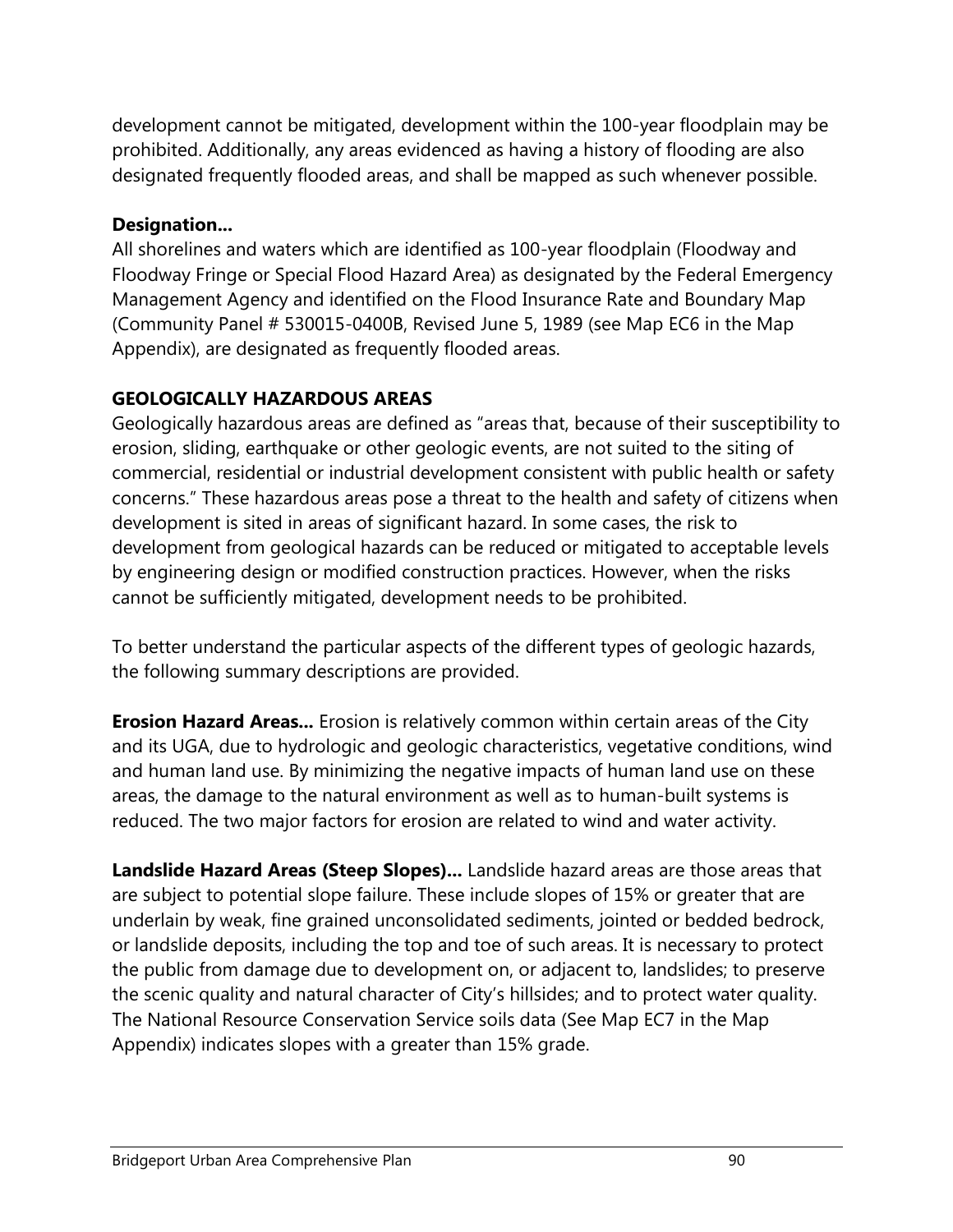development cannot be mitigated, development within the 100-year floodplain may be prohibited. Additionally, any areas evidenced as having a history of flooding are also designated frequently flooded areas, and shall be mapped as such whenever possible.

**Designation...**

All shorelines and waters which are identified as 100-year floodplain (Floodway and Floodway Fringe or Special Flood Hazard Area) as designated by the Federal Emergency Management Agency and identified on the Flood Insurance Rate and Boundary Map (Community Panel # 530015-0400B, Revised June 5, 1989 (see Map EC6 in the Map Appendix), are designated as frequently flooded areas.

## GEOLOGICALLY HAZARDOUS AREAS

Geologically hazardous areas are defined as "areas that, because of their susceptibility to erosion, sliding, earthquake or other geologic events, are not suited to the siting of commercial, residential or industrial development consistent with public health or safety concerns." These hazardous areas pose a threat to the health and safety of citizens when development is sited in areas of significant hazard. In some cases, the risk to development from geological hazards can be reduced or mitigated to acceptable levels by engineering design or modified construction practices. However, when the risks cannot be sufficiently mitigated, development needs to be prohibited.

To better understand the particular aspects of the different types of geologic hazards, the following summary descriptions are provided.

**Erosion Hazard Areas...** Erosion is relatively common within certain areas of the City and its UGA, due to hydrologic and geologic characteristics, vegetative conditions, wind and human land use. By minimizing the negative impacts of human land use on these areas, the damage to the natural environment as well as to human-built systems is reduced. The two major factors for erosion are related to wind and water activity.

**Landslide Hazard Areas (Steep Slopes)...** Landslide hazard areas are those areas that are subject to potential slope failure. These include slopes of 15% or greater that are underlain by weak, fine grained unconsolidated sediments, jointed or bedded bedrock, or landslide deposits, including the top and toe of such areas. It is necessary to protect the public from damage due to development on, or adjacent to, landslides; to preserve the scenic quality and natural character of City's hillsides; and to protect water quality. The National Resource Conservation Service soils data (See Map EC7 in the Map Appendix) indicates slopes with a greater than 15% grade.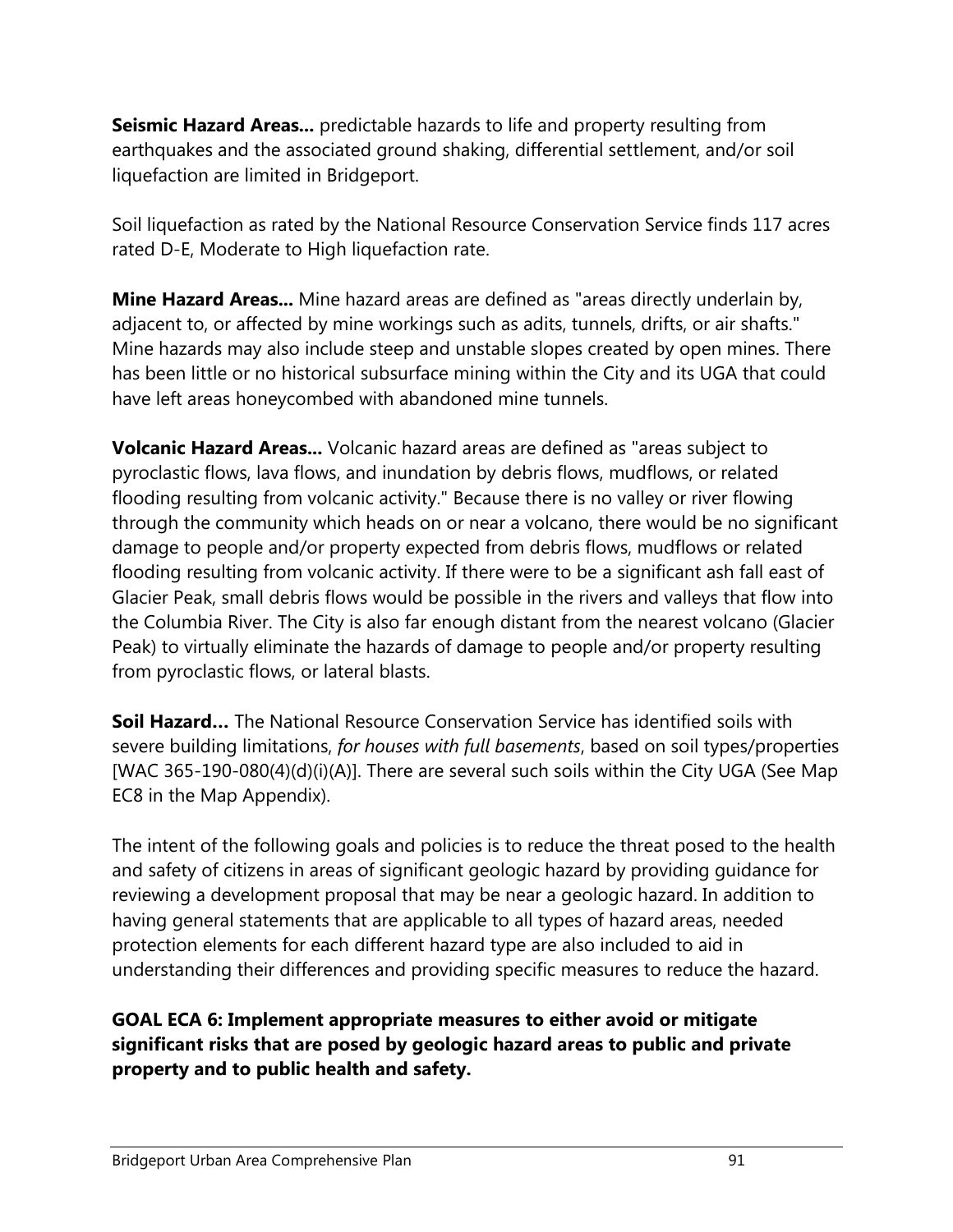**Seismic Hazard Areas...** predictable hazards to life and property resulting from earthquakes and the associated ground shaking, differential settlement, and/or soil liquefaction are limited in Bridgeport.

Soil liquefaction as rated by the National Resource Conservation Service finds 117 acres rated D-E, Moderate to High liquefaction rate.

**Mine Hazard Areas...** Mine hazard areas are defined as "areas directly underlain by, adjacent to, or affected by mine workings such as adits, tunnels, drifts, or air shafts." Mine hazards may also include steep and unstable slopes created by open mines. There has been little or no historical subsurface mining within the City and its UGA that could have left areas honeycombed with abandoned mine tunnels.

**Volcanic Hazard Areas...** Volcanic hazard areas are defined as "areas subject to pyroclastic flows, lava flows, and inundation by debris flows, mudflows, or related flooding resulting from volcanic activity." Because there is no valley or river flowing through the community which heads on or near a volcano, there would be no significant damage to people and/or property expected from debris flows, mudflows or related flooding resulting from volcanic activity. If there were to be a significant ash fall east of Glacier Peak, small debris flows would be possible in the rivers and valleys that flow into the Columbia River. The City is also far enough distant from the nearest volcano (Glacier Peak) to virtually eliminate the hazards of damage to people and/or property resulting from pyroclastic flows, or lateral blasts.

**Soil Hazard…** The National Resource Conservation Service has identified soils with severe building limitations, *for houses with full basements*, based on soil types/properties [WAC 365-190-080(4)(d)(i)(A)]. There are several such soils within the City UGA (See Map EC8 in the Map Appendix).

The intent of the following goals and policies is to reduce the threat posed to the health and safety of citizens in areas of significant geologic hazard by providing guidance for reviewing a development proposal that may be near a geologic hazard. In addition to having general statements that are applicable to all types of hazard areas, needed protection elements for each different hazard type are also included to aid in understanding their differences and providing specific measures to reduce the hazard.

**GOAL ECA 6: Implement appropriate measures to either avoid or mitigate significant risks that are posed by geologic hazard areas to public and private property and to public health and safety.**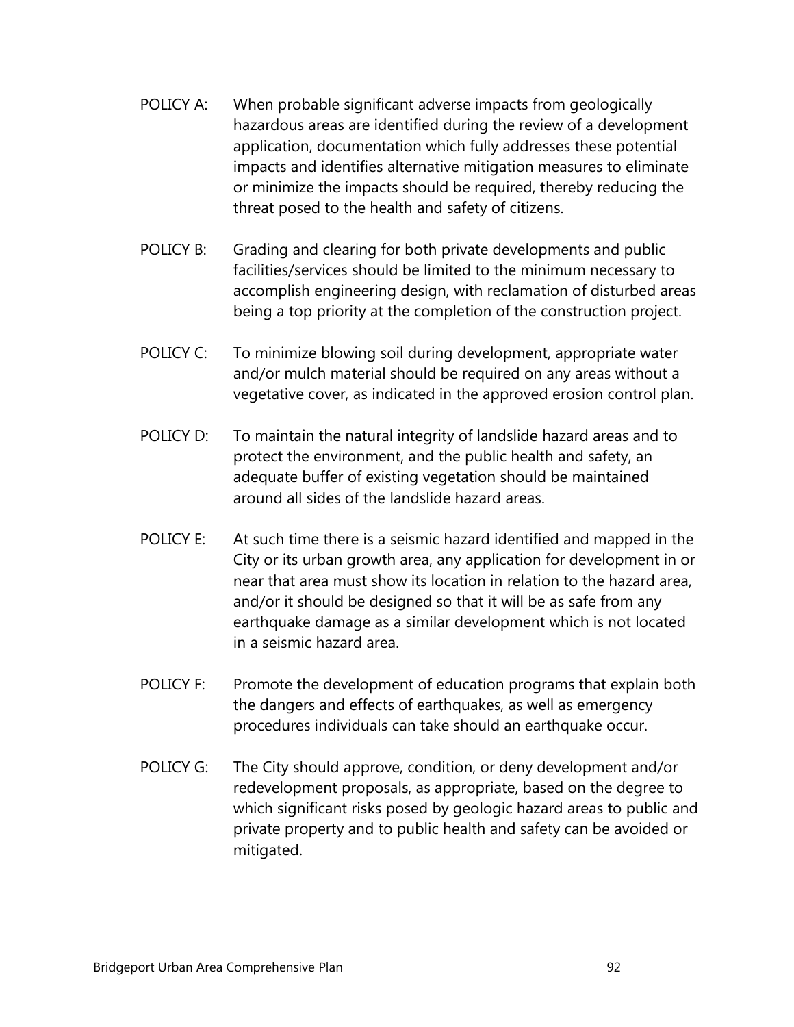POLICY A: When probable significant adverse impacts from geologically hazardous areas are identified during the review of a development application, documentation which fully addresses these potential impacts and identifies alternative mitigation measures to eliminate or minimize the impacts should be required, thereby reducing the threat posed to the health and safety of citizens.

POLICY B: Grading and clearing for both private developments and public facilities/services should be limited to the minimum necessary to accomplish engineering design, with reclamation of disturbed areas being a top priority at the completion of the construction project.

POLICY C: To minimize blowing soil during development, appropriate water and/or mulch material should be required on any areas without a vegetative cover, as indicated in the approved erosion control plan.

POLICY D: To maintain the natural integrity of landslide hazard areas and to protect the environment, and the public health and safety, an adequate buffer of existing vegetation should be maintained around all sides of the landslide hazard areas.

POLICY E: At such time there is a seismic hazard identified and mapped in the City or its urban growth area, any application for development in or near that area must show its location in relation to the hazard area, and/or it should be designed so that it will be as safe from any earthquake damage as a similar development which is not located in a seismic hazard area.

POLICY F: Promote the development of education programs that explain both the dangers and effects of earthquakes, as well as emergency procedures individuals can take should an earthquake occur.

POLICY G: The City should approve, condition, or deny development and/or redevelopment proposals, as appropriate, based on the degree to which significant risks posed by geologic hazard areas to public and private property and to public health and safety can be avoided or mitigated.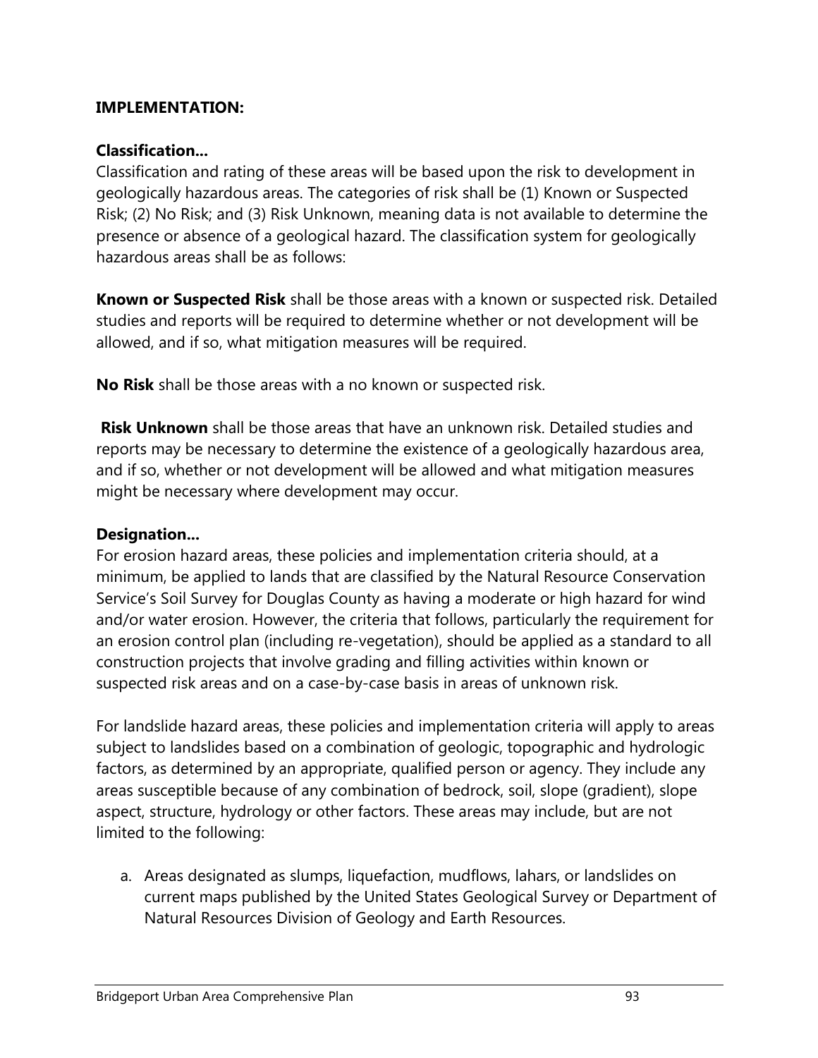**IMPLEMENTATION:**

**Classification…**
Classification and rating of these areas will be based upon the risk to development in geologically hazardous areas. The categories of risk shall be (1) Known or Suspected Risk; (2) No Risk; and (3) Risk Unknown, meaning data is not available to determine the presence or absence of a geological hazard. The classification system for geologically hazardous areas shall be as follows:

**Known or Suspected Risk** shall be those areas with a known or suspected risk. Detailed studies and reports will be required to determine whether or not development will be allowed, and if so, what mitigation measures will be required.

**No Risk** shall be those areas with a no known or suspected risk.

**Risk Unknown** shall be those areas that have an unknown risk. Detailed studies and reports may be necessary to determine the existence of a geologically hazardous area, and if so, whether or not development will be allowed and what mitigation measures might be necessary where development may occur.

**Designation…**
For erosion hazard areas, these policies and implementation criteria should, at a minimum, be applied to lands that are classified by the Natural Resource Conservation Service's Soil Survey for Douglas County as having a moderate or high hazard for wind and/or water erosion. However, the criteria that follows, particularly the requirement for an erosion control plan (including re-vegetation), should be applied as a standard to all construction projects that involve grading and filling activities within known or suspected risk areas and on a case-by-case basis in areas of unknown risk.

For landslide hazard areas, these policies and implementation criteria will apply to areas subject to landslides based on a combination of geologic, topographic and hydrologic factors, as determined by an appropriate, qualified person or agency. They include any areas susceptible because of any combination of bedrock, soil, slope (gradient), slope aspect, structure, hydrology or other factors. These areas may include, but are not limited to the following:

a. Areas designated as slumps, liquefaction, mudflows, lahars, or landslides on current maps published by the United States Geological Survey or Department of Natural Resources Division of Geology and Earth Resources.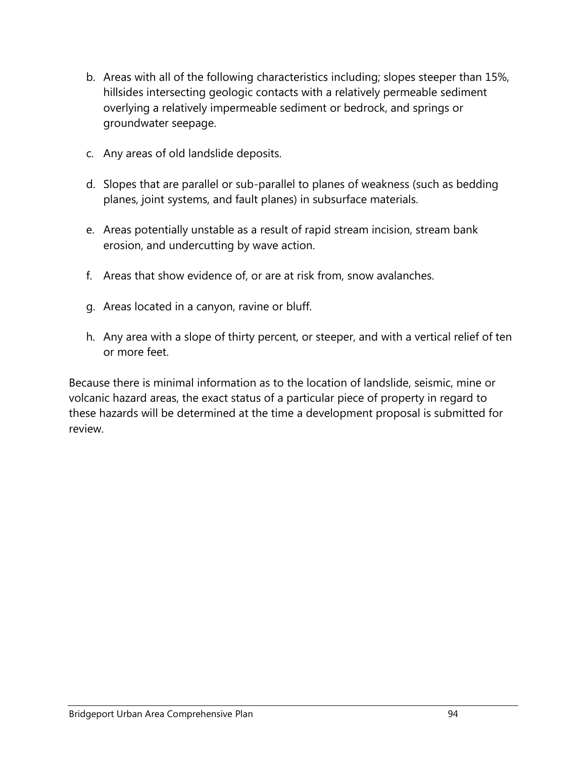b. Areas with all of the following characteristics including; slopes steeper than 15%, hillsides intersecting geologic contacts with a relatively permeable sediment overlying a relatively impermeable sediment or bedrock, and springs or groundwater seepage.

c. Any areas of old landslide deposits.

d. Slopes that are parallel or sub-parallel to planes of weakness (such as bedding planes, joint systems, and fault planes) in subsurface materials.

e. Areas potentially unstable as a result of rapid stream incision, stream bank erosion, and undercutting by wave action.

f. Areas that show evidence of, or are at risk from, snow avalanches.

g. Areas located in a canyon, ravine or bluff.

h. Any area with a slope of thirty percent, or steeper, and with a vertical relief of ten or more feet.

Because there is minimal information as to the location of landslide, seismic, mine or volcanic hazard areas, the exact status of a particular piece of property in regard to these hazards will be determined at the time a development proposal is submitted for review.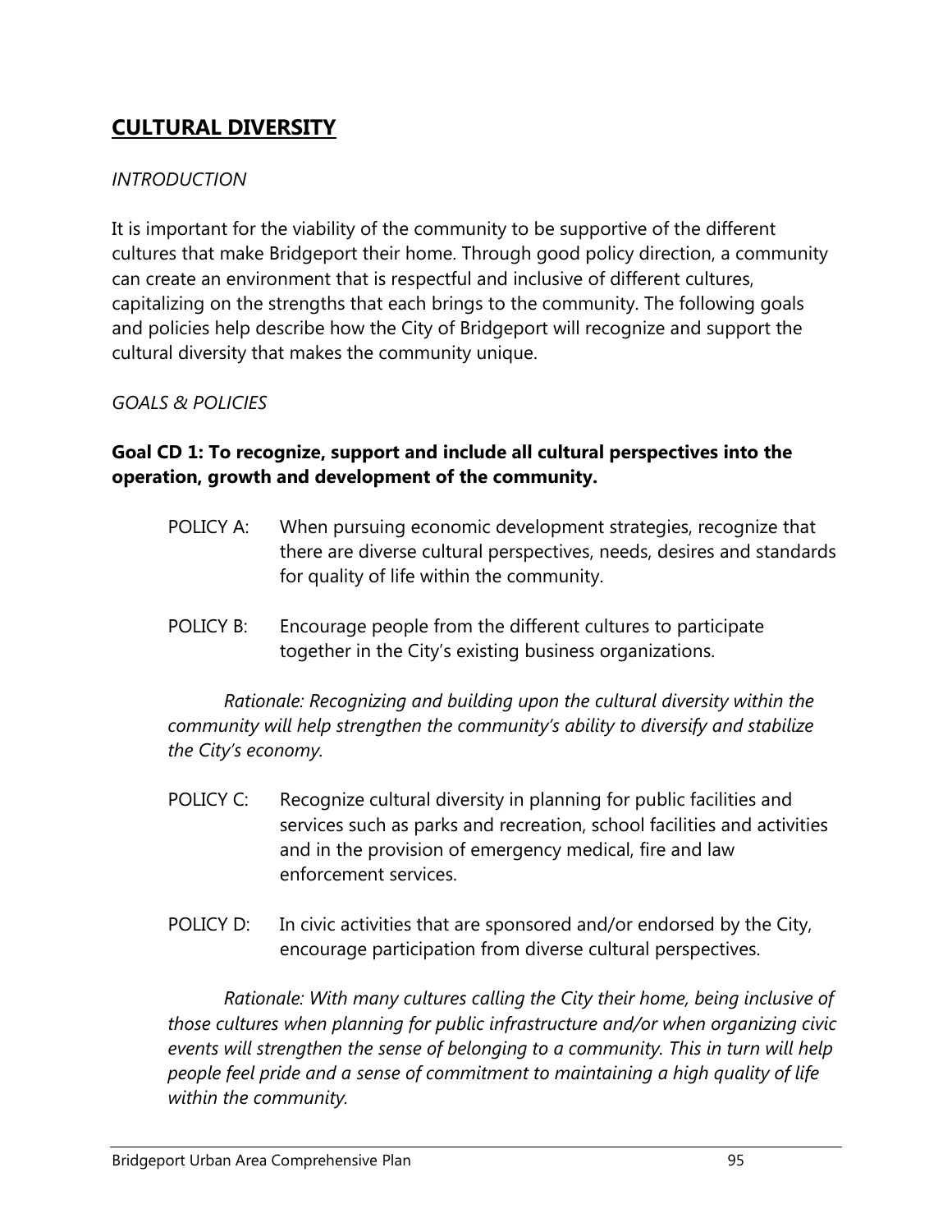# CULTURAL DIVERSITY

*INTRODUCTION*

It is important for the viability of the community to be supportive of the different cultures that make Bridgeport their home. Through good policy direction, a community can create an environment that is respectful and inclusive of different cultures, capitalizing on the strengths that each brings to the community. The following goals and policies help describe how the City of Bridgeport will recognize and support the cultural diversity that makes the community unique.

*GOALS & POLICIES*

**Goal CD 1: To recognize, support and include all cultural perspectives into the operation, growth and development of the community.**

POLICY A: When pursuing economic development strategies, recognize that there are diverse cultural perspectives, needs, desires and standards for quality of life within the community.

POLICY B: Encourage people from the different cultures to participate together in the City's existing business organizations.

*Rationale: Recognizing and building upon the cultural diversity within the community will help strengthen the community's ability to diversify and stabilize the City's economy.*

POLICY C: Recognize cultural diversity in planning for public facilities and services such as parks and recreation, school facilities and activities and in the provision of emergency medical, fire and law enforcement services.

POLICY D: In civic activities that are sponsored and/or endorsed by the City, encourage participation from diverse cultural perspectives.

*Rationale: With many cultures calling the City their home, being inclusive of those cultures when planning for public infrastructure and/or when organizing civic events will strengthen the sense of belonging to a community. This in turn will help people feel pride and a sense of commitment to maintaining a high quality of life within the community.*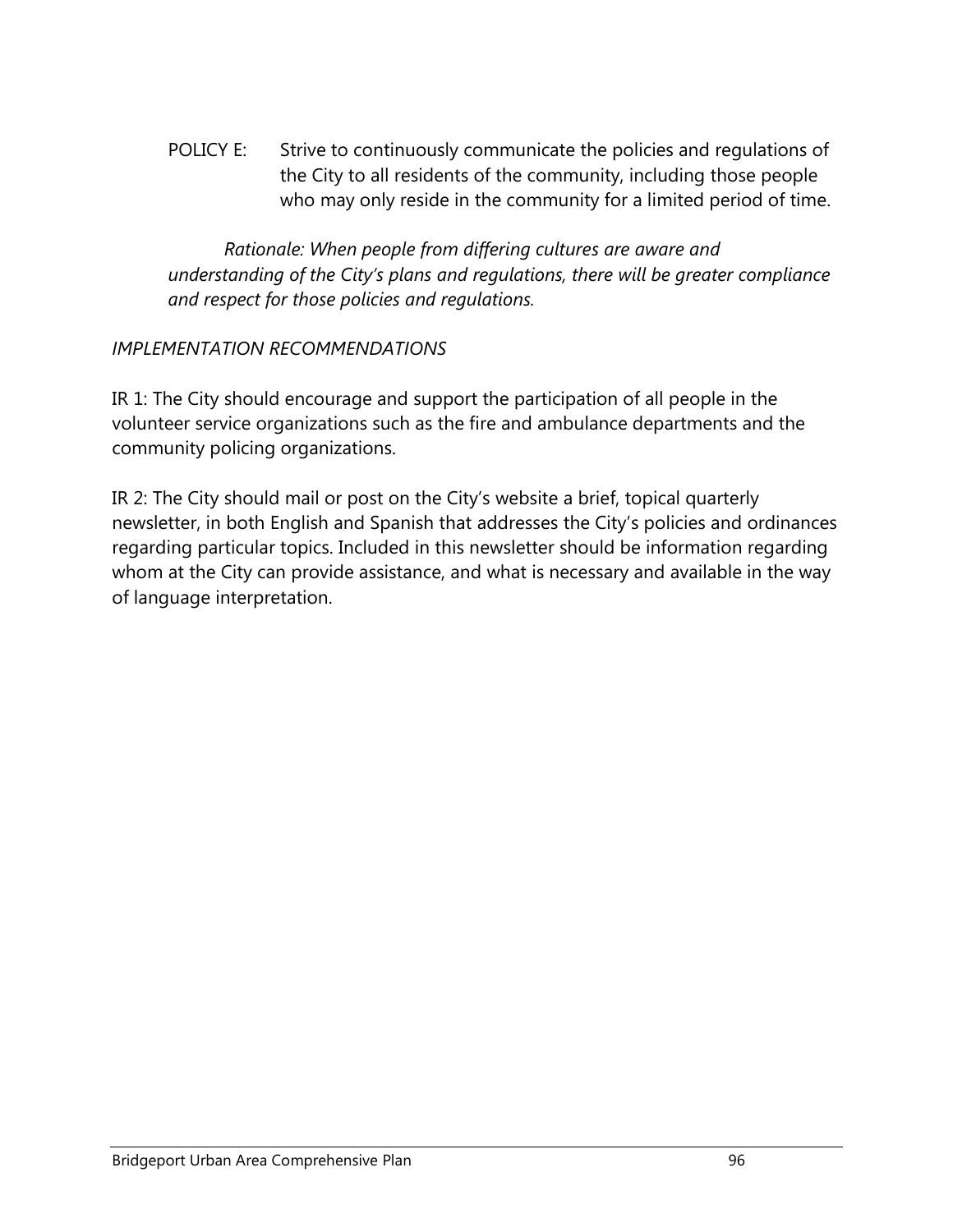POLICY E: Strive to continuously communicate the policies and regulations of the City to all residents of the community, including those people who may only reside in the community for a limited period of time.

*Rationale: When people from differing cultures are aware and understanding of the City's plans and regulations, there will be greater compliance and respect for those policies and regulations.*

*IMPLEMENTATION RECOMMENDATIONS*

IR 1: The City should encourage and support the participation of all people in the volunteer service organizations such as the fire and ambulance departments and the community policing organizations.

IR 2: The City should mail or post on the City's website a brief, topical quarterly newsletter, in both English and Spanish that addresses the City's policies and ordinances regarding particular topics. Included in this newsletter should be information regarding whom at the City can provide assistance, and what is necessary and available in the way of language interpretation.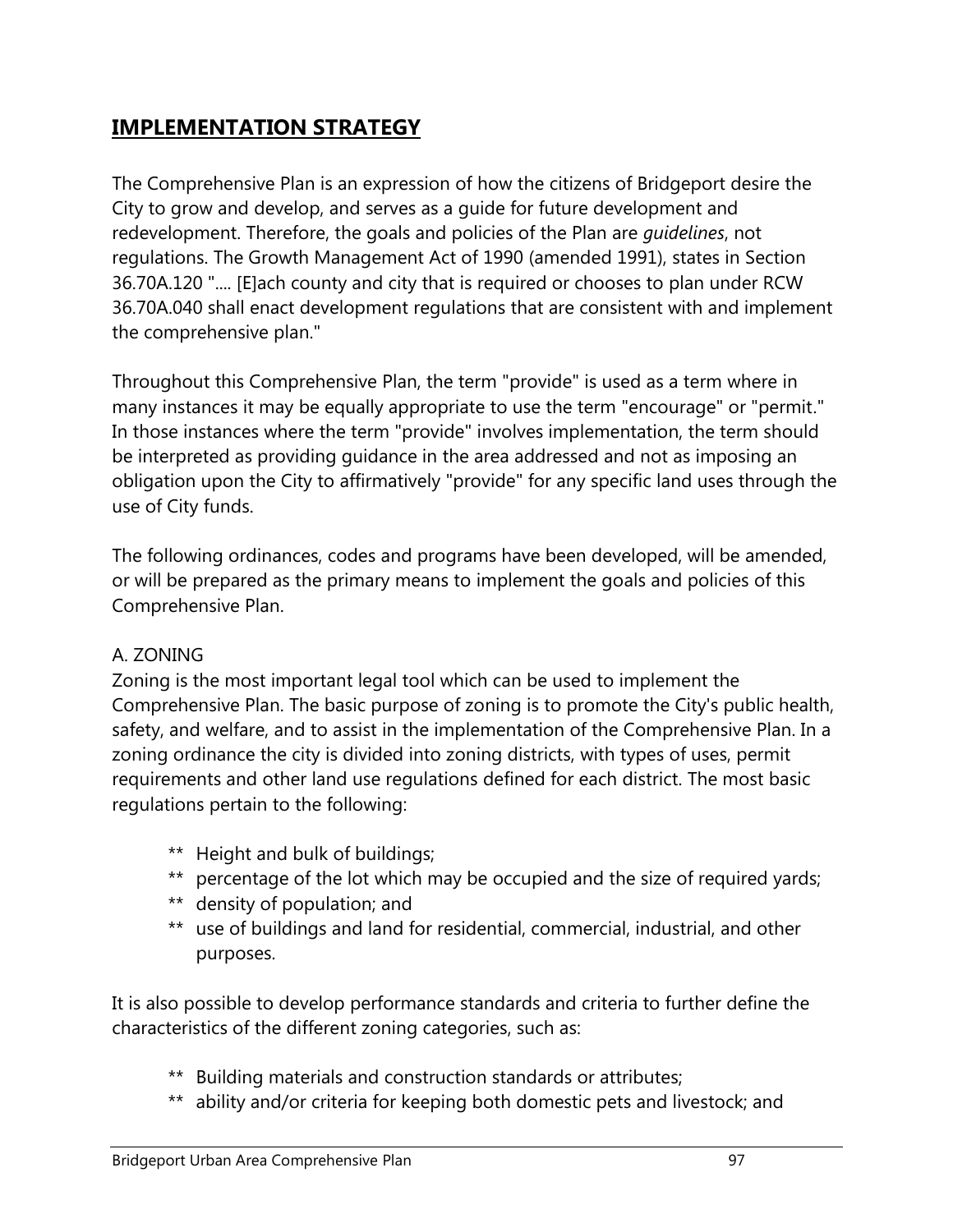## IMPLEMENTATION STRATEGY

The Comprehensive Plan is an expression of how the citizens of Bridgeport desire the City to grow and develop, and serves as a guide for future development and redevelopment. Therefore, the goals and policies of the Plan are *guidelines*, not regulations. The Growth Management Act of 1990 (amended 1991), states in Section 36.70A.120 ".... [E]ach county and city that is required or chooses to plan under RCW 36.70A.040 shall enact development regulations that are consistent with and implement the comprehensive plan."

Throughout this Comprehensive Plan, the term "provide" is used as a term where in many instances it may be equally appropriate to use the term "encourage" or "permit." In those instances where the term "provide" involves implementation, the term should be interpreted as providing guidance in the area addressed and not as imposing an obligation upon the City to affirmatively "provide" for any specific land uses through the use of City funds.

The following ordinances, codes and programs have been developed, will be amended, or will be prepared as the primary means to implement the goals and policies of this Comprehensive Plan.

A. ZONING

Zoning is the most important legal tool which can be used to implement the Comprehensive Plan. The basic purpose of zoning is to promote the City's public health, safety, and welfare, and to assist in the implementation of the Comprehensive Plan. In a zoning ordinance the city is divided into zoning districts, with types of uses, permit requirements and other land use regulations defined for each district. The most basic regulations pertain to the following:

- Height and bulk of buildings;
- percentage of the lot which may be occupied and the size of required yards;
- density of population; and
- use of buildings and land for residential, commercial, industrial, and other purposes.

It is also possible to develop performance standards and criteria to further define the characteristics of the different zoning categories, such as:

- Building materials and construction standards or attributes;
- ability and/or criteria for keeping both domestic pets and livestock; and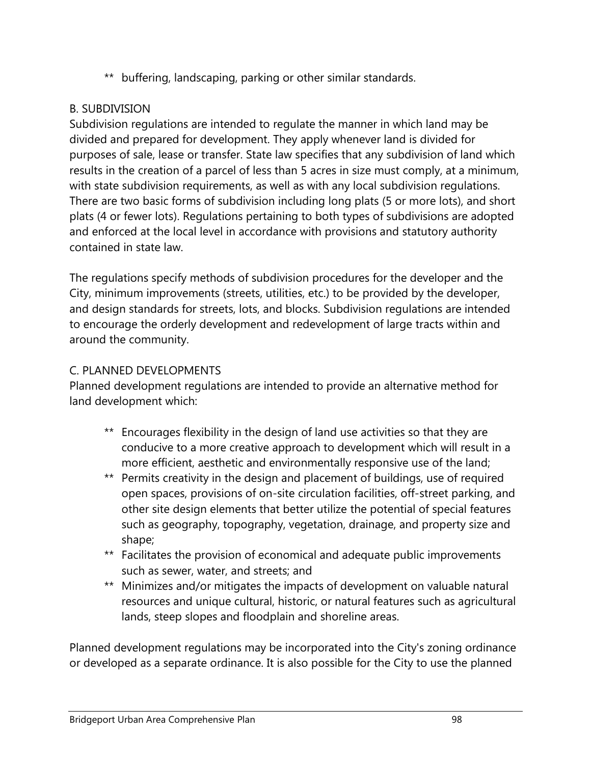** buffering, landscaping, parking or other similar standards.

B. SUBDIVISION

Subdivision regulations are intended to regulate the manner in which land may be divided and prepared for development. They apply whenever land is divided for purposes of sale, lease or transfer. State law specifies that any subdivision of land which results in the creation of a parcel of less than 5 acres in size must comply, at a minimum, with state subdivision requirements, as well as with any local subdivision regulations. There are two basic forms of subdivision including long plats (5 or more lots), and short plats (4 or fewer lots). Regulations pertaining to both types of subdivisions are adopted and enforced at the local level in accordance with provisions and statutory authority contained in state law.

The regulations specify methods of subdivision procedures for the developer and the City, minimum improvements (streets, utilities, etc.) to be provided by the developer, and design standards for streets, lots, and blocks. Subdivision regulations are intended to encourage the orderly development and redevelopment of large tracts within and around the community.

C. PLANNED DEVELOPMENTS

Planned development regulations are intended to provide an alternative method for land development which:

** Encourages flexibility in the design of land use activities so that they are conducive to a more creative approach to development which will result in a more efficient, aesthetic and environmentally responsive use of the land;

** Permits creativity in the design and placement of buildings, use of required open spaces, provisions of on-site circulation facilities, off-street parking, and other site design elements that better utilize the potential of special features such as geography, topography, vegetation, drainage, and property size and shape;

** Facilitates the provision of economical and adequate public improvements such as sewer, water, and streets; and

** Minimizes and/or mitigates the impacts of development on valuable natural resources and unique cultural, historic, or natural features such as agricultural lands, steep slopes and floodplain and shoreline areas.

Planned development regulations may be incorporated into the City's zoning ordinance or developed as a separate ordinance. It is also possible for the City to use the planned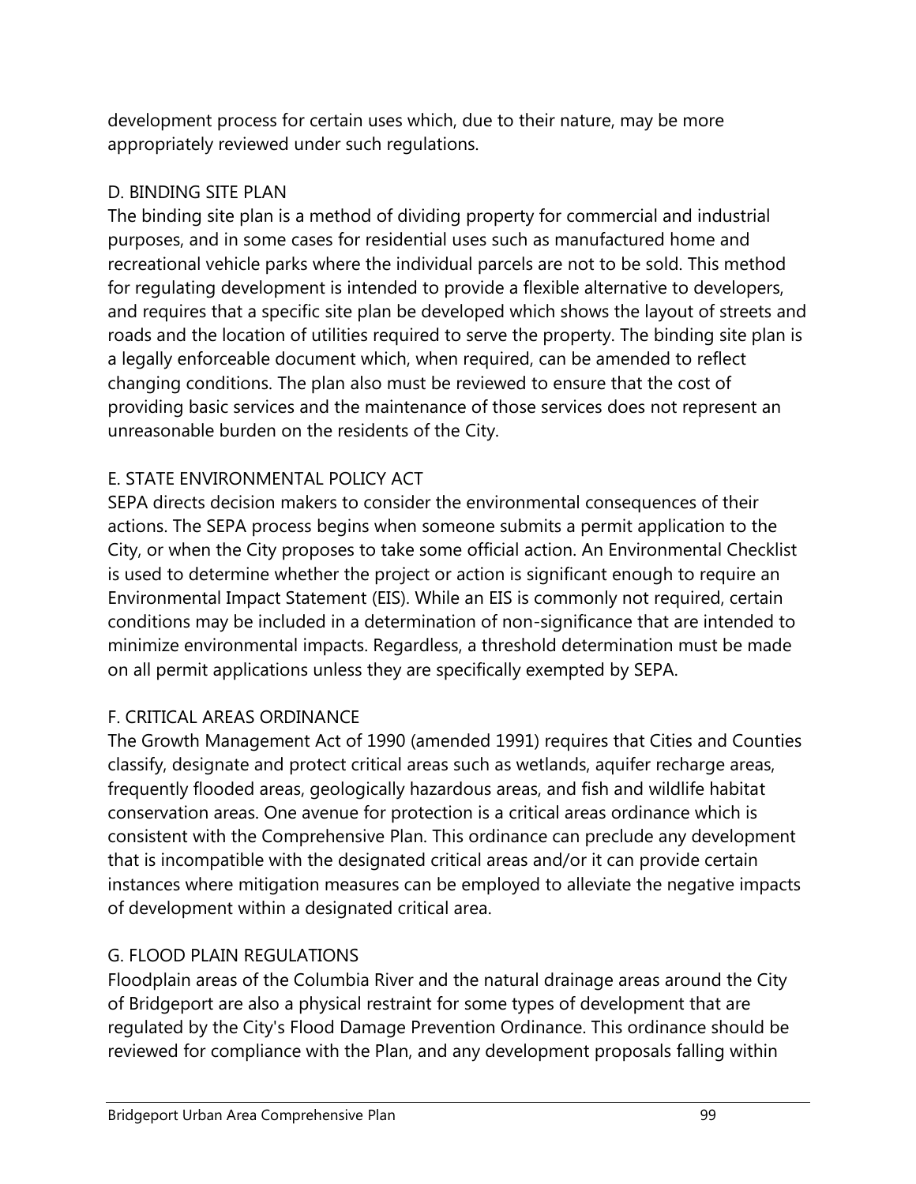development process for certain uses which, due to their nature, may be more appropriately reviewed under such regulations.

### D. BINDING SITE PLAN

The binding site plan is a method of dividing property for commercial and industrial purposes, and in some cases for residential uses such as manufactured home and recreational vehicle parks where the individual parcels are not to be sold. This method for regulating development is intended to provide a flexible alternative to developers, and requires that a specific site plan be developed which shows the layout of streets and roads and the location of utilities required to serve the property. The binding site plan is a legally enforceable document which, when required, can be amended to reflect changing conditions. The plan also must be reviewed to ensure that the cost of providing basic services and the maintenance of those services does not represent an unreasonable burden on the residents of the City.

### E. STATE ENVIRONMENTAL POLICY ACT

SEPA directs decision makers to consider the environmental consequences of their actions. The SEPA process begins when someone submits a permit application to the City, or when the City proposes to take some official action. An Environmental Checklist is used to determine whether the project or action is significant enough to require an Environmental Impact Statement (EIS). While an EIS is commonly not required, certain conditions may be included in a determination of non-significance that are intended to minimize environmental impacts. Regardless, a threshold determination must be made on all permit applications unless they are specifically exempted by SEPA.

### F. CRITICAL AREAS ORDINANCE

The Growth Management Act of 1990 (amended 1991) requires that Cities and Counties classify, designate and protect critical areas such as wetlands, aquifer recharge areas, frequently flooded areas, geologically hazardous areas, and fish and wildlife habitat conservation areas. One avenue for protection is a critical areas ordinance which is consistent with the Comprehensive Plan. This ordinance can preclude any development that is incompatible with the designated critical areas and/or it can provide certain instances where mitigation measures can be employed to alleviate the negative impacts of development within a designated critical area.

### G. FLOOD PLAIN REGULATIONS

Floodplain areas of the Columbia River and the natural drainage areas around the City of Bridgeport are also a physical restraint for some types of development that are regulated by the City's Flood Damage Prevention Ordinance. This ordinance should be reviewed for compliance with the Plan, and any development proposals falling within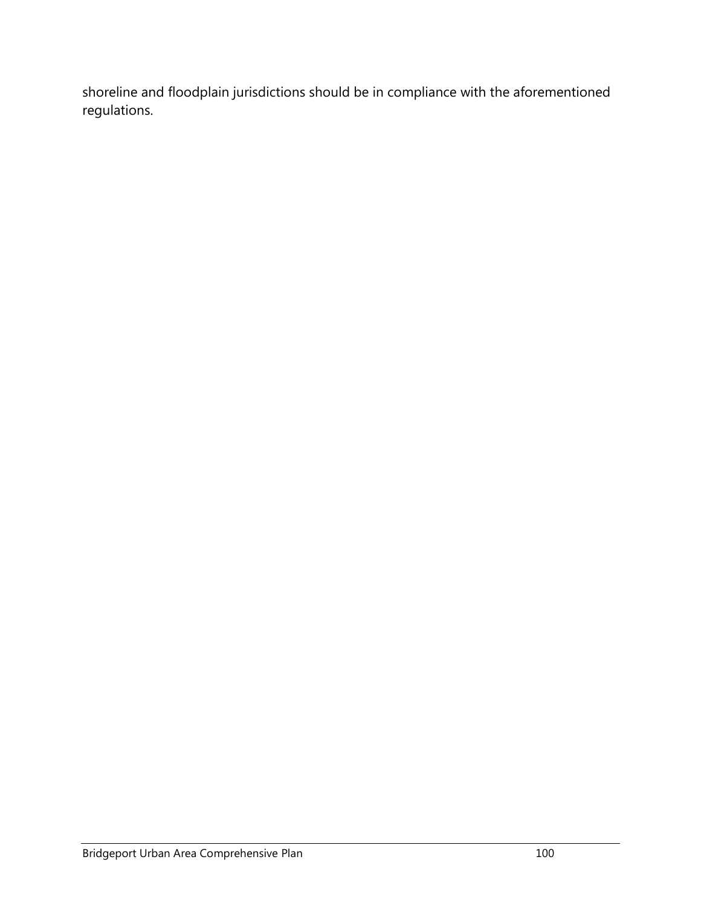shoreline and floodplain jurisdictions should be in compliance with the aforementioned regulations.